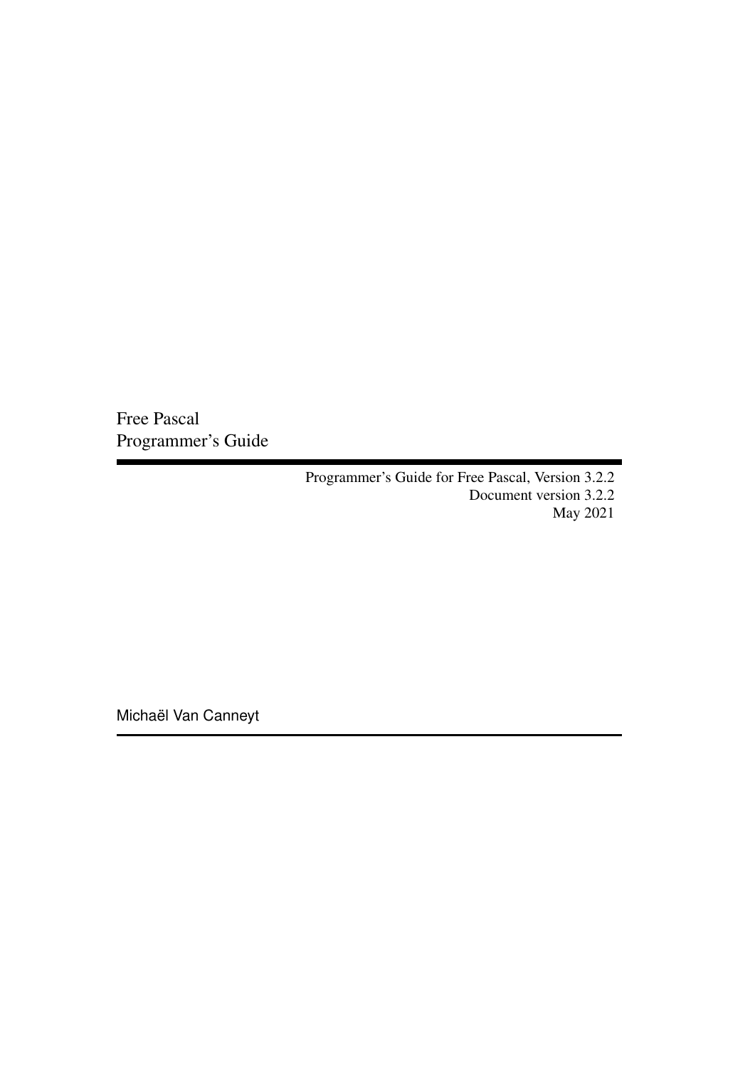# Free Pascal
# Programmer's Guide

Programmer's Guide for Free Pascal, Version 3.2.2
Document version 3.2.2
May 2021

Michaël Van Canneyt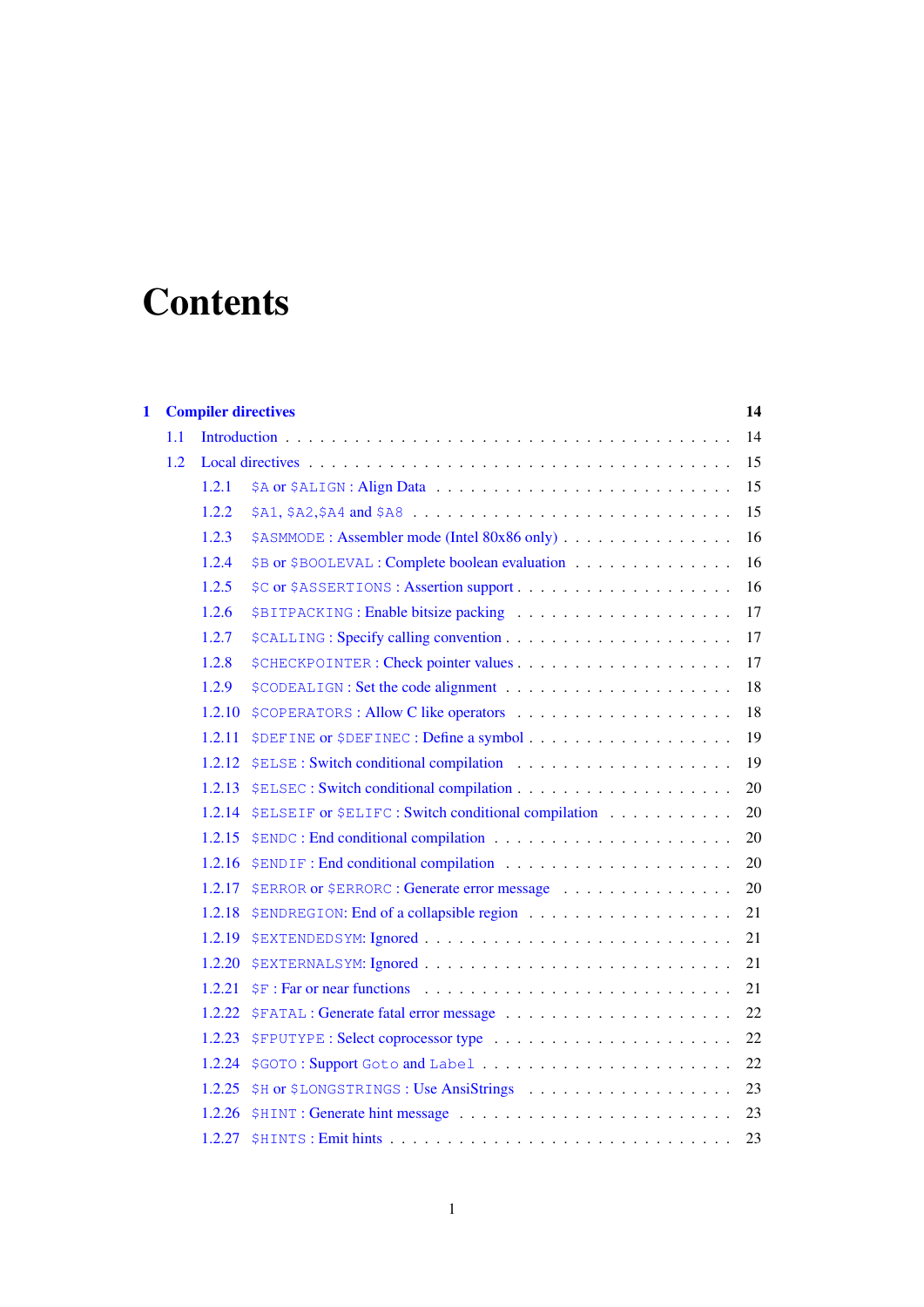# Contents

**1 Compiler directives** **14**

- 1.1 Introduction . . . . . . . . . . . . . . . . . . . . . . . . . . . . . . . . . . . 14
- 1.2 Local directives . . . . . . . . . . . . . . . . . . . . . . . . . . . . . . . . . 15
  - 1.2.1 `$A` or `$ALIGN` : Align Data . . . . . . . . . . . . . . . . . . . . . . . 15
  - 1.2.2 `$A1`, `$A2`,`$A4` and `$A8` . . . . . . . . . . . . . . . . . . . . . . . . 15
  - 1.2.3 `$ASMMODE` : Assembler mode (Intel 80x86 only) . . . . . . . . . . . . . . 16
  - 1.2.4 `$B` or `$BOOLEVAL` : Complete boolean evaluation . . . . . . . . . . . . . 16
  - 1.2.5 `$C` or `$ASSERTIONS` : Assertion support . . . . . . . . . . . . . . . . . 16
  - 1.2.6 `$BITPACKING` : Enable bitsize packing . . . . . . . . . . . . . . . . . . 17
  - 1.2.7 `$CALLING` : Specify calling convention . . . . . . . . . . . . . . . . . . 17
  - 1.2.8 `$CHECKPOINTER` : Check pointer values . . . . . . . . . . . . . . . . . . 17
  - 1.2.9 `$CODEALIGN` : Set the code alignment . . . . . . . . . . . . . . . . . . 18
  - 1.2.10 `$COPERATORS` : Allow C like operators . . . . . . . . . . . . . . . . . 18
  - 1.2.11 `$DEFINE` or `$DEFINEC` : Define a symbol . . . . . . . . . . . . . . . . 19
  - 1.2.12 `$ELSE` : Switch conditional compilation . . . . . . . . . . . . . . . . . 19
  - 1.2.13 `$ELSEC` : Switch conditional compilation . . . . . . . . . . . . . . . . 20
  - 1.2.14 `$ELSEIF` or `$ELIFC` : Switch conditional compilation . . . . . . . . . . 20
  - 1.2.15 `$ENDC` : End conditional compilation . . . . . . . . . . . . . . . . . . 20
  - 1.2.16 `$ENDIF` : End conditional compilation . . . . . . . . . . . . . . . . . . 20
  - 1.2.17 `$ERROR` or `$ERRORC` : Generate error message . . . . . . . . . . . . . . 20
  - 1.2.18 `$ENDREGION`: End of a collapsible region . . . . . . . . . . . . . . . . 21
  - 1.2.19 `$EXTENDEDSYM`: Ignored . . . . . . . . . . . . . . . . . . . . . . . . . 21
  - 1.2.20 `$EXTERNALSYM`: Ignored . . . . . . . . . . . . . . . . . . . . . . . . . 21
  - 1.2.21 `$F` : Far or near functions . . . . . . . . . . . . . . . . . . . . . . . 21
  - 1.2.22 `$FATAL` : Generate fatal error message . . . . . . . . . . . . . . . . . 22
  - 1.2.23 `$FPUTYPE` : Select coprocessor type . . . . . . . . . . . . . . . . . . . 22
  - 1.2.24 `$GOTO` : Support `Goto` and `Label` . . . . . . . . . . . . . . . . . . . 22
  - 1.2.25 `$H` or `$LONGSTRINGS` : Use AnsiStrings . . . . . . . . . . . . . . . . . 23
  - 1.2.26 `$HINT` : Generate hint message . . . . . . . . . . . . . . . . . . . . . 23
  - 1.2.27 `$HINTS` : Emit hints . . . . . . . . . . . . . . . . . . . . . . . . . . 23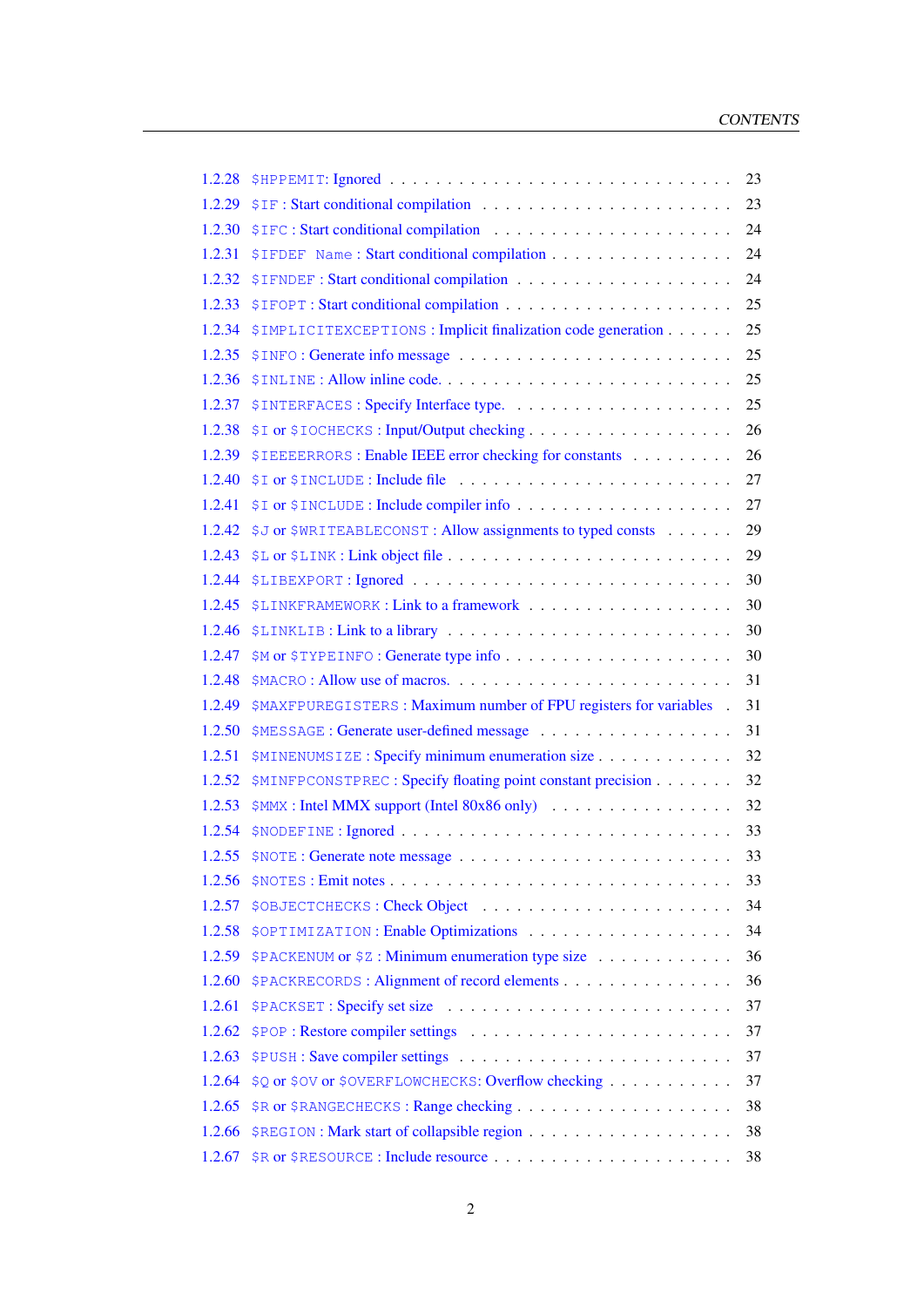1.2.28 `$HPPEMIT`: Ignored . . . . . . . . . . . . . . . . . . . . . . . . . . . . 23
1.2.29 `$IF` : Start conditional compilation . . . . . . . . . . . . . . . . . . . . . 23
1.2.30 `$IFC` : Start conditional compilation . . . . . . . . . . . . . . . . . . . . 24
1.2.31 `$IFDEF Name` : Start conditional compilation . . . . . . . . . . . . . . . 24
1.2.32 `$IFNDEF` : Start conditional compilation . . . . . . . . . . . . . . . . . . 24
1.2.33 `$IFOPT` : Start conditional compilation . . . . . . . . . . . . . . . . . . . 25
1.2.34 `$IMPLICITEXCEPTIONS` : Implicit finalization code generation . . . . . . 25
1.2.35 `$INFO` : Generate info message . . . . . . . . . . . . . . . . . . . . . . . 25
1.2.36 `$INLINE` : Allow inline code. . . . . . . . . . . . . . . . . . . . . . . . . 25
1.2.37 `$INTERFACES` : Specify Interface type. . . . . . . . . . . . . . . . . . . . 25
1.2.38 `$I` or `$IOCHECKS` : Input/Output checking . . . . . . . . . . . . . . . . . 26
1.2.39 `$IEEEERRORS` : Enable IEEE error checking for constants . . . . . . . . . 26
1.2.40 `$I` or `$INCLUDE` : Include file . . . . . . . . . . . . . . . . . . . . . . . 27
1.2.41 `$I` or `$INCLUDE` : Include compiler info . . . . . . . . . . . . . . . . . . 27
1.2.42 `$J` or `$WRITEABLECONST` : Allow assignments to typed consts . . . . . . 29
1.2.43 `$L` or `$LINK` : Link object file . . . . . . . . . . . . . . . . . . . . . . . 29
1.2.44 `$LIBEXPORT` : Ignored . . . . . . . . . . . . . . . . . . . . . . . . . . . 30
1.2.45 `$LINKFRAMEWORK` : Link to a framework . . . . . . . . . . . . . . . . . 30
1.2.46 `$LINKLIB` : Link to a library . . . . . . . . . . . . . . . . . . . . . . . . 30
1.2.47 `$M` or `$TYPEINFO` : Generate type info . . . . . . . . . . . . . . . . . . 30
1.2.48 `$MACRO` : Allow use of macros. . . . . . . . . . . . . . . . . . . . . . . . 31
1.2.49 `$MAXFPUREGISTERS` : Maximum number of FPU registers for variables . 31
1.2.50 `$MESSAGE` : Generate user-defined message . . . . . . . . . . . . . . . . 31
1.2.51 `$MINENUMSIZE` : Specify minimum enumeration size . . . . . . . . . . . 32
1.2.52 `$MINFPCONSTPREC` : Specify floating point constant precision . . . . . . . 32
1.2.53 `$MMX` : Intel MMX support (Intel 80x86 only) . . . . . . . . . . . . . . . 32
1.2.54 `$NODEFINE` : Ignored . . . . . . . . . . . . . . . . . . . . . . . . . . . . 33
1.2.55 `$NOTE` : Generate note message . . . . . . . . . . . . . . . . . . . . . . . 33
1.2.56 `$NOTES` : Emit notes . . . . . . . . . . . . . . . . . . . . . . . . . . . . 33
1.2.57 `$OBJECTCHECKS` : Check Object . . . . . . . . . . . . . . . . . . . . . . 34
1.2.58 `$OPTIMIZATION` : Enable Optimizations . . . . . . . . . . . . . . . . . . 34
1.2.59 `$PACKENUM` or `$Z` : Minimum enumeration type size . . . . . . . . . . . 36
1.2.60 `$PACKRECORDS` : Alignment of record elements . . . . . . . . . . . . . . 36
1.2.61 `$PACKSET` : Specify set size . . . . . . . . . . . . . . . . . . . . . . . . 37
1.2.62 `$POP` : Restore compiler settings . . . . . . . . . . . . . . . . . . . . . . 37
1.2.63 `$PUSH` : Save compiler settings . . . . . . . . . . . . . . . . . . . . . . . 37
1.2.64 `$Q` or `$OV` or `$OVERFLOWCHECKS`: Overflow checking . . . . . . . . . . 37
1.2.65 `$R` or `$RANGECHECKS` : Range checking . . . . . . . . . . . . . . . . . . 38
1.2.66 `$REGION` : Mark start of collapsible region . . . . . . . . . . . . . . . . . 38
1.2.67 `$R` or `$RESOURCE` : Include resource . . . . . . . . . . . . . . . . . . . 38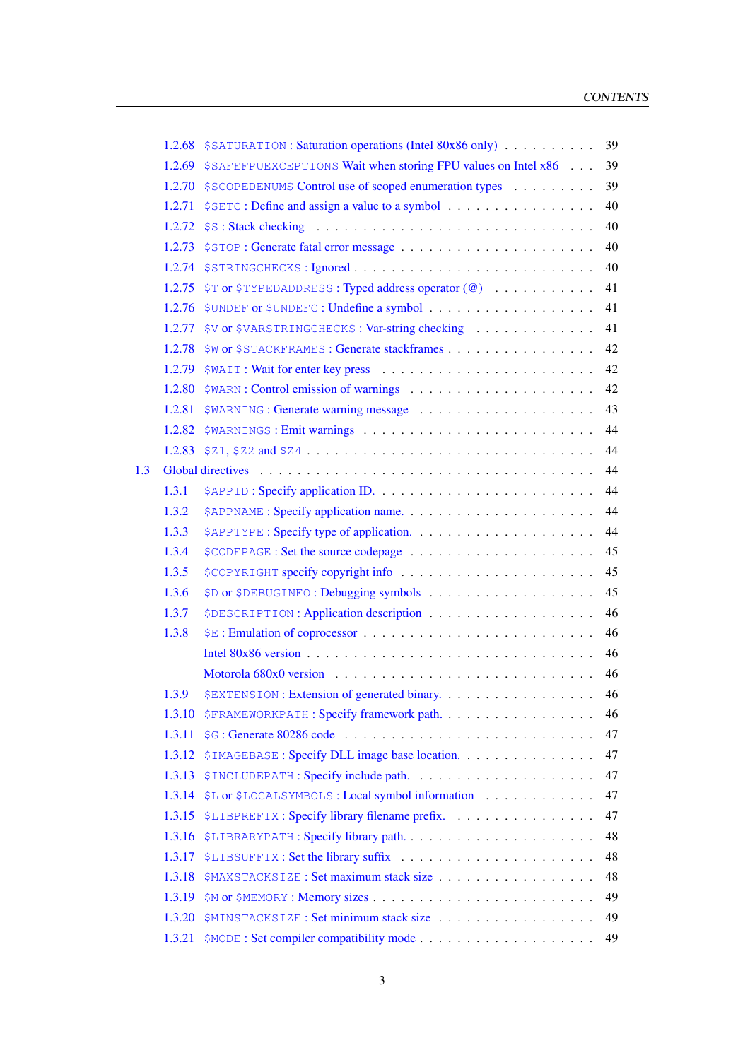- 1.2.68 `$SATURATION` : Saturation operations (Intel 80x86 only) . . . . . . . . . . 39
- 1.2.69 `$SAFEFPUEXCEPTIONS` Wait when storing FPU values on Intel x86 . . . 39
- 1.2.70 `$SCOPEDENUMS` Control use of scoped enumeration types . . . . . . . . . 39
- 1.2.71 `$SETC` : Define and assign a value to a symbol . . . . . . . . . . . . . . . 40
- 1.2.72 `$S` : Stack checking . . . . . . . . . . . . . . . . . . . . . . . . . . 40
- 1.2.73 `$STOP` : Generate fatal error message . . . . . . . . . . . . . . . . . . 40
- 1.2.74 `$STRINGCHECKS` : Ignored . . . . . . . . . . . . . . . . . . . . . . . 40
- 1.2.75 `$T` or `$TYPEDADDRESS` : Typed address operator (@) . . . . . . . . . . 41
- 1.2.76 `$UNDEF` or `$UNDEFC` : Undefine a symbol . . . . . . . . . . . . . . . . 41
- 1.2.77 `$V` or `$VARSTRINGCHECKS` : Var-string checking . . . . . . . . . . . . 41
- 1.2.78 `$W` or `$STACKFRAMES` : Generate stackframes . . . . . . . . . . . . . . 42
- 1.2.79 `$WAIT` : Wait for enter key press . . . . . . . . . . . . . . . . . . . . 42
- 1.2.80 `$WARN` : Control emission of warnings . . . . . . . . . . . . . . . . . . 42
- 1.2.81 `$WARNING` : Generate warning message . . . . . . . . . . . . . . . . . . 43
- 1.2.82 `$WARNINGS` : Emit warnings . . . . . . . . . . . . . . . . . . . . . . 44
- 1.2.83 `$Z1`, `$Z2` and `$Z4` . . . . . . . . . . . . . . . . . . . . . . . . . 44

1.3 Global directives . . . . . . . . . . . . . . . . . . . . . . . . . . . . . . 44

- 1.3.1 `$APPID` : Specify application ID. . . . . . . . . . . . . . . . . . . . . 44
- 1.3.2 `$APPNAME` : Specify application name. . . . . . . . . . . . . . . . . . . 44
- 1.3.3 `$APPTYPE` : Specify type of application. . . . . . . . . . . . . . . . . . 44
- 1.3.4 `$CODEPAGE` : Set the source codepage . . . . . . . . . . . . . . . . . . 45
- 1.3.5 `$COPYRIGHT` specify copyright info . . . . . . . . . . . . . . . . . . . 45
- 1.3.6 `$D` or `$DEBUGINFO` : Debugging symbols . . . . . . . . . . . . . . . . . 45
- 1.3.7 `$DESCRIPTION` : Application description . . . . . . . . . . . . . . . . . 46
- 1.3.8 `$E` : Emulation of coprocessor . . . . . . . . . . . . . . . . . . . . . 46
  - Intel 80x86 version . . . . . . . . . . . . . . . . . . . . . . . . . . . 46
  - Motorola 680x0 version . . . . . . . . . . . . . . . . . . . . . . . . . 46
- 1.3.9 `$EXTENSION` : Extension of generated binary. . . . . . . . . . . . . . . . 46
- 1.3.10 `$FRAMEWORKPATH` : Specify framework path. . . . . . . . . . . . . . . . . 46
- 1.3.11 `$G` : Generate 80286 code . . . . . . . . . . . . . . . . . . . . . . . 47
- 1.3.12 `$IMAGEBASE` : Specify DLL image base location. . . . . . . . . . . . . . 47
- 1.3.13 `$INCLUDEPATH` : Specify include path. . . . . . . . . . . . . . . . . . . 47
- 1.3.14 `$L` or `$LOCALSYMBOLS` : Local symbol information . . . . . . . . . . . . 47
- 1.3.15 `$LIBPREFIX` : Specify library filename prefix. . . . . . . . . . . . . . . 47
- 1.3.16 `$LIBRARYPATH` : Specify library path. . . . . . . . . . . . . . . . . . . 48
- 1.3.17 `$LIBSUFFIX` : Set the library suffix . . . . . . . . . . . . . . . . . . 48
- 1.3.18 `$MAXSTACKSIZE` : Set maximum stack size . . . . . . . . . . . . . . . . 48
- 1.3.19 `$M` or `$MEMORY` : Memory sizes . . . . . . . . . . . . . . . . . . . . . 49
- 1.3.20 `$MINSTACKSIZE` : Set minimum stack size . . . . . . . . . . . . . . . . 49
- 1.3.21 `$MODE` : Set compiler compatibility mode . . . . . . . . . . . . . . . . . 49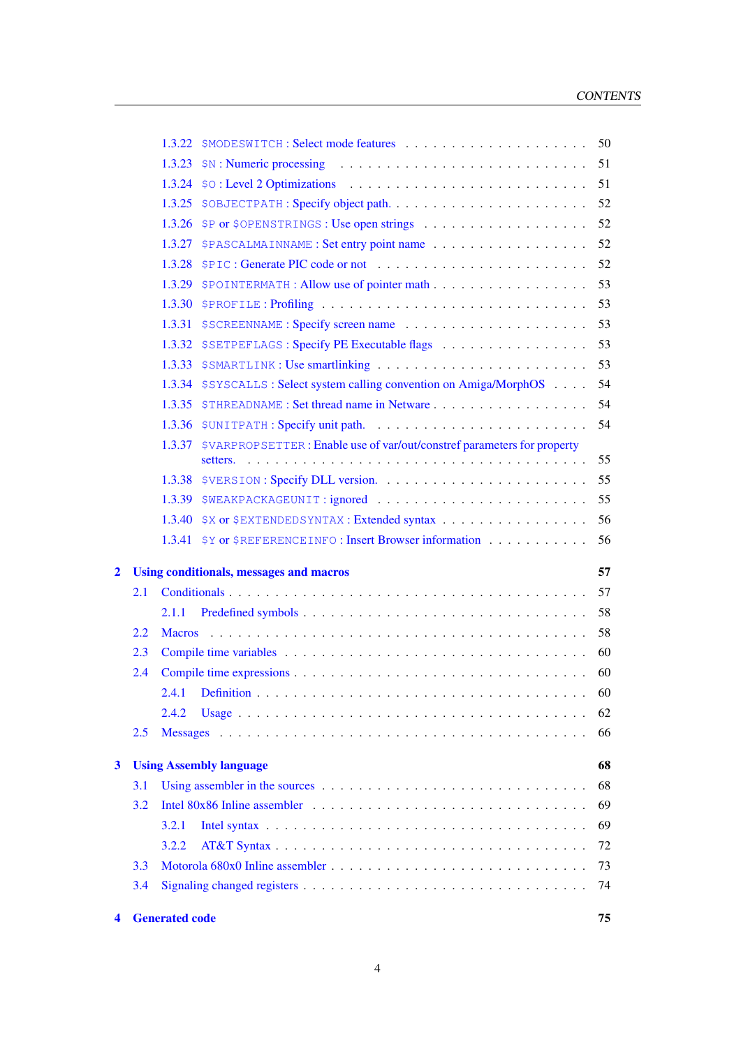- 1.3.22 `$MODESWITCH` : Select mode features . . . . . . . . . . . . . . . . . . . 50
- 1.3.23 `$N` : Numeric processing . . . . . . . . . . . . . . . . . . . . . . . . 51
- 1.3.24 `$O` : Level 2 Optimizations . . . . . . . . . . . . . . . . . . . . . . . 51
- 1.3.25 `$OBJECTPATH` : Specify object path. . . . . . . . . . . . . . . . . . . . 52
- 1.3.26 `$P` or `$OPENSTRINGS` : Use open strings . . . . . . . . . . . . . . . . 52
- 1.3.27 `$PASCALMAINNAME` : Set entry point name . . . . . . . . . . . . . . . 52
- 1.3.28 `$PIC` : Generate PIC code or not . . . . . . . . . . . . . . . . . . . . . 52
- 1.3.29 `$POINTERMATH` : Allow use of pointer math . . . . . . . . . . . . . . . 53
- 1.3.30 `$PROFILE` : Profiling . . . . . . . . . . . . . . . . . . . . . . . . . . 53
- 1.3.31 `$SCREENNAME` : Specify screen name . . . . . . . . . . . . . . . . . . 53
- 1.3.32 `$SETPEFLAGS` : Specify PE Executable flags . . . . . . . . . . . . . . 53
- 1.3.33 `$SMARTLINK` : Use smartlinking . . . . . . . . . . . . . . . . . . . . . 53
- 1.3.34 `$SYSCALLS` : Select system calling convention on Amiga/MorphOS . . . . 54
- 1.3.35 `$THREADNAME` : Set thread name in Netware . . . . . . . . . . . . . . . 54
- 1.3.36 `$UNITPATH` : Specify unit path. . . . . . . . . . . . . . . . . . . . . . 54
- 1.3.37 `$VARPROPSETTER` : Enable use of var/out/constref parameters for property setters. . . . . . . . . . . . . . . . . . . . . . . . . . . . . . . . . . 55
- 1.3.38 `$VERSION` : Specify DLL version. . . . . . . . . . . . . . . . . . . . . 55
- 1.3.39 `$WEAKPACKAGEUNIT` : ignored . . . . . . . . . . . . . . . . . . . . . 55
- 1.3.40 `$X` or `$EXTENDEDSYNTAX` : Extended syntax . . . . . . . . . . . . . . . 56
- 1.3.41 `$Y` or `$REFERENCEINFO` : Insert Browser information . . . . . . . . . . 56

**2 Using conditionals, messages and macros** **57**

- 2.1 Conditionals . . . . . . . . . . . . . . . . . . . . . . . . . . . . . . . . . . 57
  - 2.1.1 Predefined symbols . . . . . . . . . . . . . . . . . . . . . . . . . . . 58
- 2.2 Macros . . . . . . . . . . . . . . . . . . . . . . . . . . . . . . . . . . . . 58
- 2.3 Compile time variables . . . . . . . . . . . . . . . . . . . . . . . . . . . . 60
- 2.4 Compile time expressions . . . . . . . . . . . . . . . . . . . . . . . . . . . 60
  - 2.4.1 Definition . . . . . . . . . . . . . . . . . . . . . . . . . . . . . . . . 60
  - 2.4.2 Usage . . . . . . . . . . . . . . . . . . . . . . . . . . . . . . . . . . 62
- 2.5 Messages . . . . . . . . . . . . . . . . . . . . . . . . . . . . . . . . . . . 66

**3 Using Assembly language** **68**

- 3.1 Using assembler in the sources . . . . . . . . . . . . . . . . . . . . . . . . 68
- 3.2 Intel 80x86 Inline assembler . . . . . . . . . . . . . . . . . . . . . . . . . 69
  - 3.2.1 Intel syntax . . . . . . . . . . . . . . . . . . . . . . . . . . . . . . . 69
  - 3.2.2 AT&T Syntax . . . . . . . . . . . . . . . . . . . . . . . . . . . . . . 72
- 3.3 Motorola 680x0 Inline assembler . . . . . . . . . . . . . . . . . . . . . . . 73
- 3.4 Signaling changed registers . . . . . . . . . . . . . . . . . . . . . . . . . . 74

**4 Generated code** **75**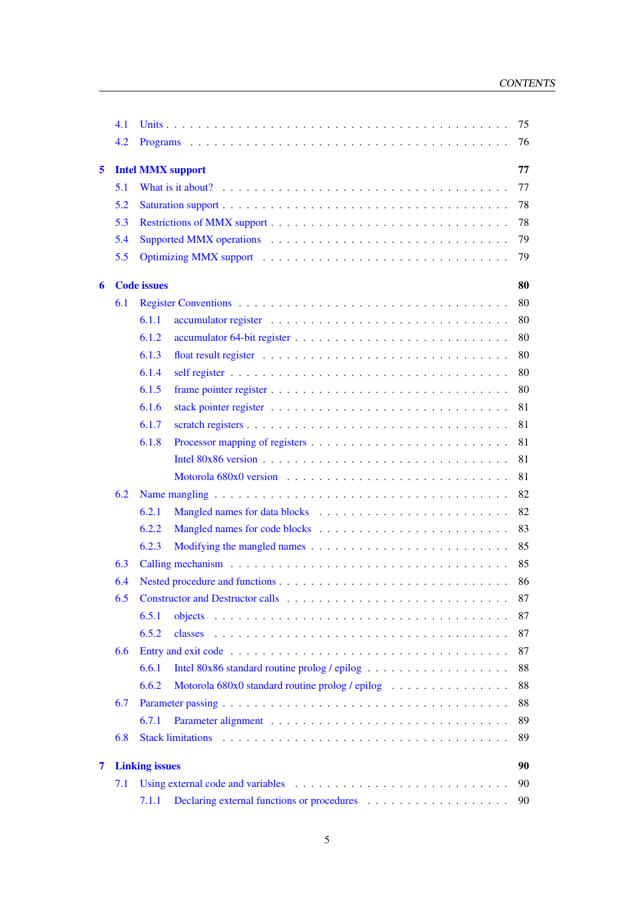4.1 Units . . . 75
4.2 Programs . . . 76

**5 Intel MMX support** **77**
5.1 What is it about? . . . 77
5.2 Saturation support . . . 78
5.3 Restrictions of MMX support . . . 78
5.4 Supported MMX operations . . . 79
5.5 Optimizing MMX support . . . 79

**6 Code issues** **80**
6.1 Register Conventions . . . 80
6.1.1 accumulator register . . . 80
6.1.2 accumulator 64-bit register . . . 80
6.1.3 float result register . . . 80
6.1.4 self register . . . 80
6.1.5 frame pointer register . . . 80
6.1.6 stack pointer register . . . 81
6.1.7 scratch registers . . . 81
6.1.8 Processor mapping of registers . . . 81
Intel 80x86 version . . . 81
Motorola 680x0 version . . . 81
6.2 Name mangling . . . 82
6.2.1 Mangled names for data blocks . . . 82
6.2.2 Mangled names for code blocks . . . 83
6.2.3 Modifying the mangled names . . . 85
6.3 Calling mechanism . . . 85
6.4 Nested procedure and functions . . . 86
6.5 Constructor and Destructor calls . . . 87
6.5.1 objects . . . 87
6.5.2 classes . . . 87
6.6 Entry and exit code . . . 87
6.6.1 Intel 80x86 standard routine prolog / epilog . . . 88
6.6.2 Motorola 680x0 standard routine prolog / epilog . . . 88
6.7 Parameter passing . . . 88
6.7.1 Parameter alignment . . . 89
6.8 Stack limitations . . . 89

**7 Linking issues** **90**
7.1 Using external code and variables . . . 90
7.1.1 Declaring external functions or procedures . . . 90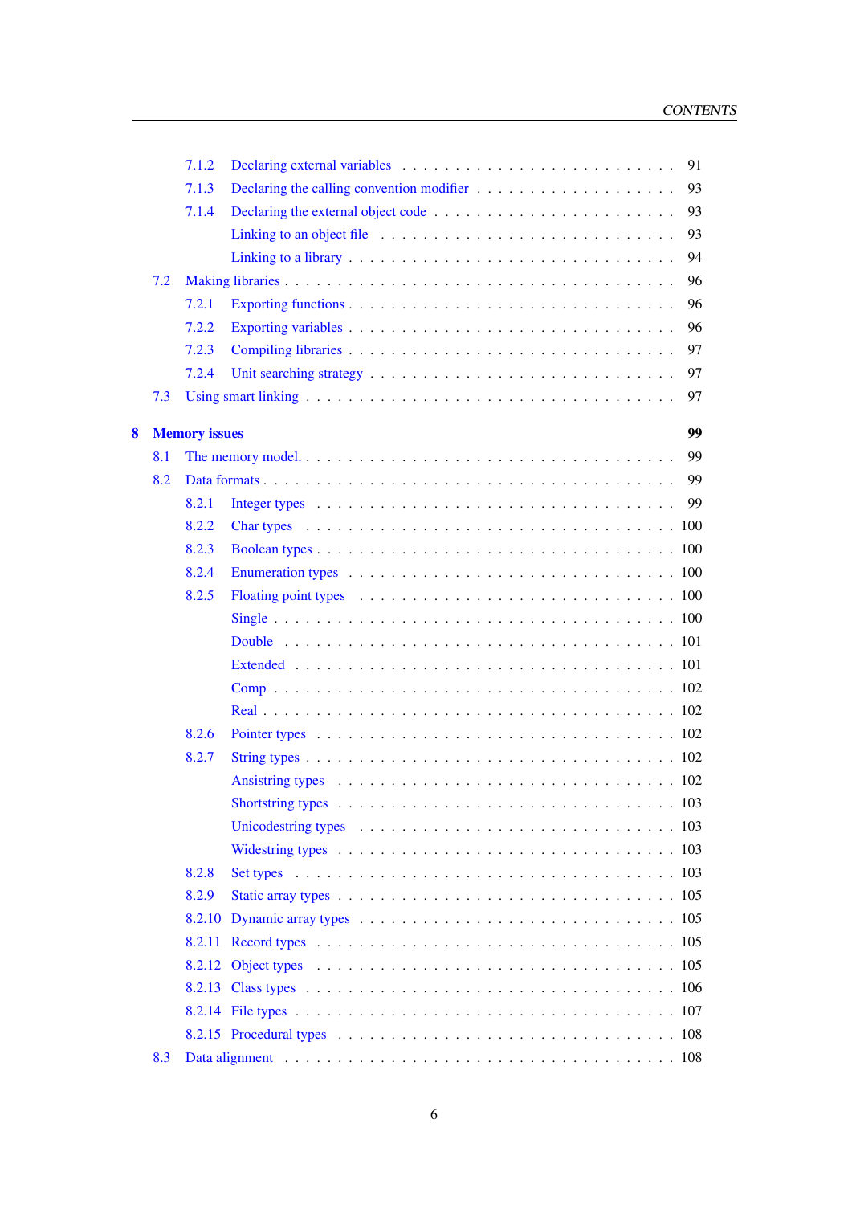- 7.1.2 Declaring external variables . . . . . 91
- 7.1.3 Declaring the calling convention modifier . . . . . 93
- 7.1.4 Declaring the external object code . . . . . 93
  - Linking to an object file . . . . . 93
  - Linking to a library . . . . . 94
- 7.2 Making libraries . . . . . 96
  - 7.2.1 Exporting functions . . . . . 96
  - 7.2.2 Exporting variables . . . . . 96
  - 7.2.3 Compiling libraries . . . . . 97
  - 7.2.4 Unit searching strategy . . . . . 97
- 7.3 Using smart linking . . . . . 97

**8 Memory issues** **99**

- 8.1 The memory model. . . . . . 99
- 8.2 Data formats . . . . . 99
  - 8.2.1 Integer types . . . . . 99
  - 8.2.2 Char types . . . . . 100
  - 8.2.3 Boolean types . . . . . 100
  - 8.2.4 Enumeration types . . . . . 100
  - 8.2.5 Floating point types . . . . . 100
    - Single . . . . . 100
    - Double . . . . . 101
    - Extended . . . . . 101
    - Comp . . . . . 102
    - Real . . . . . 102
  - 8.2.6 Pointer types . . . . . 102
  - 8.2.7 String types . . . . . 102
    - Ansistring types . . . . . 102
    - Shortstring types . . . . . 103
    - Unicodestring types . . . . . 103
    - Widestring types . . . . . 103
  - 8.2.8 Set types . . . . . 103
  - 8.2.9 Static array types . . . . . 105
  - 8.2.10 Dynamic array types . . . . . 105
  - 8.2.11 Record types . . . . . 105
  - 8.2.12 Object types . . . . . 105
  - 8.2.13 Class types . . . . . 106
  - 8.2.14 File types . . . . . 107
  - 8.2.15 Procedural types . . . . . 108
- 8.3 Data alignment . . . . . 108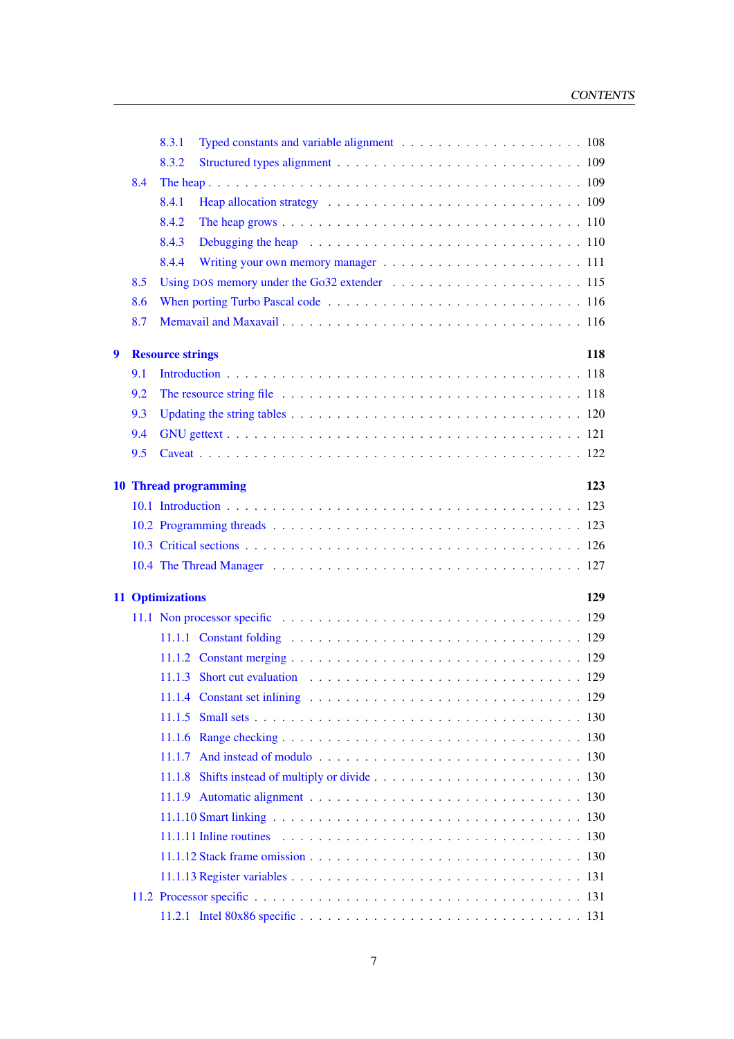- 8.3.1 Typed constants and variable alignment . . . . . . . . . . . . . . . . . . . 108
- 8.3.2 Structured types alignment . . . . . . . . . . . . . . . . . . . . . . . . . . 109
- 8.4 The heap . . . . . . . . . . . . . . . . . . . . . . . . . . . . . . . . . . . . . . 109
  - 8.4.1 Heap allocation strategy . . . . . . . . . . . . . . . . . . . . . . . . . . 109
  - 8.4.2 The heap grows . . . . . . . . . . . . . . . . . . . . . . . . . . . . . . . 110
  - 8.4.3 Debugging the heap . . . . . . . . . . . . . . . . . . . . . . . . . . . . 110
  - 8.4.4 Writing your own memory manager . . . . . . . . . . . . . . . . . . . . 111
- 8.5 Using DOS memory under the Go32 extender . . . . . . . . . . . . . . . . . . 115
- 8.6 When porting Turbo Pascal code . . . . . . . . . . . . . . . . . . . . . . . . . 116
- 8.7 Memavail and Maxavail . . . . . . . . . . . . . . . . . . . . . . . . . . . . . . 116

**9 Resource strings** **118**

- 9.1 Introduction . . . . . . . . . . . . . . . . . . . . . . . . . . . . . . . . . . . . 118
- 9.2 The resource string file . . . . . . . . . . . . . . . . . . . . . . . . . . . . . . 118
- 9.3 Updating the string tables . . . . . . . . . . . . . . . . . . . . . . . . . . . . . 120
- 9.4 GNU gettext . . . . . . . . . . . . . . . . . . . . . . . . . . . . . . . . . . . . 121
- 9.5 Caveat . . . . . . . . . . . . . . . . . . . . . . . . . . . . . . . . . . . . . . . 122

**10 Thread programming** **123**

- 10.1 Introduction . . . . . . . . . . . . . . . . . . . . . . . . . . . . . . . . . . . . 123
- 10.2 Programming threads . . . . . . . . . . . . . . . . . . . . . . . . . . . . . . . 123
- 10.3 Critical sections . . . . . . . . . . . . . . . . . . . . . . . . . . . . . . . . . . 126
- 10.4 The Thread Manager . . . . . . . . . . . . . . . . . . . . . . . . . . . . . . . 127

**11 Optimizations** **129**

- 11.1 Non processor specific . . . . . . . . . . . . . . . . . . . . . . . . . . . . . . 129
  - 11.1.1 Constant folding . . . . . . . . . . . . . . . . . . . . . . . . . . . . . . 129
  - 11.1.2 Constant merging . . . . . . . . . . . . . . . . . . . . . . . . . . . . . . 129
  - 11.1.3 Short cut evaluation . . . . . . . . . . . . . . . . . . . . . . . . . . . . 129
  - 11.1.4 Constant set inlining . . . . . . . . . . . . . . . . . . . . . . . . . . . . 129
  - 11.1.5 Small sets . . . . . . . . . . . . . . . . . . . . . . . . . . . . . . . . . . 130
  - 11.1.6 Range checking . . . . . . . . . . . . . . . . . . . . . . . . . . . . . . . 130
  - 11.1.7 And instead of modulo . . . . . . . . . . . . . . . . . . . . . . . . . . . 130
  - 11.1.8 Shifts instead of multiply or divide . . . . . . . . . . . . . . . . . . . . . 130
  - 11.1.9 Automatic alignment . . . . . . . . . . . . . . . . . . . . . . . . . . . . 130
  - 11.1.10 Smart linking . . . . . . . . . . . . . . . . . . . . . . . . . . . . . . . 130
  - 11.1.11 Inline routines . . . . . . . . . . . . . . . . . . . . . . . . . . . . . . . 130
  - 11.1.12 Stack frame omission . . . . . . . . . . . . . . . . . . . . . . . . . . . 130
  - 11.1.13 Register variables . . . . . . . . . . . . . . . . . . . . . . . . . . . . . 131
- 11.2 Processor specific . . . . . . . . . . . . . . . . . . . . . . . . . . . . . . . . . 131
  - 11.2.1 Intel 80x86 specific . . . . . . . . . . . . . . . . . . . . . . . . . . . . . 131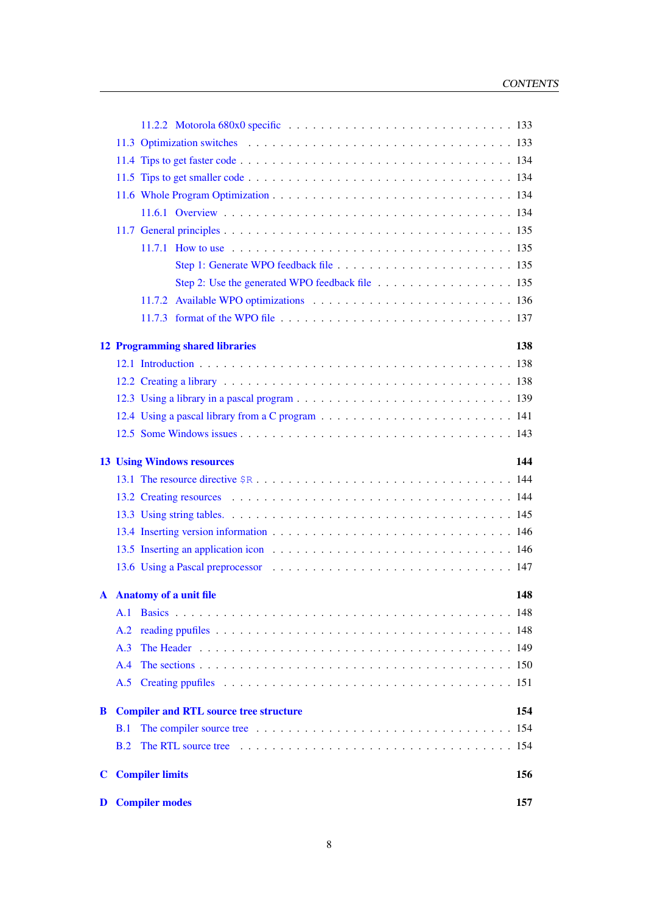11.2.2 Motorola 680x0 specific . . . . . . . . . . . . . . . . . . . . . . . . . . 133
11.3 Optimization switches . . . . . . . . . . . . . . . . . . . . . . . . . . . . . . 133
11.4 Tips to get faster code . . . . . . . . . . . . . . . . . . . . . . . . . . . . . . 134
11.5 Tips to get smaller code . . . . . . . . . . . . . . . . . . . . . . . . . . . . . 134
11.6 Whole Program Optimization . . . . . . . . . . . . . . . . . . . . . . . . . . 134
11.6.1 Overview . . . . . . . . . . . . . . . . . . . . . . . . . . . . . . . . . 134
11.7 General principles . . . . . . . . . . . . . . . . . . . . . . . . . . . . . . . . 135
11.7.1 How to use . . . . . . . . . . . . . . . . . . . . . . . . . . . . . . . . 135
Step 1: Generate WPO feedback file . . . . . . . . . . . . . . . . . . . . . 135
Step 2: Use the generated WPO feedback file . . . . . . . . . . . . . . . . 135
11.7.2 Available WPO optimizations . . . . . . . . . . . . . . . . . . . . . . . 136
11.7.3 format of the WPO file . . . . . . . . . . . . . . . . . . . . . . . . . . 137

**12 Programming shared libraries 138**
12.1 Introduction . . . . . . . . . . . . . . . . . . . . . . . . . . . . . . . . . . . 138
12.2 Creating a library . . . . . . . . . . . . . . . . . . . . . . . . . . . . . . . . 138
12.3 Using a library in a pascal program . . . . . . . . . . . . . . . . . . . . . . . 139
12.4 Using a pascal library from a C program . . . . . . . . . . . . . . . . . . . . . 141
12.5 Some Windows issues . . . . . . . . . . . . . . . . . . . . . . . . . . . . . . 143

**13 Using Windows resources 144**
13.1 The resource directive `$R` . . . . . . . . . . . . . . . . . . . . . . . . . . . 144
13.2 Creating resources . . . . . . . . . . . . . . . . . . . . . . . . . . . . . . . . 144
13.3 Using string tables. . . . . . . . . . . . . . . . . . . . . . . . . . . . . . . . 145
13.4 Inserting version information . . . . . . . . . . . . . . . . . . . . . . . . . . 146
13.5 Inserting an application icon . . . . . . . . . . . . . . . . . . . . . . . . . . . 146
13.6 Using a Pascal preprocessor . . . . . . . . . . . . . . . . . . . . . . . . . . . 147

**A Anatomy of a unit file 148**
A.1 Basics . . . . . . . . . . . . . . . . . . . . . . . . . . . . . . . . . . . . . . 148
A.2 reading ppufiles . . . . . . . . . . . . . . . . . . . . . . . . . . . . . . . . . 148
A.3 The Header . . . . . . . . . . . . . . . . . . . . . . . . . . . . . . . . . . . 149
A.4 The sections . . . . . . . . . . . . . . . . . . . . . . . . . . . . . . . . . . . 150
A.5 Creating ppufiles . . . . . . . . . . . . . . . . . . . . . . . . . . . . . . . . 151

**B Compiler and RTL source tree structure 154**
B.1 The compiler source tree . . . . . . . . . . . . . . . . . . . . . . . . . . . . . 154
B.2 The RTL source tree . . . . . . . . . . . . . . . . . . . . . . . . . . . . . . . 154

**C Compiler limits 156**

**D Compiler modes 157**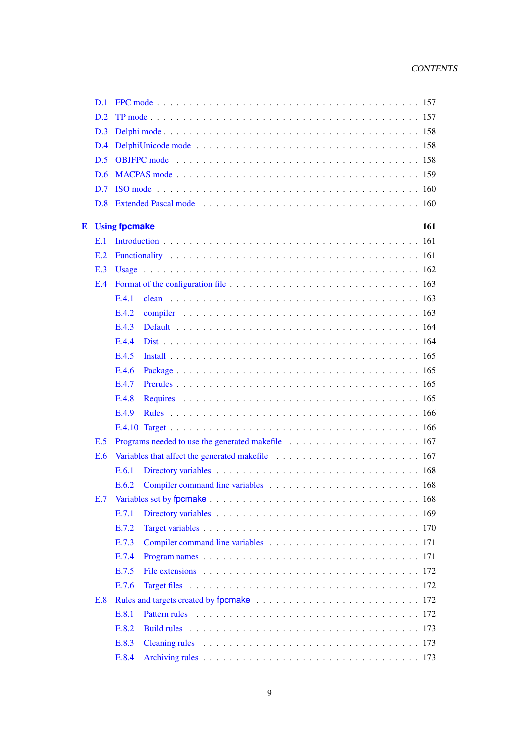- D.1 FPC mode . . . . . . . . . . . . . . . . . . . . . . . . . . . . . . . . . . . . . . 157
- D.2 TP mode . . . . . . . . . . . . . . . . . . . . . . . . . . . . . . . . . . . . . . . 157
- D.3 Delphi mode . . . . . . . . . . . . . . . . . . . . . . . . . . . . . . . . . . . . . 158
- D.4 DelphiUnicode mode . . . . . . . . . . . . . . . . . . . . . . . . . . . . . . . . 158
- D.5 OBJFPC mode . . . . . . . . . . . . . . . . . . . . . . . . . . . . . . . . . . . . 158
- D.6 MACPAS mode . . . . . . . . . . . . . . . . . . . . . . . . . . . . . . . . . . . . 159
- D.7 ISO mode . . . . . . . . . . . . . . . . . . . . . . . . . . . . . . . . . . . . . . 160
- D.8 Extended Pascal mode . . . . . . . . . . . . . . . . . . . . . . . . . . . . . . . 160

**E Using fpcmake 161**

- E.1 Introduction . . . . . . . . . . . . . . . . . . . . . . . . . . . . . . . . . . . . 161
- E.2 Functionality . . . . . . . . . . . . . . . . . . . . . . . . . . . . . . . . . . . . 161
- E.3 Usage . . . . . . . . . . . . . . . . . . . . . . . . . . . . . . . . . . . . . . . . 162
- E.4 Format of the configuration file . . . . . . . . . . . . . . . . . . . . . . . . . . 163
  - E.4.1 clean . . . . . . . . . . . . . . . . . . . . . . . . . . . . . . . . . . . . 163
  - E.4.2 compiler . . . . . . . . . . . . . . . . . . . . . . . . . . . . . . . . . . 163
  - E.4.3 Default . . . . . . . . . . . . . . . . . . . . . . . . . . . . . . . . . . . 164
  - E.4.4 Dist . . . . . . . . . . . . . . . . . . . . . . . . . . . . . . . . . . . . . 164
  - E.4.5 Install . . . . . . . . . . . . . . . . . . . . . . . . . . . . . . . . . . . . 165
  - E.4.6 Package . . . . . . . . . . . . . . . . . . . . . . . . . . . . . . . . . . . 165
  - E.4.7 Prerules . . . . . . . . . . . . . . . . . . . . . . . . . . . . . . . . . . . 165
  - E.4.8 Requires . . . . . . . . . . . . . . . . . . . . . . . . . . . . . . . . . . 165
  - E.4.9 Rules . . . . . . . . . . . . . . . . . . . . . . . . . . . . . . . . . . . . 166
  - E.4.10 Target . . . . . . . . . . . . . . . . . . . . . . . . . . . . . . . . . . . 166
- E.5 Programs needed to use the generated makefile . . . . . . . . . . . . . . . . . . 167
- E.6 Variables that affect the generated makefile . . . . . . . . . . . . . . . . . . . 167
  - E.6.1 Directory variables . . . . . . . . . . . . . . . . . . . . . . . . . . . . . 168
  - E.6.2 Compiler command line variables . . . . . . . . . . . . . . . . . . . . . . 168
- E.7 Variables set by fpcmake . . . . . . . . . . . . . . . . . . . . . . . . . . . . . . 168
  - E.7.1 Directory variables . . . . . . . . . . . . . . . . . . . . . . . . . . . . . 169
  - E.7.2 Target variables . . . . . . . . . . . . . . . . . . . . . . . . . . . . . . . 170
  - E.7.3 Compiler command line variables . . . . . . . . . . . . . . . . . . . . . . 171
  - E.7.4 Program names . . . . . . . . . . . . . . . . . . . . . . . . . . . . . . . . 171
  - E.7.5 File extensions . . . . . . . . . . . . . . . . . . . . . . . . . . . . . . . 172
  - E.7.6 Target files . . . . . . . . . . . . . . . . . . . . . . . . . . . . . . . . . 172
- E.8 Rules and targets created by fpcmake . . . . . . . . . . . . . . . . . . . . . . . 172
  - E.8.1 Pattern rules . . . . . . . . . . . . . . . . . . . . . . . . . . . . . . . . 172
  - E.8.2 Build rules . . . . . . . . . . . . . . . . . . . . . . . . . . . . . . . . . 173
  - E.8.3 Cleaning rules . . . . . . . . . . . . . . . . . . . . . . . . . . . . . . . . 173
  - E.8.4 Archiving rules . . . . . . . . . . . . . . . . . . . . . . . . . . . . . . . 173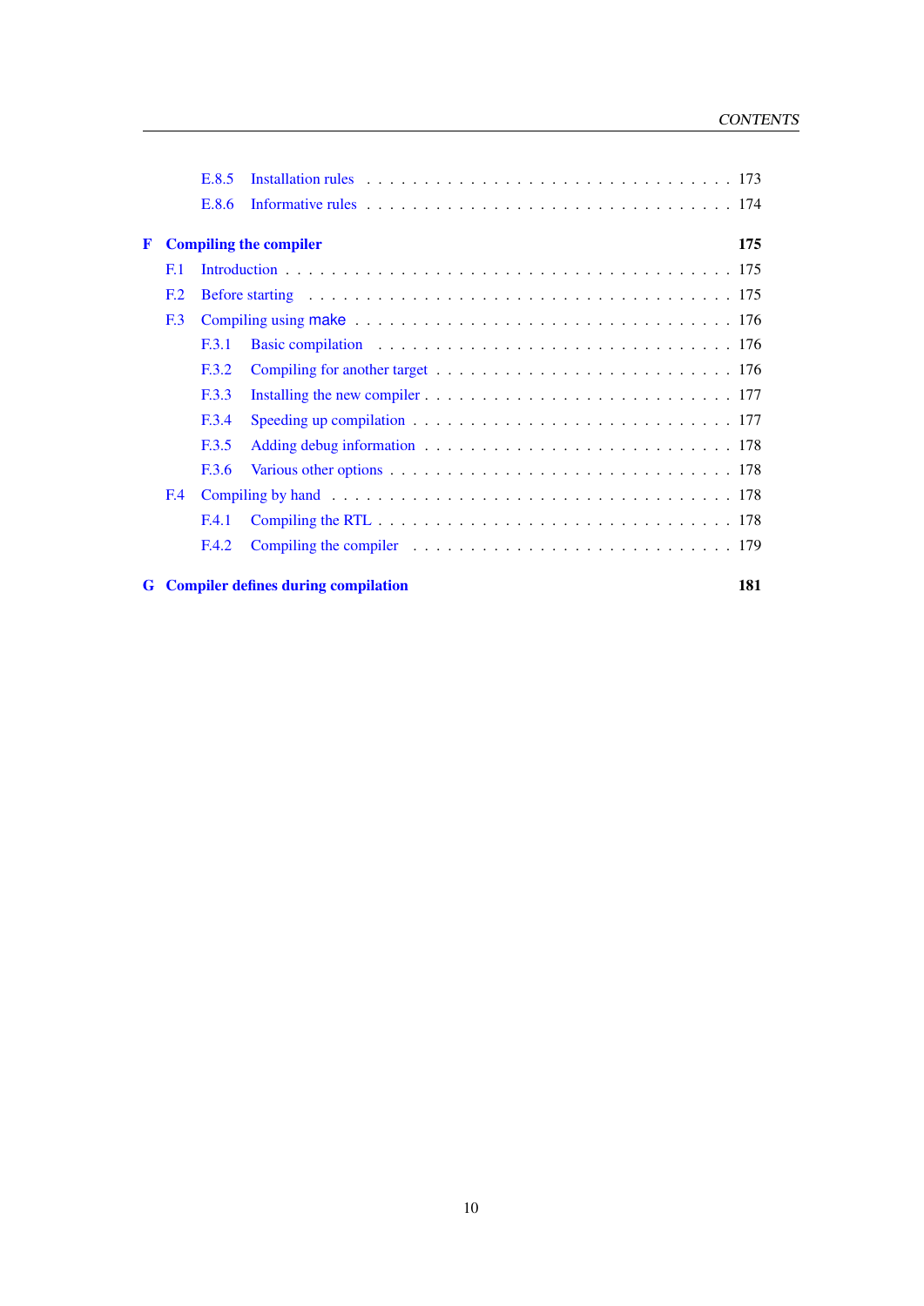- E.8.5 Installation rules . . . 173
- E.8.6 Informative rules . . . 174

**F Compiling the compiler** **175**

- F.1 Introduction . . . 175
- F.2 Before starting . . . 175
- F.3 Compiling using make . . . 176
  - F.3.1 Basic compilation . . . 176
  - F.3.2 Compiling for another target . . . 176
  - F.3.3 Installing the new compiler . . . 177
  - F.3.4 Speeding up compilation . . . 177
  - F.3.5 Adding debug information . . . 178
  - F.3.6 Various other options . . . 178
- F.4 Compiling by hand . . . 178
  - F.4.1 Compiling the RTL . . . 178
  - F.4.2 Compiling the compiler . . . 179

**G Compiler defines during compilation** **181**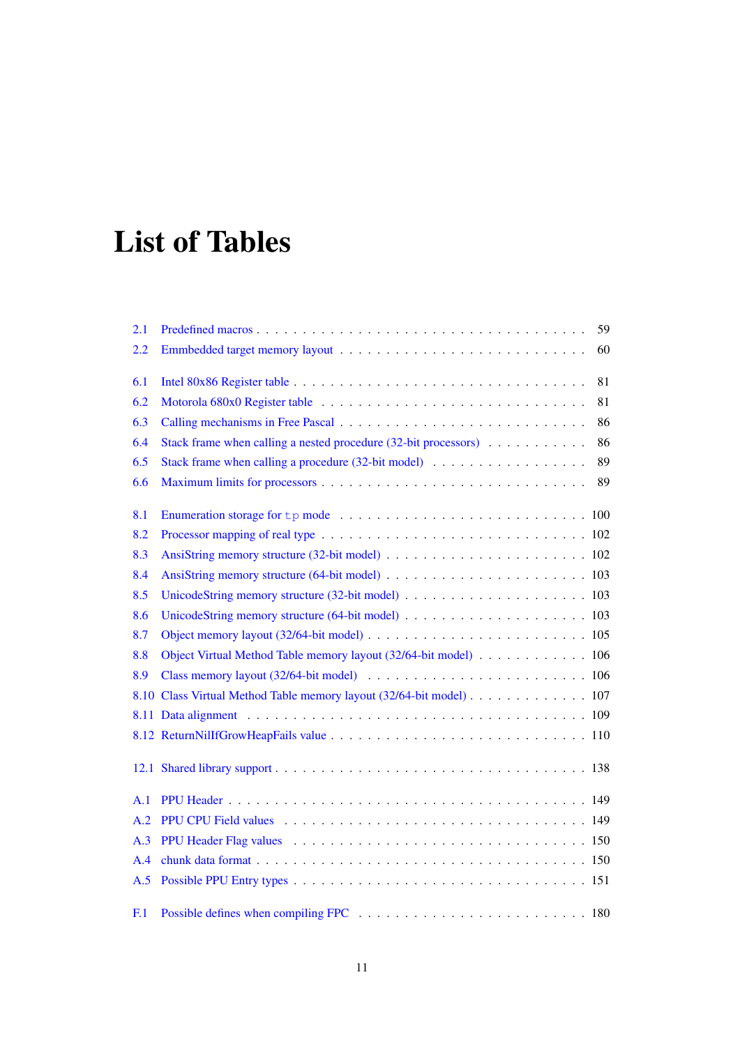# List of Tables

2.1 Predefined macros . . . . . . . . . . . . . . . . . . . . . . . . . . . . . . . . . 59
2.2 Emmbedded target memory layout . . . . . . . . . . . . . . . . . . . . . . . . 60

6.1 Intel 80x86 Register table . . . . . . . . . . . . . . . . . . . . . . . . . . . . 81
6.2 Motorola 680x0 Register table . . . . . . . . . . . . . . . . . . . . . . . . . . 81
6.3 Calling mechanisms in Free Pascal . . . . . . . . . . . . . . . . . . . . . . . . 86
6.4 Stack frame when calling a nested procedure (32-bit processors) . . . . . . . . . . 86
6.5 Stack frame when calling a procedure (32-bit model) . . . . . . . . . . . . . . . . 89
6.6 Maximum limits for processors . . . . . . . . . . . . . . . . . . . . . . . . . . 89

8.1 Enumeration storage for `tp` mode . . . . . . . . . . . . . . . . . . . . . . . . 100
8.2 Processor mapping of real type . . . . . . . . . . . . . . . . . . . . . . . . . . 102
8.3 AnsiString memory structure (32-bit model) . . . . . . . . . . . . . . . . . . . . 102
8.4 AnsiString memory structure (64-bit model) . . . . . . . . . . . . . . . . . . . . 103
8.5 UnicodeString memory structure (32-bit model) . . . . . . . . . . . . . . . . . . 103
8.6 UnicodeString memory structure (64-bit model) . . . . . . . . . . . . . . . . . . 103
8.7 Object memory layout (32/64-bit model) . . . . . . . . . . . . . . . . . . . . . . 105
8.8 Object Virtual Method Table memory layout (32/64-bit model) . . . . . . . . . . . 106
8.9 Class memory layout (32/64-bit model) . . . . . . . . . . . . . . . . . . . . . . 106
8.10 Class Virtual Method Table memory layout (32/64-bit model) . . . . . . . . . . . . 107
8.11 Data alignment . . . . . . . . . . . . . . . . . . . . . . . . . . . . . . . . . . 109
8.12 ReturnNilIfGrowHeapFails value . . . . . . . . . . . . . . . . . . . . . . . . . 110

12.1 Shared library support . . . . . . . . . . . . . . . . . . . . . . . . . . . . . . 138

A.1 PPU Header . . . . . . . . . . . . . . . . . . . . . . . . . . . . . . . . . . . . 149
A.2 PPU CPU Field values . . . . . . . . . . . . . . . . . . . . . . . . . . . . . . . 149
A.3 PPU Header Flag values . . . . . . . . . . . . . . . . . . . . . . . . . . . . . . 150
A.4 chunk data format . . . . . . . . . . . . . . . . . . . . . . . . . . . . . . . . . 150
A.5 Possible PPU Entry types . . . . . . . . . . . . . . . . . . . . . . . . . . . . . 151

F.1 Possible defines when compiling FPC . . . . . . . . . . . . . . . . . . . . . . . 180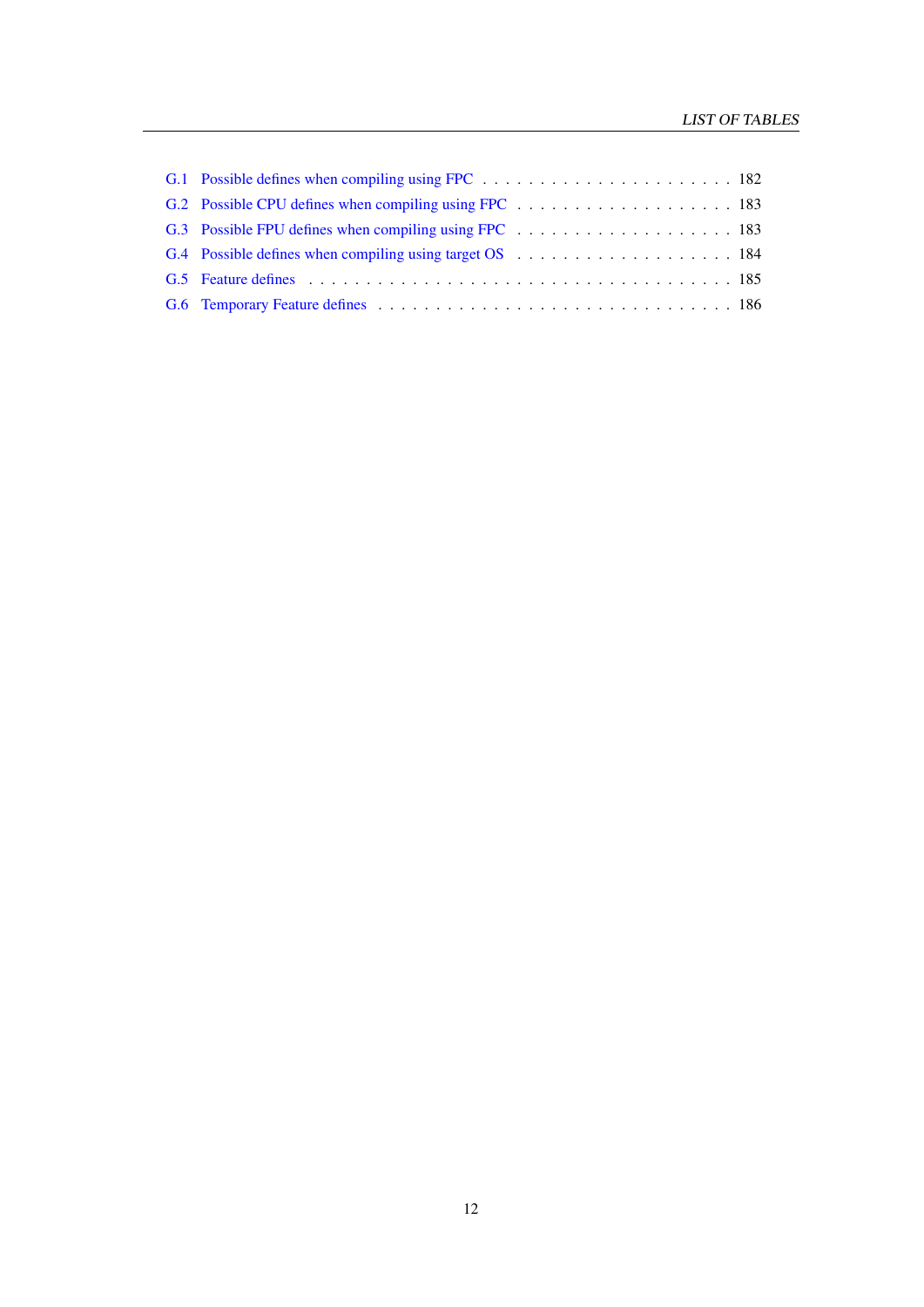G.1 Possible defines when compiling using FPC . . . . . . . . . . . . . . . . . . . . . . 182
G.2 Possible CPU defines when compiling using FPC . . . . . . . . . . . . . . . . . . . 183
G.3 Possible FPU defines when compiling using FPC . . . . . . . . . . . . . . . . . . . 183
G.4 Possible defines when compiling using target OS . . . . . . . . . . . . . . . . . . . 184
G.5 Feature defines . . . . . . . . . . . . . . . . . . . . . . . . . . . . . . . . . . . . 185
G.6 Temporary Feature defines . . . . . . . . . . . . . . . . . . . . . . . . . . . . . . 186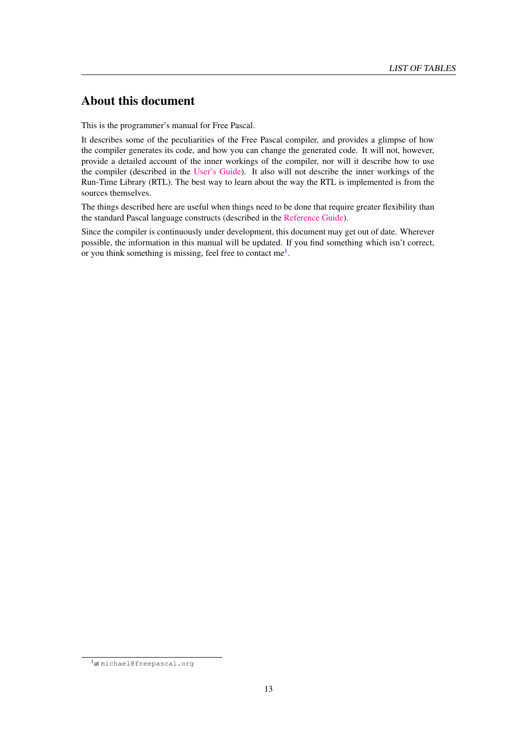# About this document

This is the programmer's manual for Free Pascal.

It describes some of the peculiarities of the Free Pascal compiler, and provides a glimpse of how the compiler generates its code, and how you can change the generated code. It will not, however, provide a detailed account of the inner workings of the compiler, nor will it describe how to use the compiler (described in the User's Guide). It also will not describe the inner workings of the Run-Time Library (RTL). The best way to learn about the way the RTL is implemented is from the sources themselves.

The things described here are useful when things need to be done that require greater flexibility than the standard Pascal language constructs (described in the Reference Guide).

Since the compiler is continuously under development, this document may get out of date. Wherever possible, the information in this manual will be updated. If you find something which isn't correct, or you think something is missing, feel free to contact me[1].

[1] at `michael@freepascal.org`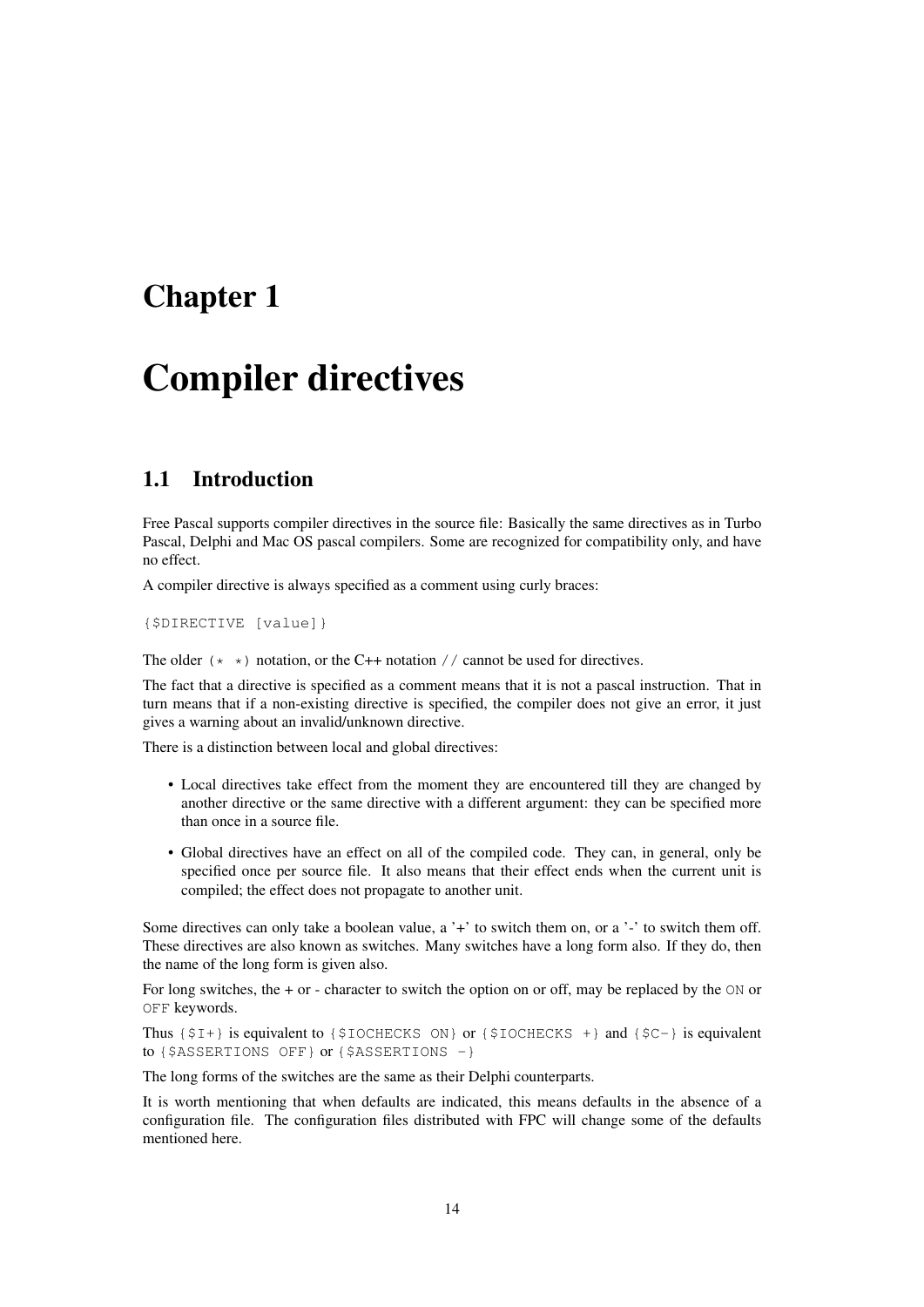# Chapter 1

# Compiler directives

## 1.1 Introduction

Free Pascal supports compiler directives in the source file: Basically the same directives as in Turbo Pascal, Delphi and Mac OS pascal compilers. Some are recognized for compatibility only, and have no effect.

A compiler directive is always specified as a comment using curly braces:

```
{$DIRECTIVE [value]}
```

The older `(* *)` notation, or the C++ notation `//` cannot be used for directives.

The fact that a directive is specified as a comment means that it is not a pascal instruction. That in turn means that if a non-existing directive is specified, the compiler does not give an error, it just gives a warning about an invalid/unknown directive.

There is a distinction between local and global directives:

- Local directives take effect from the moment they are encountered till they are changed by another directive or the same directive with a different argument: they can be specified more than once in a source file.
- Global directives have an effect on all of the compiled code. They can, in general, only be specified once per source file. It also means that their effect ends when the current unit is compiled; the effect does not propagate to another unit.

Some directives can only take a boolean value, a '+' to switch them on, or a '-' to switch them off. These directives are also known as switches. Many switches have a long form also. If they do, then the name of the long form is given also.

For long switches, the + or - character to switch the option on or off, may be replaced by the `ON` or `OFF` keywords.

Thus `{$I+}` is equivalent to `{$IOCHECKS ON}` or `{$IOCHECKS +}` and `{$C-}` is equivalent to `{$ASSERTIONS OFF}` or `{$ASSERTIONS -}`

The long forms of the switches are the same as their Delphi counterparts.

It is worth mentioning that when defaults are indicated, this means defaults in the absence of a configuration file. The configuration files distributed with FPC will change some of the defaults mentioned here.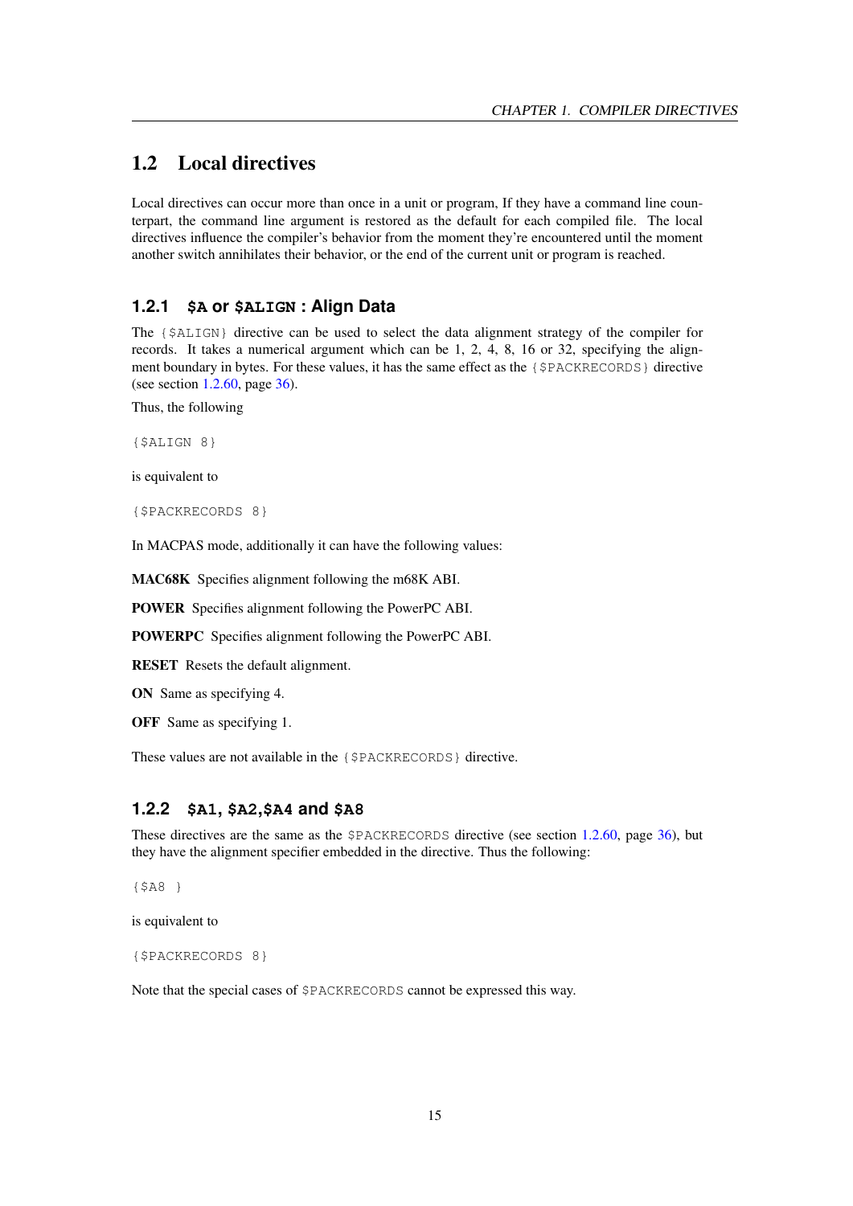## 1.2 Local directives

Local directives can occur more than once in a unit or program, If they have a command line counterpart, the command line argument is restored as the default for each compiled file. The local directives influence the compiler's behavior from the moment they're encountered until the moment another switch annihilates their behavior, or the end of the current unit or program is reached.

### 1.2.1 `$A` or `$ALIGN` : Align Data

The `{$ALIGN}` directive can be used to select the data alignment strategy of the compiler for records. It takes a numerical argument which can be 1, 2, 4, 8, 16 or 32, specifying the alignment boundary in bytes. For these values, it has the same effect as the `{$PACKRECORDS}` directive (see section 1.2.60, page 36).

Thus, the following

```
{$ALIGN 8}
```

is equivalent to

```
{$PACKRECORDS 8}
```

In MACPAS mode, additionally it can have the following values:

**MAC68K** Specifies alignment following the m68K ABI.

**POWER** Specifies alignment following the PowerPC ABI.

**POWERPC** Specifies alignment following the PowerPC ABI.

**RESET** Resets the default alignment.

**ON** Same as specifying 4.

**OFF** Same as specifying 1.

These values are not available in the `{$PACKRECORDS}` directive.

### 1.2.2 `$A1`, `$A2`,`$A4` and `$A8`

These directives are the same as the `$PACKRECORDS` directive (see section 1.2.60, page 36), but they have the alignment specifier embedded in the directive. Thus the following:

```
{$A8 }
```

is equivalent to

```
{$PACKRECORDS 8}
```

Note that the special cases of `$PACKRECORDS` cannot be expressed this way.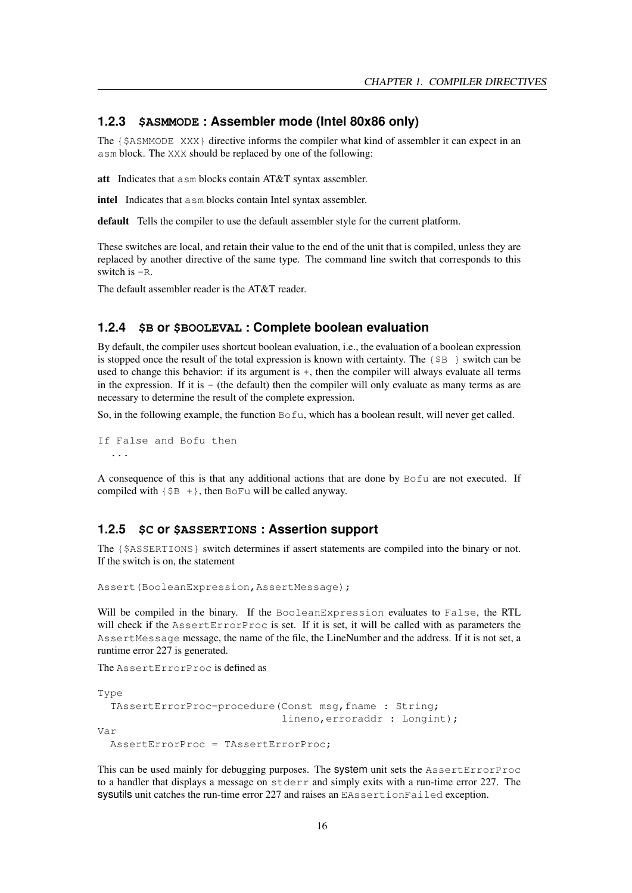### 1.2.3 `$ASMMODE` : Assembler mode (Intel 80x86 only)

The `{$ASMMODE XXX}` directive informs the compiler what kind of assembler it can expect in an `asm` block. The `XXX` should be replaced by one of the following:

**att** Indicates that `asm` blocks contain AT&T syntax assembler.

**intel** Indicates that `asm` blocks contain Intel syntax assembler.

**default** Tells the compiler to use the default assembler style for the current platform.

These switches are local, and retain their value to the end of the unit that is compiled, unless they are replaced by another directive of the same type. The command line switch that corresponds to this switch is `-R`.

The default assembler reader is the AT&T reader.

### 1.2.4 `$B` or `$BOOLEVAL` : Complete boolean evaluation

By default, the compiler uses shortcut boolean evaluation, i.e., the evaluation of a boolean expression is stopped once the result of the total expression is known with certainty. The `{$B }` switch can be used to change this behavior: if its argument is `+`, then the compiler will always evaluate all terms in the expression. If it is `-` (the default) then the compiler will only evaluate as many terms as are necessary to determine the result of the complete expression.

So, in the following example, the function `Bofu`, which has a boolean result, will never get called.

```
If False and Bofu then
  ...
```

A consequence of this is that any additional actions that are done by `Bofu` are not executed. If compiled with `{$B +}`, then `BoFu` will be called anyway.

### 1.2.5 `$C` or `$ASSERTIONS` : Assertion support

The `{$ASSERTIONS}` switch determines if assert statements are compiled into the binary or not. If the switch is on, the statement

```
Assert(BooleanExpression,AssertMessage);
```

Will be compiled in the binary. If the `BooleanExpression` evaluates to `False`, the RTL will check if the `AssertErrorProc` is set. If it is set, it will be called with as parameters the `AssertMessage` message, the name of the file, the LineNumber and the address. If it is not set, a runtime error 227 is generated.

The `AssertErrorProc` is defined as

```
Type
  TAssertErrorProc=procedure(Const msg,fname : String;
                             lineno,erroraddr : Longint);
Var
  AssertErrorProc = TAssertErrorProc;
```

This can be used mainly for debugging purposes. The system unit sets the `AssertErrorProc` to a handler that displays a message on `stderr` and simply exits with a run-time error 227. The sysutils unit catches the run-time error 227 and raises an `EAssertionFailed` exception.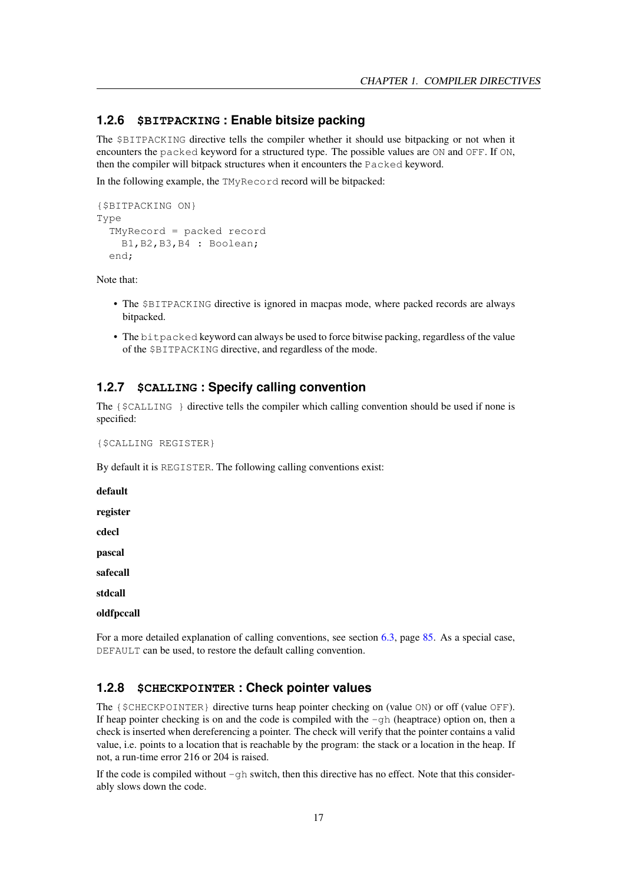### 1.2.6 `$BITPACKING` : Enable bitsize packing

The `$BITPACKING` directive tells the compiler whether it should use bitpacking or not when it encounters the `packed` keyword for a structured type. The possible values are `ON` and `OFF`. If `ON`, then the compiler will bitpack structures when it encounters the `Packed` keyword.

In the following example, the `TMyRecord` record will be bitpacked:

```
{$BITPACKING ON}
Type
  TMyRecord = packed record
    B1,B2,B3,B4 : Boolean;
  end;
```

Note that:

- The `$BITPACKING` directive is ignored in macpas mode, where packed records are always bitpacked.
- The `bitpacked` keyword can always be used to force bitwise packing, regardless of the value of the `$BITPACKING` directive, and regardless of the mode.

### 1.2.7 `$CALLING` : Specify calling convention

The `{$CALLING }` directive tells the compiler which calling convention should be used if none is specified:

```
{$CALLING REGISTER}
```

By default it is `REGISTER`. The following calling conventions exist:

**default**

**register**

**cdecl**

**pascal**

**safecall**

**stdcall**

**oldfpccall**

For a more detailed explanation of calling conventions, see section 6.3, page 85. As a special case, `DEFAULT` can be used, to restore the default calling convention.

### 1.2.8 `$CHECKPOINTER` : Check pointer values

The `{$CHECKPOINTER}` directive turns heap pointer checking on (value `ON`) or off (value `OFF`). If heap pointer checking is on and the code is compiled with the `-gh` (heaptrace) option on, then a check is inserted when dereferencing a pointer. The check will verify that the pointer contains a valid value, i.e. points to a location that is reachable by the program: the stack or a location in the heap. If not, a run-time error 216 or 204 is raised.

If the code is compiled without `-gh` switch, then this directive has no effect. Note that this considerably slows down the code.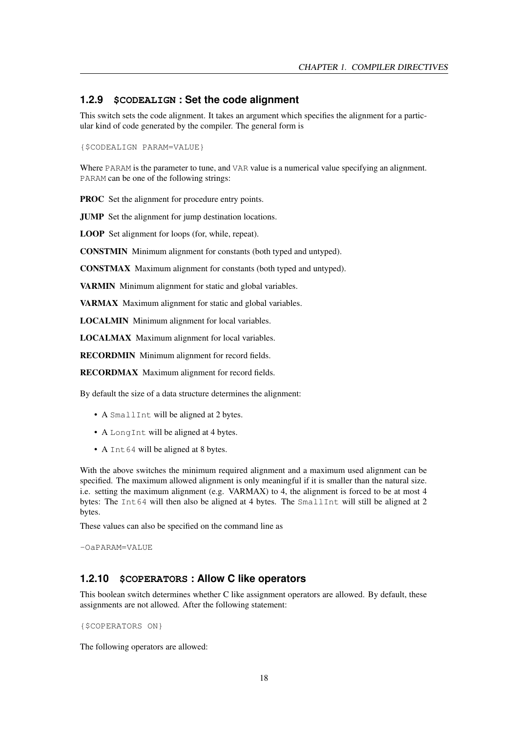### 1.2.9 `$CODEALIGN` : Set the code alignment

This switch sets the code alignment. It takes an argument which specifies the alignment for a particular kind of code generated by the compiler. The general form is

```
{$CODEALIGN PARAM=VALUE}
```

Where `PARAM` is the parameter to tune, and `VAR` value is a numerical value specifying an alignment. `PARAM` can be one of the following strings:

**PROC** Set the alignment for procedure entry points.

**JUMP** Set the alignment for jump destination locations.

**LOOP** Set alignment for loops (for, while, repeat).

**CONSTMIN** Minimum alignment for constants (both typed and untyped).

**CONSTMAX** Maximum alignment for constants (both typed and untyped).

**VARMIN** Minimum alignment for static and global variables.

**VARMAX** Maximum alignment for static and global variables.

**LOCALMIN** Minimum alignment for local variables.

**LOCALMAX** Maximum alignment for local variables.

**RECORDMIN** Minimum alignment for record fields.

**RECORDMAX** Maximum alignment for record fields.

By default the size of a data structure determines the alignment:

- A `SmallInt` will be aligned at 2 bytes.
- A `LongInt` will be aligned at 4 bytes.
- A `Int64` will be aligned at 8 bytes.

With the above switches the minimum required alignment and a maximum used alignment can be specified. The maximum allowed alignment is only meaningful if it is smaller than the natural size. i.e. setting the maximum alignment (e.g. VARMAX) to 4, the alignment is forced to be at most 4 bytes: The `Int64` will then also be aligned at 4 bytes. The `SmallInt` will still be aligned at 2 bytes.

These values can also be specified on the command line as

```
-OaPARAM=VALUE
```

### 1.2.10 `$COPERATORS` : Allow C like operators

This boolean switch determines whether C like assignment operators are allowed. By default, these assignments are not allowed. After the following statement:

```
{$COPERATORS ON}
```

The following operators are allowed: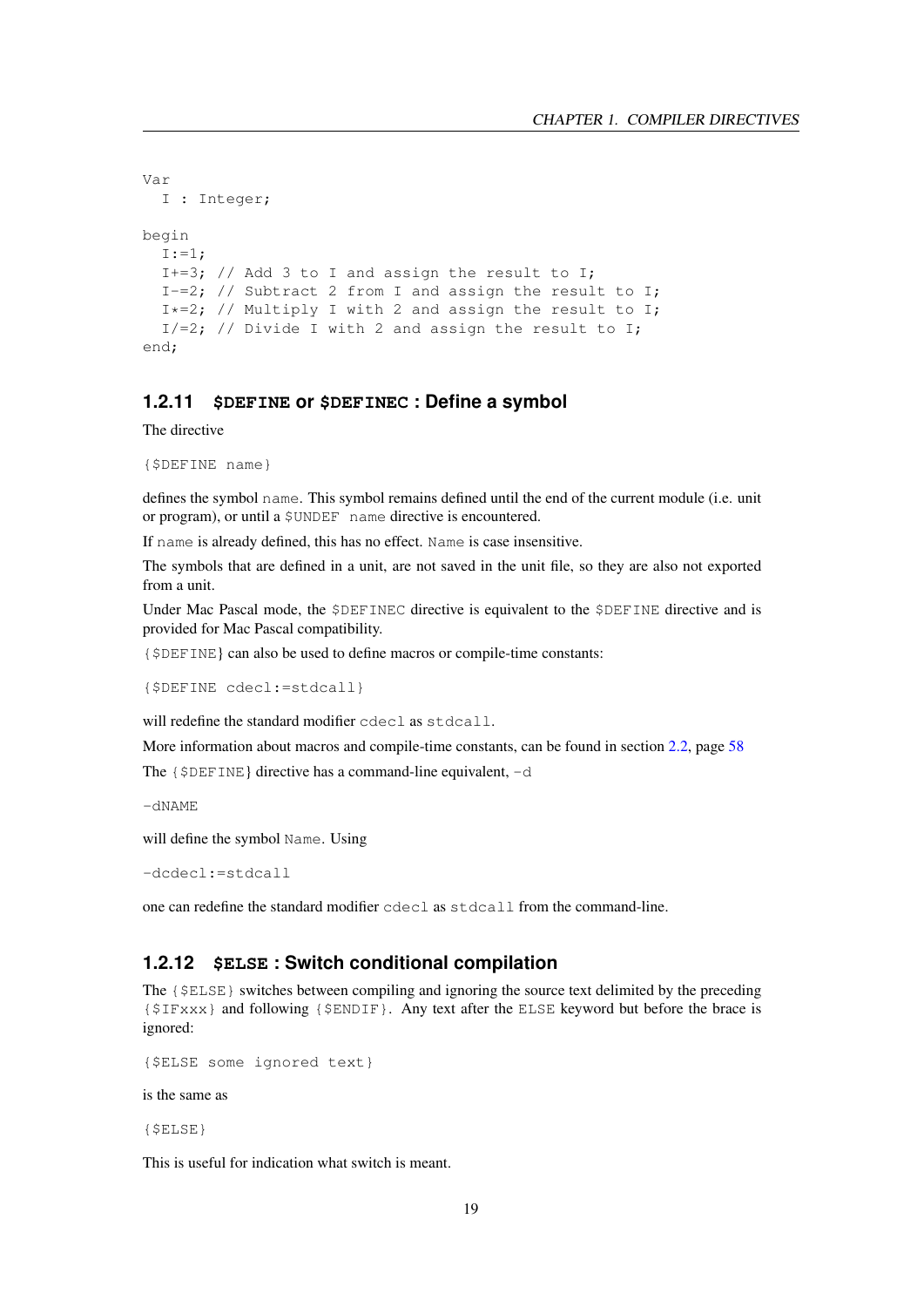```
Var
  I : Integer;

begin
  I:=1;
  I+=3; // Add 3 to I and assign the result to I;
  I-=2; // Subtract 2 from I and assign the result to I;
  I*=2; // Multiply I with 2 and assign the result to I;
  I/=2; // Divide I with 2 and assign the result to I;
end;
```

### 1.2.11 `$DEFINE` or `$DEFINEC` : Define a symbol

The directive

```
{$DEFINE name}
```

defines the symbol `name`. This symbol remains defined until the end of the current module (i.e. unit or program), or until a `$UNDEF name` directive is encountered.

If `name` is already defined, this has no effect. `Name` is case insensitive.

The symbols that are defined in a unit, are not saved in the unit file, so they are also not exported from a unit.

Under Mac Pascal mode, the `$DEFINEC` directive is equivalent to the `$DEFINE` directive and is provided for Mac Pascal compatibility.

`{$DEFINE}` can also be used to define macros or compile-time constants:

```
{$DEFINE cdecl:=stdcall}
```

will redefine the standard modifier `cdecl` as `stdcall`.

More information about macros and compile-time constants, can be found in section 2.2, page 58

The `{$DEFINE}` directive has a command-line equivalent, `-d`

```
-dNAME
```

will define the symbol `Name`. Using

```
-dcdecl:=stdcall
```

one can redefine the standard modifier `cdecl` as `stdcall` from the command-line.

### 1.2.12 `$ELSE` : Switch conditional compilation

The `{$ELSE}` switches between compiling and ignoring the source text delimited by the preceding `{$IFxxx}` and following `{$ENDIF}`. Any text after the `ELSE` keyword but before the brace is ignored:

```
{$ELSE some ignored text}
```

is the same as

```
{$ELSE}
```

This is useful for indication what switch is meant.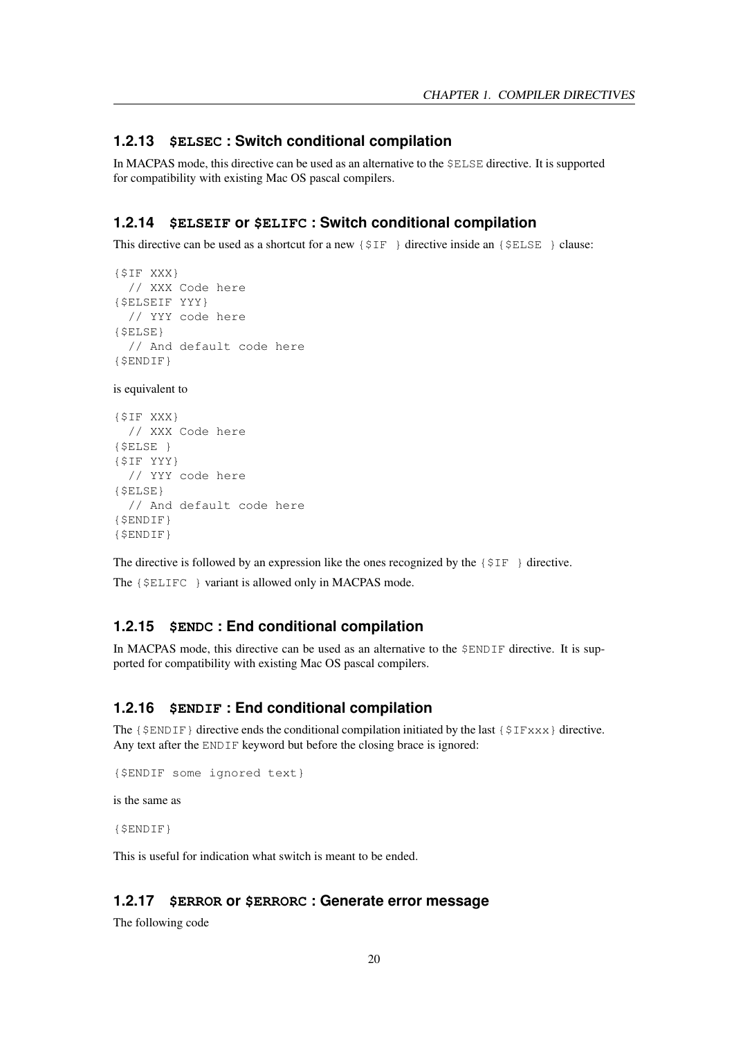### 1.2.13 `$ELSEC` : Switch conditional compilation

In MACPAS mode, this directive can be used as an alternative to the `$ELSE` directive. It is supported for compatibility with existing Mac OS pascal compilers.

### 1.2.14 `$ELSEIF` or `$ELIFC` : Switch conditional compilation

This directive can be used as a shortcut for a new `{$IF }` directive inside an `{$ELSE }` clause:

```
{$IF XXX}
  // XXX Code here
{$ELSEIF YYY}
  // YYY code here
{$ELSE}
  // And default code here
{$ENDIF}
```

is equivalent to

```
{$IF XXX}
  // XXX Code here
{$ELSE }
{$IF YYY}
  // YYY code here
{$ELSE}
  // And default code here
{$ENDIF}
{$ENDIF}
```

The directive is followed by an expression like the ones recognized by the `{$IF }` directive.

The `{$ELIFC }` variant is allowed only in MACPAS mode.

### 1.2.15 `$ENDC` : End conditional compilation

In MACPAS mode, this directive can be used as an alternative to the `$ENDIF` directive. It is supported for compatibility with existing Mac OS pascal compilers.

### 1.2.16 `$ENDIF` : End conditional compilation

The `{$ENDIF}` directive ends the conditional compilation initiated by the last `{$IFxxx}` directive. Any text after the `ENDIF` keyword but before the closing brace is ignored:

```
{$ENDIF some ignored text}
```

is the same as

```
{$ENDIF}
```

This is useful for indication what switch is meant to be ended.

### 1.2.17 `$ERROR` or `$ERRORC` : Generate error message

The following code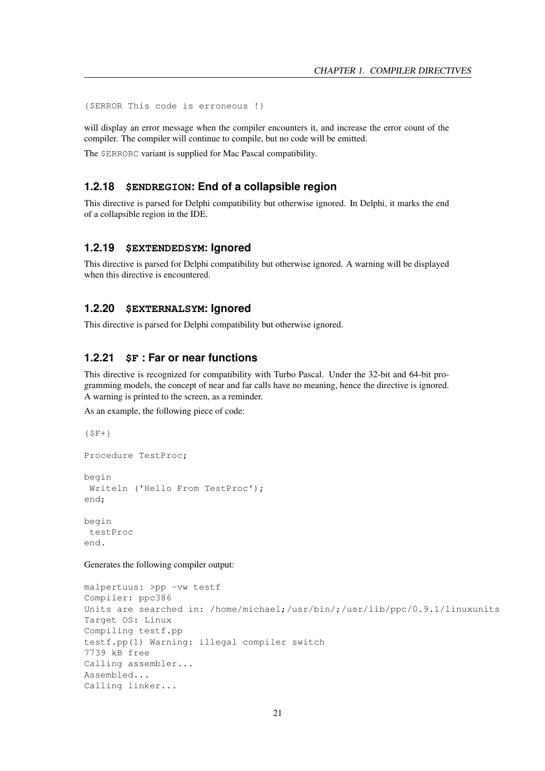```
{$ERROR This code is erroneous !}
```

will display an error message when the compiler encounters it, and increase the error count of the compiler. The compiler will continue to compile, but no code will be emitted.

The `$ERRORC` variant is supplied for Mac Pascal compatibility.

### 1.2.18 `$ENDREGION`: End of a collapsible region

This directive is parsed for Delphi compatibility but otherwise ignored. In Delphi, it marks the end of a collapsible region in the IDE.

### 1.2.19 `$EXTENDEDSYM`: Ignored

This directive is parsed for Delphi compatibility but otherwise ignored. A warning will be displayed when this directive is encountered.

### 1.2.20 `$EXTERNALSYM`: Ignored

This directive is parsed for Delphi compatibility but otherwise ignored.

### 1.2.21 `$F` : Far or near functions

This directive is recognized for compatibility with Turbo Pascal. Under the 32-bit and 64-bit programming models, the concept of near and far calls have no meaning, hence the directive is ignored. A warning is printed to the screen, as a reminder.

As an example, the following piece of code:

```
{$F+}

Procedure TestProc;

begin
 Writeln ('Hello From TestProc');
end;

begin
 testProc
end.
```

Generates the following compiler output:

```
malpertuus: >pp -vw testf
Compiler: ppc386
Units are searched in: /home/michael;/usr/bin/;/usr/lib/ppc/0.9.1/linuxunits
Target OS: Linux
Compiling testf.pp
testf.pp(1) Warning: illegal compiler switch
7739 kB free
Calling assembler...
Assembled...
Calling linker...
```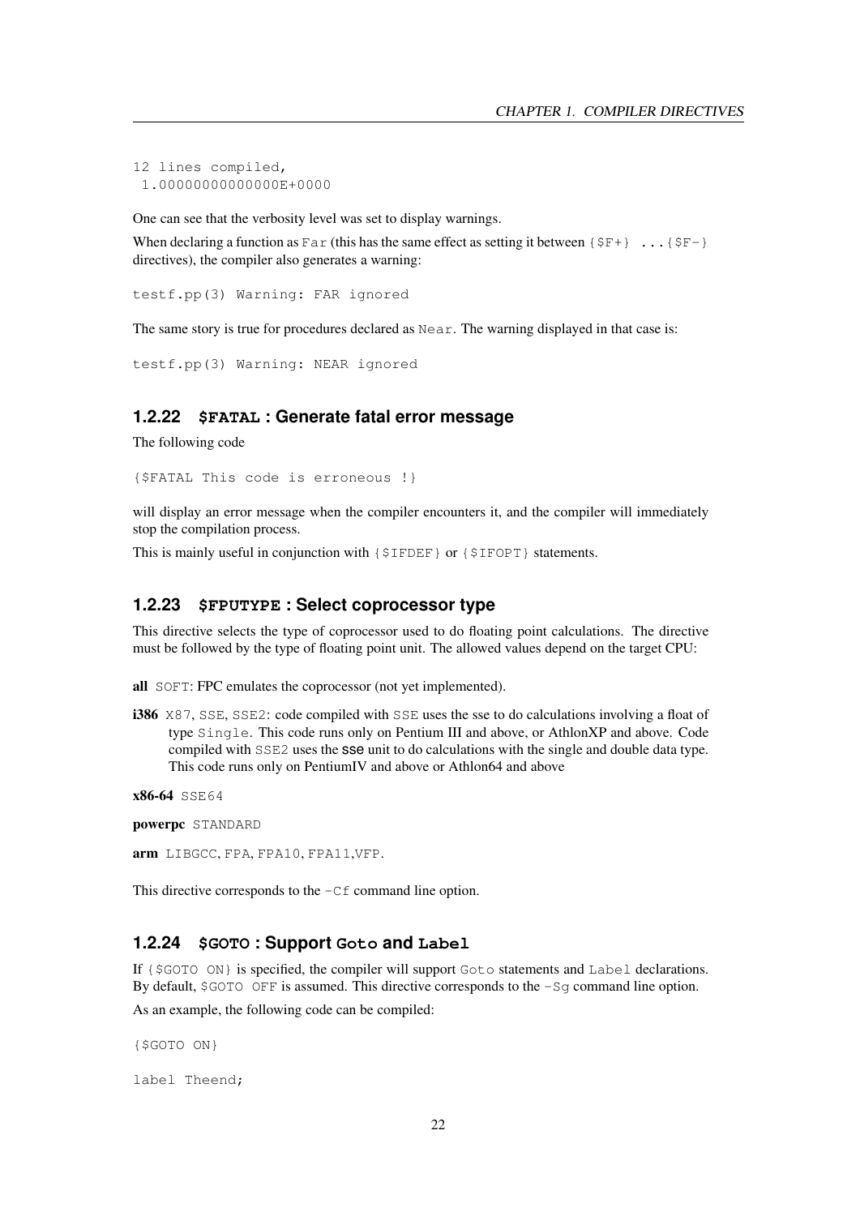```
12 lines compiled,
 1.0000000000000000E+0000
```

One can see that the verbosity level was set to display warnings.

When declaring a function as `Far` (this has the same effect as setting it between `{$F+} ...{$F-}` directives), the compiler also generates a warning:

```
testf.pp(3) Warning: FAR ignored
```

The same story is true for procedures declared as `Near`. The warning displayed in that case is:

```
testf.pp(3) Warning: NEAR ignored
```

### 1.2.22 `$FATAL` : Generate fatal error message

The following code

```
{$FATAL This code is erroneous !}
```

will display an error message when the compiler encounters it, and the compiler will immediately stop the compilation process.

This is mainly useful in conjunction with `{$IFDEF}` or `{$IFOPT}` statements.

### 1.2.23 `$FPUTYPE` : Select coprocessor type

This directive selects the type of coprocessor used to do floating point calculations. The directive must be followed by the type of floating point unit. The allowed values depend on the target CPU:

**all** `SOFT`: FPC emulates the coprocessor (not yet implemented).

**i386** `X87`, `SSE`, `SSE2`: code compiled with `SSE` uses the sse to do calculations involving a float of type `Single`. This code runs only on Pentium III and above, or AthlonXP and above. Code compiled with `SSE2` uses the **sse** unit to do calculations with the single and double data type. This code runs only on PentiumIV and above or Athlon64 and above

**x86-64** `SSE64`

**powerpc** `STANDARD`

**arm** `LIBGCC`, `FPA`, `FPA10`, `FPA11`,`VFP`.

This directive corresponds to the `-Cf` command line option.

### 1.2.24 `$GOTO` : Support `Goto` and `Label`

If `{$GOTO ON}` is specified, the compiler will support `Goto` statements and `Label` declarations. By default, `$GOTO OFF` is assumed. This directive corresponds to the `-Sg` command line option.

As an example, the following code can be compiled:

```
{$GOTO ON}

label Theend;
```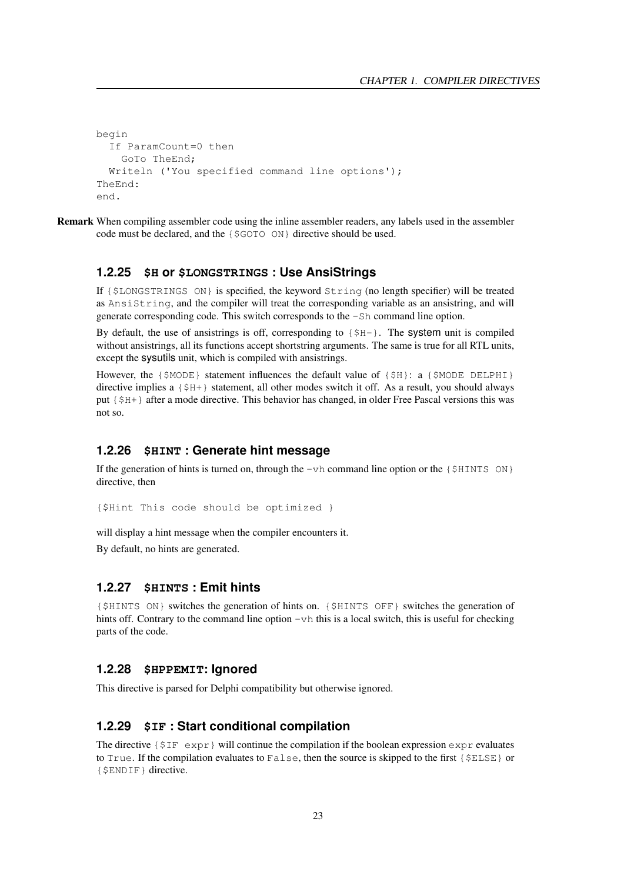```
begin
  If ParamCount=0 then
    GoTo TheEnd;
  Writeln ('You specified command line options');
TheEnd:
end.
```

**Remark** When compiling assembler code using the inline assembler readers, any labels used in the assembler code must be declared, and the `{$GOTO ON}` directive should be used.

### 1.2.25 `$H` or `$LONGSTRINGS` : Use AnsiStrings

If `{$LONGSTRINGS ON}` is specified, the keyword `String` (no length specifier) will be treated as `AnsiString`, and the compiler will treat the corresponding variable as an ansistring, and will generate corresponding code. This switch corresponds to the `-Sh` command line option.

By default, the use of ansistrings is off, corresponding to `{$H-}`. The system unit is compiled without ansistrings, all its functions accept shortstring arguments. The same is true for all RTL units, except the sysutils unit, which is compiled with ansistrings.

However, the `{$MODE}` statement influences the default value of `{$H}`: a `{$MODE DELPHI}` directive implies a `{$H+}` statement, all other modes switch it off. As a result, you should always put `{$H+}` after a mode directive. This behavior has changed, in older Free Pascal versions this was not so.

### 1.2.26 `$HINT` : Generate hint message

If the generation of hints is turned on, through the `-vh` command line option or the `{$HINTS ON}` directive, then

```
{$Hint This code should be optimized }
```

will display a hint message when the compiler encounters it.

By default, no hints are generated.

### 1.2.27 `$HINTS` : Emit hints

`{$HINTS ON}` switches the generation of hints on. `{$HINTS OFF}` switches the generation of hints off. Contrary to the command line option `-vh` this is a local switch, this is useful for checking parts of the code.

### 1.2.28 `$HPPEMIT`: Ignored

This directive is parsed for Delphi compatibility but otherwise ignored.

### 1.2.29 `$IF` : Start conditional compilation

The directive `{$IF expr}` will continue the compilation if the boolean expression `expr` evaluates to `True`. If the compilation evaluates to `False`, then the source is skipped to the first `{$ELSE}` or `{$ENDIF}` directive.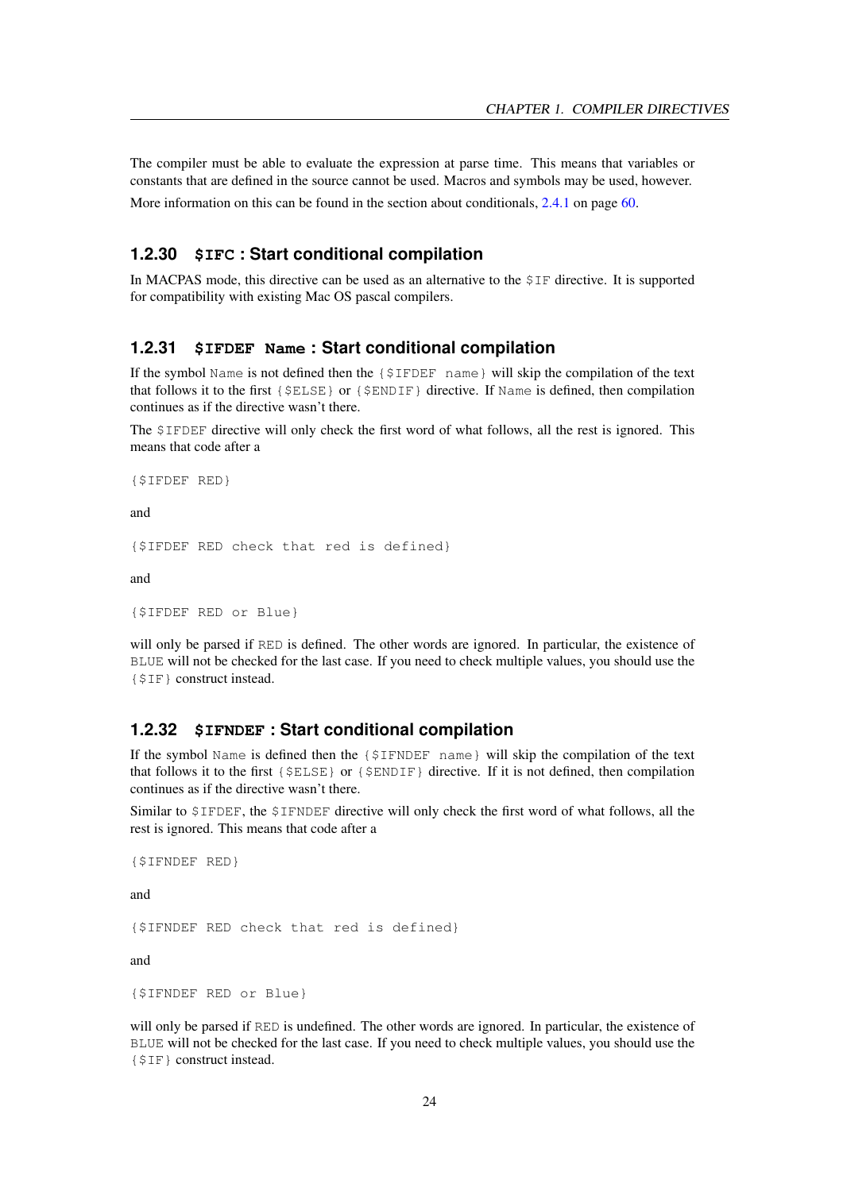The compiler must be able to evaluate the expression at parse time. This means that variables or constants that are defined in the source cannot be used. Macros and symbols may be used, however.

More information on this can be found in the section about conditionals, 2.4.1 on page 60.

### 1.2.30 `$IFC` : Start conditional compilation

In MACPAS mode, this directive can be used as an alternative to the `$IF` directive. It is supported for compatibility with existing Mac OS pascal compilers.

### 1.2.31 `$IFDEF Name` : Start conditional compilation

If the symbol `Name` is not defined then the `{$IFDEF name}` will skip the compilation of the text that follows it to the first `{$ELSE}` or `{$ENDIF}` directive. If `Name` is defined, then compilation continues as if the directive wasn't there.

The `$IFDEF` directive will only check the first word of what follows, all the rest is ignored. This means that code after a

```
{$IFDEF RED}
```

and

```
{$IFDEF RED check that red is defined}
```

and

```
{$IFDEF RED or Blue}
```

will only be parsed if `RED` is defined. The other words are ignored. In particular, the existence of `BLUE` will not be checked for the last case. If you need to check multiple values, you should use the `{$IF}` construct instead.

### 1.2.32 `$IFNDEF` : Start conditional compilation

If the symbol `Name` is defined then the `{$IFNDEF name}` will skip the compilation of the text that follows it to the first `{$ELSE}` or `{$ENDIF}` directive. If it is not defined, then compilation continues as if the directive wasn't there.

Similar to `$IFDEF`, the `$IFNDEF` directive will only check the first word of what follows, all the rest is ignored. This means that code after a

```
{$IFNDEF RED}
```

and

```
{$IFNDEF RED check that red is defined}
```

and

```
{$IFNDEF RED or Blue}
```

will only be parsed if `RED` is undefined. The other words are ignored. In particular, the existence of `BLUE` will not be checked for the last case. If you need to check multiple values, you should use the `{$IF}` construct instead.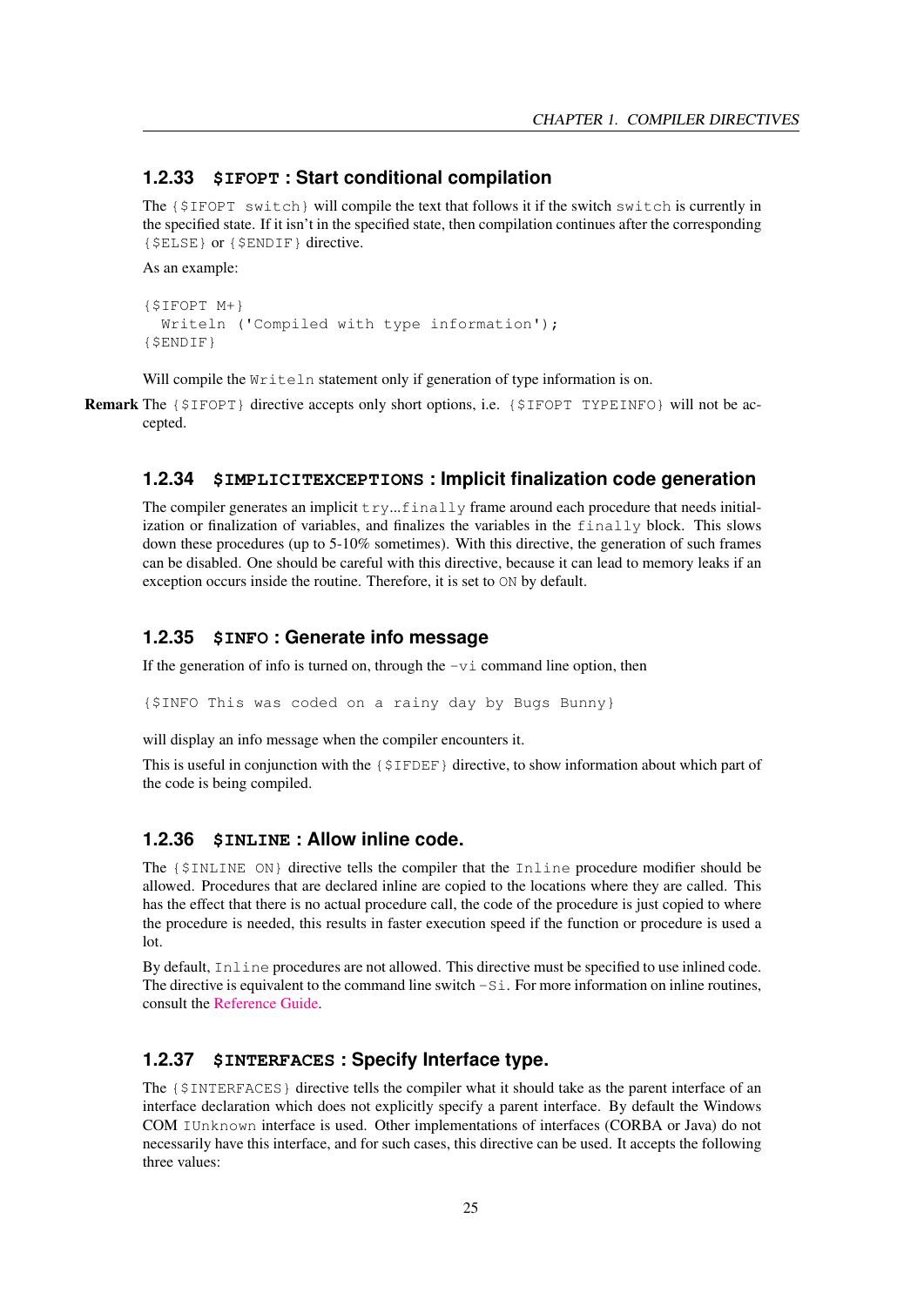### 1.2.33 `$IFOPT` : Start conditional compilation

The `{$IFOPT switch}` will compile the text that follows it if the switch `switch` is currently in the specified state. If it isn't in the specified state, then compilation continues after the corresponding `{$ELSE}` or `{$ENDIF}` directive.

As an example:

```
{$IFOPT M+}
  Writeln ('Compiled with type information');
{$ENDIF}
```

Will compile the `Writeln` statement only if generation of type information is on.

**Remark** The `{$IFOPT}` directive accepts only short options, i.e. `{$IFOPT TYPEINFO}` will not be accepted.

### 1.2.34 `$IMPLICITEXCEPTIONS` : Implicit finalization code generation

The compiler generates an implicit `try`...`finally` frame around each procedure that needs initialization or finalization of variables, and finalizes the variables in the `finally` block. This slows down these procedures (up to 5-10% sometimes). With this directive, the generation of such frames can be disabled. One should be careful with this directive, because it can lead to memory leaks if an exception occurs inside the routine. Therefore, it is set to `ON` by default.

### 1.2.35 `$INFO` : Generate info message

If the generation of info is turned on, through the `-vi` command line option, then

```
{$INFO This was coded on a rainy day by Bugs Bunny}
```

will display an info message when the compiler encounters it.

This is useful in conjunction with the `{$IFDEF}` directive, to show information about which part of the code is being compiled.

### 1.2.36 `$INLINE` : Allow inline code.

The `{$INLINE ON}` directive tells the compiler that the `Inline` procedure modifier should be allowed. Procedures that are declared inline are copied to the locations where they are called. This has the effect that there is no actual procedure call, the code of the procedure is just copied to where the procedure is needed, this results in faster execution speed if the function or procedure is used a lot.

By default, `Inline` procedures are not allowed. This directive must be specified to use inlined code. The directive is equivalent to the command line switch `-Si`. For more information on inline routines, consult the Reference Guide.

### 1.2.37 `$INTERFACES` : Specify Interface type.

The `{$INTERFACES}` directive tells the compiler what it should take as the parent interface of an interface declaration which does not explicitly specify a parent interface. By default the Windows COM `IUnknown` interface is used. Other implementations of interfaces (CORBA or Java) do not necessarily have this interface, and for such cases, this directive can be used. It accepts the following three values: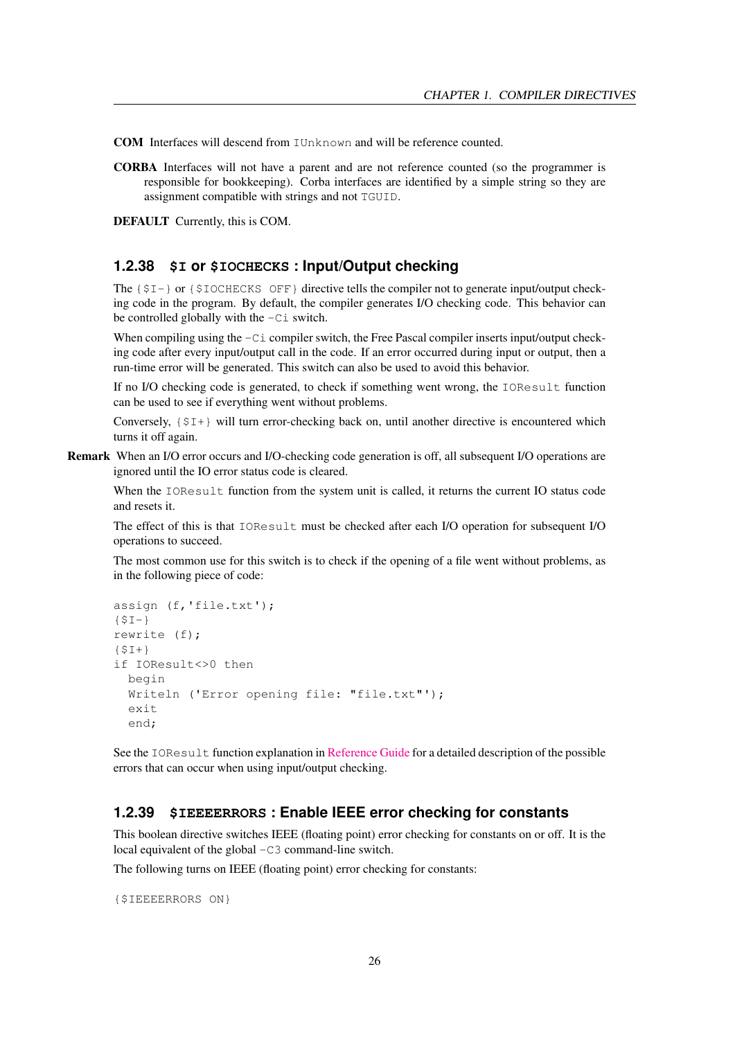**COM** Interfaces will descend from `IUnknown` and will be reference counted.

**CORBA** Interfaces will not have a parent and are not reference counted (so the programmer is responsible for bookkeeping). Corba interfaces are identified by a simple string so they are assignment compatible with strings and not `TGUID`.

**DEFAULT** Currently, this is COM.

### 1.2.38 `$I` or `$IOCHECKS` : Input/Output checking

The `{$I-}` or `{$IOCHECKS OFF}` directive tells the compiler not to generate input/output checking code in the program. By default, the compiler generates I/O checking code. This behavior can be controlled globally with the `-Ci` switch.

When compiling using the `-Ci` compiler switch, the Free Pascal compiler inserts input/output checking code after every input/output call in the code. If an error occurred during input or output, then a run-time error will be generated. This switch can also be used to avoid this behavior.

If no I/O checking code is generated, to check if something went wrong, the `IOResult` function can be used to see if everything went without problems.

Conversely, `{$I+}` will turn error-checking back on, until another directive is encountered which turns it off again.

**Remark** When an I/O error occurs and I/O-checking code generation is off, all subsequent I/O operations are ignored until the IO error status code is cleared.

When the `IOResult` function from the system unit is called, it returns the current IO status code and resets it.

The effect of this is that `IOResult` must be checked after each I/O operation for subsequent I/O operations to succeed.

The most common use for this switch is to check if the opening of a file went without problems, as in the following piece of code:

```
assign (f,'file.txt');
{$I-}
rewrite (f);
{$I+}
if IOResult<>0 then
  begin
  Writeln ('Error opening file: "file.txt"');
  exit
  end;
```

See the `IOResult` function explanation in Reference Guide for a detailed description of the possible errors that can occur when using input/output checking.

### 1.2.39 `$IEEEERRORS` : Enable IEEE error checking for constants

This boolean directive switches IEEE (floating point) error checking for constants on or off. It is the local equivalent of the global `-C3` command-line switch.

The following turns on IEEE (floating point) error checking for constants:

```
{$IEEEERRORS ON}
```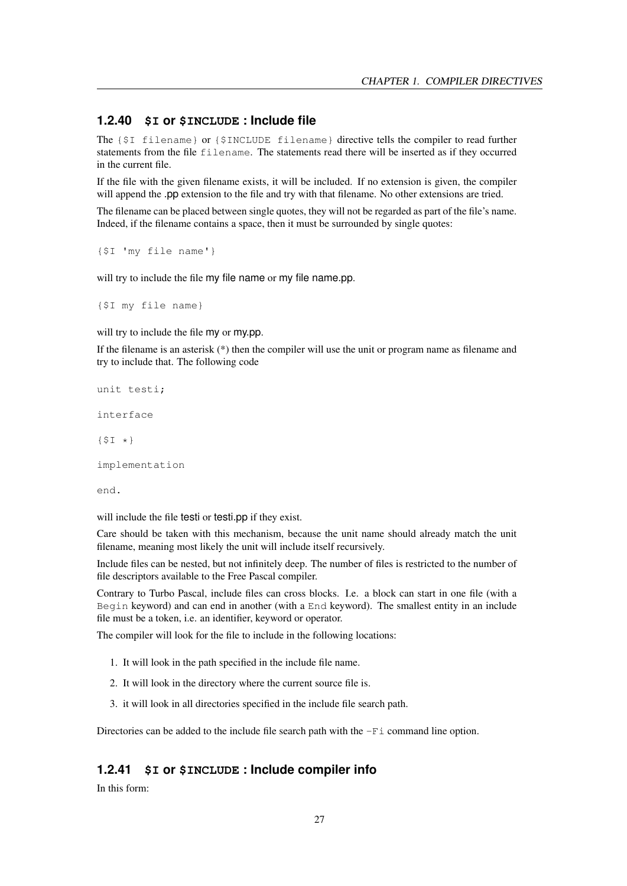### 1.2.40 `$I` or `$INCLUDE` : Include file

The `{$I filename}` or `{$INCLUDE filename}` directive tells the compiler to read further statements from the file `filename`. The statements read there will be inserted as if they occurred in the current file.

If the file with the given filename exists, it will be included. If no extension is given, the compiler will append the .pp extension to the file and try with that filename. No other extensions are tried.

The filename can be placed between single quotes, they will not be regarded as part of the file's name. Indeed, if the filename contains a space, then it must be surrounded by single quotes:

```
{$I 'my file name'}
```

will try to include the file my file name or my file name.pp.

```
{$I my file name}
```

will try to include the file my or my.pp.

If the filename is an asterisk (*) then the compiler will use the unit or program name as filename and try to include that. The following code

```
unit testi;

interface

{$I *}

implementation

end.
```

will include the file testi or testi.pp if they exist.

Care should be taken with this mechanism, because the unit name should already match the unit filename, meaning most likely the unit will include itself recursively.

Include files can be nested, but not infinitely deep. The number of files is restricted to the number of file descriptors available to the Free Pascal compiler.

Contrary to Turbo Pascal, include files can cross blocks. I.e. a block can start in one file (with a `Begin` keyword) and can end in another (with a `End` keyword). The smallest entity in an include file must be a token, i.e. an identifier, keyword or operator.

The compiler will look for the file to include in the following locations:

1. It will look in the path specified in the include file name.
2. It will look in the directory where the current source file is.
3. it will look in all directories specified in the include file search path.

Directories can be added to the include file search path with the `-Fi` command line option.

### 1.2.41 `$I` or `$INCLUDE` : Include compiler info

In this form: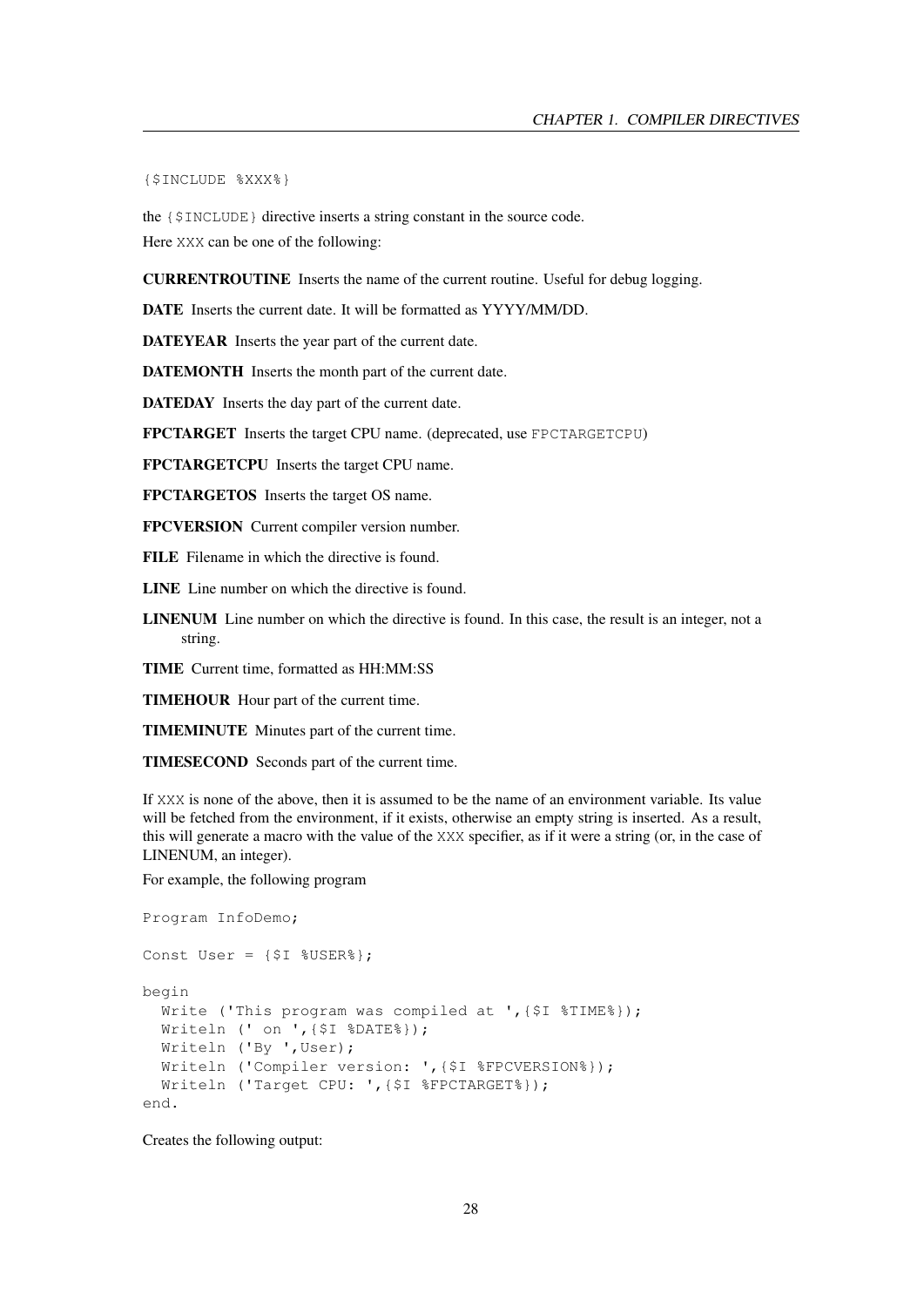```
{$INCLUDE %XXX%}
```

the `{$INCLUDE}` directive inserts a string constant in the source code.

Here `XXX` can be one of the following:

**CURRENTROUTINE** Inserts the name of the current routine. Useful for debug logging.

**DATE** Inserts the current date. It will be formatted as YYYY/MM/DD.

**DATEYEAR** Inserts the year part of the current date.

**DATEMONTH** Inserts the month part of the current date.

**DATEDAY** Inserts the day part of the current date.

**FPCTARGET** Inserts the target CPU name. (deprecated, use `FPCTARGETCPU`)

**FPCTARGETCPU** Inserts the target CPU name.

**FPCTARGETOS** Inserts the target OS name.

**FPCVERSION** Current compiler version number.

**FILE** Filename in which the directive is found.

**LINE** Line number on which the directive is found.

**LINENUM** Line number on which the directive is found. In this case, the result is an integer, not a string.

**TIME** Current time, formatted as HH:MM:SS

**TIMEHOUR** Hour part of the current time.

**TIMEMINUTE** Minutes part of the current time.

**TIMESECOND** Seconds part of the current time.

If `XXX` is none of the above, then it is assumed to be the name of an environment variable. Its value will be fetched from the environment, if it exists, otherwise an empty string is inserted. As a result, this will generate a macro with the value of the `XXX` specifier, as if it were a string (or, in the case of LINENUM, an integer).

For example, the following program

```
Program InfoDemo;

Const User = {$I %USER%};

begin
  Write ('This program was compiled at ',{$I %TIME%});
  Writeln (' on ',{$I %DATE%});
  Writeln ('By ',User);
  Writeln ('Compiler version: ',{$I %FPCVERSION%});
  Writeln ('Target CPU: ',{$I %FPCTARGET%});
end.
```

Creates the following output: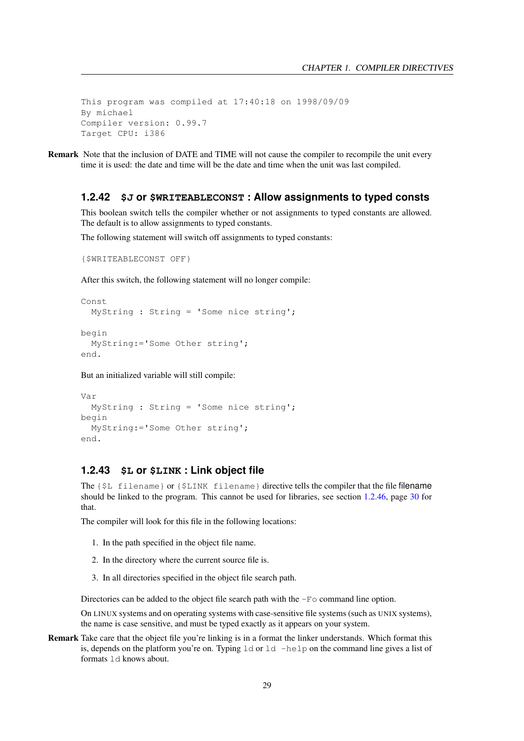```
This program was compiled at 17:40:18 on 1998/09/09
By michael
Compiler version: 0.99.7
Target CPU: i386
```

**Remark** Note that the inclusion of DATE and TIME will not cause the compiler to recompile the unit every time it is used: the date and time will be the date and time when the unit was last compiled.

### 1.2.42 `$J` or `$WRITEABLECONST` : Allow assignments to typed consts

This boolean switch tells the compiler whether or not assignments to typed constants are allowed. The default is to allow assignments to typed constants.

The following statement will switch off assignments to typed constants:

```
{$WRITEABLECONST OFF}
```

After this switch, the following statement will no longer compile:

```
Const
  MyString : String = 'Some nice string';

begin
  MyString:='Some Other string';
end.
```

But an initialized variable will still compile:

```
Var
  MyString : String = 'Some nice string';
begin
  MyString:='Some Other string';
end.
```

### 1.2.43 `$L` or `$LINK` : Link object file

The `{$L filename}` or `{$LINK filename}` directive tells the compiler that the file filename should be linked to the program. This cannot be used for libraries, see section 1.2.46, page 30 for that.

The compiler will look for this file in the following locations:

1. In the path specified in the object file name.
2. In the directory where the current source file is.
3. In all directories specified in the object file search path.

Directories can be added to the object file search path with the `-Fo` command line option.

On LINUX systems and on operating systems with case-sensitive file systems (such as UNIX systems), the name is case sensitive, and must be typed exactly as it appears on your system.

**Remark** Take care that the object file you're linking is in a format the linker understands. Which format this is, depends on the platform you're on. Typing `ld` or `ld -help` on the command line gives a list of formats `ld` knows about.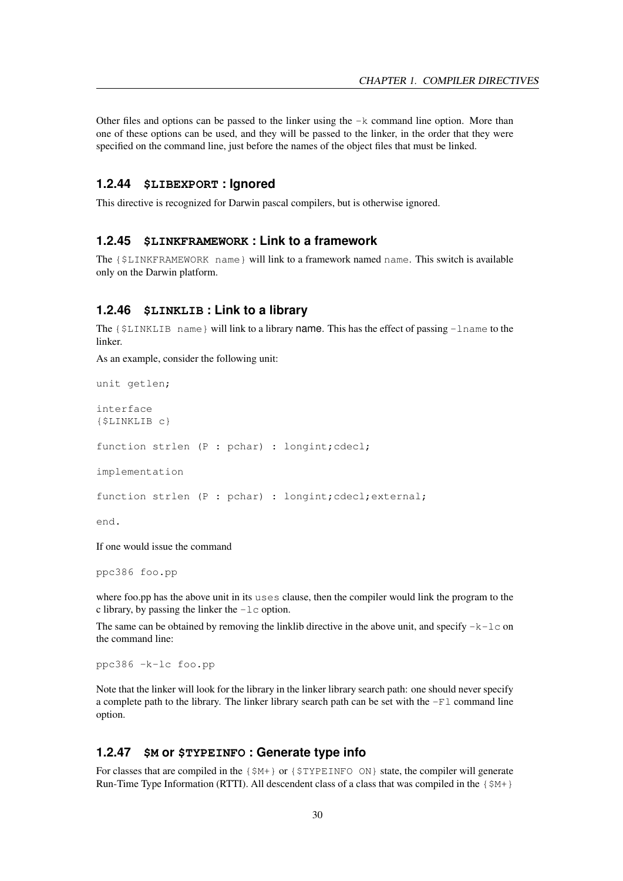Other files and options can be passed to the linker using the `-k` command line option. More than one of these options can be used, and they will be passed to the linker, in the order that they were specified on the command line, just before the names of the object files that must be linked.

### 1.2.44 `$LIBEXPORT` : Ignored

This directive is recognized for Darwin pascal compilers, but is otherwise ignored.

### 1.2.45 `$LINKFRAMEWORK` : Link to a framework

The `{$LINKFRAMEWORK name}` will link to a framework named `name`. This switch is available only on the Darwin platform.

### 1.2.46 `$LINKLIB` : Link to a library

The `{$LINKLIB name}` will link to a library name. This has the effect of passing `-lname` to the linker.

As an example, consider the following unit:

```
unit getlen;

interface
{$LINKLIB c}

function strlen (P : pchar) : longint;cdecl;

implementation

function strlen (P : pchar) : longint;cdecl;external;

end.
```

If one would issue the command

```
ppc386 foo.pp
```

where foo.pp has the above unit in its `uses` clause, then the compiler would link the program to the c library, by passing the linker the `-lc` option.

The same can be obtained by removing the linklib directive in the above unit, and specify `-k-lc` on the command line:

```
ppc386 -k-lc foo.pp
```

Note that the linker will look for the library in the linker library search path: one should never specify a complete path to the library. The linker library search path can be set with the `-Fl` command line option.

### 1.2.47 `$M` or `$TYPEINFO` : Generate type info

For classes that are compiled in the `{$M+}` or `{$TYPEINFO ON}` state, the compiler will generate Run-Time Type Information (RTTI). All descendent class of a class that was compiled in the `{$M+}`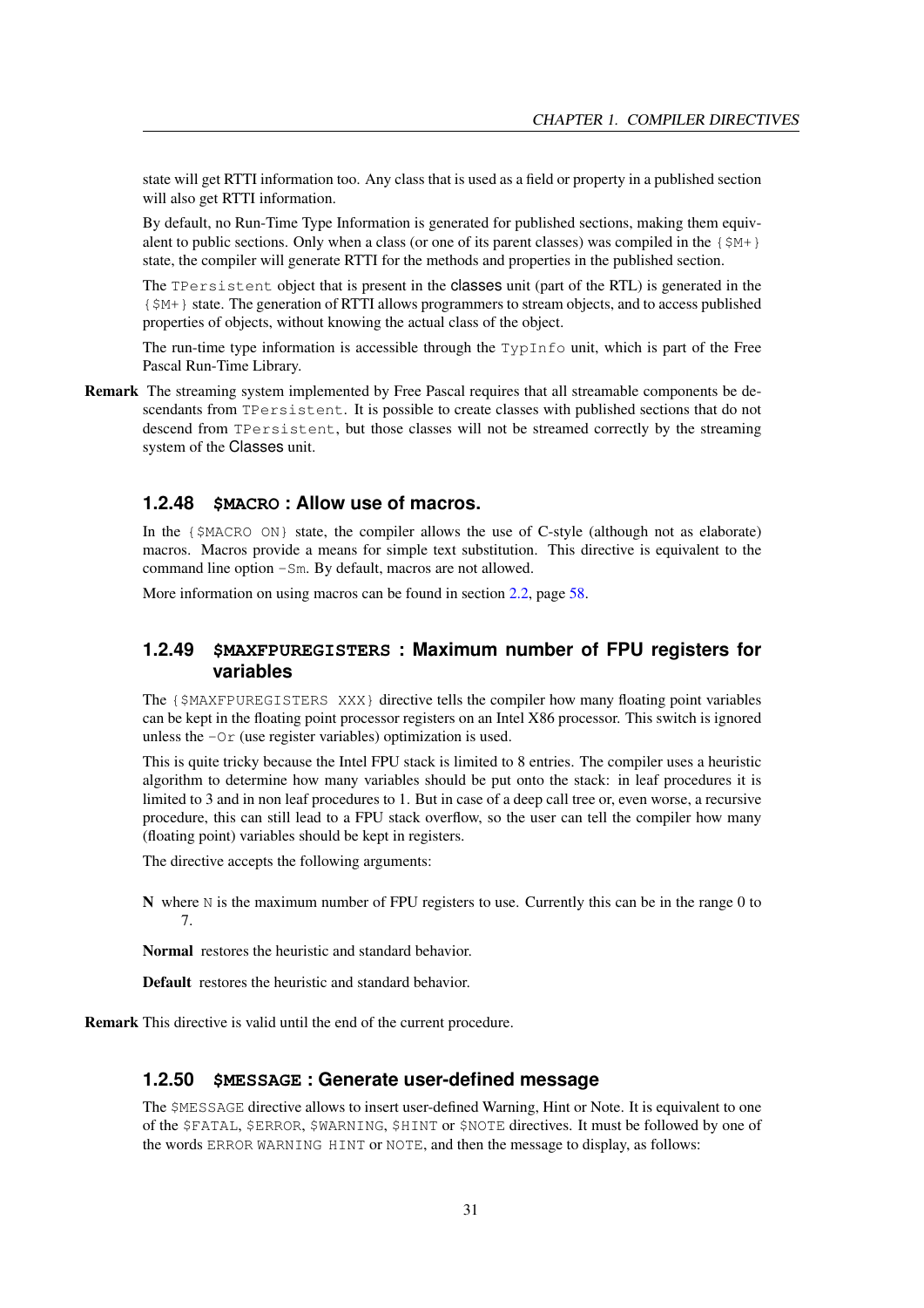state will get RTTI information too. Any class that is used as a field or property in a published section will also get RTTI information.

By default, no Run-Time Type Information is generated for published sections, making them equivalent to public sections. Only when a class (or one of its parent classes) was compiled in the `{$M+}` state, the compiler will generate RTTI for the methods and properties in the published section.

The `TPersistent` object that is present in the classes unit (part of the RTL) is generated in the `{$M+}` state. The generation of RTTI allows programmers to stream objects, and to access published properties of objects, without knowing the actual class of the object.

The run-time type information is accessible through the `TypInfo` unit, which is part of the Free Pascal Run-Time Library.

**Remark** The streaming system implemented by Free Pascal requires that all streamable components be descendants from `TPersistent`. It is possible to create classes with published sections that do not descend from `TPersistent`, but those classes will not be streamed correctly by the streaming system of the Classes unit.

### 1.2.48 `$MACRO` : Allow use of macros.

In the `{$MACRO ON}` state, the compiler allows the use of C-style (although not as elaborate) macros. Macros provide a means for simple text substitution. This directive is equivalent to the command line option `-Sm`. By default, macros are not allowed.

More information on using macros can be found in section 2.2, page 58.

### 1.2.49 `$MAXFPUREGISTERS` : Maximum number of FPU registers for variables

The `{$MAXFPUREGISTERS XXX}` directive tells the compiler how many floating point variables can be kept in the floating point processor registers on an Intel X86 processor. This switch is ignored unless the `-Or` (use register variables) optimization is used.

This is quite tricky because the Intel FPU stack is limited to 8 entries. The compiler uses a heuristic algorithm to determine how many variables should be put onto the stack: in leaf procedures it is limited to 3 and in non leaf procedures to 1. But in case of a deep call tree or, even worse, a recursive procedure, this can still lead to a FPU stack overflow, so the user can tell the compiler how many (floating point) variables should be kept in registers.

The directive accepts the following arguments:

**N** where `N` is the maximum number of FPU registers to use. Currently this can be in the range 0 to 7.

**Normal** restores the heuristic and standard behavior.

**Default** restores the heuristic and standard behavior.

**Remark** This directive is valid until the end of the current procedure.

### 1.2.50 `$MESSAGE` : Generate user-defined message

The `$MESSAGE` directive allows to insert user-defined Warning, Hint or Note. It is equivalent to one of the `$FATAL`, `$ERROR`, `$WARNING`, `$HINT` or `$NOTE` directives. It must be followed by one of the words `ERROR` `WARNING` `HINT` or `NOTE`, and then the message to display, as follows: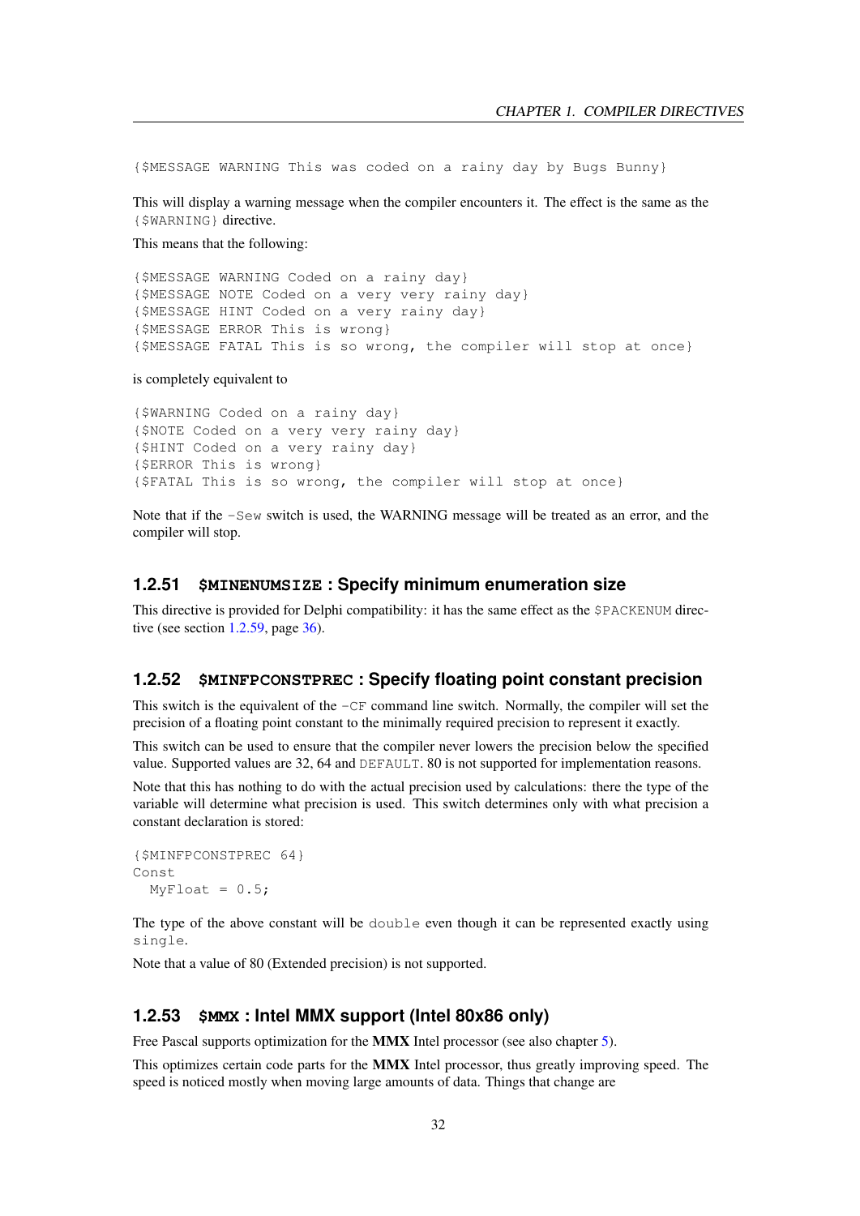```
{$MESSAGE WARNING This was coded on a rainy day by Bugs Bunny}
```

This will display a warning message when the compiler encounters it. The effect is the same as the `{$WARNING}` directive.

This means that the following:

```
{$MESSAGE WARNING Coded on a rainy day}
{$MESSAGE NOTE Coded on a very very rainy day}
{$MESSAGE HINT Coded on a very rainy day}
{$MESSAGE ERROR This is wrong}
{$MESSAGE FATAL This is so wrong, the compiler will stop at once}
```

is completely equivalent to

```
{$WARNING Coded on a rainy day}
{$NOTE Coded on a very very rainy day}
{$HINT Coded on a very rainy day}
{$ERROR This is wrong}
{$FATAL This is so wrong, the compiler will stop at once}
```

Note that if the `-Sew` switch is used, the WARNING message will be treated as an error, and the compiler will stop.

### 1.2.51 $MINENUMSIZE : Specify minimum enumeration size

This directive is provided for Delphi compatibility: it has the same effect as the `$PACKENUM` directive (see section 1.2.59, page 36).

### 1.2.52 $MINFPCONSTPREC : Specify floating point constant precision

This switch is the equivalent of the `-CF` command line switch. Normally, the compiler will set the precision of a floating point constant to the minimally required precision to represent it exactly.

This switch can be used to ensure that the compiler never lowers the precision below the specified value. Supported values are 32, 64 and `DEFAULT`. 80 is not supported for implementation reasons.

Note that this has nothing to do with the actual precision used by calculations: there the type of the variable will determine what precision is used. This switch determines only with what precision a constant declaration is stored:

```
{$MINFPCONSTPREC 64}
Const
  MyFloat = 0.5;
```

The type of the above constant will be `double` even though it can be represented exactly using `single`.

Note that a value of 80 (Extended precision) is not supported.

### 1.2.53 $MMX : Intel MMX support (Intel 80x86 only)

Free Pascal supports optimization for the **MMX** Intel processor (see also chapter 5).

This optimizes certain code parts for the **MMX** Intel processor, thus greatly improving speed. The speed is noticed mostly when moving large amounts of data. Things that change are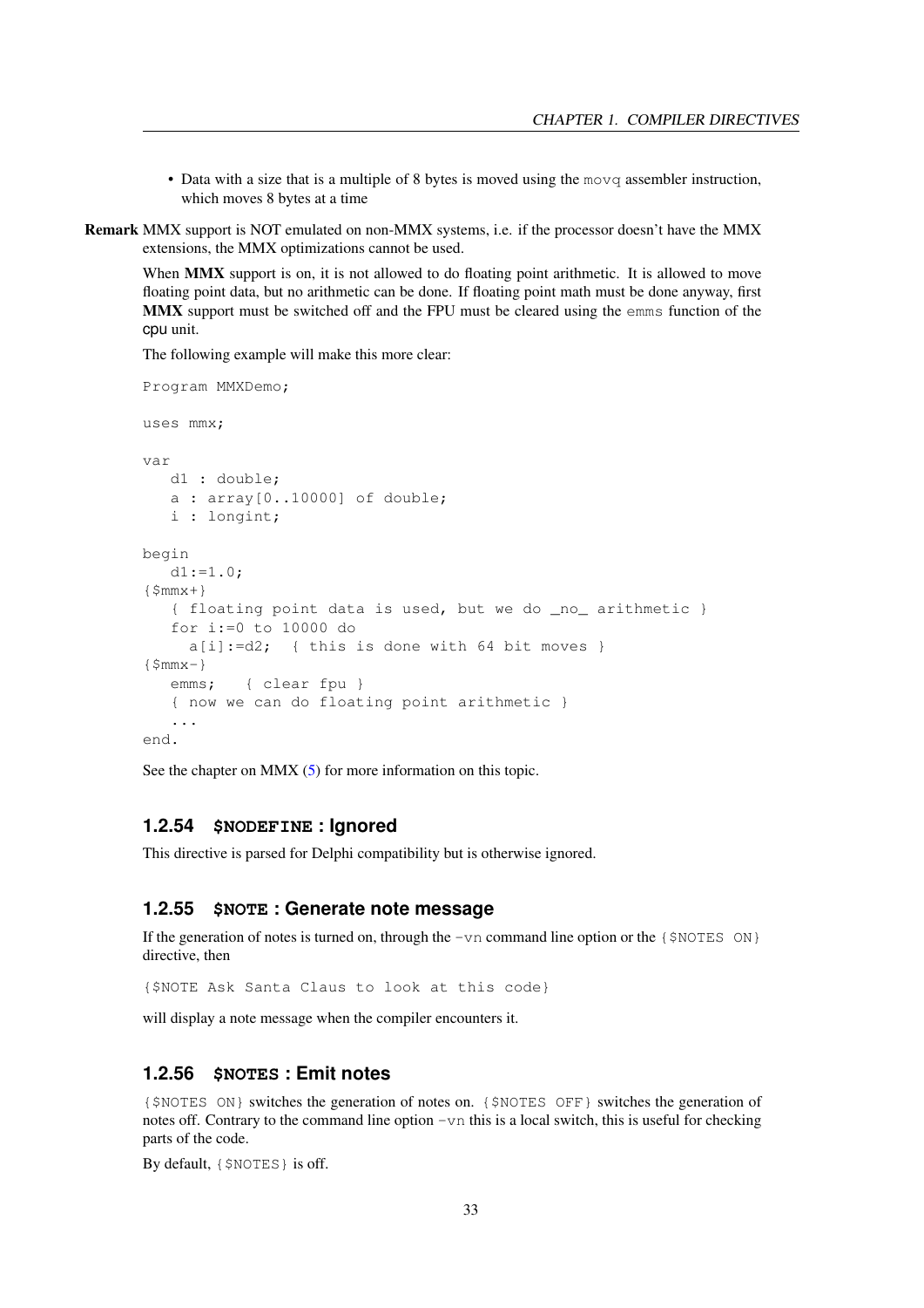- Data with a size that is a multiple of 8 bytes is moved using the `movq` assembler instruction, which moves 8 bytes at a time

**Remark** MMX support is NOT emulated on non-MMX systems, i.e. if the processor doesn't have the MMX extensions, the MMX optimizations cannot be used.

When **MMX** support is on, it is not allowed to do floating point arithmetic. It is allowed to move floating point data, but no arithmetic can be done. If floating point math must be done anyway, first **MMX** support must be switched off and the FPU must be cleared using the `emms` function of the cpu unit.

The following example will make this more clear:

```
Program MMXDemo;

uses mmx;

var
   d1 : double;
   a : array[0..10000] of double;
   i : longint;

begin
   d1:=1.0;
{$mmx+}
   { floating point data is used, but we do _no_ arithmetic }
   for i:=0 to 10000 do
     a[i]:=d2;  { this is done with 64 bit moves }
{$mmx-}
   emms;   { clear fpu }
   { now we can do floating point arithmetic }
   ...
end.
```

See the chapter on MMX (5) for more information on this topic.

### 1.2.54 `$NODEFINE` : Ignored

This directive is parsed for Delphi compatibility but is otherwise ignored.

### 1.2.55 `$NOTE` : Generate note message

If the generation of notes is turned on, through the `-vn` command line option or the `{$NOTES ON}` directive, then

```
{$NOTE Ask Santa Claus to look at this code}
```

will display a note message when the compiler encounters it.

### 1.2.56 `$NOTES` : Emit notes

`{$NOTES ON}` switches the generation of notes on. `{$NOTES OFF}` switches the generation of notes off. Contrary to the command line option `-vn` this is a local switch, this is useful for checking parts of the code.

By default, `{$NOTES}` is off.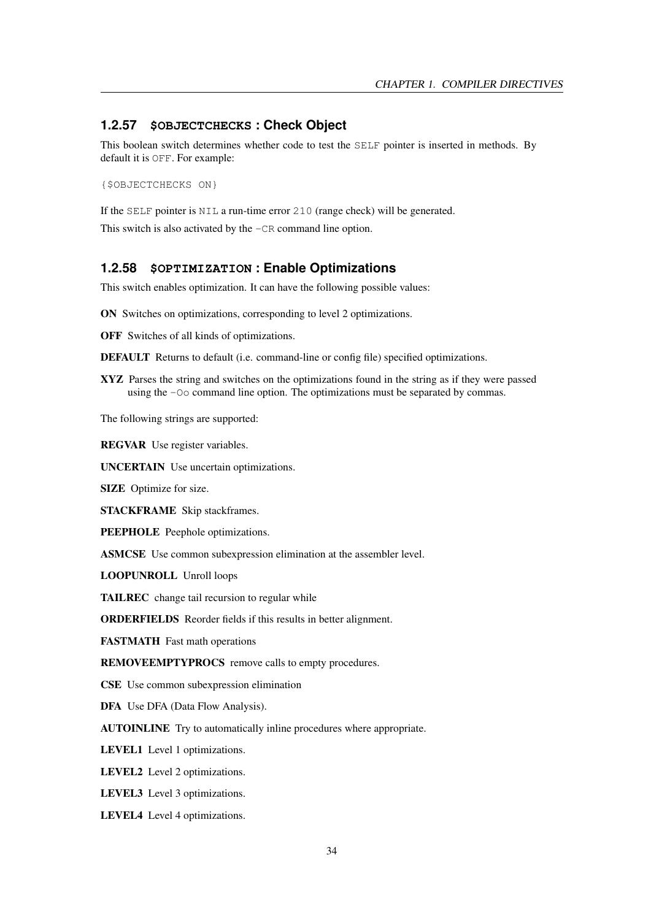### 1.2.57 `$OBJECTCHECKS` : Check Object

This boolean switch determines whether code to test the `SELF` pointer is inserted in methods. By default it is `OFF`. For example:

```
{$OBJECTCHECKS ON}
```

If the `SELF` pointer is `NIL` a run-time error `210` (range check) will be generated.

This switch is also activated by the `-CR` command line option.

### 1.2.58 `$OPTIMIZATION` : Enable Optimizations

This switch enables optimization. It can have the following possible values:

**ON** Switches on optimizations, corresponding to level 2 optimizations.

**OFF** Switches of all kinds of optimizations.

**DEFAULT** Returns to default (i.e. command-line or config file) specified optimizations.

**XYZ** Parses the string and switches on the optimizations found in the string as if they were passed using the `-Oo` command line option. The optimizations must be separated by commas.

The following strings are supported:

**REGVAR** Use register variables.

**UNCERTAIN** Use uncertain optimizations.

**SIZE** Optimize for size.

**STACKFRAME** Skip stackframes.

**PEEPHOLE** Peephole optimizations.

**ASMCSE** Use common subexpression elimination at the assembler level.

**LOOPUNROLL** Unroll loops

**TAILREC** change tail recursion to regular while

**ORDERFIELDS** Reorder fields if this results in better alignment.

**FASTMATH** Fast math operations

**REMOVEEMPTYPROCS** remove calls to empty procedures.

**CSE** Use common subexpression elimination

**DFA** Use DFA (Data Flow Analysis).

**AUTOINLINE** Try to automatically inline procedures where appropriate.

**LEVEL1** Level 1 optimizations.

**LEVEL2** Level 2 optimizations.

**LEVEL3** Level 3 optimizations.

**LEVEL4** Level 4 optimizations.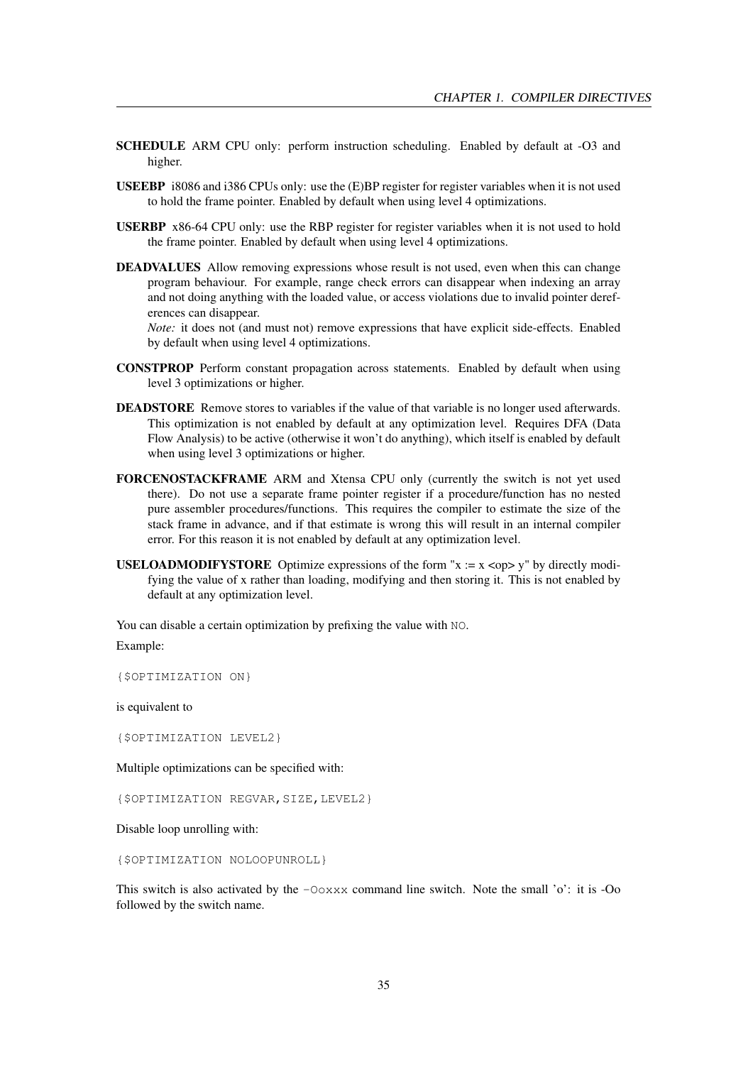**SCHEDULE** ARM CPU only: perform instruction scheduling. Enabled by default at -O3 and higher.

**USEEBP** i8086 and i386 CPUs only: use the (E)BP register for register variables when it is not used to hold the frame pointer. Enabled by default when using level 4 optimizations.

**USERBP** x86-64 CPU only: use the RBP register for register variables when it is not used to hold the frame pointer. Enabled by default when using level 4 optimizations.

**DEADVALUES** Allow removing expressions whose result is not used, even when this can change program behaviour. For example, range check errors can disappear when indexing an array and not doing anything with the loaded value, or access violations due to invalid pointer dereferences can disappear.
*Note:* it does not (and must not) remove expressions that have explicit side-effects. Enabled by default when using level 4 optimizations.

**CONSTPROP** Perform constant propagation across statements. Enabled by default when using level 3 optimizations or higher.

**DEADSTORE** Remove stores to variables if the value of that variable is no longer used afterwards. This optimization is not enabled by default at any optimization level. Requires DFA (Data Flow Analysis) to be active (otherwise it won't do anything), which itself is enabled by default when using level 3 optimizations or higher.

**FORCENOSTACKFRAME** ARM and Xtensa CPU only (currently the switch is not yet used there). Do not use a separate frame pointer register if a procedure/function has no nested pure assembler procedures/functions. This requires the compiler to estimate the size of the stack frame in advance, and if that estimate is wrong this will result in an internal compiler error. For this reason it is not enabled by default at any optimization level.

**USELOADMODIFYSTORE** Optimize expressions of the form "x := x <op> y" by directly modifying the value of x rather than loading, modifying and then storing it. This is not enabled by default at any optimization level.

You can disable a certain optimization by prefixing the value with `NO`.

Example:

```
{$OPTIMIZATION ON}
```

is equivalent to

```
{$OPTIMIZATION LEVEL2}
```

Multiple optimizations can be specified with:

```
{$OPTIMIZATION REGVAR,SIZE,LEVEL2}
```

Disable loop unrolling with:

```
{$OPTIMIZATION NOLOOPUNROLL}
```

This switch is also activated by the `-Ooxxx` command line switch. Note the small 'o': it is -Oo followed by the switch name.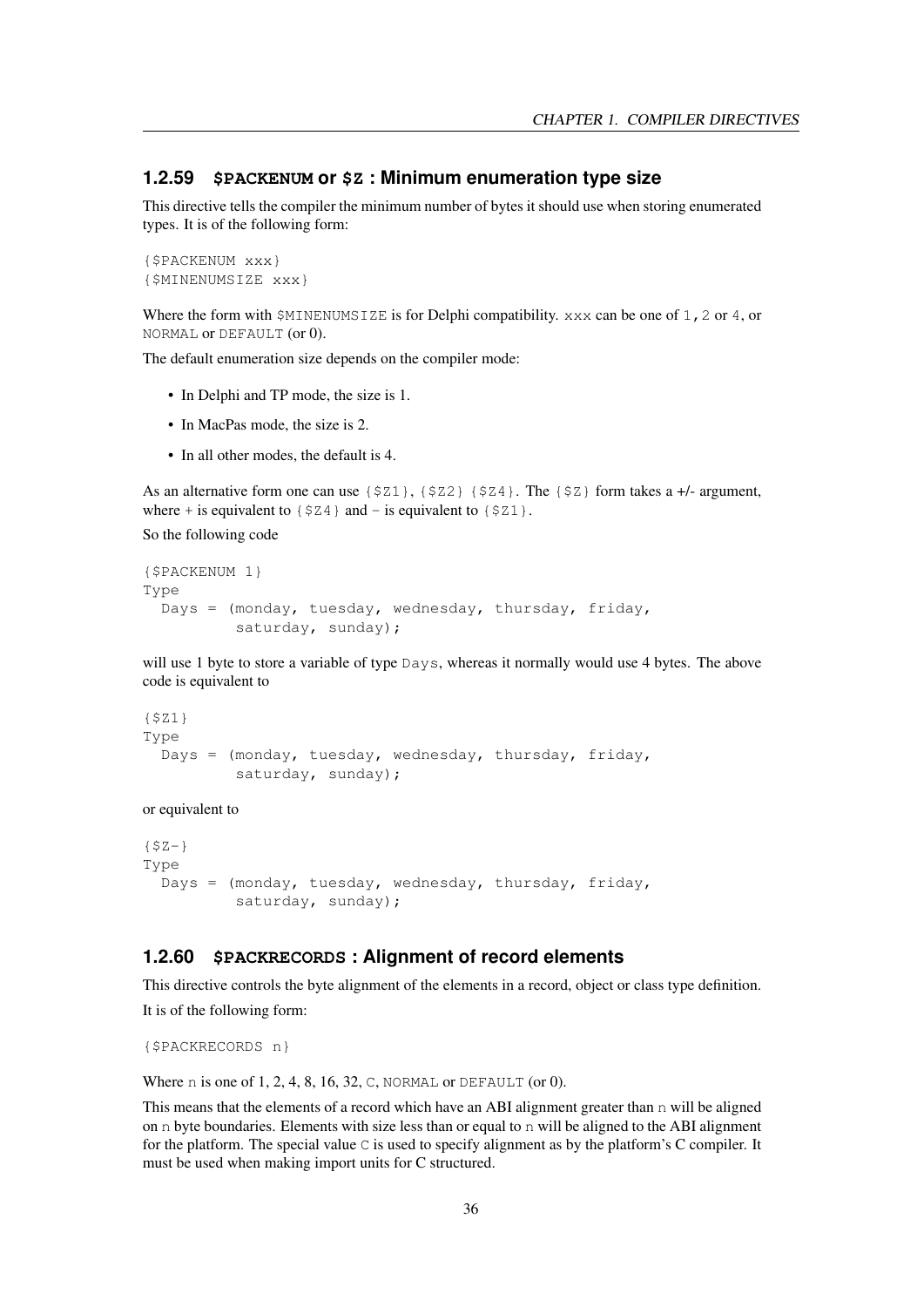### 1.2.59 `$PACKENUM` or `$Z` : Minimum enumeration type size

This directive tells the compiler the minimum number of bytes it should use when storing enumerated types. It is of the following form:

```
{$PACKENUM xxx}
{$MINENUMSIZE xxx}
```

Where the form with `$MINENUMSIZE` is for Delphi compatibility. `xxx` can be one of `1`, `2` or `4`, or `NORMAL` or `DEFAULT` (or 0).

The default enumeration size depends on the compiler mode:

- In Delphi and TP mode, the size is 1.
- In MacPas mode, the size is 2.
- In all other modes, the default is 4.

As an alternative form one can use `{$Z1}`, `{$Z2}` `{$Z4}`. The `{$Z}` form takes a +/- argument, where `+` is equivalent to `{$Z4}` and `-` is equivalent to `{$Z1}`.

So the following code

```
{$PACKENUM 1}
Type
  Days = (monday, tuesday, wednesday, thursday, friday,
          saturday, sunday);
```

will use 1 byte to store a variable of type `Days`, whereas it normally would use 4 bytes. The above code is equivalent to

```
{$Z1}
Type
  Days = (monday, tuesday, wednesday, thursday, friday,
          saturday, sunday);
```

or equivalent to

```
{$Z-}
Type
  Days = (monday, tuesday, wednesday, thursday, friday,
          saturday, sunday);
```

### 1.2.60 `$PACKRECORDS` : Alignment of record elements

This directive controls the byte alignment of the elements in a record, object or class type definition.

It is of the following form:

```
{$PACKRECORDS n}
```

Where `n` is one of 1, 2, 4, 8, 16, 32, `C`, `NORMAL` or `DEFAULT` (or 0).

This means that the elements of a record which have an ABI alignment greater than `n` will be aligned on `n` byte boundaries. Elements with size less than or equal to `n` will be aligned to the ABI alignment for the platform. The special value `C` is used to specify alignment as by the platform's C compiler. It must be used when making import units for C structured.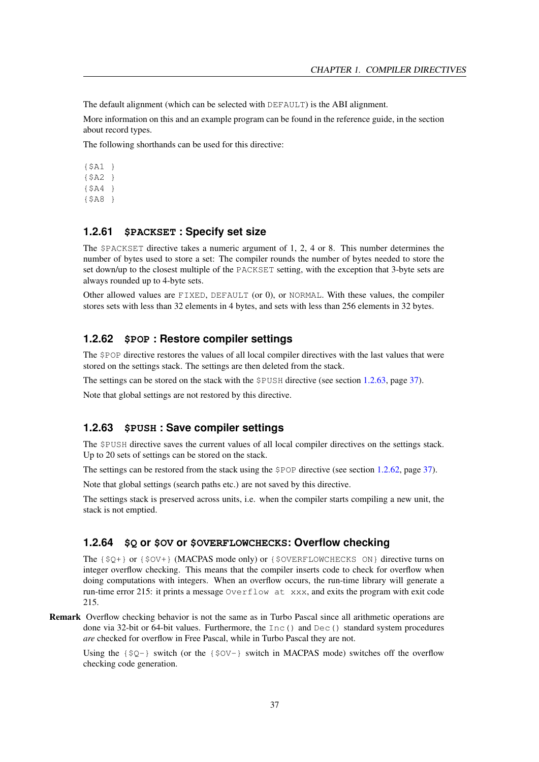The default alignment (which can be selected with DEFAULT) is the ABI alignment.

More information on this and an example program can be found in the reference guide, in the section about record types.

The following shorthands can be used for this directive:

```
{$A1 }
{$A2 }
{$A4 }
{$A8 }
```

### 1.2.61 $PACKSET : Specify set size

The $PACKSET directive takes a numeric argument of 1, 2, 4 or 8. This number determines the number of bytes used to store a set: The compiler rounds the number of bytes needed to store the set down/up to the closest multiple of the PACKSET setting, with the exception that 3-byte sets are always rounded up to 4-byte sets.

Other allowed values are FIXED, DEFAULT (or 0), or NORMAL. With these values, the compiler stores sets with less than 32 elements in 4 bytes, and sets with less than 256 elements in 32 bytes.

### 1.2.62 $POP : Restore compiler settings

The $POP directive restores the values of all local compiler directives with the last values that were stored on the settings stack. The settings are then deleted from the stack.

The settings can be stored on the stack with the $PUSH directive (see section 1.2.63, page 37).

Note that global settings are not restored by this directive.

### 1.2.63 $PUSH : Save compiler settings

The $PUSH directive saves the current values of all local compiler directives on the settings stack. Up to 20 sets of settings can be stored on the stack.

The settings can be restored from the stack using the $POP directive (see section 1.2.62, page 37).

Note that global settings (search paths etc.) are not saved by this directive.

The settings stack is preserved across units, i.e. when the compiler starts compiling a new unit, the stack is not emptied.

### 1.2.64 $Q or $OV or $OVERFLOWCHECKS: Overflow checking

The {$Q+} or {$OV+} (MACPAS mode only) or {$OVERFLOWCHECKS ON} directive turns on integer overflow checking. This means that the compiler inserts code to check for overflow when doing computations with integers. When an overflow occurs, the run-time library will generate a run-time error 215: it prints a message Overflow at xxx, and exits the program with exit code 215.

**Remark** Overflow checking behavior is not the same as in Turbo Pascal since all arithmetic operations are done via 32-bit or 64-bit values. Furthermore, the Inc() and Dec() standard system procedures *are* checked for overflow in Free Pascal, while in Turbo Pascal they are not.

Using the {$Q-} switch (or the {$OV-} switch in MACPAS mode) switches off the overflow checking code generation.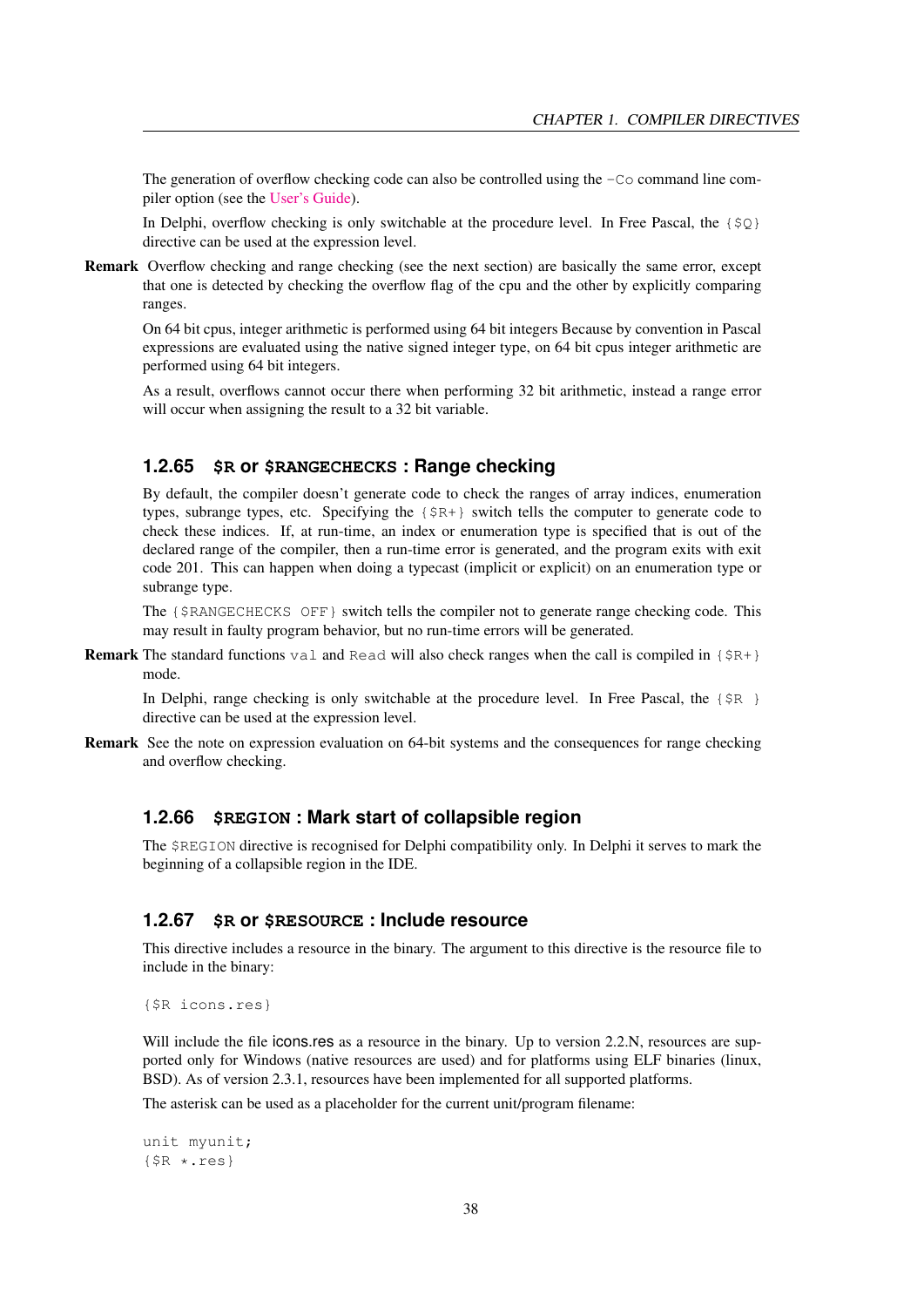The generation of overflow checking code can also be controlled using the `-Co` command line compiler option (see the User's Guide).

In Delphi, overflow checking is only switchable at the procedure level. In Free Pascal, the `{$Q}` directive can be used at the expression level.

**Remark** Overflow checking and range checking (see the next section) are basically the same error, except that one is detected by checking the overflow flag of the cpu and the other by explicitly comparing ranges.

On 64 bit cpus, integer arithmetic is performed using 64 bit integers Because by convention in Pascal expressions are evaluated using the native signed integer type, on 64 bit cpus integer arithmetic are performed using 64 bit integers.

As a result, overflows cannot occur there when performing 32 bit arithmetic, instead a range error will occur when assigning the result to a 32 bit variable.

### 1.2.65 `$R` or `$RANGECHECKS` : Range checking

By default, the compiler doesn't generate code to check the ranges of array indices, enumeration types, subrange types, etc. Specifying the `{$R+}` switch tells the computer to generate code to check these indices. If, at run-time, an index or enumeration type is specified that is out of the declared range of the compiler, then a run-time error is generated, and the program exits with exit code 201. This can happen when doing a typecast (implicit or explicit) on an enumeration type or subrange type.

The `{$RANGECHECKS OFF}` switch tells the compiler not to generate range checking code. This may result in faulty program behavior, but no run-time errors will be generated.

**Remark** The standard functions `val` and `Read` will also check ranges when the call is compiled in `{$R+}` mode.

In Delphi, range checking is only switchable at the procedure level. In Free Pascal, the `{$R }` directive can be used at the expression level.

**Remark** See the note on expression evaluation on 64-bit systems and the consequences for range checking and overflow checking.

### 1.2.66 `$REGION` : Mark start of collapsible region

The `$REGION` directive is recognised for Delphi compatibility only. In Delphi it serves to mark the beginning of a collapsible region in the IDE.

### 1.2.67 `$R` or `$RESOURCE` : Include resource

This directive includes a resource in the binary. The argument to this directive is the resource file to include in the binary:

```
{$R icons.res}
```

Will include the file icons.res as a resource in the binary. Up to version 2.2.N, resources are supported only for Windows (native resources are used) and for platforms using ELF binaries (linux, BSD). As of version 2.3.1, resources have been implemented for all supported platforms.

The asterisk can be used as a placeholder for the current unit/program filename:

```
unit myunit;
{$R *.res}
```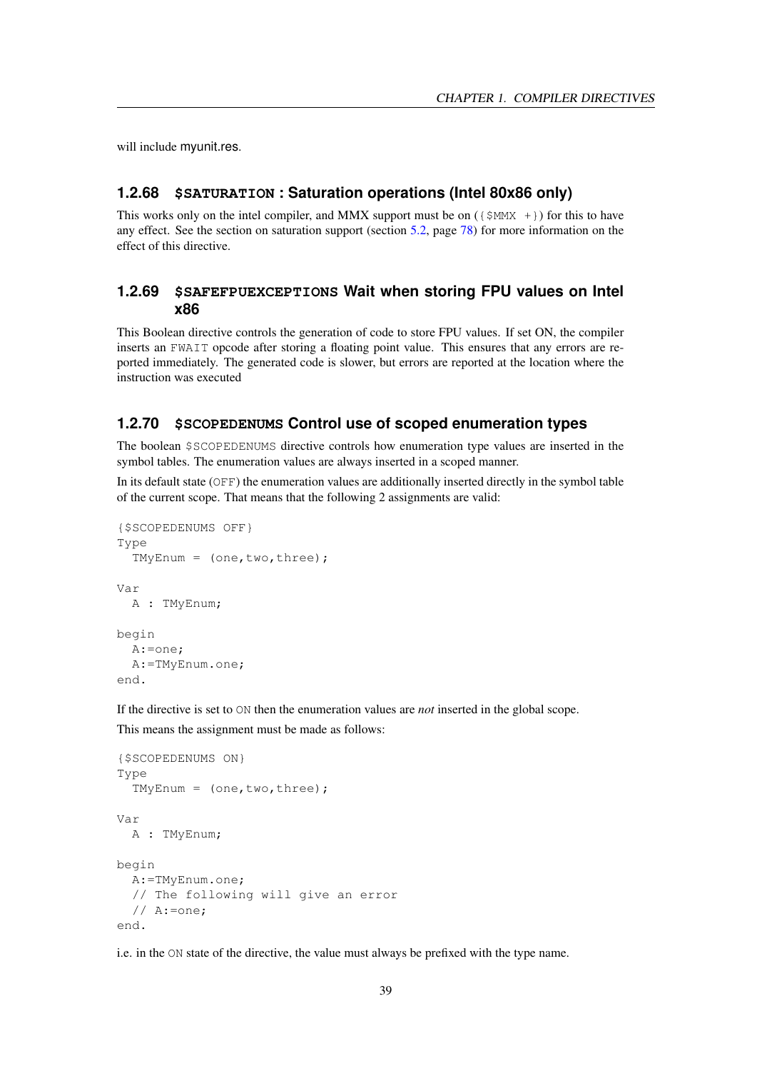will include myunit.res.

### 1.2.68 `$SATURATION` : Saturation operations (Intel 80x86 only)

This works only on the intel compiler, and MMX support must be on (`{$MMX +}`) for this to have any effect. See the section on saturation support (section 5.2, page 78) for more information on the effect of this directive.

### 1.2.69 `$SAFEFPUEXCEPTIONS` Wait when storing FPU values on Intel x86

This Boolean directive controls the generation of code to store FPU values. If set ON, the compiler inserts an `FWAIT` opcode after storing a floating point value. This ensures that any errors are reported immediately. The generated code is slower, but errors are reported at the location where the instruction was executed

### 1.2.70 `$SCOPEDENUMS` Control use of scoped enumeration types

The boolean `$SCOPEDENUMS` directive controls how enumeration type values are inserted in the symbol tables. The enumeration values are always inserted in a scoped manner.

In its default state (`OFF`) the enumeration values are additionally inserted directly in the symbol table of the current scope. That means that the following 2 assignments are valid:

```
{$SCOPEDENUMS OFF}
Type
  TMyEnum = (one,two,three);

Var
  A : TMyEnum;

begin
  A:=one;
  A:=TMyEnum.one;
end.
```

If the directive is set to `ON` then the enumeration values are *not* inserted in the global scope.

This means the assignment must be made as follows:

```
{$SCOPEDENUMS ON}
Type
  TMyEnum = (one,two,three);

Var
  A : TMyEnum;

begin
  A:=TMyEnum.one;
  // The following will give an error
  // A:=one;
end.
```

i.e. in the `ON` state of the directive, the value must always be prefixed with the type name.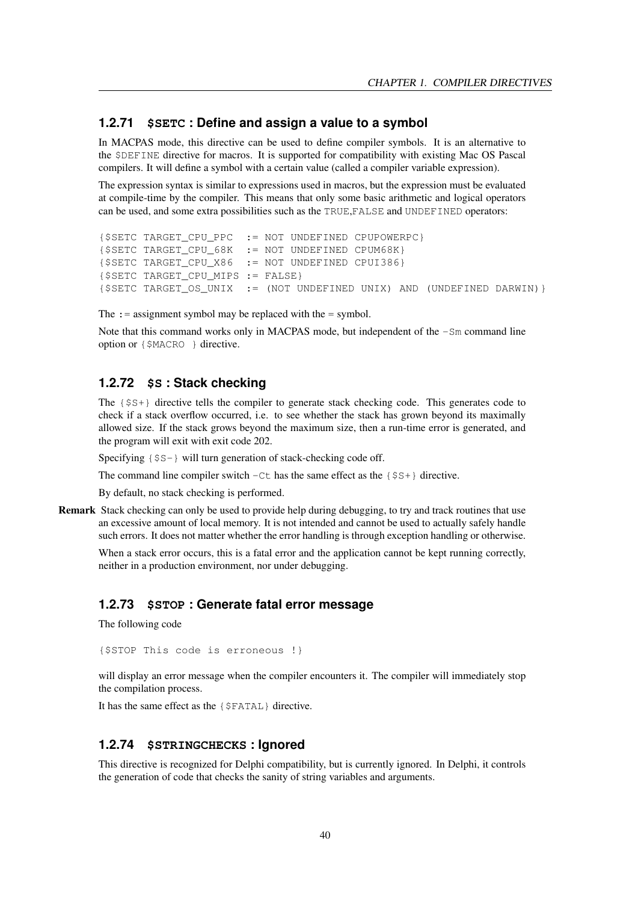### 1.2.71 `$SETC` : Define and assign a value to a symbol

In MACPAS mode, this directive can be used to define compiler symbols. It is an alternative to the `$DEFINE` directive for macros. It is supported for compatibility with existing Mac OS Pascal compilers. It will define a symbol with a certain value (called a compiler variable expression).

The expression syntax is similar to expressions used in macros, but the expression must be evaluated at compile-time by the compiler. This means that only some basic arithmetic and logical operators can be used, and some extra possibilities such as the `TRUE`,`FALSE` and `UNDEFINED` operators:

```
{$SETC TARGET_CPU_PPC  := NOT UNDEFINED CPUPOWERPC}
{$SETC TARGET_CPU_68K  := NOT UNDEFINED CPUM68K}
{$SETC TARGET_CPU_X86  := NOT UNDEFINED CPUI386}
{$SETC TARGET_CPU_MIPS := FALSE}
{$SETC TARGET_OS_UNIX  := (NOT UNDEFINED UNIX) AND (UNDEFINED DARWIN)}
```

The := assignment symbol may be replaced with the = symbol.

Note that this command works only in MACPAS mode, but independent of the `-Sm` command line option or `{$MACRO }` directive.

### 1.2.72 `$S` : Stack checking

The `{$S+}` directive tells the compiler to generate stack checking code. This generates code to check if a stack overflow occurred, i.e. to see whether the stack has grown beyond its maximally allowed size. If the stack grows beyond the maximum size, then a run-time error is generated, and the program will exit with exit code 202.

Specifying `{$S-}` will turn generation of stack-checking code off.

The command line compiler switch `-Ct` has the same effect as the `{$S+}` directive.

By default, no stack checking is performed.

**Remark** Stack checking can only be used to provide help during debugging, to try and track routines that use an excessive amount of local memory. It is not intended and cannot be used to actually safely handle such errors. It does not matter whether the error handling is through exception handling or otherwise.

When a stack error occurs, this is a fatal error and the application cannot be kept running correctly, neither in a production environment, nor under debugging.

### 1.2.73 `$STOP` : Generate fatal error message

The following code

```
{$STOP This code is erroneous !}
```

will display an error message when the compiler encounters it. The compiler will immediately stop the compilation process.

It has the same effect as the `{$FATAL}` directive.

### 1.2.74 `$STRINGCHECKS` : Ignored

This directive is recognized for Delphi compatibility, but is currently ignored. In Delphi, it controls the generation of code that checks the sanity of string variables and arguments.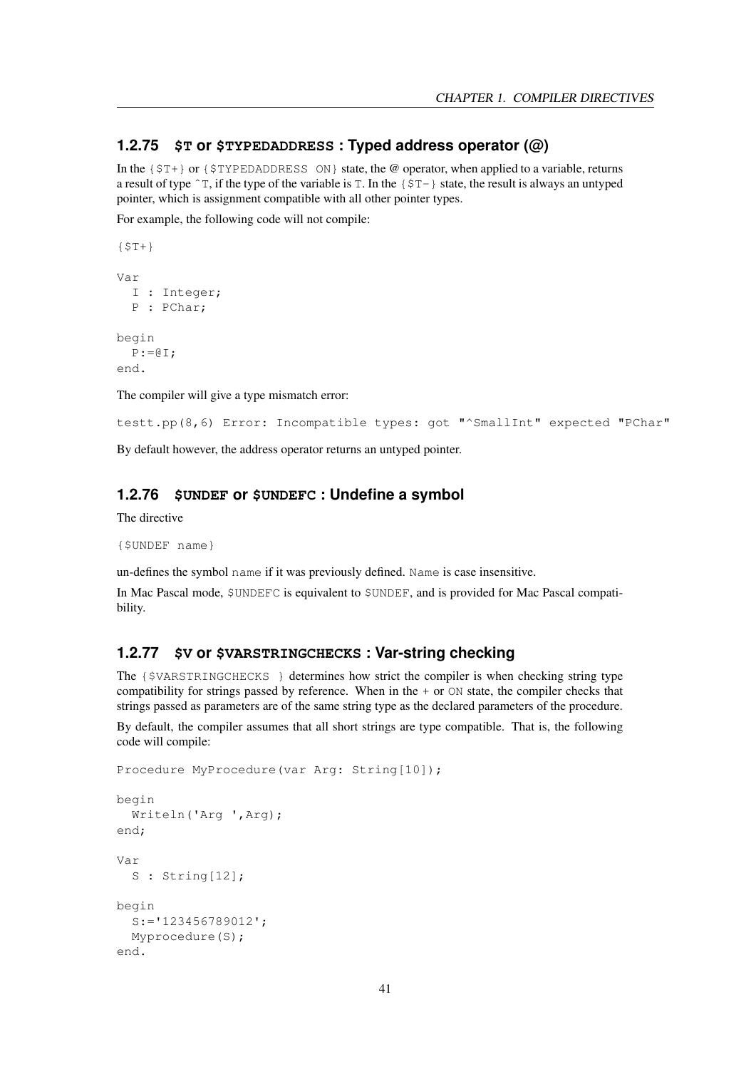### 1.2.75 `$T` or `$TYPEDADDRESS` : Typed address operator (@)

In the `{$T+}` or `{$TYPEDADDRESS ON}` state, the @ operator, when applied to a variable, returns a result of type `^T`, if the type of the variable is `T`. In the `{$T-}` state, the result is always an untyped pointer, which is assignment compatible with all other pointer types.

For example, the following code will not compile:

```
{$T+}

Var
  I : Integer;
  P : PChar;

begin
  P:=@I;
end.
```

The compiler will give a type mismatch error:

```
testt.pp(8,6) Error: Incompatible types: got "^SmallInt" expected "PChar"
```

By default however, the address operator returns an untyped pointer.

### 1.2.76 `$UNDEF` or `$UNDEFC` : Undefine a symbol

The directive

```
{$UNDEF name}
```

un-defines the symbol `name` if it was previously defined. `Name` is case insensitive.

In Mac Pascal mode, `$UNDEFC` is equivalent to `$UNDEF`, and is provided for Mac Pascal compatibility.

### 1.2.77 `$V` or `$VARSTRINGCHECKS` : Var-string checking

The `{$VARSTRINGCHECKS }` determines how strict the compiler is when checking string type compatibility for strings passed by reference. When in the `+` or `ON` state, the compiler checks that strings passed as parameters are of the same string type as the declared parameters of the procedure.

By default, the compiler assumes that all short strings are type compatible. That is, the following code will compile:

```
Procedure MyProcedure(var Arg: String[10]);

begin
  Writeln('Arg ',Arg);
end;

Var
  S : String[12];

begin
  S:='123456789012';
  Myprocedure(S);
end.
```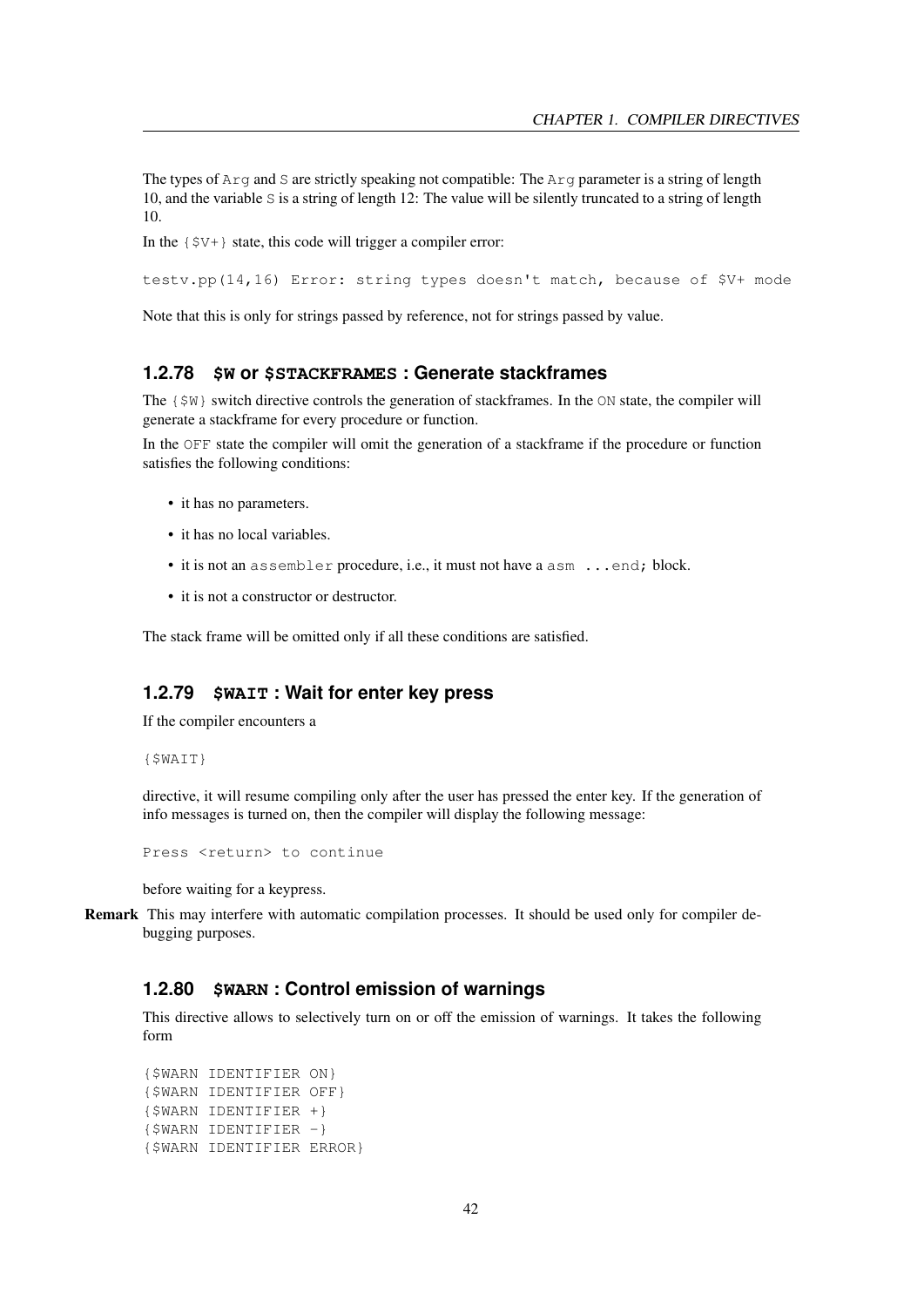The types of `Arg` and `S` are strictly speaking not compatible: The `Arg` parameter is a string of length 10, and the variable `S` is a string of length 12: The value will be silently truncated to a string of length 10.

In the `{$V+}` state, this code will trigger a compiler error:

```
testv.pp(14,16) Error: string types doesn't match, because of $V+ mode
```

Note that this is only for strings passed by reference, not for strings passed by value.

### 1.2.78 `$W` or `$STACKFRAMES` : Generate stackframes

The `{$W}` switch directive controls the generation of stackframes. In the `ON` state, the compiler will generate a stackframe for every procedure or function.

In the `OFF` state the compiler will omit the generation of a stackframe if the procedure or function satisfies the following conditions:

- it has no parameters.
- it has no local variables.
- it is not an `assembler` procedure, i.e., it must not have a `asm ...end;` block.
- it is not a constructor or destructor.

The stack frame will be omitted only if all these conditions are satisfied.

### 1.2.79 `$WAIT` : Wait for enter key press

If the compiler encounters a

```
{$WAIT}
```

directive, it will resume compiling only after the user has pressed the enter key. If the generation of info messages is turned on, then the compiler will display the following message:

```
Press <return> to continue
```

before waiting for a keypress.

**Remark** This may interfere with automatic compilation processes. It should be used only for compiler debugging purposes.

### 1.2.80 `$WARN` : Control emission of warnings

This directive allows to selectively turn on or off the emission of warnings. It takes the following form

```
{$WARN IDENTIFIER ON}
{$WARN IDENTIFIER OFF}
{$WARN IDENTIFIER +}
{$WARN IDENTIFIER -}
{$WARN IDENTIFIER ERROR}
```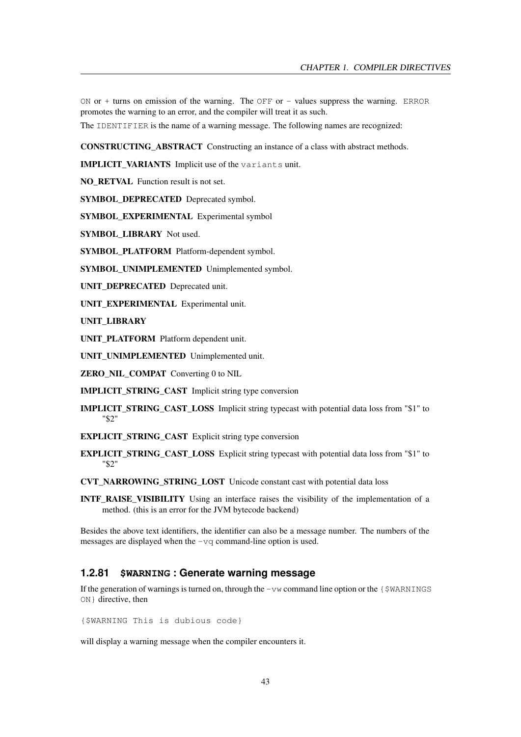`ON` or `+` turns on emission of the warning. The `OFF` or `-` values suppress the warning. `ERROR` promotes the warning to an error, and the compiler will treat it as such.

The `IDENTIFIER` is the name of a warning message. The following names are recognized:

**CONSTRUCTING_ABSTRACT** Constructing an instance of a class with abstract methods.

**IMPLICIT_VARIANTS** Implicit use of the `variants` unit.

**NO_RETVAL** Function result is not set.

**SYMBOL_DEPRECATED** Deprecated symbol.

**SYMBOL_EXPERIMENTAL** Experimental symbol

**SYMBOL_LIBRARY** Not used.

**SYMBOL_PLATFORM** Platform-dependent symbol.

**SYMBOL_UNIMPLEMENTED** Unimplemented symbol.

**UNIT_DEPRECATED** Deprecated unit.

**UNIT_EXPERIMENTAL** Experimental unit.

**UNIT_LIBRARY**

**UNIT_PLATFORM** Platform dependent unit.

**UNIT_UNIMPLEMENTED** Unimplemented unit.

**ZERO_NIL_COMPAT** Converting 0 to NIL

**IMPLICIT_STRING_CAST** Implicit string type conversion

**IMPLICIT_STRING_CAST_LOSS** Implicit string typecast with potential data loss from "$1" to "$2"

**EXPLICIT_STRING_CAST** Explicit string type conversion

**EXPLICIT_STRING_CAST_LOSS** Explicit string typecast with potential data loss from "$1" to "$2"

**CVT_NARROWING_STRING_LOST** Unicode constant cast with potential data loss

**INTF_RAISE_VISIBILITY** Using an interface raises the visibility of the implementation of a method. (this is an error for the JVM bytecode backend)

Besides the above text identifiers, the identifier can also be a message number. The numbers of the messages are displayed when the `-vq` command-line option is used.

### 1.2.81 `$WARNING` : Generate warning message

If the generation of warnings is turned on, through the `-vw` command line option or the `{$WARNINGS ON}` directive, then

```
{$WARNING This is dubious code}
```

will display a warning message when the compiler encounters it.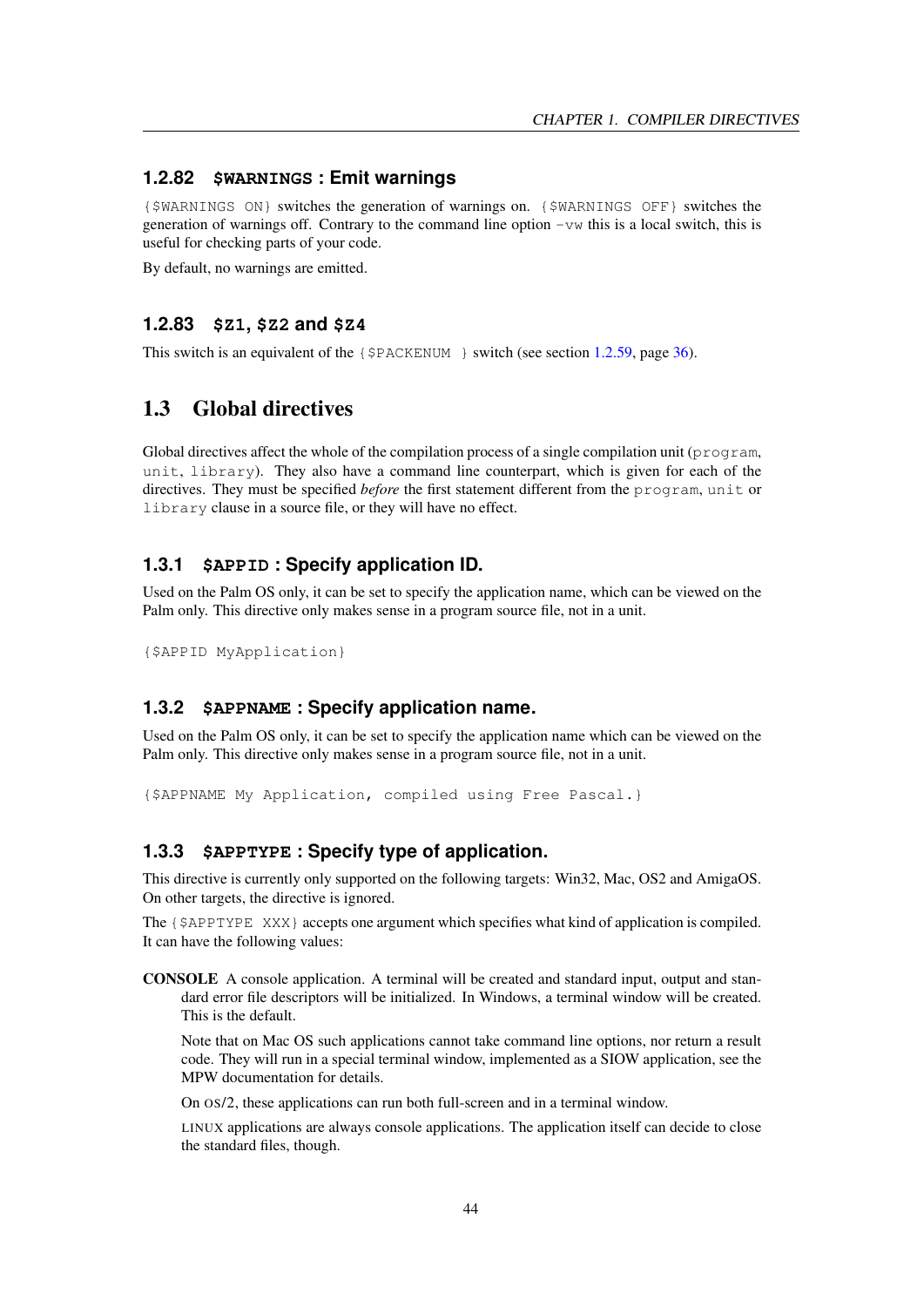### 1.2.82 `$WARNINGS` : Emit warnings

`{$WARNINGS ON}` switches the generation of warnings on. `{$WARNINGS OFF}` switches the generation of warnings off. Contrary to the command line option `-vw` this is a local switch, this is useful for checking parts of your code.

By default, no warnings are emitted.

### 1.2.83 `$Z1`, `$Z2` and `$Z4`

This switch is an equivalent of the `{$PACKENUM }` switch (see section 1.2.59, page 36).

## 1.3 Global directives

Global directives affect the whole of the compilation process of a single compilation unit (`program`, `unit`, `library`). They also have a command line counterpart, which is given for each of the directives. They must be specified *before* the first statement different from the `program`, `unit` or `library` clause in a source file, or they will have no effect.

### 1.3.1 `$APPID` : Specify application ID.

Used on the Palm OS only, it can be set to specify the application name, which can be viewed on the Palm only. This directive only makes sense in a program source file, not in a unit.

```
{$APPID MyApplication}
```

### 1.3.2 `$APPNAME` : Specify application name.

Used on the Palm OS only, it can be set to specify the application name which can be viewed on the Palm only. This directive only makes sense in a program source file, not in a unit.

```
{$APPNAME My Application, compiled using Free Pascal.}
```

### 1.3.3 `$APPTYPE` : Specify type of application.

This directive is currently only supported on the following targets: Win32, Mac, OS2 and AmigaOS. On other targets, the directive is ignored.

The `{$APPTYPE XXX}` accepts one argument which specifies what kind of application is compiled. It can have the following values:

**CONSOLE** A console application. A terminal will be created and standard input, output and standard error file descriptors will be initialized. In Windows, a terminal window will be created. This is the default.

Note that on Mac OS such applications cannot take command line options, nor return a result code. They will run in a special terminal window, implemented as a SIOW application, see the MPW documentation for details.

On OS/2, these applications can run both full-screen and in a terminal window.

LINUX applications are always console applications. The application itself can decide to close the standard files, though.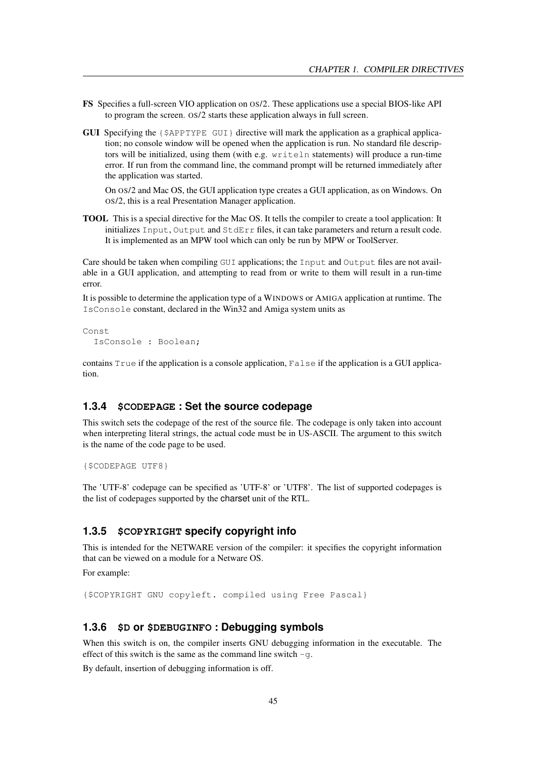**FS** Specifies a full-screen VIO application on OS/2. These applications use a special BIOS-like API to program the screen. OS/2 starts these application always in full screen.

**GUI** Specifying the `{$APPTYPE GUI}` directive will mark the application as a graphical application; no console window will be opened when the application is run. No standard file descriptors will be initialized, using them (with e.g. `writeln` statements) will produce a run-time error. If run from the command line, the command prompt will be returned immediately after the application was started.

On OS/2 and Mac OS, the GUI application type creates a GUI application, as on Windows. On OS/2, this is a real Presentation Manager application.

**TOOL** This is a special directive for the Mac OS. It tells the compiler to create a tool application: It initializes `Input`, `Output` and `StdErr` files, it can take parameters and return a result code. It is implemented as an MPW tool which can only be run by MPW or ToolServer.

Care should be taken when compiling `GUI` applications; the `Input` and `Output` files are not available in a GUI application, and attempting to read from or write to them will result in a run-time error.

It is possible to determine the application type of a WINDOWS or AMIGA application at runtime. The `IsConsole` constant, declared in the Win32 and Amiga system units as

```
Const
  IsConsole : Boolean;
```

contains `True` if the application is a console application, `False` if the application is a GUI application.

### 1.3.4 `$CODEPAGE` : Set the source codepage

This switch sets the codepage of the rest of the source file. The codepage is only taken into account when interpreting literal strings, the actual code must be in US-ASCII. The argument to this switch is the name of the code page to be used.

```
{$CODEPAGE UTF8}
```

The 'UTF-8' codepage can be specified as 'UTF-8' or 'UTF8'. The list of supported codepages is the list of codepages supported by the charset unit of the RTL.

### 1.3.5 `$COPYRIGHT` specify copyright info

This is intended for the NETWARE version of the compiler: it specifies the copyright information that can be viewed on a module for a Netware OS.

For example:

```
{$COPYRIGHT GNU copyleft. compiled using Free Pascal}
```

### 1.3.6 `$D` or `$DEBUGINFO` : Debugging symbols

When this switch is on, the compiler inserts GNU debugging information in the executable. The effect of this switch is the same as the command line switch `-g`.

By default, insertion of debugging information is off.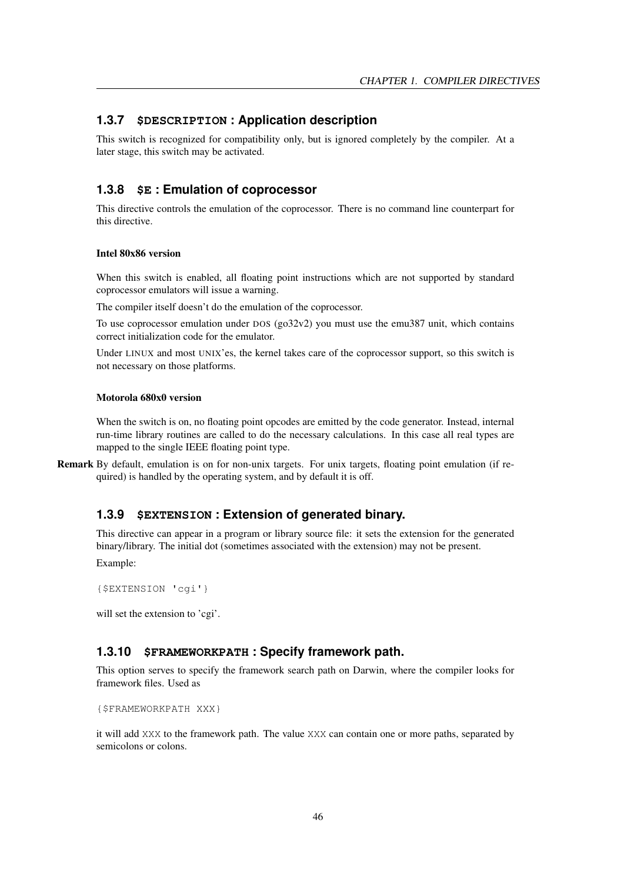### 1.3.7 `$DESCRIPTION` : Application description

This switch is recognized for compatibility only, but is ignored completely by the compiler. At a later stage, this switch may be activated.

### 1.3.8 `$E` : Emulation of coprocessor

This directive controls the emulation of the coprocessor. There is no command line counterpart for this directive.

#### Intel 80x86 version

When this switch is enabled, all floating point instructions which are not supported by standard coprocessor emulators will issue a warning.

The compiler itself doesn't do the emulation of the coprocessor.

To use coprocessor emulation under DOS (go32v2) you must use the emu387 unit, which contains correct initialization code for the emulator.

Under LINUX and most UNIX'es, the kernel takes care of the coprocessor support, so this switch is not necessary on those platforms.

#### Motorola 680x0 version

When the switch is on, no floating point opcodes are emitted by the code generator. Instead, internal run-time library routines are called to do the necessary calculations. In this case all real types are mapped to the single IEEE floating point type.

**Remark** By default, emulation is on for non-unix targets. For unix targets, floating point emulation (if required) is handled by the operating system, and by default it is off.

### 1.3.9 `$EXTENSION` : Extension of generated binary.

This directive can appear in a program or library source file: it sets the extension for the generated binary/library. The initial dot (sometimes associated with the extension) may not be present.

Example:

```
{$EXTENSION 'cgi'}
```

will set the extension to 'cgi'.

### 1.3.10 `$FRAMEWORKPATH` : Specify framework path.

This option serves to specify the framework search path on Darwin, where the compiler looks for framework files. Used as

```
{$FRAMEWORKPATH XXX}
```

it will add `XXX` to the framework path. The value `XXX` can contain one or more paths, separated by semicolons or colons.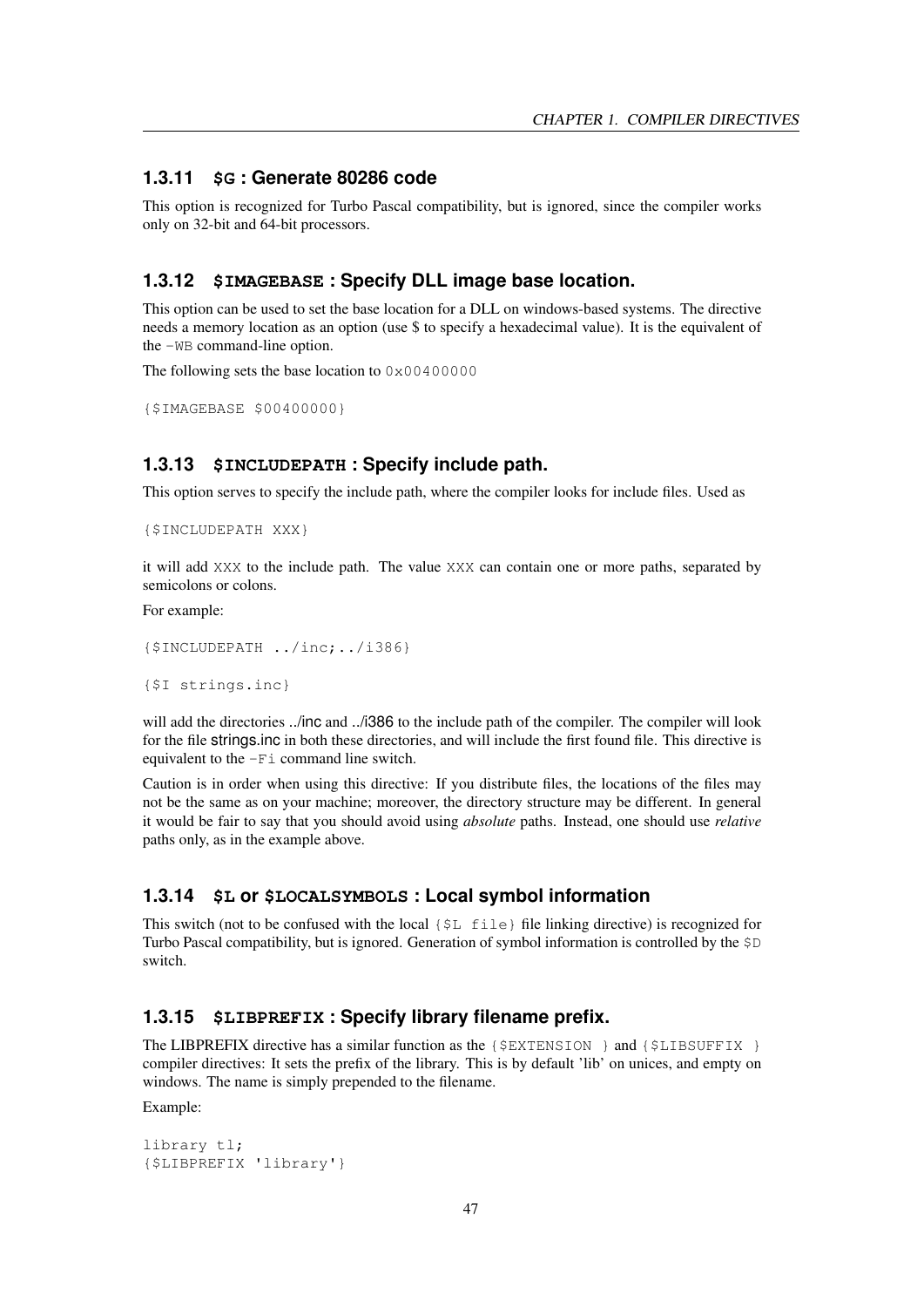### 1.3.11 `$G` : Generate 80286 code

This option is recognized for Turbo Pascal compatibility, but is ignored, since the compiler works only on 32-bit and 64-bit processors.

### 1.3.12 `$IMAGEBASE` : Specify DLL image base location.

This option can be used to set the base location for a DLL on windows-based systems. The directive needs a memory location as an option (use $ to specify a hexadecimal value). It is the equivalent of the `-WB` command-line option.

The following sets the base location to `0x00400000`

```
{$IMAGEBASE $00400000}
```

### 1.3.13 `$INCLUDEPATH` : Specify include path.

This option serves to specify the include path, where the compiler looks for include files. Used as

```
{$INCLUDEPATH XXX}
```

it will add `XXX` to the include path. The value `XXX` can contain one or more paths, separated by semicolons or colons.

For example:

```
{$INCLUDEPATH ../inc;../i386}

{$I strings.inc}
```

will add the directories ../inc and ../i386 to the include path of the compiler. The compiler will look for the file strings.inc in both these directories, and will include the first found file. This directive is equivalent to the `-Fi` command line switch.

Caution is in order when using this directive: If you distribute files, the locations of the files may not be the same as on your machine; moreover, the directory structure may be different. In general it would be fair to say that you should avoid using *absolute* paths. Instead, one should use *relative* paths only, as in the example above.

### 1.3.14 `$L` or `$LOCALSYMBOLS` : Local symbol information

This switch (not to be confused with the local `{$L file}` file linking directive) is recognized for Turbo Pascal compatibility, but is ignored. Generation of symbol information is controlled by the `$D` switch.

### 1.3.15 `$LIBPREFIX` : Specify library filename prefix.

The LIBPREFIX directive has a similar function as the `{$EXTENSION }` and `{$LIBSUFFIX }` compiler directives: It sets the prefix of the library. This is by default 'lib' on unices, and empty on windows. The name is simply prepended to the filename.

Example:

```
library tl;
{$LIBPREFIX 'library'}
```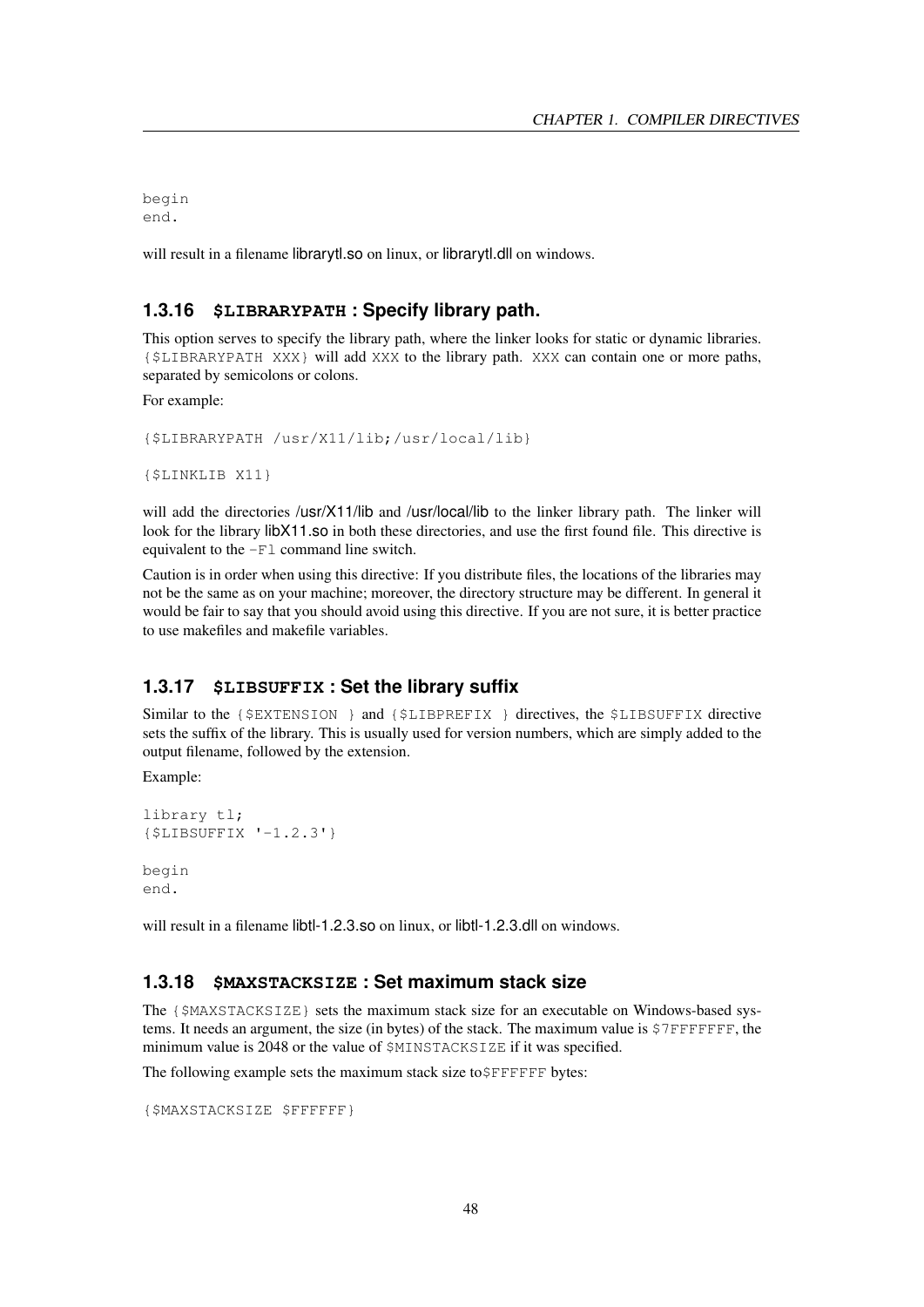```
begin
end.
```

will result in a filename librarytl.so on linux, or librarytl.dll on windows.

### 1.3.16 `$LIBRARYPATH` : Specify library path.

This option serves to specify the library path, where the linker looks for static or dynamic libraries. `{$LIBRARYPATH XXX}` will add `XXX` to the library path. `XXX` can contain one or more paths, separated by semicolons or colons.

For example:

```
{$LIBRARYPATH /usr/X11/lib;/usr/local/lib}

{$LINKLIB X11}
```

will add the directories /usr/X11/lib and /usr/local/lib to the linker library path. The linker will look for the library libX11.so in both these directories, and use the first found file. This directive is equivalent to the `-Fl` command line switch.

Caution is in order when using this directive: If you distribute files, the locations of the libraries may not be the same as on your machine; moreover, the directory structure may be different. In general it would be fair to say that you should avoid using this directive. If you are not sure, it is better practice to use makefiles and makefile variables.

### 1.3.17 `$LIBSUFFIX` : Set the library suffix

Similar to the `{$EXTENSION }` and `{$LIBPREFIX }` directives, the `$LIBSUFFIX` directive sets the suffix of the library. This is usually used for version numbers, which are simply added to the output filename, followed by the extension.

Example:

```
library tl;
{$LIBSUFFIX '-1.2.3'}

begin
end.
```

will result in a filename libtl-1.2.3.so on linux, or libtl-1.2.3.dll on windows.

### 1.3.18 `$MAXSTACKSIZE` : Set maximum stack size

The `{$MAXSTACKSIZE}` sets the maximum stack size for an executable on Windows-based systems. It needs an argument, the size (in bytes) of the stack. The maximum value is `$7FFFFFFF`, the minimum value is 2048 or the value of `$MINSTACKSIZE` if it was specified.

The following example sets the maximum stack size to `$FFFFFF` bytes:

```
{$MAXSTACKSIZE $FFFFFF}
```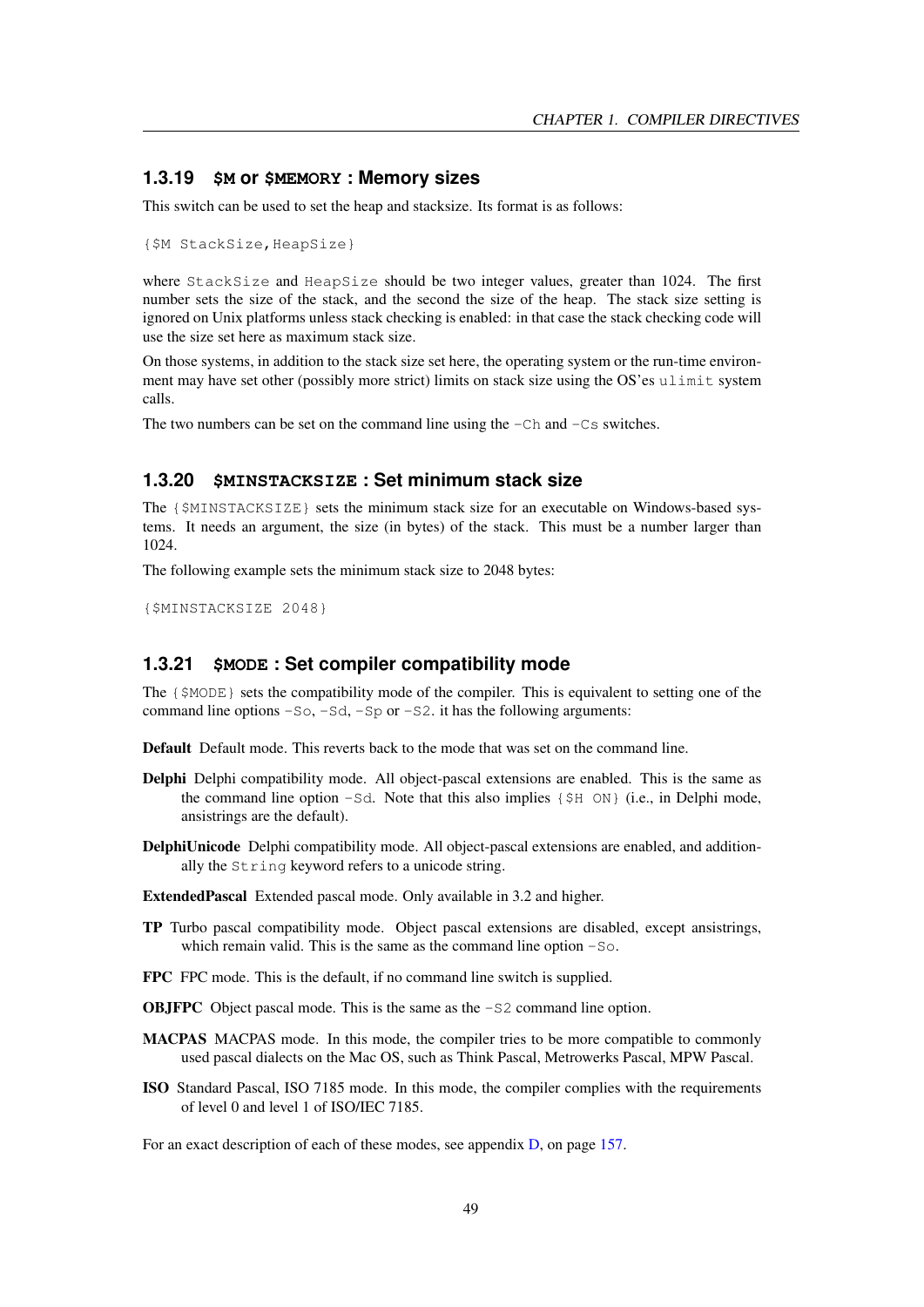### 1.3.19 `$M` or `$MEMORY` : Memory sizes

This switch can be used to set the heap and stacksize. Its format is as follows:

```
{$M StackSize,HeapSize}
```

where `StackSize` and `HeapSize` should be two integer values, greater than 1024. The first number sets the size of the stack, and the second the size of the heap. The stack size setting is ignored on Unix platforms unless stack checking is enabled: in that case the stack checking code will use the size set here as maximum stack size.

On those systems, in addition to the stack size set here, the operating system or the run-time environment may have set other (possibly more strict) limits on stack size using the OS'es `ulimit` system calls.

The two numbers can be set on the command line using the `-Ch` and `-Cs` switches.

### 1.3.20 `$MINSTACKSIZE` : Set minimum stack size

The `{$MINSTACKSIZE}` sets the minimum stack size for an executable on Windows-based systems. It needs an argument, the size (in bytes) of the stack. This must be a number larger than 1024.

The following example sets the minimum stack size to 2048 bytes:

```
{$MINSTACKSIZE 2048}
```

### 1.3.21 `$MODE` : Set compiler compatibility mode

The `{$MODE}` sets the compatibility mode of the compiler. This is equivalent to setting one of the command line options `-So`, `-Sd`, `-Sp` or `-S2`. it has the following arguments:

**Default** Default mode. This reverts back to the mode that was set on the command line.

**Delphi** Delphi compatibility mode. All object-pascal extensions are enabled. This is the same as the command line option `-Sd`. Note that this also implies `{$H ON}` (i.e., in Delphi mode, ansistrings are the default).

**DelphiUnicode** Delphi compatibility mode. All object-pascal extensions are enabled, and additionally the `String` keyword refers to a unicode string.

**ExtendedPascal** Extended pascal mode. Only available in 3.2 and higher.

**TP** Turbo pascal compatibility mode. Object pascal extensions are disabled, except ansistrings, which remain valid. This is the same as the command line option `-So`.

**FPC** FPC mode. This is the default, if no command line switch is supplied.

**OBJFPC** Object pascal mode. This is the same as the `-S2` command line option.

**MACPAS** MACPAS mode. In this mode, the compiler tries to be more compatible to commonly used pascal dialects on the Mac OS, such as Think Pascal, Metrowerks Pascal, MPW Pascal.

**ISO** Standard Pascal, ISO 7185 mode. In this mode, the compiler complies with the requirements of level 0 and level 1 of ISO/IEC 7185.

For an exact description of each of these modes, see appendix D, on page 157.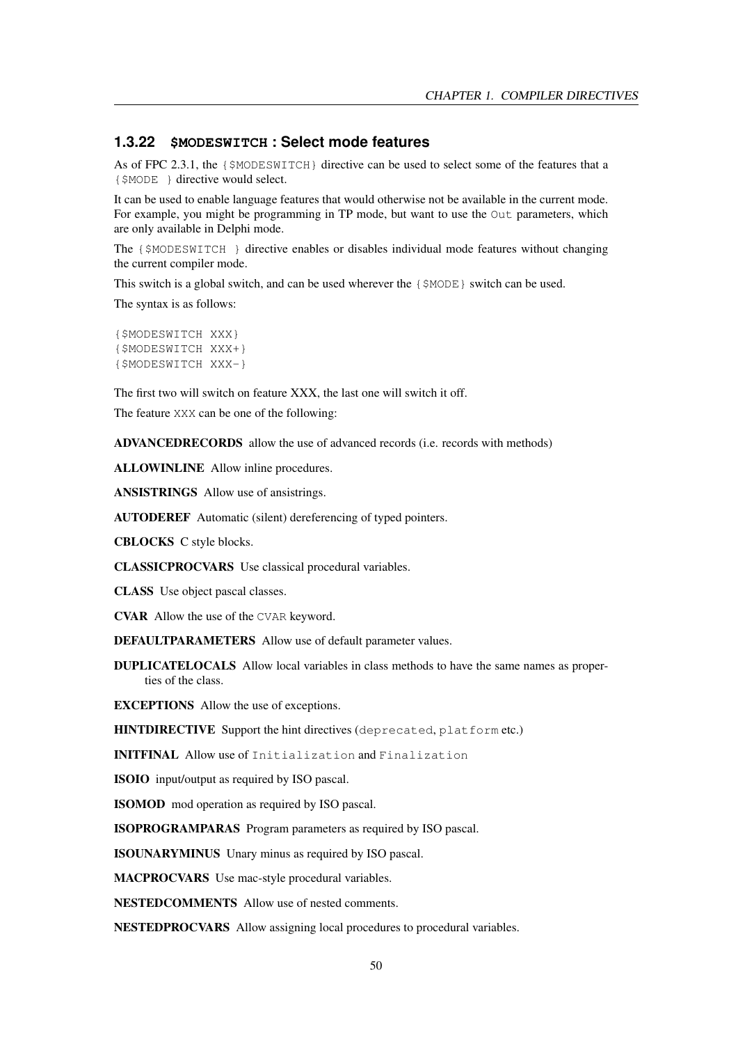### 1.3.22 `$MODESWITCH` : Select mode features

As of FPC 2.3.1, the `{$MODESWITCH}` directive can be used to select some of the features that a `{$MODE }` directive would select.

It can be used to enable language features that would otherwise not be available in the current mode. For example, you might be programming in TP mode, but want to use the `Out` parameters, which are only available in Delphi mode.

The `{$MODESWITCH }` directive enables or disables individual mode features without changing the current compiler mode.

This switch is a global switch, and can be used wherever the `{$MODE}` switch can be used.

The syntax is as follows:

```
{$MODESWITCH XXX}
{$MODESWITCH XXX+}
{$MODESWITCH XXX-}
```

The first two will switch on feature XXX, the last one will switch it off.

The feature `XXX` can be one of the following:

**ADVANCEDRECORDS** allow the use of advanced records (i.e. records with methods)

**ALLOWINLINE** Allow inline procedures.

**ANSISTRINGS** Allow use of ansistrings.

**AUTODEREF** Automatic (silent) dereferencing of typed pointers.

**CBLOCKS** C style blocks.

**CLASSICPROCVARS** Use classical procedural variables.

**CLASS** Use object pascal classes.

**CVAR** Allow the use of the `CVAR` keyword.

**DEFAULTPARAMETERS** Allow use of default parameter values.

**DUPLICATELOCALS** Allow local variables in class methods to have the same names as properties of the class.

**EXCEPTIONS** Allow the use of exceptions.

**HINTDIRECTIVE** Support the hint directives (`deprecated`, `platform` etc.)

**INITFINAL** Allow use of `Initialization` and `Finalization`

**ISOIO** input/output as required by ISO pascal.

**ISOMOD** mod operation as required by ISO pascal.

**ISOPROGRAMPARAS** Program parameters as required by ISO pascal.

**ISOUNARYMINUS** Unary minus as required by ISO pascal.

**MACPROCVARS** Use mac-style procedural variables.

**NESTEDCOMMENTS** Allow use of nested comments.

**NESTEDPROCVARS** Allow assigning local procedures to procedural variables.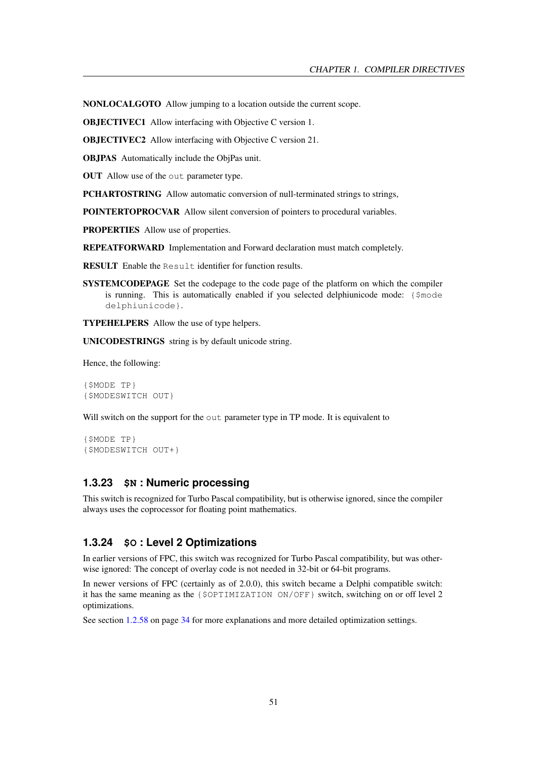**NONLOCALGOTO** Allow jumping to a location outside the current scope.

**OBJECTIVEC1** Allow interfacing with Objective C version 1.

**OBJECTIVEC2** Allow interfacing with Objective C version 21.

**OBJPAS** Automatically include the ObjPas unit.

**OUT** Allow use of the `out` parameter type.

**PCHARTOSTRING** Allow automatic conversion of null-terminated strings to strings,

**POINTERTOPROCVAR** Allow silent conversion of pointers to procedural variables.

**PROPERTIES** Allow use of properties.

**REPEATFORWARD** Implementation and Forward declaration must match completely.

**RESULT** Enable the `Result` identifier for function results.

**SYSTEMCODEPAGE** Set the codepage to the code page of the platform on which the compiler is running. This is automatically enabled if you selected delphiunicode mode: `{$mode delphiunicode}`.

**TYPEHELPERS** Allow the use of type helpers.

**UNICODESTRINGS** string is by default unicode string.

Hence, the following:

```
{$MODE TP}
{$MODESWITCH OUT}
```

Will switch on the support for the `out` parameter type in TP mode. It is equivalent to

```
{$MODE TP}
{$MODESWITCH OUT+}
```

### 1.3.23 `$N` : Numeric processing

This switch is recognized for Turbo Pascal compatibility, but is otherwise ignored, since the compiler always uses the coprocessor for floating point mathematics.

### 1.3.24 `$O` : Level 2 Optimizations

In earlier versions of FPC, this switch was recognized for Turbo Pascal compatibility, but was otherwise ignored: The concept of overlay code is not needed in 32-bit or 64-bit programs.

In newer versions of FPC (certainly as of 2.0.0), this switch became a Delphi compatible switch: it has the same meaning as the `{$OPTIMIZATION ON/OFF}` switch, switching on or off level 2 optimizations.

See section 1.2.58 on page 34 for more explanations and more detailed optimization settings.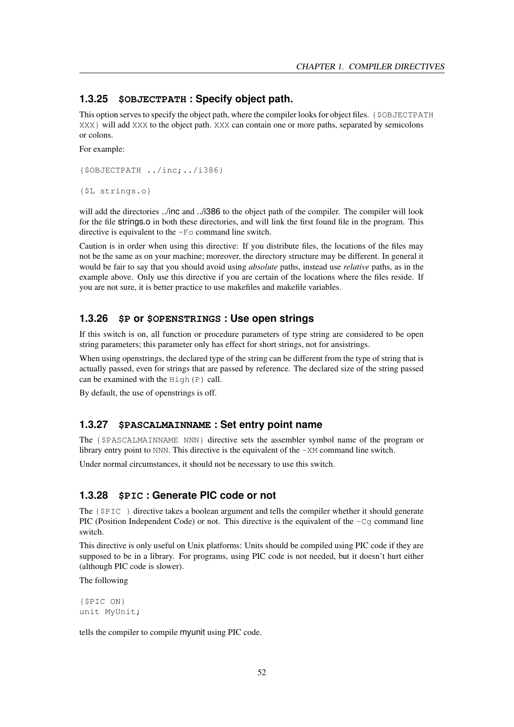### 1.3.25 `$OBJECTPATH` : Specify object path.

This option serves to specify the object path, where the compiler looks for object files. `{$OBJECTPATH XXX}` will add `XXX` to the object path. `XXX` can contain one or more paths, separated by semicolons or colons.

For example:

```
{$OBJECTPATH ../inc;../i386}

{$L strings.o}
```

will add the directories ../inc and ../i386 to the object path of the compiler. The compiler will look for the file strings.o in both these directories, and will link the first found file in the program. This directive is equivalent to the `-Fo` command line switch.

Caution is in order when using this directive: If you distribute files, the locations of the files may not be the same as on your machine; moreover, the directory structure may be different. In general it would be fair to say that you should avoid using *absolute* paths, instead use *relative* paths, as in the example above. Only use this directive if you are certain of the locations where the files reside. If you are not sure, it is better practice to use makefiles and makefile variables.

### 1.3.26 `$P` or `$OPENSTRINGS` : Use open strings

If this switch is on, all function or procedure parameters of type string are considered to be open string parameters; this parameter only has effect for short strings, not for ansistrings.

When using openstrings, the declared type of the string can be different from the type of string that is actually passed, even for strings that are passed by reference. The declared size of the string passed can be examined with the `High(P)` call.

By default, the use of openstrings is off.

### 1.3.27 `$PASCALMAINNAME` : Set entry point name

The `{$PASCALMAINNAME NNN}` directive sets the assembler symbol name of the program or library entry point to `NNN`. This directive is the equivalent of the `-XM` command line switch.

Under normal circumstances, it should not be necessary to use this switch.

### 1.3.28 `$PIC` : Generate PIC code or not

The `{$PIC }` directive takes a boolean argument and tells the compiler whether it should generate PIC (Position Independent Code) or not. This directive is the equivalent of the `-Cg` command line switch.

This directive is only useful on Unix platforms: Units should be compiled using PIC code if they are supposed to be in a library. For programs, using PIC code is not needed, but it doesn't hurt either (although PIC code is slower).

The following

```
{$PIC ON}
unit MyUnit;
```

tells the compiler to compile myunit using PIC code.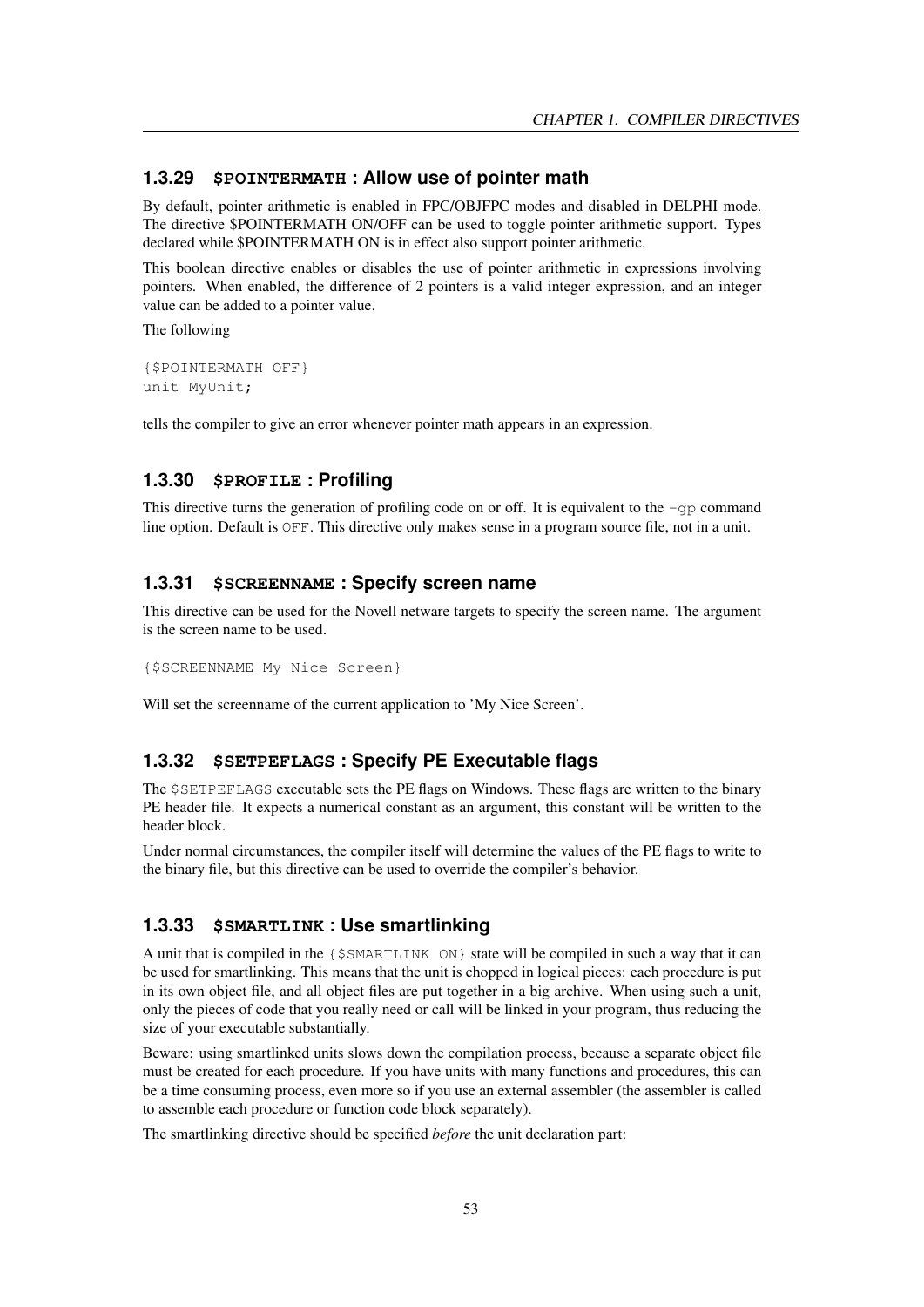### 1.3.29 $POINTERMATH : Allow use of pointer math

By default, pointer arithmetic is enabled in FPC/OBJFPC modes and disabled in DELPHI mode. The directive $POINTERMATH ON/OFF can be used to toggle pointer arithmetic support. Types declared while $POINTERMATH ON is in effect also support pointer arithmetic.

This boolean directive enables or disables the use of pointer arithmetic in expressions involving pointers. When enabled, the difference of 2 pointers is a valid integer expression, and an integer value can be added to a pointer value.

The following

```
{$POINTERMATH OFF}
unit MyUnit;
```

tells the compiler to give an error whenever pointer math appears in an expression.

### 1.3.30 $PROFILE : Profiling

This directive turns the generation of profiling code on or off. It is equivalent to the `-gp` command line option. Default is `OFF`. This directive only makes sense in a program source file, not in a unit.

### 1.3.31 $SCREENNAME : Specify screen name

This directive can be used for the Novell netware targets to specify the screen name. The argument is the screen name to be used.

```
{$SCREENNAME My Nice Screen}
```

Will set the screenname of the current application to 'My Nice Screen'.

### 1.3.32 $SETPEFLAGS : Specify PE Executable flags

The `$SETPEFLAGS` executable sets the PE flags on Windows. These flags are written to the binary PE header file. It expects a numerical constant as an argument, this constant will be written to the header block.

Under normal circumstances, the compiler itself will determine the values of the PE flags to write to the binary file, but this directive can be used to override the compiler's behavior.

### 1.3.33 $SMARTLINK : Use smartlinking

A unit that is compiled in the `{$SMARTLINK ON}` state will be compiled in such a way that it can be used for smartlinking. This means that the unit is chopped in logical pieces: each procedure is put in its own object file, and all object files are put together in a big archive. When using such a unit, only the pieces of code that you really need or call will be linked in your program, thus reducing the size of your executable substantially.

Beware: using smartlinked units slows down the compilation process, because a separate object file must be created for each procedure. If you have units with many functions and procedures, this can be a time consuming process, even more so if you use an external assembler (the assembler is called to assemble each procedure or function code block separately).

The smartlinking directive should be specified *before* the unit declaration part: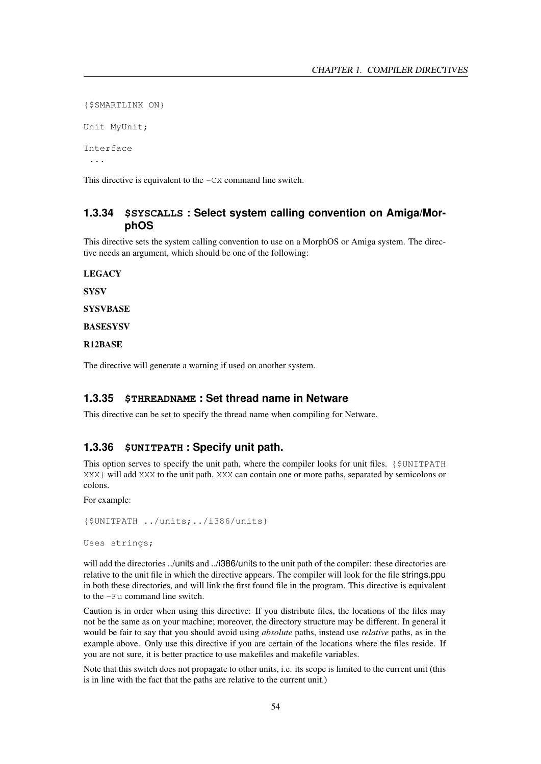```
{$SMARTLINK ON}

Unit MyUnit;

Interface
 ...
```

This directive is equivalent to the `-CX` command line switch.

### 1.3.34 `$SYSCALLS` : Select system calling convention on Amiga/MorphOS

This directive sets the system calling convention to use on a MorphOS or Amiga system. The directive needs an argument, which should be one of the following:

**LEGACY**

**SYSV**

**SYSVBASE**

**BASESYSV**

**R12BASE**

The directive will generate a warning if used on another system.

### 1.3.35 `$THREADNAME` : Set thread name in Netware

This directive can be set to specify the thread name when compiling for Netware.

### 1.3.36 `$UNITPATH` : Specify unit path.

This option serves to specify the unit path, where the compiler looks for unit files. `{$UNITPATH XXX}` will add `XXX` to the unit path. `XXX` can contain one or more paths, separated by semicolons or colons.

For example:

```
{$UNITPATH ../units;../i386/units}

Uses strings;
```

will add the directories ../units and ../i386/units to the unit path of the compiler: these directories are relative to the unit file in which the directive appears. The compiler will look for the file strings.ppu in both these directories, and will link the first found file in the program. This directive is equivalent to the `-Fu` command line switch.

Caution is in order when using this directive: If you distribute files, the locations of the files may not be the same as on your machine; moreover, the directory structure may be different. In general it would be fair to say that you should avoid using *absolute* paths, instead use *relative* paths, as in the example above. Only use this directive if you are certain of the locations where the files reside. If you are not sure, it is better practice to use makefiles and makefile variables.

Note that this switch does not propagate to other units, i.e. its scope is limited to the current unit (this is in line with the fact that the paths are relative to the current unit.)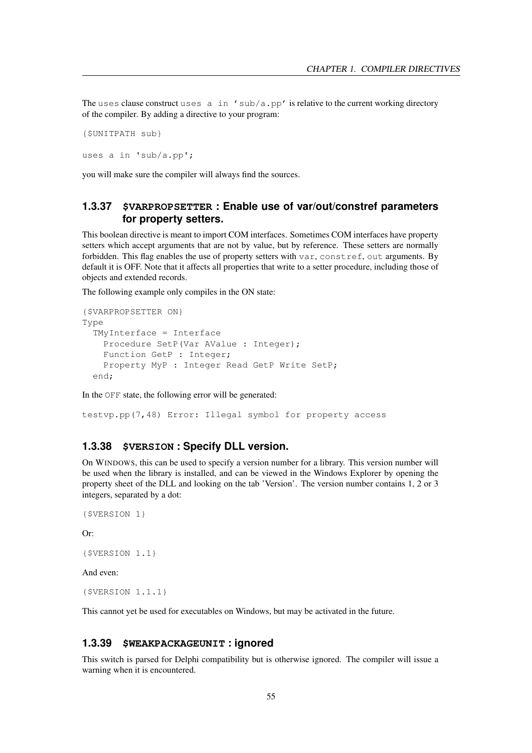The `uses` clause construct `uses a in 'sub/a.pp'` is relative to the current working directory of the compiler. By adding a directive to your program:

```
{$UNITPATH sub}

uses a in 'sub/a.pp';
```

you will make sure the compiler will always find the sources.

### 1.3.37 $VARPROPSETTER : Enable use of var/out/constref parameters for property setters.

This boolean directive is meant to import COM interfaces. Sometimes COM interfaces have property setters which accept arguments that are not by value, but by reference. These setters are normally forbidden. This flag enables the use of property setters with `var`, `constref`, `out` arguments. By default it is OFF. Note that it affects all properties that write to a setter procedure, including those of objects and extended records.

The following example only compiles in the ON state:

```
{$VARPROPSETTER ON}
Type
  TMyInterface = Interface
    Procedure SetP(Var AValue : Integer);
    Function GetP : Integer;
    Property MyP : Integer Read GetP Write SetP;
  end;
```

In the `OFF` state, the following error will be generated:

```
testvp.pp(7,48) Error: Illegal symbol for property access
```

### 1.3.38 $VERSION : Specify DLL version.

On WINDOWS, this can be used to specify a version number for a library. This version number will be used when the library is installed, and can be viewed in the Windows Explorer by opening the property sheet of the DLL and looking on the tab 'Version'. The version number contains 1, 2 or 3 integers, separated by a dot:

```
{$VERSION 1}
```

Or:

```
{$VERSION 1.1}
```

And even:

```
{$VERSION 1.1.1}
```

This cannot yet be used for executables on Windows, but may be activated in the future.

### 1.3.39 $WEAKPACKAGEUNIT : ignored

This switch is parsed for Delphi compatibility but is otherwise ignored. The compiler will issue a warning when it is encountered.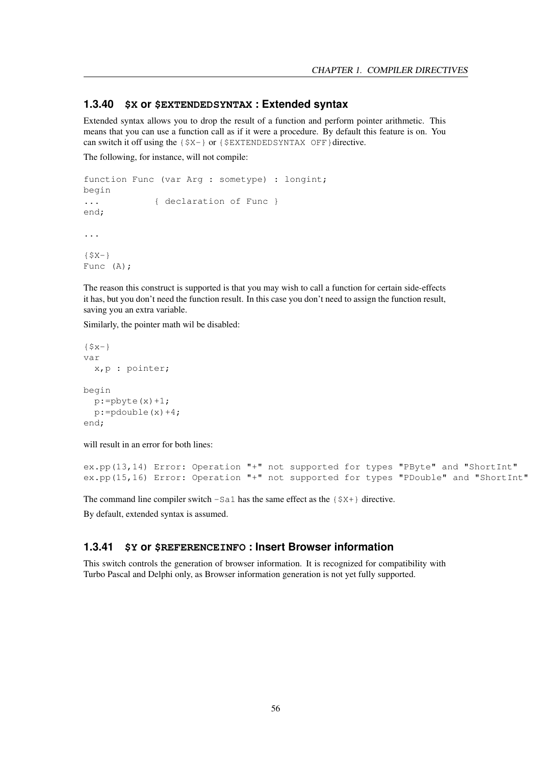### 1.3.40 $X or $EXTENDEDSYNTAX : Extended syntax

Extended syntax allows you to drop the result of a function and perform pointer arithmetic. This means that you can use a function call as if it were a procedure. By default this feature is on. You can switch it off using the `{$X-}` or `{$EXTENDEDSYNTAX OFF}`directive.

The following, for instance, will not compile:

```
function Func (var Arg : sometype) : longint;
begin
...          { declaration of Func }
end;

...

{$X-}
Func (A);
```

The reason this construct is supported is that you may wish to call a function for certain side-effects it has, but you don't need the function result. In this case you don't need to assign the function result, saving you an extra variable.

Similarly, the pointer math wil be disabled:

```
{$x-}
var
  x,p : pointer;

begin
  p:=pbyte(x)+1;
  p:=pdouble(x)+4;
end;
```

will result in an error for both lines:

```
ex.pp(13,14) Error: Operation "+" not supported for types "PByte" and "ShortInt"
ex.pp(15,16) Error: Operation "+" not supported for types "PDouble" and "ShortInt"
```

The command line compiler switch `-Sa1` has the same effect as the `{$X+}` directive.

By default, extended syntax is assumed.

### 1.3.41 $Y or $REFERENCEINFO : Insert Browser information

This switch controls the generation of browser information. It is recognized for compatibility with Turbo Pascal and Delphi only, as Browser information generation is not yet fully supported.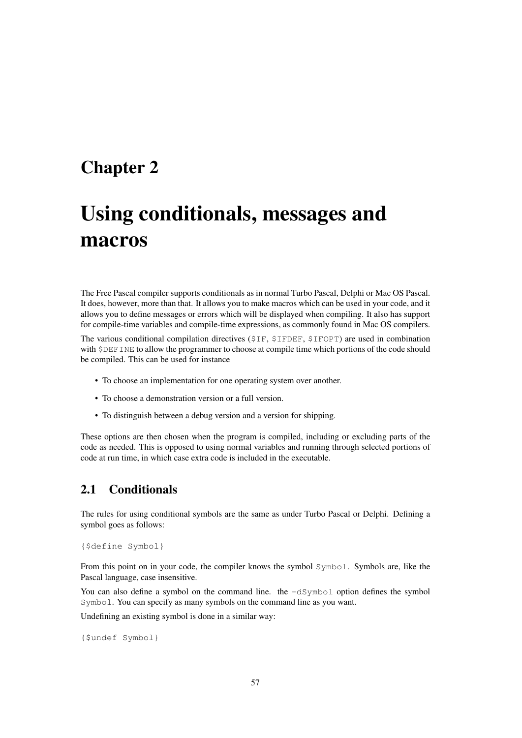# Chapter 2

# Using conditionals, messages and macros

The Free Pascal compiler supports conditionals as in normal Turbo Pascal, Delphi or Mac OS Pascal. It does, however, more than that. It allows you to make macros which can be used in your code, and it allows you to define messages or errors which will be displayed when compiling. It also has support for compile-time variables and compile-time expressions, as commonly found in Mac OS compilers.

The various conditional compilation directives (`$IF`, `$IFDEF`, `$IFOPT`) are used in combination with `$DEFINE` to allow the programmer to choose at compile time which portions of the code should be compiled. This can be used for instance

- To choose an implementation for one operating system over another.
- To choose a demonstration version or a full version.
- To distinguish between a debug version and a version for shipping.

These options are then chosen when the program is compiled, including or excluding parts of the code as needed. This is opposed to using normal variables and running through selected portions of code at run time, in which case extra code is included in the executable.

## 2.1 Conditionals

The rules for using conditional symbols are the same as under Turbo Pascal or Delphi. Defining a symbol goes as follows:

```
{$define Symbol}
```

From this point on in your code, the compiler knows the symbol `Symbol`. Symbols are, like the Pascal language, case insensitive.

You can also define a symbol on the command line. the `-dSymbol` option defines the symbol `Symbol`. You can specify as many symbols on the command line as you want.

Undefining an existing symbol is done in a similar way:

```
{$undef Symbol}
```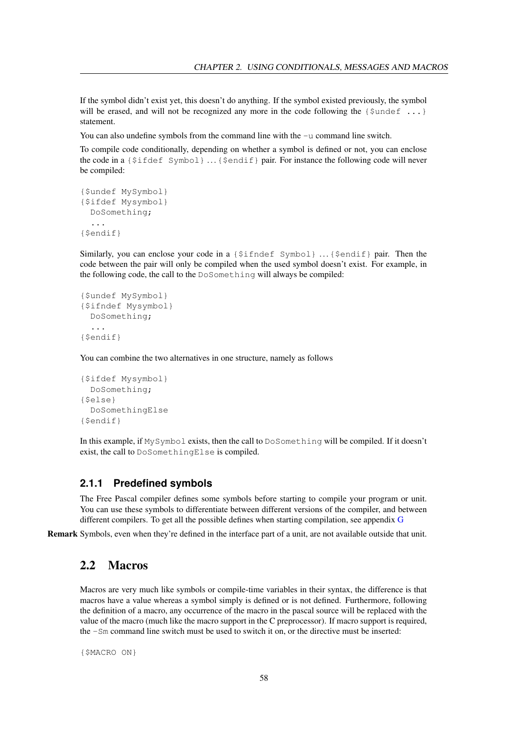If the symbol didn't exist yet, this doesn't do anything. If the symbol existed previously, the symbol will be erased, and will not be recognized any more in the code following the `{$undef ...}` statement.

You can also undefine symbols from the command line with the `-u` command line switch.

To compile code conditionally, depending on whether a symbol is defined or not, you can enclose the code in a `{$ifdef Symbol}` ... `{$endif}` pair. For instance the following code will never be compiled:

```
{$undef MySymbol}
{$ifdef Mysymbol}
  DoSomething;
  ...
{$endif}
```

Similarly, you can enclose your code in a `{$ifndef Symbol}` ... `{$endif}` pair. Then the code between the pair will only be compiled when the used symbol doesn't exist. For example, in the following code, the call to the `DoSomething` will always be compiled:

```
{$undef MySymbol}
{$ifndef Mysymbol}
  DoSomething;
  ...
{$endif}
```

You can combine the two alternatives in one structure, namely as follows

```
{$ifdef Mysymbol}
  DoSomething;
{$else}
  DoSomethingElse
{$endif}
```

In this example, if `MySymbol` exists, then the call to `DoSomething` will be compiled. If it doesn't exist, the call to `DoSomethingElse` is compiled.

### 2.1.1 Predefined symbols

The Free Pascal compiler defines some symbols before starting to compile your program or unit. You can use these symbols to differentiate between different versions of the compiler, and between different compilers. To get all the possible defines when starting compilation, see appendix G

**Remark** Symbols, even when they're defined in the interface part of a unit, are not available outside that unit.

## 2.2 Macros

Macros are very much like symbols or compile-time variables in their syntax, the difference is that macros have a value whereas a symbol simply is defined or is not defined. Furthermore, following the definition of a macro, any occurrence of the macro in the pascal source will be replaced with the value of the macro (much like the macro support in the C preprocessor). If macro support is required, the `-Sm` command line switch must be used to switch it on, or the directive must be inserted:

```
{$MACRO ON}
```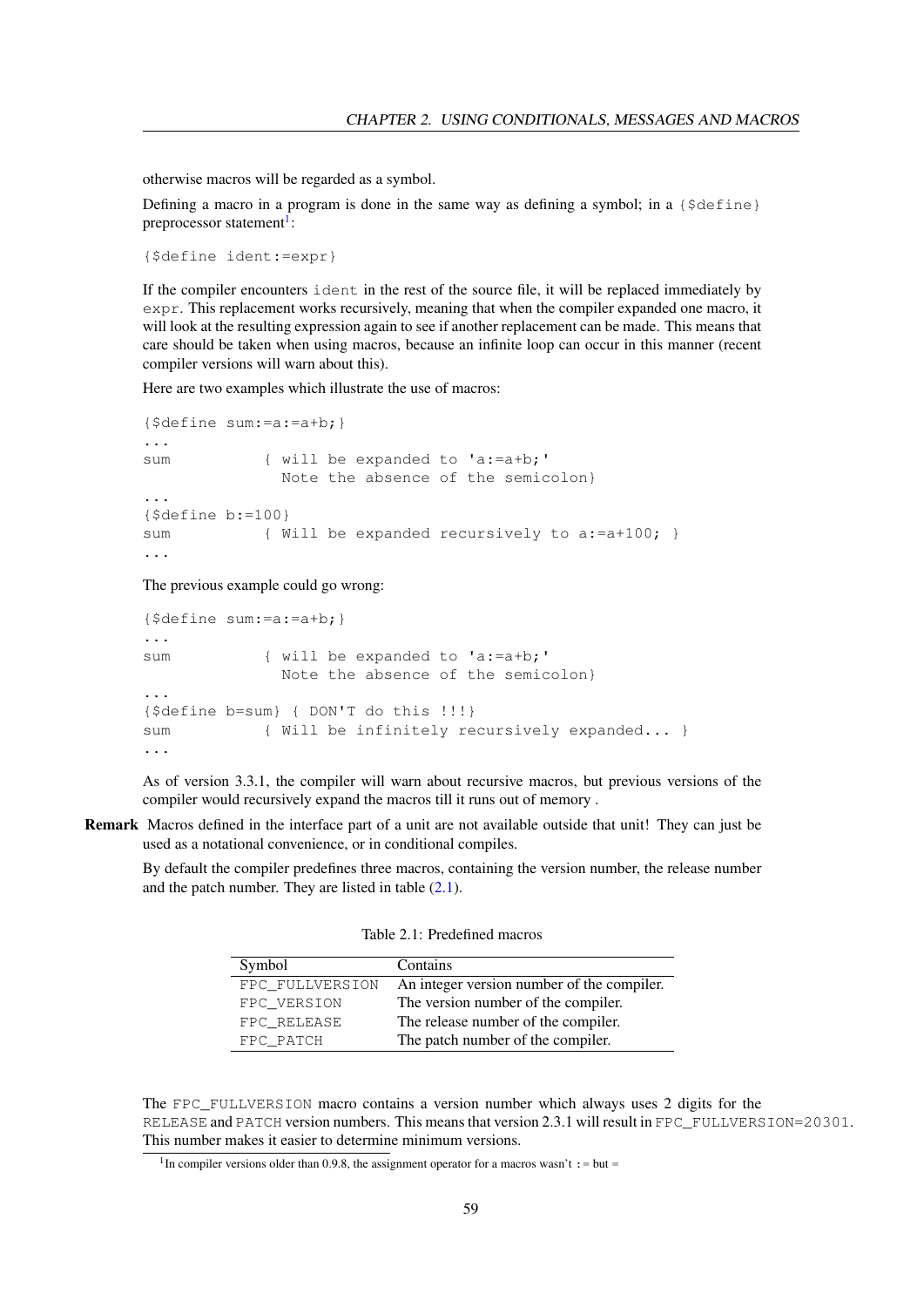otherwise macros will be regarded as a symbol.

Defining a macro in a program is done in the same way as defining a symbol; in a `{$define}` preprocessor statement[1]:

```
{$define ident:=expr}
```

If the compiler encounters `ident` in the rest of the source file, it will be replaced immediately by `expr`. This replacement works recursively, meaning that when the compiler expanded one macro, it will look at the resulting expression again to see if another replacement can be made. This means that care should be taken when using macros, because an infinite loop can occur in this manner (recent compiler versions will warn about this).

Here are two examples which illustrate the use of macros:

```
{$define sum:=a:=a+b;}
...
sum          { will be expanded to 'a:=a+b;'
               Note the absence of the semicolon}
...
{$define b:=100}
sum          { Will be expanded recursively to a:=a+100; }
...
```

The previous example could go wrong:

```
{$define sum:=a:=a+b;}
...
sum          { will be expanded to 'a:=a+b;'
               Note the absence of the semicolon}
...
{$define b=sum} { DON'T do this !!!}
sum          { Will be infinitely recursively expanded... }
...
```

As of version 3.3.1, the compiler will warn about recursive macros, but previous versions of the compiler would recursively expand the macros till it runs out of memory .

**Remark** Macros defined in the interface part of a unit are not available outside that unit! They can just be used as a notational convenience, or in conditional compiles.

By default the compiler predefines three macros, containing the version number, the release number and the patch number. They are listed in table (2.1).

Table 2.1: Predefined macros

| Symbol | Contains |
|---|---|
| `FPC_FULLVERSION` | An integer version number of the compiler. |
| `FPC_VERSION` | The version number of the compiler. |
| `FPC_RELEASE` | The release number of the compiler. |
| `FPC_PATCH` | The patch number of the compiler. |

The `FPC_FULLVERSION` macro contains a version number which always uses 2 digits for the `RELEASE` and `PATCH` version numbers. This means that version 2.3.1 will result in `FPC_FULLVERSION=20301`. This number makes it easier to determine minimum versions.

[1] In compiler versions older than 0.9.8, the assignment operator for a macros wasn't `:=` but `=`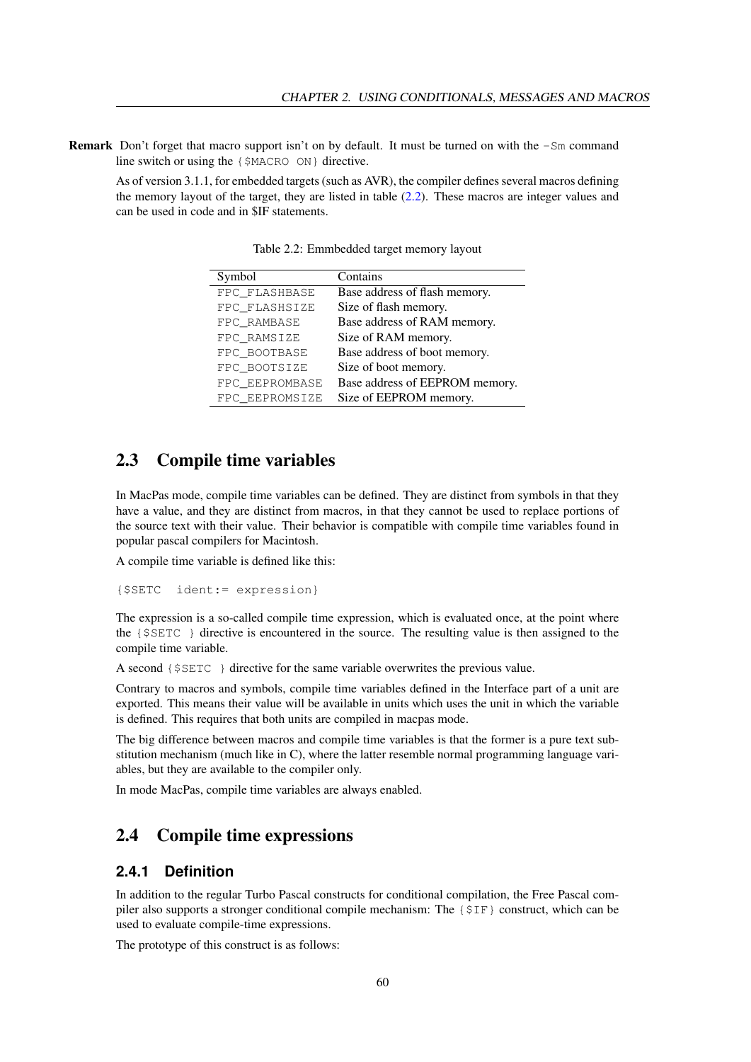**Remark** Don't forget that macro support isn't on by default. It must be turned on with the `-Sm` command line switch or using the `{$MACRO ON}` directive.

As of version 3.1.1, for embedded targets (such as AVR), the compiler defines several macros defining the memory layout of the target, they are listed in table (2.2). These macros are integer values and can be used in code and in $IF statements.

Table 2.2: Emmbedded target memory layout

| Symbol | Contains |
|---|---|
| `FPC_FLASHBASE` | Base address of flash memory. |
| `FPC_FLASHSIZE` | Size of flash memory. |
| `FPC_RAMBASE` | Base address of RAM memory. |
| `FPC_RAMSIZE` | Size of RAM memory. |
| `FPC_BOOTBASE` | Base address of boot memory. |
| `FPC_BOOTSIZE` | Size of boot memory. |
| `FPC_EEPROMBASE` | Base address of EEPROM memory. |
| `FPC_EEPROMSIZE` | Size of EEPROM memory. |

## 2.3 Compile time variables

In MacPas mode, compile time variables can be defined. They are distinct from symbols in that they have a value, and they are distinct from macros, in that they cannot be used to replace portions of the source text with their value. Their behavior is compatible with compile time variables found in popular pascal compilers for Macintosh.

A compile time variable is defined like this:

```
{$SETC  ident:= expression}
```

The expression is a so-called compile time expression, which is evaluated once, at the point where the `{$SETC }` directive is encountered in the source. The resulting value is then assigned to the compile time variable.

A second `{$SETC }` directive for the same variable overwrites the previous value.

Contrary to macros and symbols, compile time variables defined in the Interface part of a unit are exported. This means their value will be available in units which uses the unit in which the variable is defined. This requires that both units are compiled in macpas mode.

The big difference between macros and compile time variables is that the former is a pure text substitution mechanism (much like in C), where the latter resemble normal programming language variables, but they are available to the compiler only.

In mode MacPas, compile time variables are always enabled.

## 2.4 Compile time expressions

### 2.4.1 Definition

In addition to the regular Turbo Pascal constructs for conditional compilation, the Free Pascal compiler also supports a stronger conditional compile mechanism: The `{$IF}` construct, which can be used to evaluate compile-time expressions.

The prototype of this construct is as follows: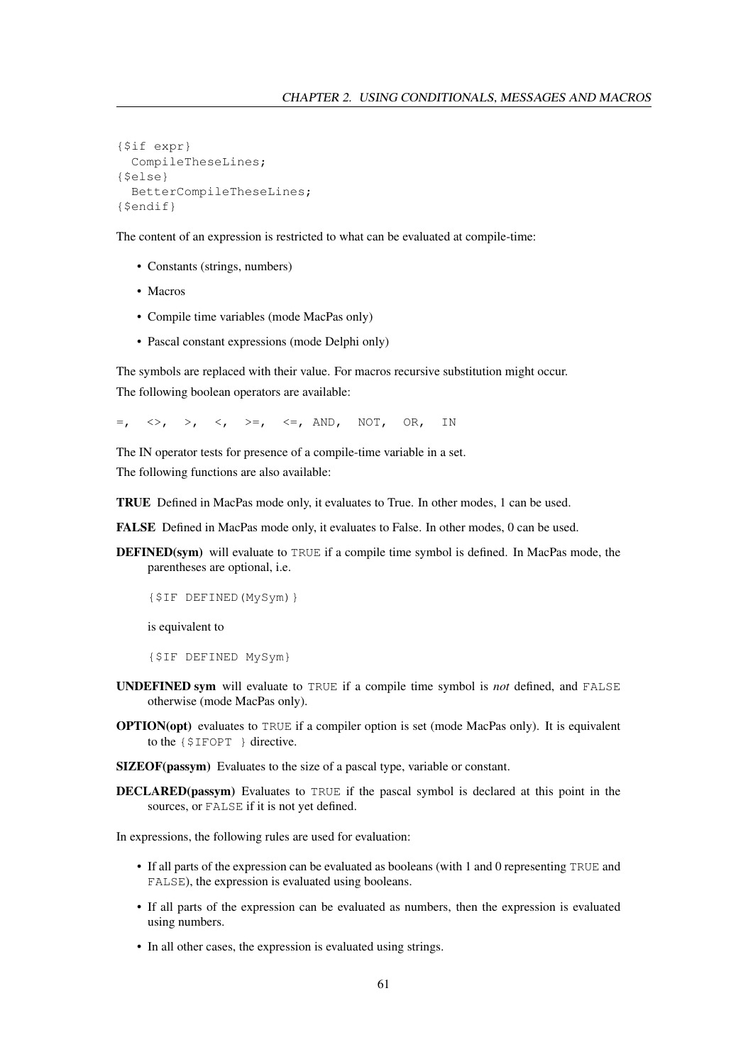```
{$if expr}
  CompileTheseLines;
{$else}
  BetterCompileTheseLines;
{$endif}
```

The content of an expression is restricted to what can be evaluated at compile-time:

- Constants (strings, numbers)
- Macros
- Compile time variables (mode MacPas only)
- Pascal constant expressions (mode Delphi only)

The symbols are replaced with their value. For macros recursive substitution might occur.

The following boolean operators are available:

```
=,  <>,  >,  <,  >=,  <=, AND,  NOT,  OR,  IN
```

The IN operator tests for presence of a compile-time variable in a set.

The following functions are also available:

**TRUE** Defined in MacPas mode only, it evaluates to True. In other modes, 1 can be used.

**FALSE** Defined in MacPas mode only, it evaluates to False. In other modes, 0 can be used.

**DEFINED(sym)** will evaluate to `TRUE` if a compile time symbol is defined. In MacPas mode, the parentheses are optional, i.e.

```
{$IF DEFINED(MySym)}
```

is equivalent to

```
{$IF DEFINED MySym}
```

**UNDEFINED sym** will evaluate to `TRUE` if a compile time symbol is *not* defined, and `FALSE` otherwise (mode MacPas only).

**OPTION(opt)** evaluates to `TRUE` if a compiler option is set (mode MacPas only). It is equivalent to the `{$IFOPT }` directive.

**SIZEOF(passym)** Evaluates to the size of a pascal type, variable or constant.

**DECLARED(passym)** Evaluates to `TRUE` if the pascal symbol is declared at this point in the sources, or `FALSE` if it is not yet defined.

In expressions, the following rules are used for evaluation:

- If all parts of the expression can be evaluated as booleans (with 1 and 0 representing `TRUE` and `FALSE`), the expression is evaluated using booleans.
- If all parts of the expression can be evaluated as numbers, then the expression is evaluated using numbers.
- In all other cases, the expression is evaluated using strings.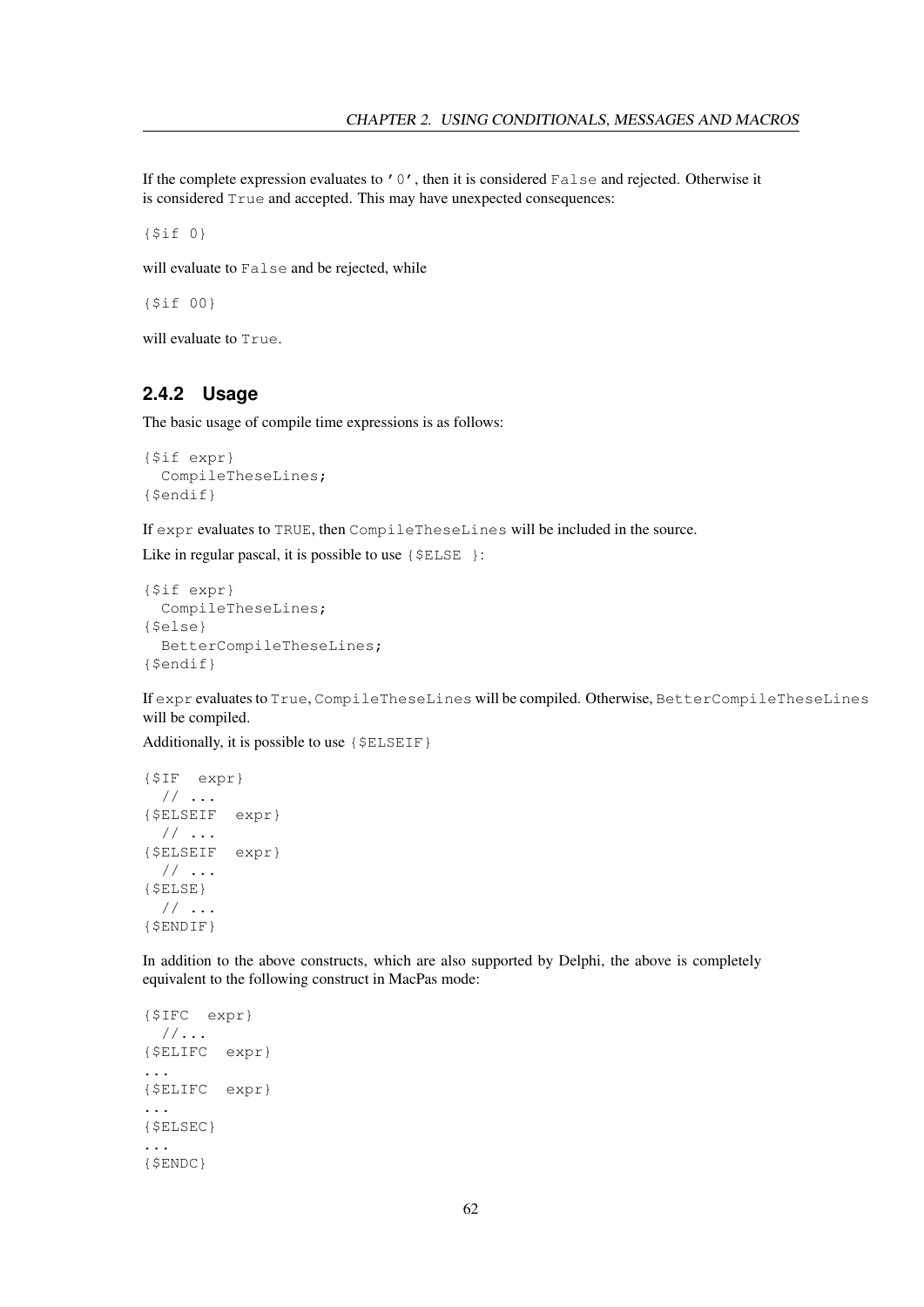If the complete expression evaluates to `'0'`, then it is considered `False` and rejected. Otherwise it is considered `True` and accepted. This may have unexpected consequences:

```
{$if 0}
```

will evaluate to `False` and be rejected, while

```
{$if 00}
```

will evaluate to `True`.

### 2.4.2 Usage

The basic usage of compile time expressions is as follows:

```
{$if expr}
  CompileTheseLines;
{$endif}
```

If `expr` evaluates to `TRUE`, then `CompileTheseLines` will be included in the source.

Like in regular pascal, it is possible to use `{$ELSE }`:

```
{$if expr}
  CompileTheseLines;
{$else}
  BetterCompileTheseLines;
{$endif}
```

If `expr` evaluates to `True`, `CompileTheseLines` will be compiled. Otherwise, `BetterCompileTheseLines` will be compiled.

Additionally, it is possible to use `{$ELSEIF}`

```
{$IF  expr}
  // ...
{$ELSEIF  expr}
  // ...
{$ELSEIF  expr}
  // ...
{$ELSE}
  // ...
{$ENDIF}
```

In addition to the above constructs, which are also supported by Delphi, the above is completely equivalent to the following construct in MacPas mode:

```
{$IFC  expr}
  //...
{$ELIFC  expr}
...
{$ELIFC  expr}
...
{$ELSEC}
...
{$ENDC}
```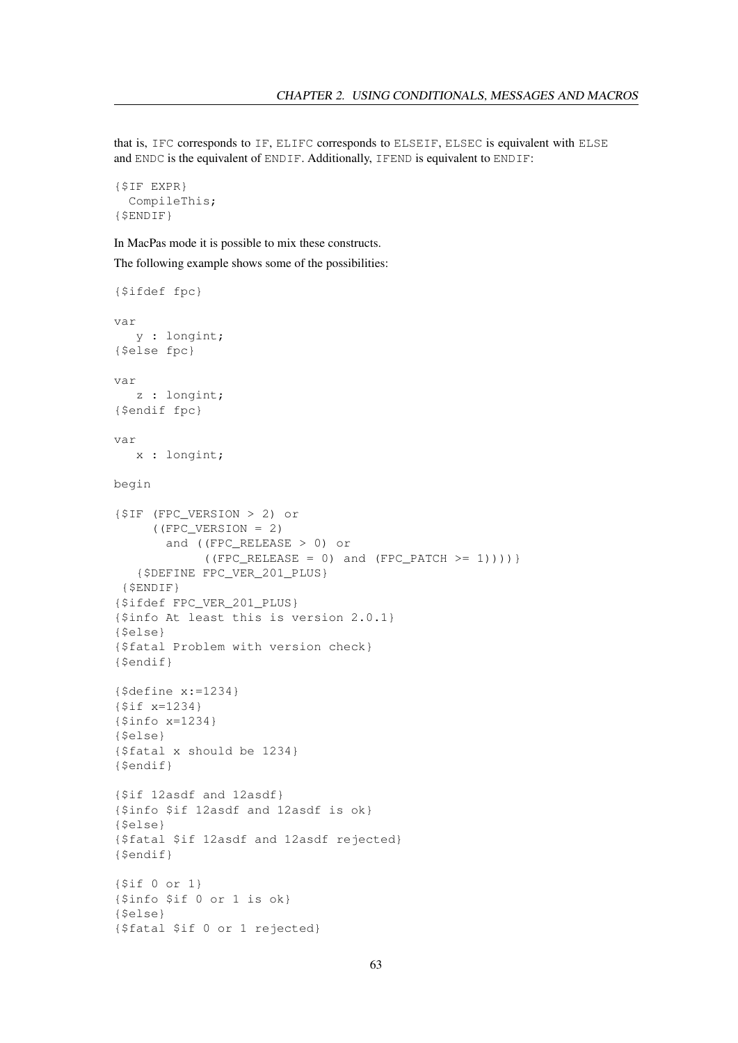that is, IFC corresponds to IF, ELIFC corresponds to ELSEIF, ELSEC is equivalent with ELSE and ENDC is the equivalent of ENDIF. Additionally, IFEND is equivalent to ENDIF:

```
{$IF EXPR}
  CompileThis;
{$ENDIF}
```

In MacPas mode it is possible to mix these constructs.

The following example shows some of the possibilities:

```
{$ifdef fpc}

var
   y : longint;
{$else fpc}

var
   z : longint;
{$endif fpc}

var
   x : longint;

begin

{$IF (FPC_VERSION > 2) or
     ((FPC_VERSION = 2)
       and ((FPC_RELEASE > 0) or
            ((FPC_RELEASE = 0) and (FPC_PATCH >= 1)))))}
   {$DEFINE FPC_VER_201_PLUS}
 {$ENDIF}
{$ifdef FPC_VER_201_PLUS}
{$info At least this is version 2.0.1}
{$else}
{$fatal Problem with version check}
{$endif}

{$define x:=1234}
{$if x=1234}
{$info x=1234}
{$else}
{$fatal x should be 1234}
{$endif}

{$if 12asdf and 12asdf}
{$info $if 12asdf and 12asdf is ok}
{$else}
{$fatal $if 12asdf and 12asdf rejected}
{$endif}

{$if 0 or 1}
{$info $if 0 or 1 is ok}
{$else}
{$fatal $if 0 or 1 rejected}
```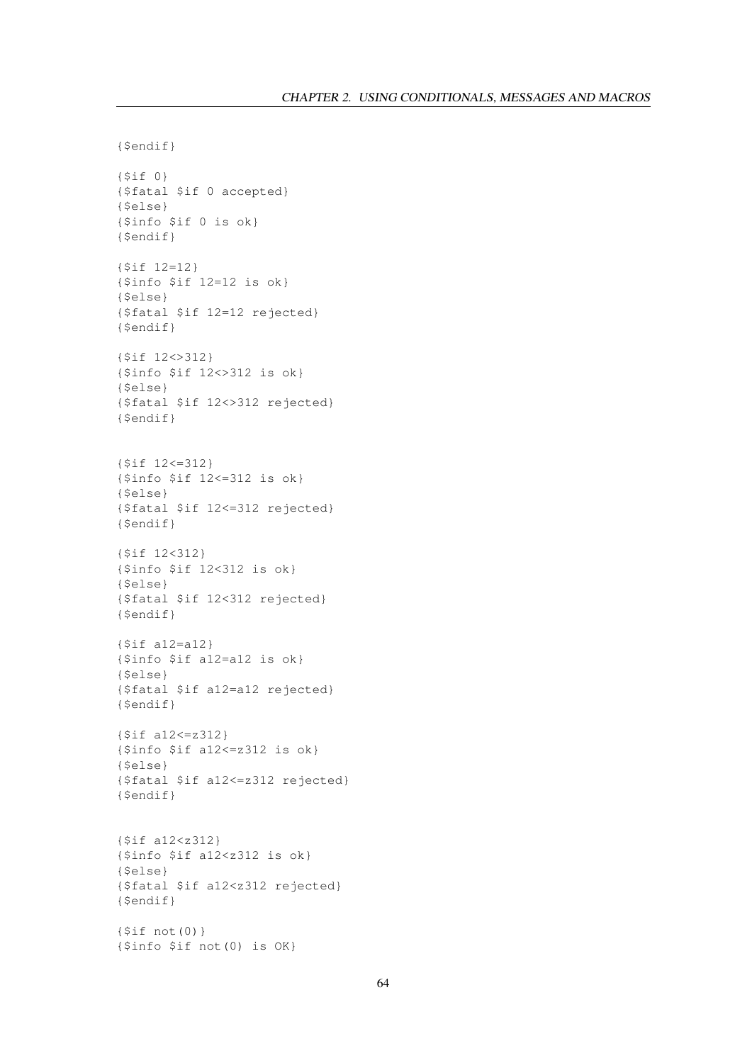```
{$endif}

{$if 0}
{$fatal $if 0 accepted}
{$else}
{$info $if 0 is ok}
{$endif}

{$if 12=12}
{$info $if 12=12 is ok}
{$else}
{$fatal $if 12=12 rejected}
{$endif}

{$if 12<>312}
{$info $if 12<>312 is ok}
{$else}
{$fatal $if 12<>312 rejected}
{$endif}


{$if 12<=312}
{$info $if 12<=312 is ok}
{$else}
{$fatal $if 12<=312 rejected}
{$endif}

{$if 12<312}
{$info $if 12<312 is ok}
{$else}
{$fatal $if 12<312 rejected}
{$endif}

{$if a12=a12}
{$info $if a12=a12 is ok}
{$else}
{$fatal $if a12=a12 rejected}
{$endif}

{$if a12<=z312}
{$info $if a12<=z312 is ok}
{$else}
{$fatal $if a12<=z312 rejected}
{$endif}


{$if a12<z312}
{$info $if a12<z312 is ok}
{$else}
{$fatal $if a12<z312 rejected}
{$endif}

{$if not(0)}
{$info $if not(0) is OK}
```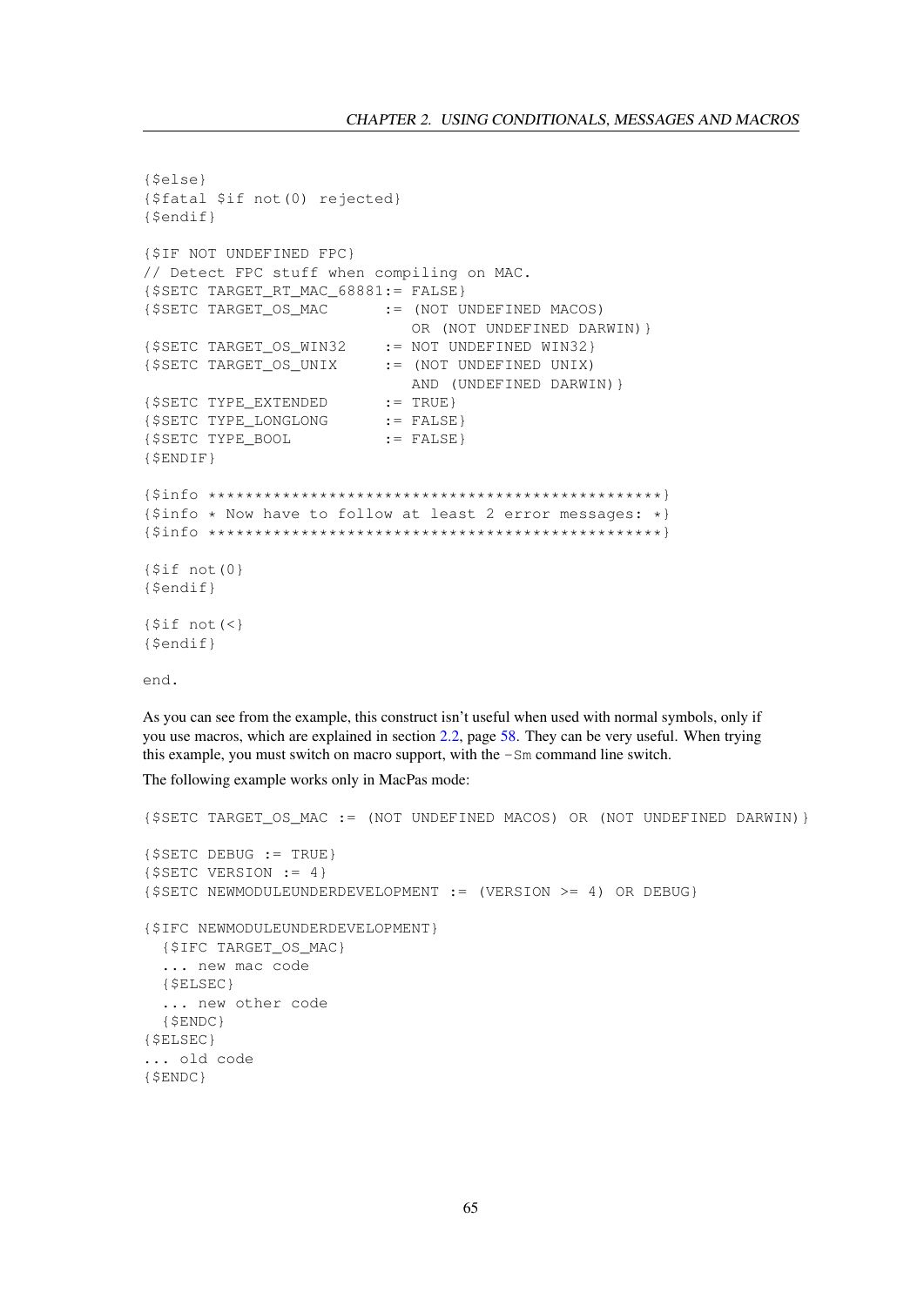```
{$else}
{$fatal $if not(0) rejected}
{$endif}

{$IF NOT UNDEFINED FPC}
// Detect FPC stuff when compiling on MAC.
{$SETC TARGET_RT_MAC_68881:= FALSE}
{$SETC TARGET_OS_MAC      := (NOT UNDEFINED MACOS)
                             OR (NOT UNDEFINED DARWIN)}
{$SETC TARGET_OS_WIN32    := NOT UNDEFINED WIN32}
{$SETC TARGET_OS_UNIX     := (NOT UNDEFINED UNIX)
                             AND (UNDEFINED DARWIN)}
{$SETC TYPE_EXTENDED      := TRUE}
{$SETC TYPE_LONGLONG      := FALSE}
{$SETC TYPE_BOOL          := FALSE}
{$ENDIF}

{$info ***********************************************}
{$info * Now have to follow at least 2 error messages: *}
{$info ***********************************************}

{$if not(0)}
{$endif}

{$if not(<)}
{$endif}

end.
```

As you can see from the example, this construct isn't useful when used with normal symbols, only if you use macros, which are explained in section 2.2, page 58. They can be very useful. When trying this example, you must switch on macro support, with the `-Sm` command line switch.

The following example works only in MacPas mode:

```
{$SETC TARGET_OS_MAC := (NOT UNDEFINED MACOS) OR (NOT UNDEFINED DARWIN)}

{$SETC DEBUG := TRUE}
{$SETC VERSION := 4}
{$SETC NEWMODULEUNDERDEVELOPMENT := (VERSION >= 4) OR DEBUG}

{$IFC NEWMODULEUNDERDEVELOPMENT}
  {$IFC TARGET_OS_MAC}
  ... new mac code
  {$ELSEC}
  ... new other code
  {$ENDC}
{$ELSEC}
... old code
{$ENDC}
```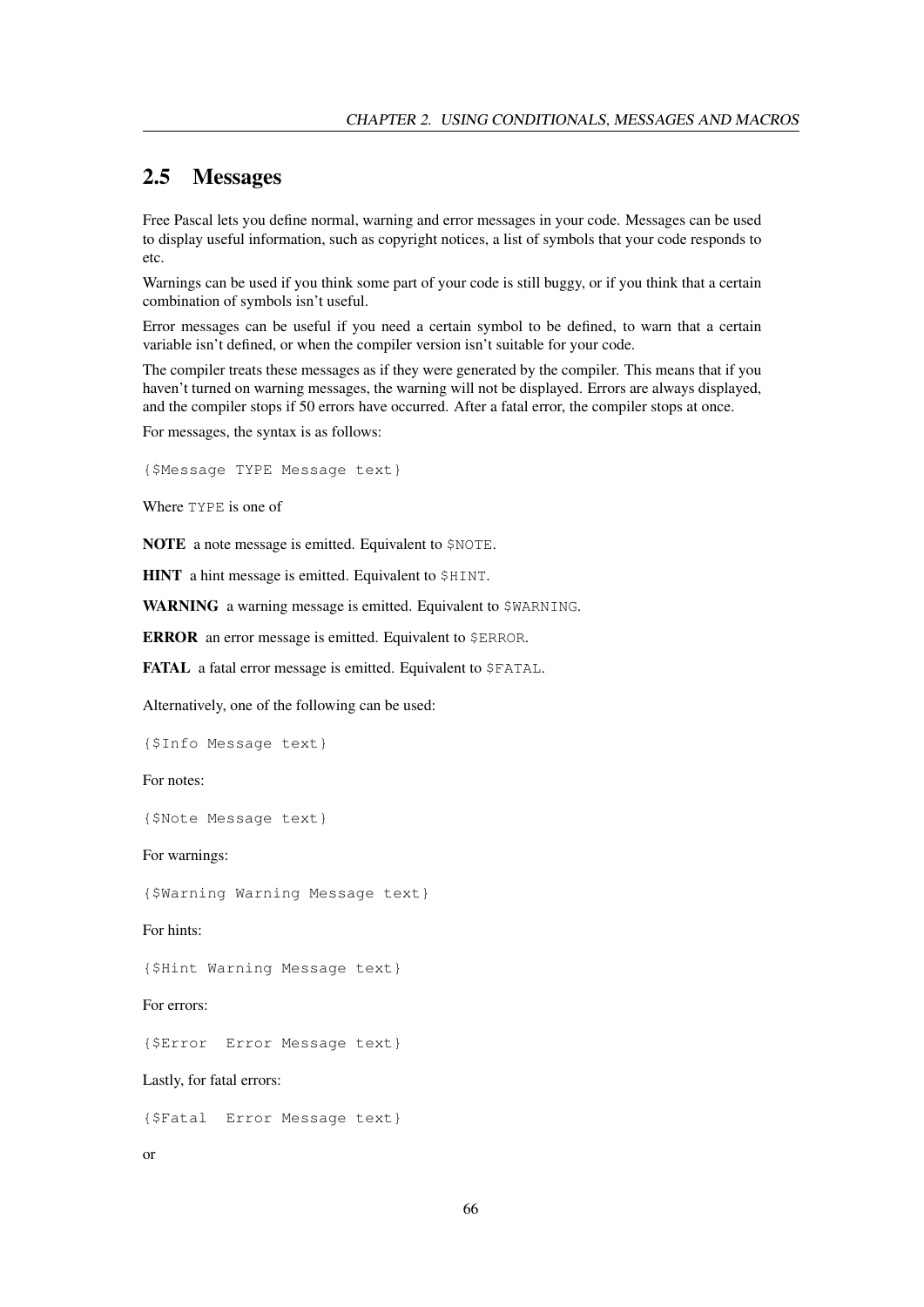## 2.5 Messages

Free Pascal lets you define normal, warning and error messages in your code. Messages can be used to display useful information, such as copyright notices, a list of symbols that your code responds to etc.

Warnings can be used if you think some part of your code is still buggy, or if you think that a certain combination of symbols isn't useful.

Error messages can be useful if you need a certain symbol to be defined, to warn that a certain variable isn't defined, or when the compiler version isn't suitable for your code.

The compiler treats these messages as if they were generated by the compiler. This means that if you haven't turned on warning messages, the warning will not be displayed. Errors are always displayed, and the compiler stops if 50 errors have occurred. After a fatal error, the compiler stops at once.

For messages, the syntax is as follows:

```
{$Message TYPE Message text}
```

Where `TYPE` is one of

**NOTE** a note message is emitted. Equivalent to `$NOTE`.

**HINT** a hint message is emitted. Equivalent to `$HINT`.

**WARNING** a warning message is emitted. Equivalent to `$WARNING`.

**ERROR** an error message is emitted. Equivalent to `$ERROR`.

**FATAL** a fatal error message is emitted. Equivalent to `$FATAL`.

Alternatively, one of the following can be used:

```
{$Info Message text}
```

For notes:

```
{$Note Message text}
```

For warnings:

```
{$Warning Warning Message text}
```

For hints:

```
{$Hint Warning Message text}
```

For errors:

```
{$Error  Error Message text}
```

Lastly, for fatal errors:

```
{$Fatal  Error Message text}
```

or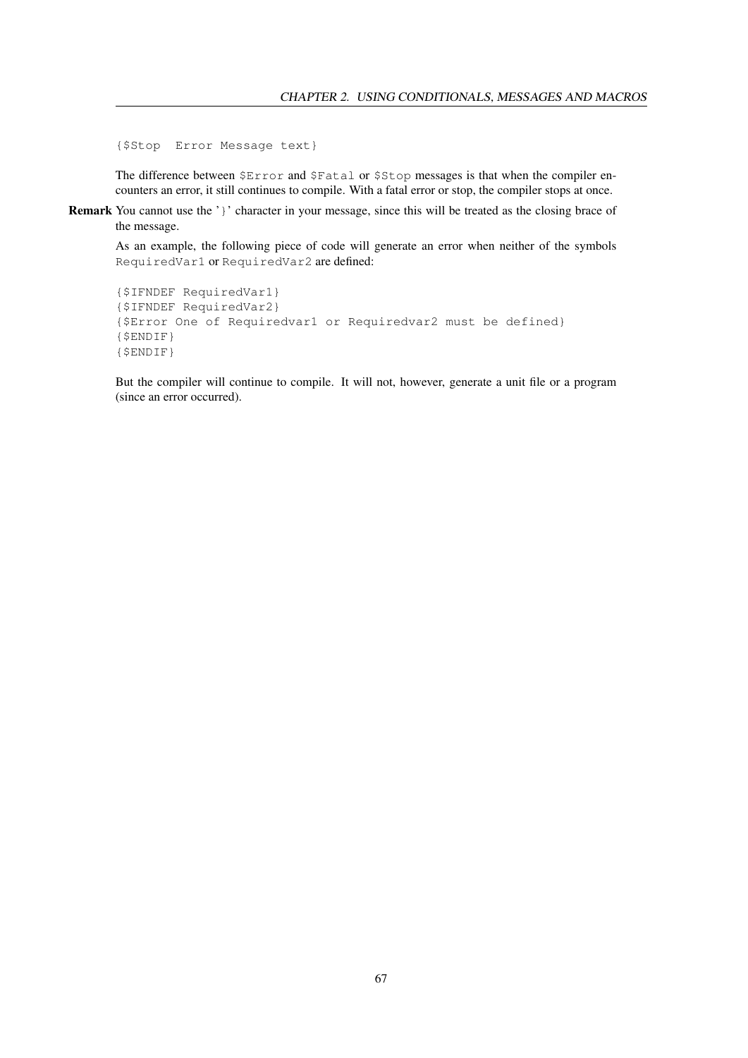```
{$Stop  Error Message text}
```

The difference between `$Error` and `$Fatal` or `$Stop` messages is that when the compiler encounters an error, it still continues to compile. With a fatal error or stop, the compiler stops at once.

**Remark** You cannot use the '`}`' character in your message, since this will be treated as the closing brace of the message.

As an example, the following piece of code will generate an error when neither of the symbols `RequiredVar1` or `RequiredVar2` are defined:

```
{$IFNDEF RequiredVar1}
{$IFNDEF RequiredVar2}
{$Error One of Requiredvar1 or Requiredvar2 must be defined}
{$ENDIF}
{$ENDIF}
```

But the compiler will continue to compile. It will not, however, generate a unit file or a program (since an error occurred).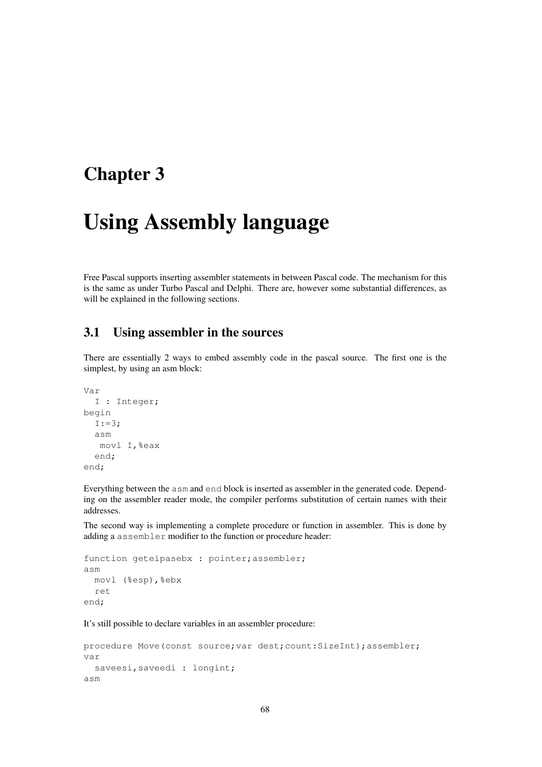# Chapter 3

# Using Assembly language

Free Pascal supports inserting assembler statements in between Pascal code. The mechanism for this is the same as under Turbo Pascal and Delphi. There are, however some substantial differences, as will be explained in the following sections.

## 3.1 Using assembler in the sources

There are essentially 2 ways to embed assembly code in the pascal source. The first one is the simplest, by using an asm block:

```
Var
  I : Integer;
begin
  I:=3;
  asm
   movl I,%eax
  end;
end;
```

Everything between the `asm` and `end` block is inserted as assembler in the generated code. Depending on the assembler reader mode, the compiler performs substitution of certain names with their addresses.

The second way is implementing a complete procedure or function in assembler. This is done by adding a `assembler` modifier to the function or procedure header:

```
function geteipasebx : pointer;assembler;
asm
  movl (%esp),%ebx
  ret
end;
```

It's still possible to declare variables in an assembler procedure:

```
procedure Move(const source;var dest;count:SizeInt);assembler;
var
  saveesi,saveedi : longint;
asm
```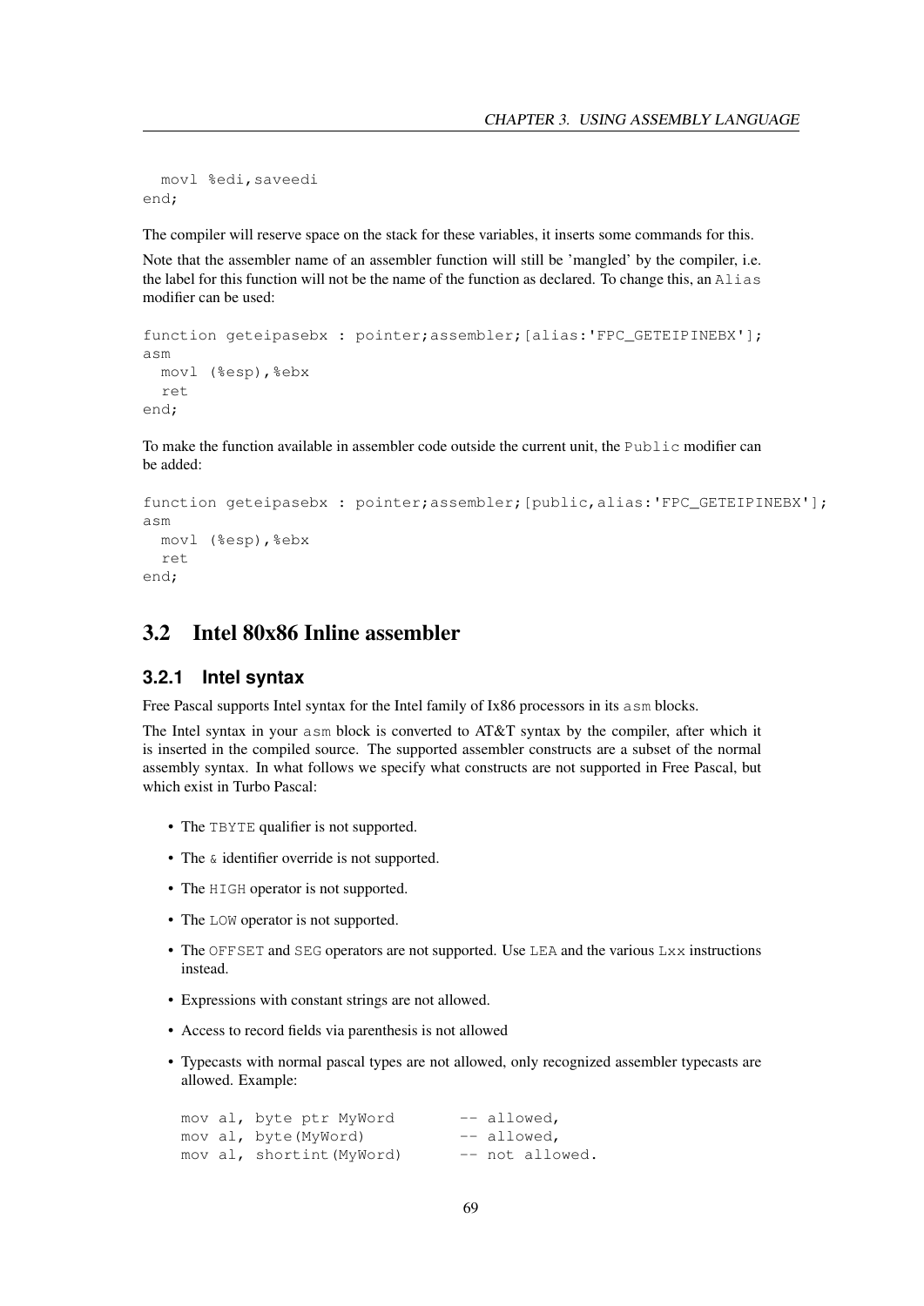```
  movl %edi,saveedi
end;
```

The compiler will reserve space on the stack for these variables, it inserts some commands for this.

Note that the assembler name of an assembler function will still be 'mangled' by the compiler, i.e. the label for this function will not be the name of the function as declared. To change this, an `Alias` modifier can be used:

```
function geteipasebx : pointer;assembler;[alias:'FPC_GETEIPINEBX'];
asm
  movl (%esp),%ebx
  ret
end;
```

To make the function available in assembler code outside the current unit, the `Public` modifier can be added:

```
function geteipasebx : pointer;assembler;[public,alias:'FPC_GETEIPINEBX'];
asm
  movl (%esp),%ebx
  ret
end;
```

## 3.2 Intel 80x86 Inline assembler

### 3.2.1 Intel syntax

Free Pascal supports Intel syntax for the Intel family of Ix86 processors in its `asm` blocks.

The Intel syntax in your `asm` block is converted to AT&T syntax by the compiler, after which it is inserted in the compiled source. The supported assembler constructs are a subset of the normal assembly syntax. In what follows we specify what constructs are not supported in Free Pascal, but which exist in Turbo Pascal:

- The `TBYTE` qualifier is not supported.
- The `&` identifier override is not supported.
- The `HIGH` operator is not supported.
- The `LOW` operator is not supported.
- The `OFFSET` and `SEG` operators are not supported. Use `LEA` and the various `Lxx` instructions instead.
- Expressions with constant strings are not allowed.
- Access to record fields via parenthesis is not allowed
- Typecasts with normal pascal types are not allowed, only recognized assembler typecasts are allowed. Example:

```
mov al, byte ptr MyWord       -- allowed,
mov al, byte(MyWord)          -- allowed,
mov al, shortint(MyWord)      -- not allowed.
```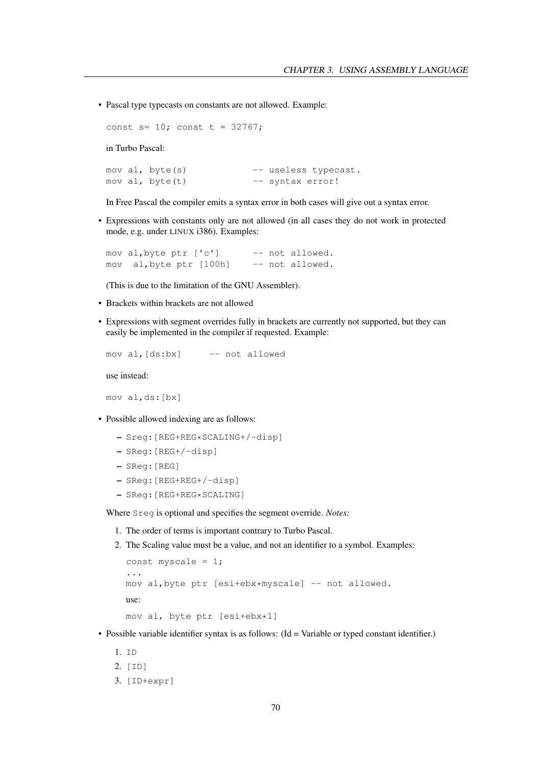- Pascal type typecasts on constants are not allowed. Example:

  ```
  const s= 10; const t = 32767;
  ```

  in Turbo Pascal:

  ```
  mov al, byte(s)             -- useless typecast.
  mov al, byte(t)             -- syntax error!
  ```

  In Free Pascal the compiler emits a syntax error in both cases will give out a syntax error.

- Expressions with constants only are not allowed (in all cases they do not work in protected mode, e.g. under LINUX i386). Examples:

  ```
  mov al,byte ptr ['c']       -- not allowed.
  mov  al,byte ptr [100h]     -- not allowed.
  ```

  (This is due to the limitation of the GNU Assembler).

- Brackets within brackets are not allowed

- Expressions with segment overrides fully in brackets are currently not supported, but they can easily be implemented in the compiler if requested. Example:

  ```
  mov al,[ds:bx]      -- not allowed
  ```

  use instead:

  ```
  mov al,ds:[bx]
  ```

- Possible allowed indexing are as follows:

  - `Sreg:[REG+REG*SCALING+/-disp]`
  - `SReg:[REG+/-disp]`
  - `SReg:[REG]`
  - `SReg:[REG+REG+/-disp]`
  - `SReg:[REG+REG*SCALING]`

  Where `Sreg` is optional and specifies the segment override. *Notes:*

  1. The order of terms is important contrary to Turbo Pascal.
  2. The Scaling value must be a value, and not an identifier to a symbol. Examples:

     ```
     const myscale = 1;
     ...
     mov al,byte ptr [esi+ebx*myscale] -- not allowed.
     ```

     use:

     ```
     mov al, byte ptr [esi+ebx*1]
     ```

- Possible variable identifier syntax is as follows: (Id = Variable or typed constant identifier.)

  1. `ID`
  2. `[ID]`
  3. `[ID+expr]`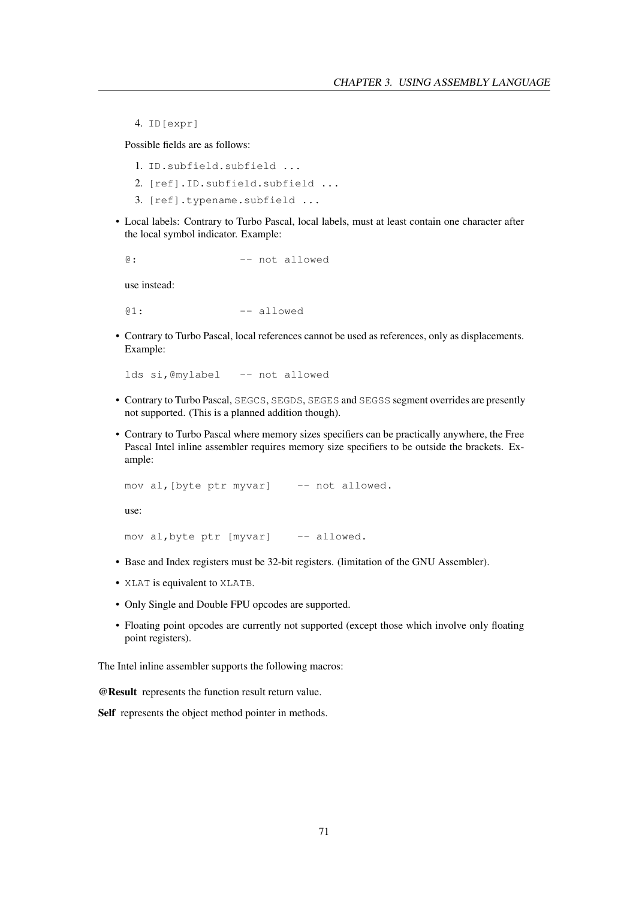4. `ID[expr]`

   Possible fields are as follows:

   1. `ID.subfield.subfield ...`
   2. `[ref].ID.subfield.subfield ...`
   3. `[ref].typename.subfield ...`

- Local labels: Contrary to Turbo Pascal, local labels, must at least contain one character after the local symbol indicator. Example:

  ```
  @:                -- not allowed
  ```

  use instead:

  ```
  @1:               -- allowed
  ```

- Contrary to Turbo Pascal, local references cannot be used as references, only as displacements. Example:

  ```
  lds si,@mylabel   -- not allowed
  ```

- Contrary to Turbo Pascal, `SEGCS`, `SEGDS`, `SEGES` and `SEGSS` segment overrides are presently not supported. (This is a planned addition though).

- Contrary to Turbo Pascal where memory sizes specifiers can be practically anywhere, the Free Pascal Intel inline assembler requires memory size specifiers to be outside the brackets. Example:

  ```
  mov al,[byte ptr myvar]    -- not allowed.
  ```

  use:

  ```
  mov al,byte ptr [myvar]    -- allowed.
  ```

- Base and Index registers must be 32-bit registers. (limitation of the GNU Assembler).

- `XLAT` is equivalent to `XLATB`.

- Only Single and Double FPU opcodes are supported.

- Floating point opcodes are currently not supported (except those which involve only floating point registers).

The Intel inline assembler supports the following macros:

**@Result** represents the function result return value.

**Self** represents the object method pointer in methods.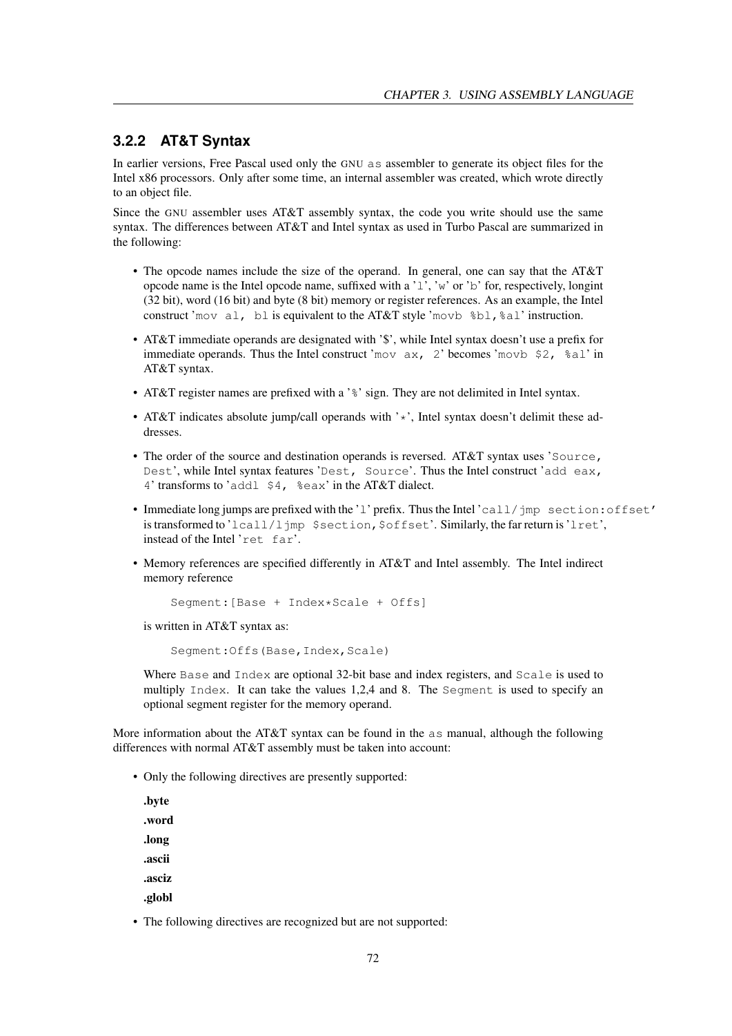### 3.2.2 AT&T Syntax

In earlier versions, Free Pascal used only the GNU `as` assembler to generate its object files for the Intel x86 processors. Only after some time, an internal assembler was created, which wrote directly to an object file.

Since the GNU assembler uses AT&T assembly syntax, the code you write should use the same syntax. The differences between AT&T and Intel syntax as used in Turbo Pascal are summarized in the following:

- The opcode names include the size of the operand. In general, one can say that the AT&T opcode name is the Intel opcode name, suffixed with a '`l`', '`w`' or '`b`' for, respectively, longint (32 bit), word (16 bit) and byte (8 bit) memory or register references. As an example, the Intel construct '`mov al, bl` is equivalent to the AT&T style '`movb %bl,%al`' instruction.
- AT&T immediate operands are designated with '$', while Intel syntax doesn't use a prefix for immediate operands. Thus the Intel construct '`mov ax, 2`' becomes '`movb $2, %al`' in AT&T syntax.
- AT&T register names are prefixed with a '`%`' sign. They are not delimited in Intel syntax.
- AT&T indicates absolute jump/call operands with '`*`', Intel syntax doesn't delimit these addresses.
- The order of the source and destination operands is reversed. AT&T syntax uses '`Source, Dest`', while Intel syntax features '`Dest, Source`'. Thus the Intel construct '`add eax, 4`' transforms to '`addl $4, %eax`' in the AT&T dialect.
- Immediate long jumps are prefixed with the '`l`' prefix. Thus the Intel '`call/jmp section:offset`' is transformed to '`lcall/ljmp $section,$offset`'. Similarly, the far return is '`lret`', instead of the Intel '`ret far`'.
- Memory references are specified differently in AT&T and Intel assembly. The Intel indirect memory reference

  ```
  Segment:[Base + Index*Scale + Offs]
  ```

  is written in AT&T syntax as:

  ```
  Segment:Offs(Base,Index,Scale)
  ```

  Where `Base` and `Index` are optional 32-bit base and index registers, and `Scale` is used to multiply `Index`. It can take the values 1,2,4 and 8. The `Segment` is used to specify an optional segment register for the memory operand.

More information about the AT&T syntax can be found in the `as` manual, although the following differences with normal AT&T assembly must be taken into account:

- Only the following directives are presently supported:

  **.byte**

  **.word**

  **.long**

  **.ascii**

  **.asciz**

  **.globl**

- The following directives are recognized but are not supported: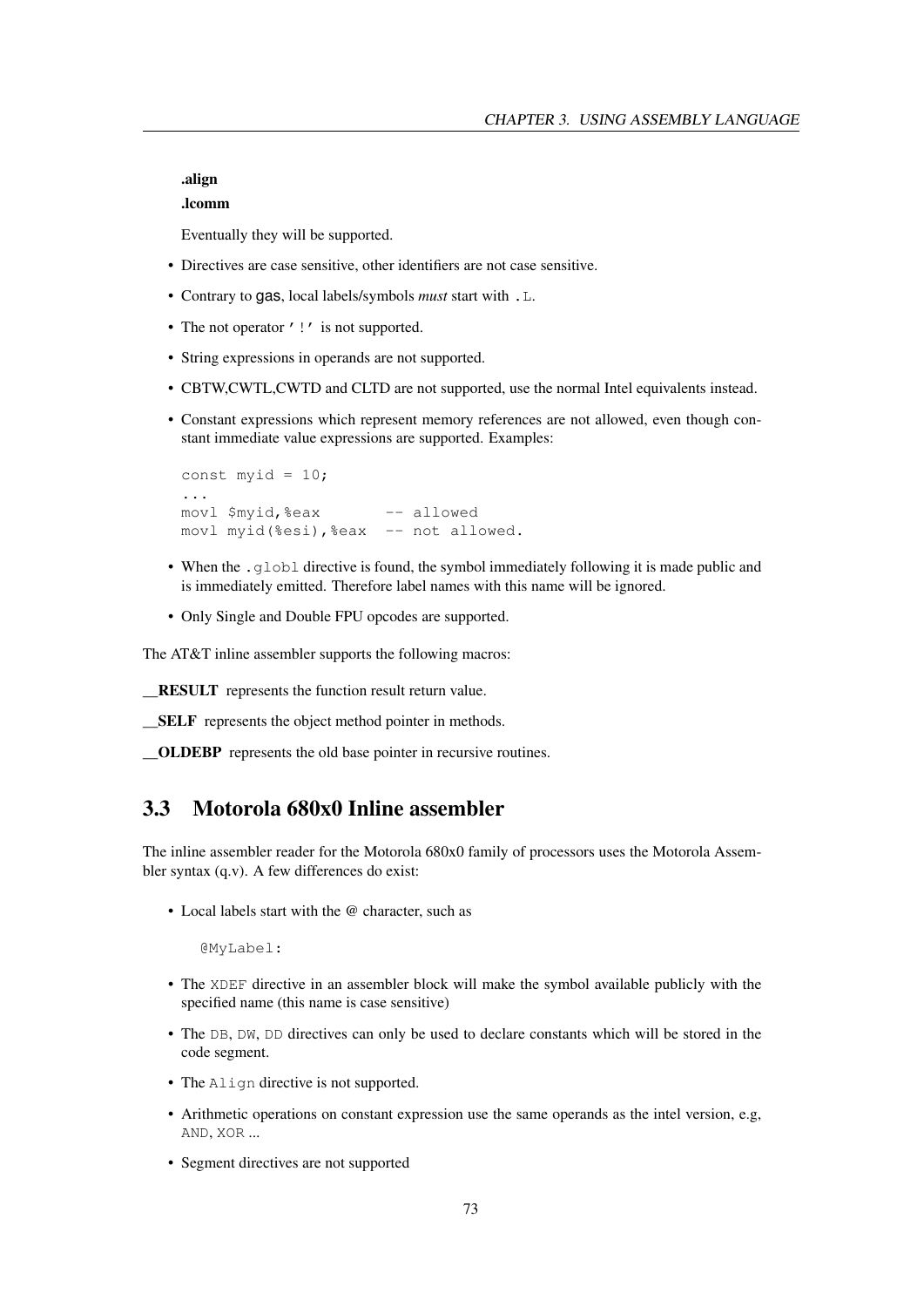**.align**

**.lcomm**

Eventually they will be supported.

- Directives are case sensitive, other identifiers are not case sensitive.
- Contrary to gas, local labels/symbols *must* start with `.L`.
- The not operator `'!'` is not supported.
- String expressions in operands are not supported.
- CBTW,CWTL,CWTD and CLTD are not supported, use the normal Intel equivalents instead.
- Constant expressions which represent memory references are not allowed, even though constant immediate value expressions are supported. Examples:

```
const myid = 10;
...
movl $myid,%eax        -- allowed
movl myid(%esi),%eax   -- not allowed.
```

- When the `.globl` directive is found, the symbol immediately following it is made public and is immediately emitted. Therefore label names with this name will be ignored.
- Only Single and Double FPU opcodes are supported.

The AT&T inline assembler supports the following macros:

**__RESULT** represents the function result return value.

**__SELF** represents the object method pointer in methods.

**__OLDEBP** represents the old base pointer in recursive routines.

## 3.3 Motorola 680x0 Inline assembler

The inline assembler reader for the Motorola 680x0 family of processors uses the Motorola Assembler syntax (q.v). A few differences do exist:

- Local labels start with the @ character, such as

```
@MyLabel:
```

- The `XDEF` directive in an assembler block will make the symbol available publicly with the specified name (this name is case sensitive)
- The `DB`, `DW`, `DD` directives can only be used to declare constants which will be stored in the code segment.
- The `Align` directive is not supported.
- Arithmetic operations on constant expression use the same operands as the intel version, e.g, `AND`, `XOR` ...
- Segment directives are not supported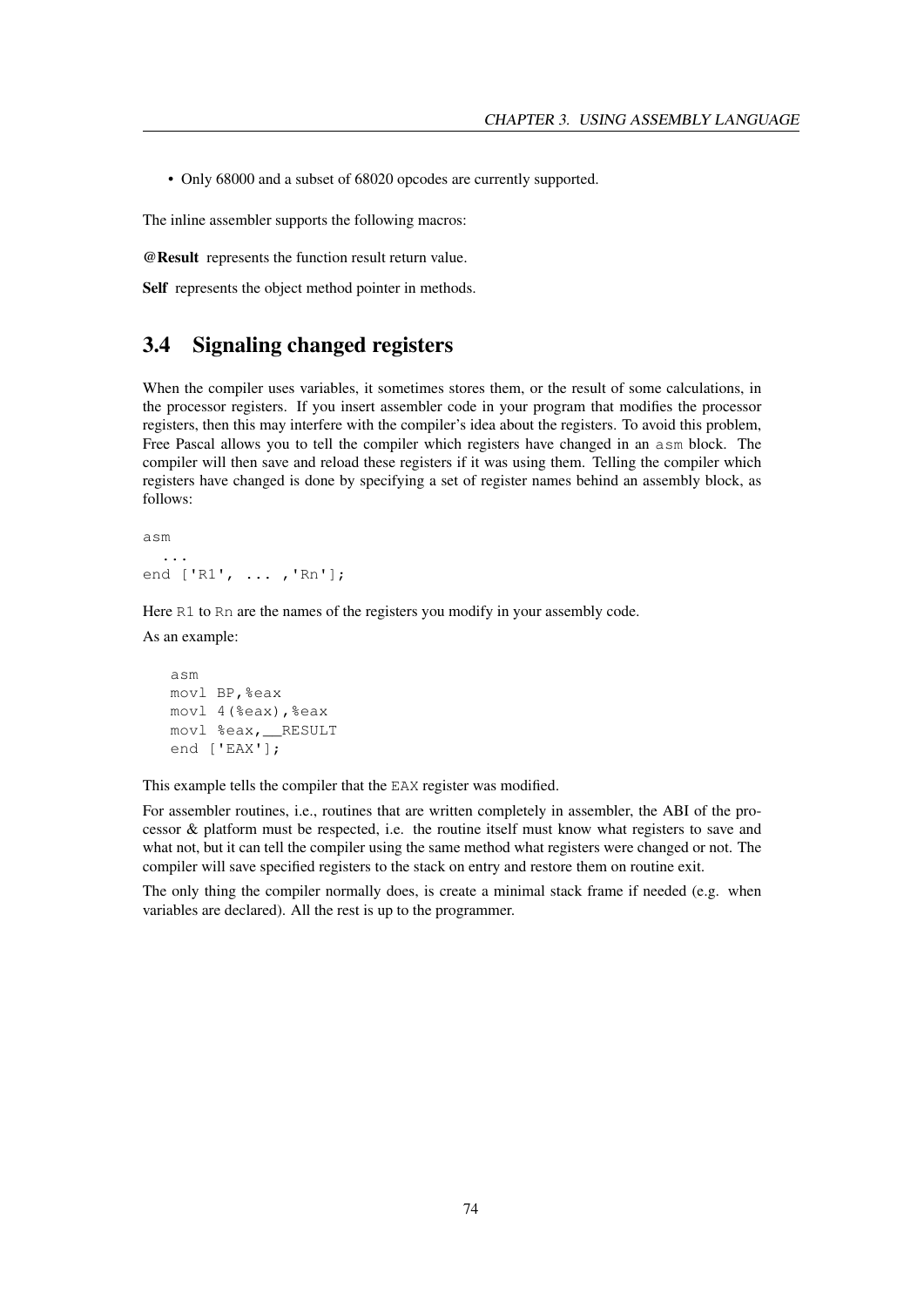- Only 68000 and a subset of 68020 opcodes are currently supported.

The inline assembler supports the following macros:

**@Result** represents the function result return value.

**Self** represents the object method pointer in methods.

## 3.4 Signaling changed registers

When the compiler uses variables, it sometimes stores them, or the result of some calculations, in the processor registers. If you insert assembler code in your program that modifies the processor registers, then this may interfere with the compiler's idea about the registers. To avoid this problem, Free Pascal allows you to tell the compiler which registers have changed in an `asm` block. The compiler will then save and reload these registers if it was using them. Telling the compiler which registers have changed is done by specifying a set of register names behind an assembly block, as follows:

```
asm
  ...
end ['R1', ... ,'Rn'];
```

Here `R1` to `Rn` are the names of the registers you modify in your assembly code.

As an example:

```
asm
movl BP,%eax
movl 4(%eax),%eax
movl %eax,__RESULT
end ['EAX'];
```

This example tells the compiler that the `EAX` register was modified.

For assembler routines, i.e., routines that are written completely in assembler, the ABI of the processor & platform must be respected, i.e. the routine itself must know what registers to save and what not, but it can tell the compiler using the same method what registers were changed or not. The compiler will save specified registers to the stack on entry and restore them on routine exit.

The only thing the compiler normally does, is create a minimal stack frame if needed (e.g. when variables are declared). All the rest is up to the programmer.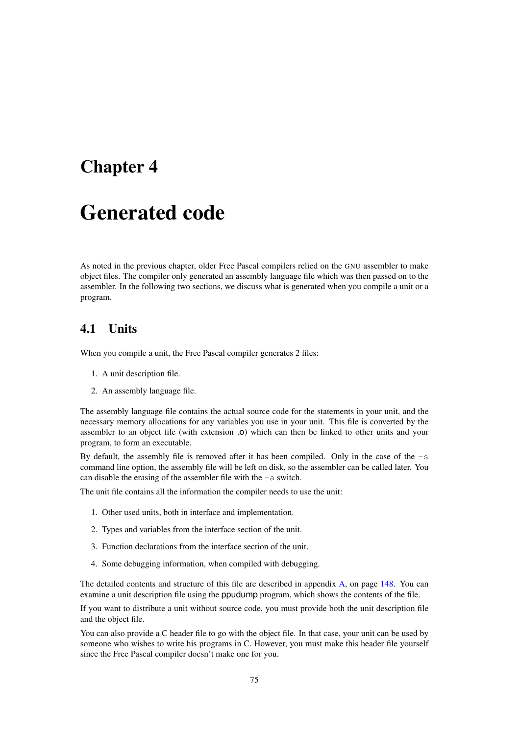# Chapter 4

# Generated code

As noted in the previous chapter, older Free Pascal compilers relied on the GNU assembler to make object files. The compiler only generated an assembly language file which was then passed on to the assembler. In the following two sections, we discuss what is generated when you compile a unit or a program.

## 4.1 Units

When you compile a unit, the Free Pascal compiler generates 2 files:

1. A unit description file.
2. An assembly language file.

The assembly language file contains the actual source code for the statements in your unit, and the necessary memory allocations for any variables you use in your unit. This file is converted by the assembler to an object file (with extension .o) which can then be linked to other units and your program, to form an executable.

By default, the assembly file is removed after it has been compiled. Only in the case of the `-s` command line option, the assembly file will be left on disk, so the assembler can be called later. You can disable the erasing of the assembler file with the `-a` switch.

The unit file contains all the information the compiler needs to use the unit:

1. Other used units, both in interface and implementation.
2. Types and variables from the interface section of the unit.
3. Function declarations from the interface section of the unit.
4. Some debugging information, when compiled with debugging.

The detailed contents and structure of this file are described in appendix A, on page 148. You can examine a unit description file using the ppudump program, which shows the contents of the file.

If you want to distribute a unit without source code, you must provide both the unit description file and the object file.

You can also provide a C header file to go with the object file. In that case, your unit can be used by someone who wishes to write his programs in C. However, you must make this header file yourself since the Free Pascal compiler doesn't make one for you.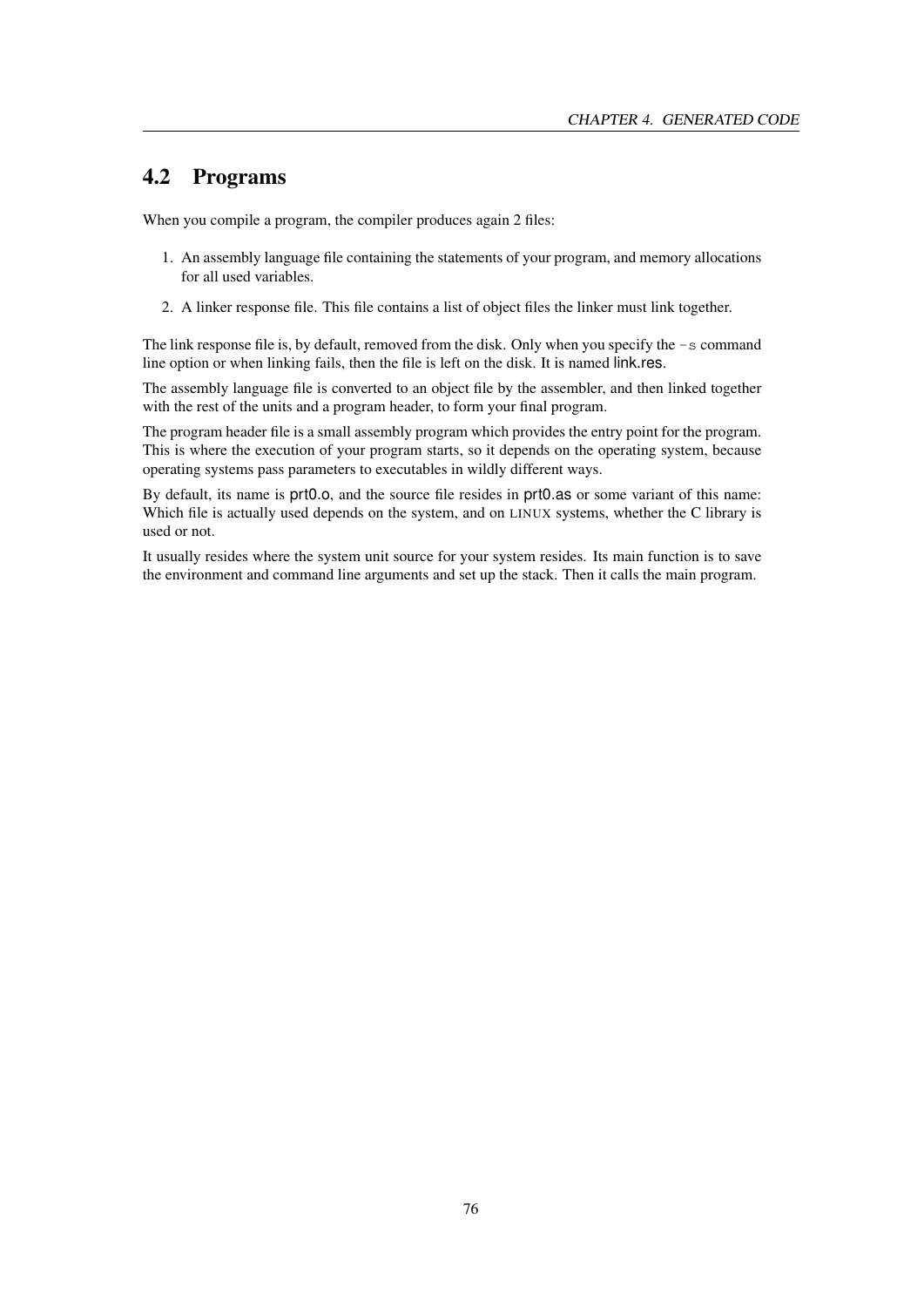## 4.2 Programs

When you compile a program, the compiler produces again 2 files:

1. An assembly language file containing the statements of your program, and memory allocations for all used variables.
2. A linker response file. This file contains a list of object files the linker must link together.

The link response file is, by default, removed from the disk. Only when you specify the `-s` command line option or when linking fails, then the file is left on the disk. It is named link.res.

The assembly language file is converted to an object file by the assembler, and then linked together with the rest of the units and a program header, to form your final program.

The program header file is a small assembly program which provides the entry point for the program. This is where the execution of your program starts, so it depends on the operating system, because operating systems pass parameters to executables in wildly different ways.

By default, its name is prt0.o, and the source file resides in prt0.as or some variant of this name: Which file is actually used depends on the system, and on LINUX systems, whether the C library is used or not.

It usually resides where the system unit source for your system resides. Its main function is to save the environment and command line arguments and set up the stack. Then it calls the main program.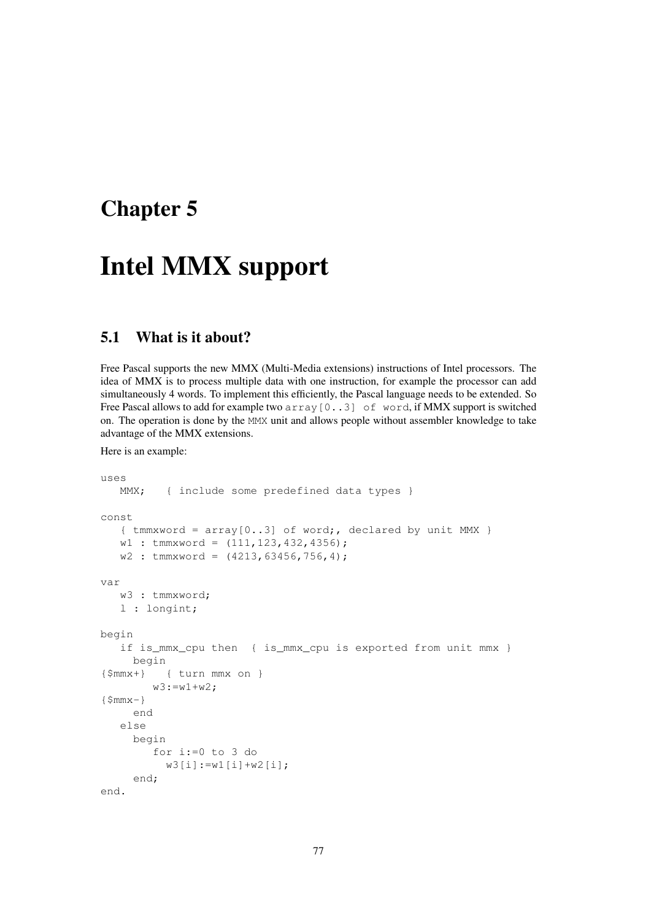# Chapter 5

# Intel MMX support

## 5.1 What is it about?

Free Pascal supports the new MMX (Multi-Media extensions) instructions of Intel processors. The idea of MMX is to process multiple data with one instruction, for example the processor can add simultaneously 4 words. To implement this efficiently, the Pascal language needs to be extended. So Free Pascal allows to add for example two `array[0..3] of word`, if MMX support is switched on. The operation is done by the `MMX` unit and allows people without assembler knowledge to take advantage of the MMX extensions.

Here is an example:

```
uses
   MMX;   { include some predefined data types }

const
   { tmmxword = array[0..3] of word;, declared by unit MMX }
   w1 : tmmxword = (111,123,432,4356);
   w2 : tmmxword = (4213,63456,756,4);

var
   w3 : tmmxword;
   l : longint;

begin
   if is_mmx_cpu then  { is_mmx_cpu is exported from unit mmx }
     begin
{$mmx+}   { turn mmx on }
        w3:=w1+w2;
{$mmx-}
     end
   else
     begin
        for i:=0 to 3 do
          w3[i]:=w1[i]+w2[i];
     end;
end.
```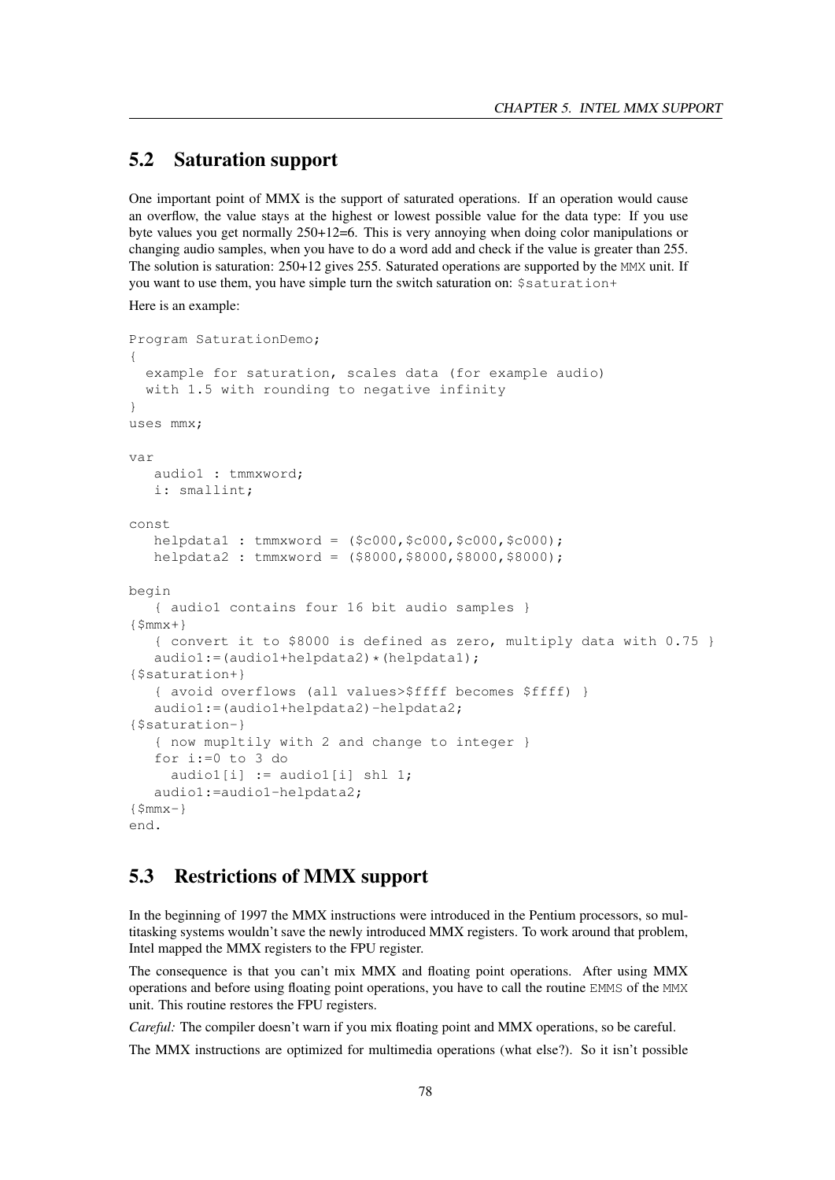## 5.2 Saturation support

One important point of MMX is the support of saturated operations. If an operation would cause an overflow, the value stays at the highest or lowest possible value for the data type: If you use byte values you get normally 250+12=6. This is very annoying when doing color manipulations or changing audio samples, when you have to do a word add and check if the value is greater than 255. The solution is saturation: 250+12 gives 255. Saturated operations are supported by the `MMX` unit. If you want to use them, you have simple turn the switch saturation on: `$saturation+`

Here is an example:

```
Program SaturationDemo;
{
  example for saturation, scales data (for example audio)
  with 1.5 with rounding to negative infinity
}
uses mmx;

var
   audio1 : tmmxword;
   i: smallint;

const
   helpdata1 : tmmxword = ($c000,$c000,$c000,$c000);
   helpdata2 : tmmxword = ($8000,$8000,$8000,$8000);

begin
   { audio1 contains four 16 bit audio samples }
{$mmx+}
   { convert it to $8000 is defined as zero, multiply data with 0.75 }
   audio1:=(audio1+helpdata2)*(helpdata1);
{$saturation+}
   { avoid overflows (all values>$ffff becomes $ffff) }
   audio1:=(audio1+helpdata2)-helpdata2;
{$saturation-}
   { now mupltily with 2 and change to integer }
   for i:=0 to 3 do
     audio1[i] := audio1[i] shl 1;
   audio1:=audio1-helpdata2;
{$mmx-}
end.
```

## 5.3 Restrictions of MMX support

In the beginning of 1997 the MMX instructions were introduced in the Pentium processors, so multitasking systems wouldn't save the newly introduced MMX registers. To work around that problem, Intel mapped the MMX registers to the FPU register.

The consequence is that you can't mix MMX and floating point operations. After using MMX operations and before using floating point operations, you have to call the routine `EMMS` of the `MMX` unit. This routine restores the FPU registers.

*Careful:* The compiler doesn't warn if you mix floating point and MMX operations, so be careful.

The MMX instructions are optimized for multimedia operations (what else?). So it isn't possible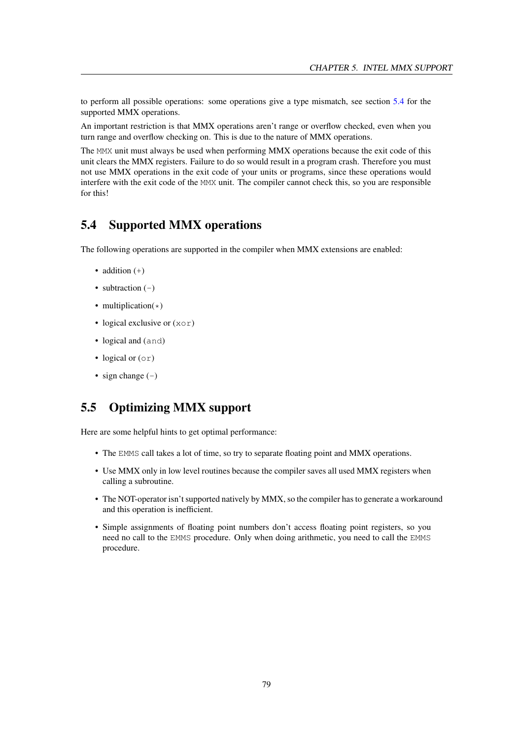to perform all possible operations: some operations give a type mismatch, see section 5.4 for the supported MMX operations.

An important restriction is that MMX operations aren't range or overflow checked, even when you turn range and overflow checking on. This is due to the nature of MMX operations.

The `MMX` unit must always be used when performing MMX operations because the exit code of this unit clears the MMX registers. Failure to do so would result in a program crash. Therefore you must not use MMX operations in the exit code of your units or programs, since these operations would interfere with the exit code of the `MMX` unit. The compiler cannot check this, so you are responsible for this!

## 5.4 Supported MMX operations

The following operations are supported in the compiler when MMX extensions are enabled:

- addition (`+`)
- subtraction (`-`)
- multiplication(`*`)
- logical exclusive or (`xor`)
- logical and (`and`)
- logical or (`or`)
- sign change (`-`)

## 5.5 Optimizing MMX support

Here are some helpful hints to get optimal performance:

- The `EMMS` call takes a lot of time, so try to separate floating point and MMX operations.
- Use MMX only in low level routines because the compiler saves all used MMX registers when calling a subroutine.
- The NOT-operator isn't supported natively by MMX, so the compiler has to generate a workaround and this operation is inefficient.
- Simple assignments of floating point numbers don't access floating point registers, so you need no call to the `EMMS` procedure. Only when doing arithmetic, you need to call the `EMMS` procedure.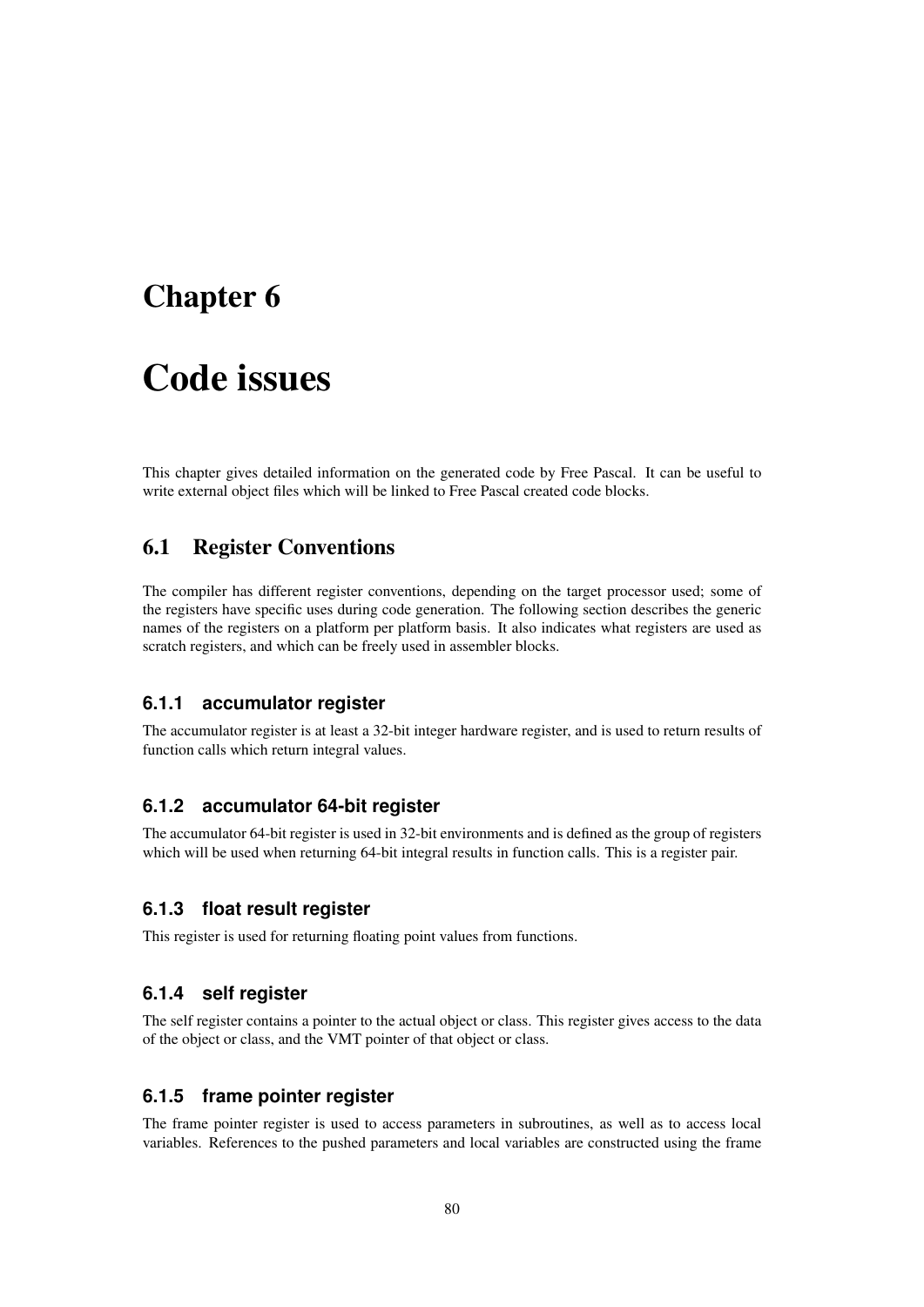# Chapter 6

# Code issues

This chapter gives detailed information on the generated code by Free Pascal. It can be useful to write external object files which will be linked to Free Pascal created code blocks.

## 6.1 Register Conventions

The compiler has different register conventions, depending on the target processor used; some of the registers have specific uses during code generation. The following section describes the generic names of the registers on a platform per platform basis. It also indicates what registers are used as scratch registers, and which can be freely used in assembler blocks.

### 6.1.1 accumulator register

The accumulator register is at least a 32-bit integer hardware register, and is used to return results of function calls which return integral values.

### 6.1.2 accumulator 64-bit register

The accumulator 64-bit register is used in 32-bit environments and is defined as the group of registers which will be used when returning 64-bit integral results in function calls. This is a register pair.

### 6.1.3 float result register

This register is used for returning floating point values from functions.

### 6.1.4 self register

The self register contains a pointer to the actual object or class. This register gives access to the data of the object or class, and the VMT pointer of that object or class.

### 6.1.5 frame pointer register

The frame pointer register is used to access parameters in subroutines, as well as to access local variables. References to the pushed parameters and local variables are constructed using the frame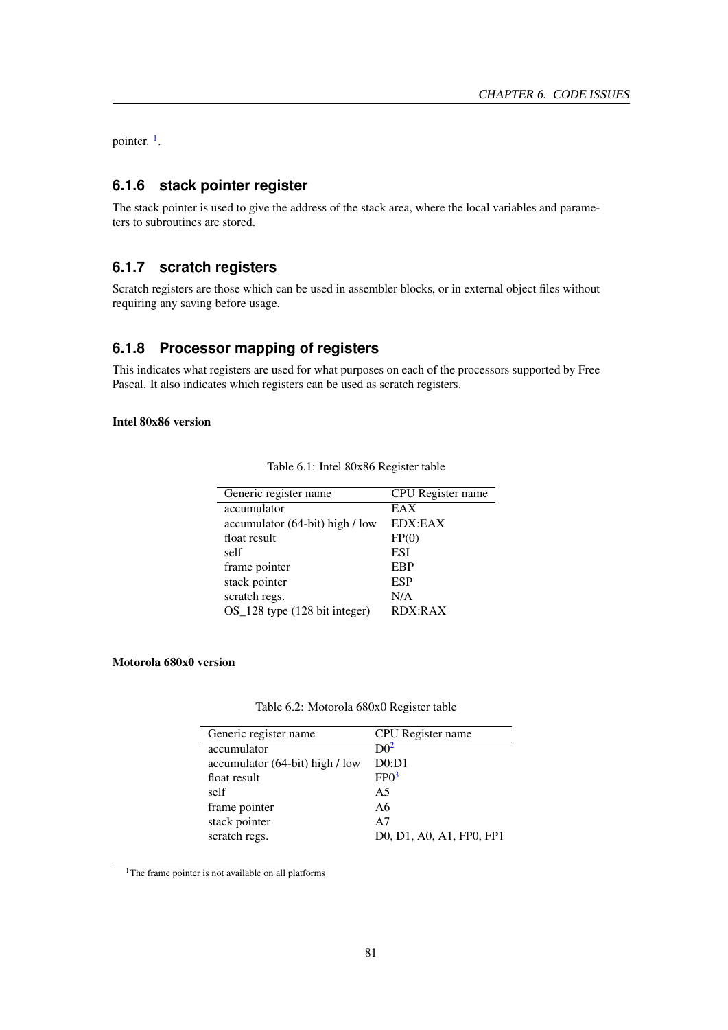pointer. [1].

### 6.1.6 stack pointer register

The stack pointer is used to give the address of the stack area, where the local variables and parameters to subroutines are stored.

### 6.1.7 scratch registers

Scratch registers are those which can be used in assembler blocks, or in external object files without requiring any saving before usage.

### 6.1.8 Processor mapping of registers

This indicates what registers are used for what purposes on each of the processors supported by Free Pascal. It also indicates which registers can be used as scratch registers.

**Intel 80x86 version**

Table 6.1: Intel 80x86 Register table

| Generic register name | CPU Register name |
|---|---|
| accumulator | EAX |
| accumulator (64-bit) high / low | EDX:EAX |
| float result | FP(0) |
| self | ESI |
| frame pointer | EBP |
| stack pointer | ESP |
| scratch regs. | N/A |
| OS_128 type (128 bit integer) | RDX:RAX |

**Motorola 680x0 version**

Table 6.2: Motorola 680x0 Register table

| Generic register name | CPU Register name |
|---|---|
| accumulator | D0[2] |
| accumulator (64-bit) high / low | D0:D1 |
| float result | FP0[3] |
| self | A5 |
| frame pointer | A6 |
| stack pointer | A7 |
| scratch regs. | D0, D1, A0, A1, FP0, FP1 |

[1] The frame pointer is not available on all platforms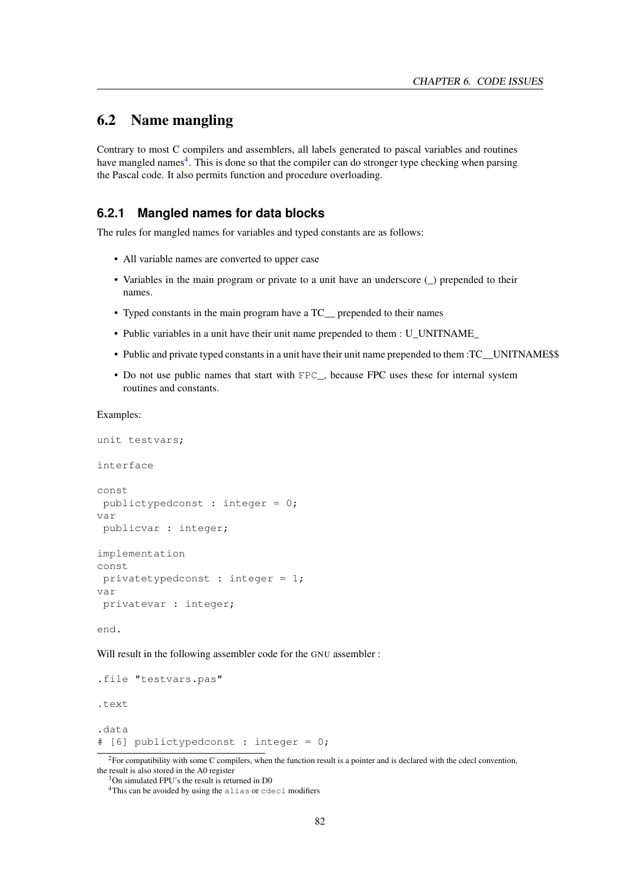## 6.2 Name mangling

Contrary to most C compilers and assemblers, all labels generated to pascal variables and routines have mangled names[4]. This is done so that the compiler can do stronger type checking when parsing the Pascal code. It also permits function and procedure overloading.

### 6.2.1 Mangled names for data blocks

The rules for mangled names for variables and typed constants are as follows:

- All variable names are converted to upper case
- Variables in the main program or private to a unit have an underscore (_) prepended to their names.
- Typed constants in the main program have a TC__ prepended to their names
- Public variables in a unit have their unit name prepended to them : U_UNITNAME_
- Public and private typed constants in a unit have their unit name prepended to them :TC__UNITNAME$$
- Do not use public names that start with `FPC_`, because FPC uses these for internal system routines and constants.

Examples:

```
unit testvars;

interface

const
 publictypedconst : integer = 0;
var
 publicvar : integer;

implementation
const
 privatetypedconst : integer = 1;
var
 privatevar : integer;

end.
```

Will result in the following assembler code for the GNU assembler :

```
.file "testvars.pas"

.text

.data
# [6] publictypedconst : integer = 0;
```

[2] For compatibility with some C compilers, when the function result is a pointer and is declared with the cdecl convention, the result is also stored in the A0 register

[3] On simulated FPU's the result is returned in D0

[4] This can be avoided by using the `alias` or `cdecl` modifiers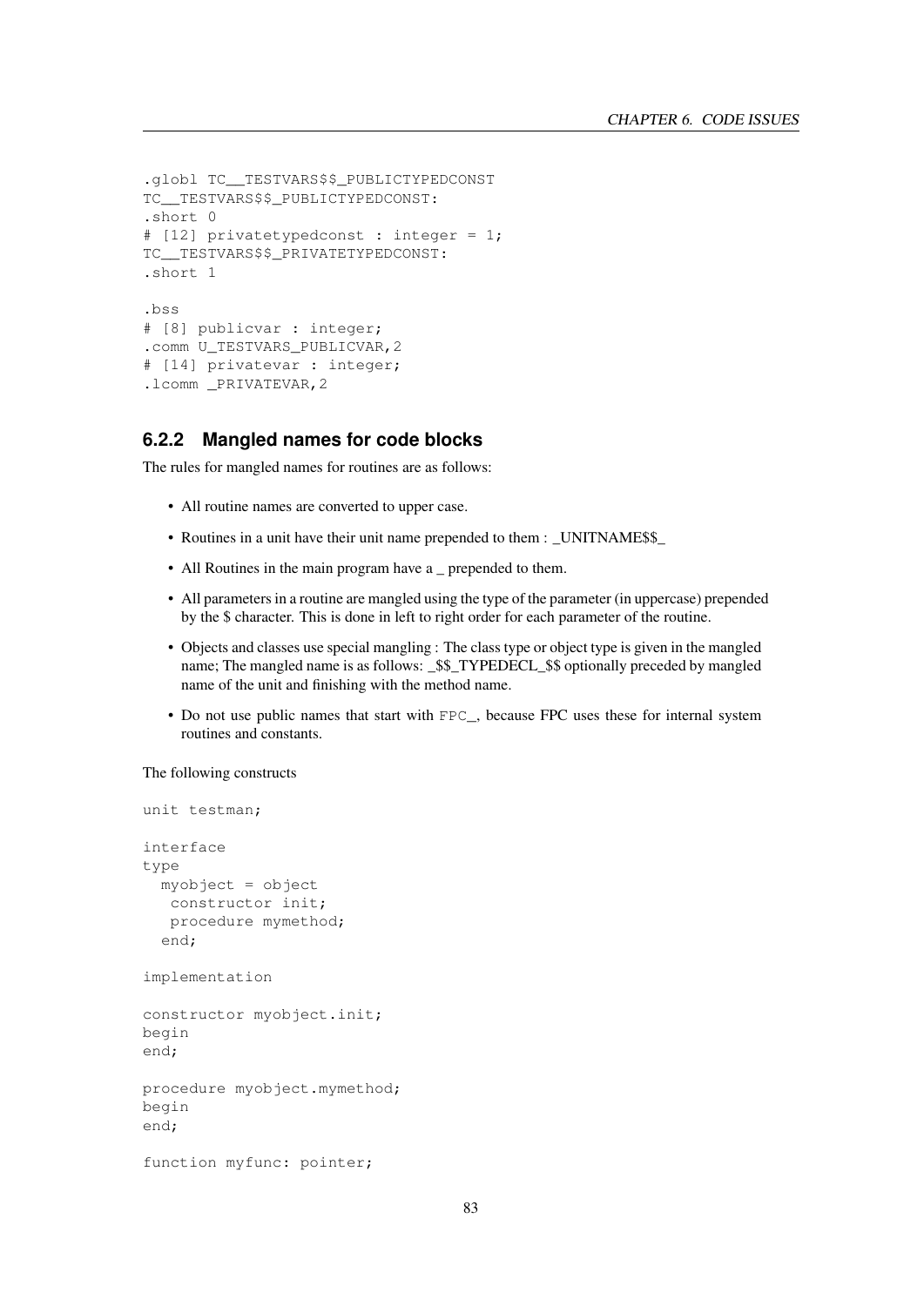```
.globl TC__TESTVARS$$_PUBLICTYPEDCONST
TC__TESTVARS$$_PUBLICTYPEDCONST:
.short 0
# [12] privatetypedconst : integer = 1;
TC__TESTVARS$$_PRIVATETYPEDCONST:
.short 1

.bss
# [8] publicvar : integer;
.comm U_TESTVARS_PUBLICVAR,2
# [14] privatevar : integer;
.lcomm _PRIVATEVAR,2
```

### 6.2.2 Mangled names for code blocks

The rules for mangled names for routines are as follows:

- All routine names are converted to upper case.
- Routines in a unit have their unit name prepended to them : _UNITNAME$$_
- All Routines in the main program have a _ prepended to them.
- All parameters in a routine are mangled using the type of the parameter (in uppercase) prepended by the $ character. This is done in left to right order for each parameter of the routine.
- Objects and classes use special mangling : The class type or object type is given in the mangled name; The mangled name is as follows: _$$_TYPEDECL_$$ optionally preceded by mangled name of the unit and finishing with the method name.
- Do not use public names that start with `FPC_`, because FPC uses these for internal system routines and constants.

The following constructs

```
unit testman;

interface
type
  myobject = object
   constructor init;
   procedure mymethod;
  end;

implementation

constructor myobject.init;
begin
end;

procedure myobject.mymethod;
begin
end;

function myfunc: pointer;
```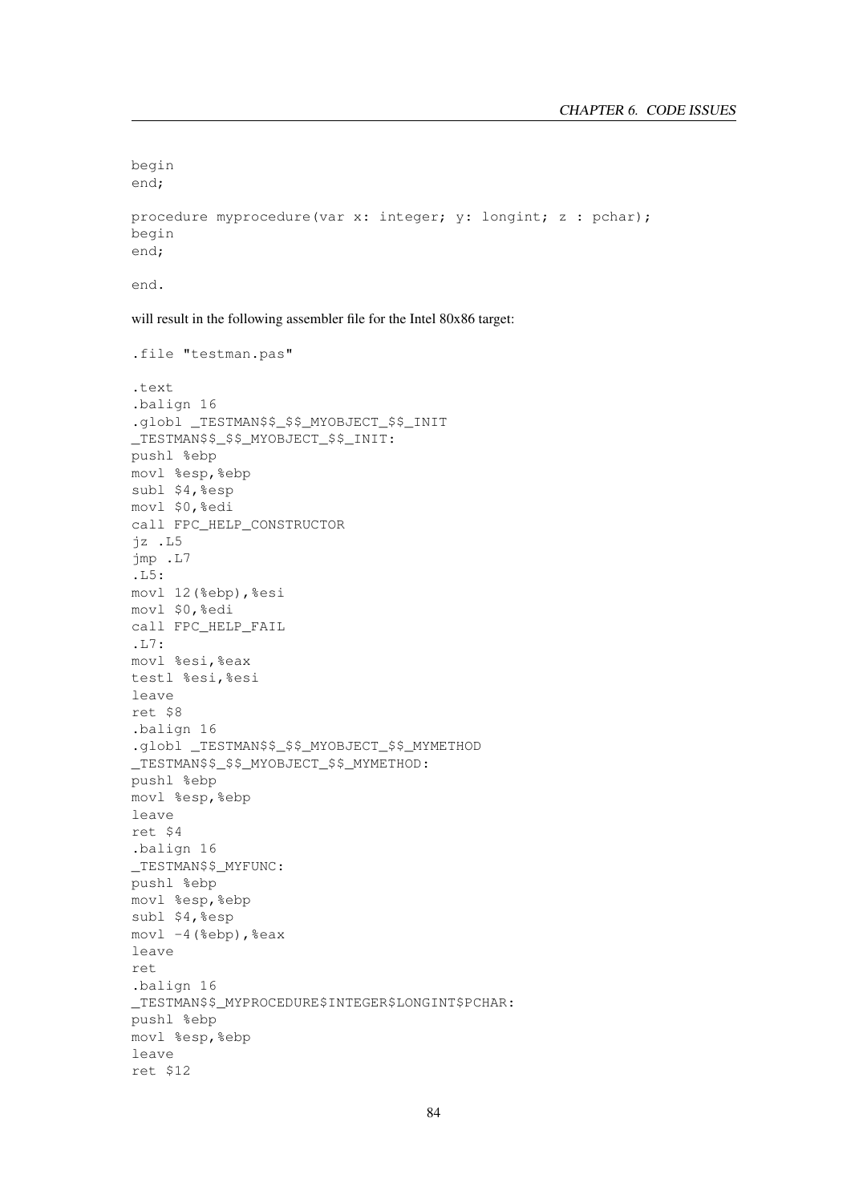```
begin
end;

procedure myprocedure(var x: integer; y: longint; z : pchar);
begin
end;

end.
```

will result in the following assembler file for the Intel 80x86 target:

```
.file "testman.pas"

.text
.balign 16
.globl _TESTMAN$$_$$_MYOBJECT_$$_INIT
_TESTMAN$$_$$_MYOBJECT_$$_INIT:
pushl %ebp
movl %esp,%ebp
subl $4,%esp
movl $0,%edi
call FPC_HELP_CONSTRUCTOR
jz .L5
jmp .L7
.L5:
movl 12(%ebp),%esi
movl $0,%edi
call FPC_HELP_FAIL
.L7:
movl %esi,%eax
testl %esi,%esi
leave
ret $8
.balign 16
.globl _TESTMAN$$_$$_MYOBJECT_$$_MYMETHOD
_TESTMAN$$_$$_MYOBJECT_$$_MYMETHOD:
pushl %ebp
movl %esp,%ebp
leave
ret $4
.balign 16
_TESTMAN$$_MYFUNC:
pushl %ebp
movl %esp,%ebp
subl $4,%esp
movl -4(%ebp),%eax
leave
ret
.balign 16
_TESTMAN$$_MYPROCEDURE$INTEGER$LONGINT$PCHAR:
pushl %ebp
movl %esp,%ebp
leave
ret $12
```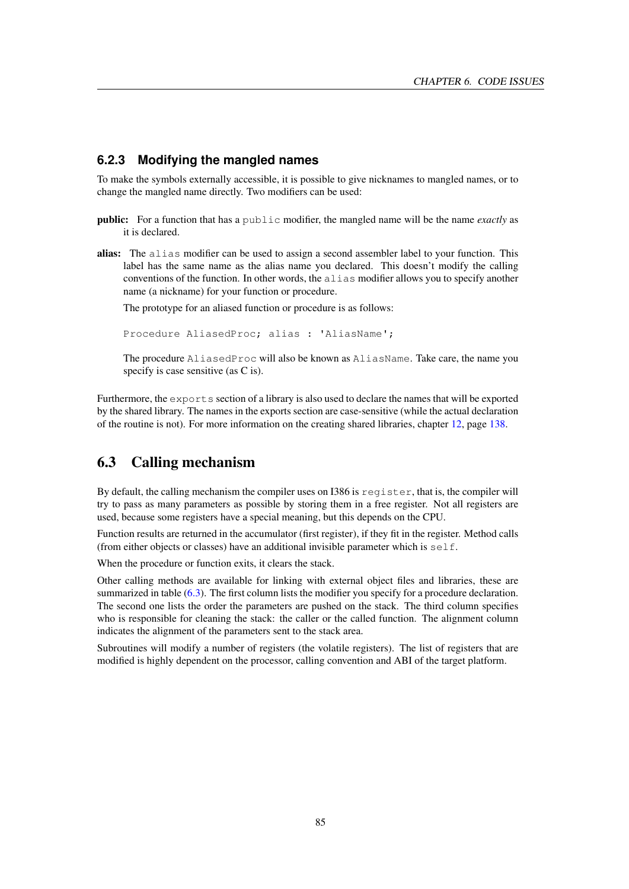### 6.2.3 Modifying the mangled names

To make the symbols externally accessible, it is possible to give nicknames to mangled names, or to change the mangled name directly. Two modifiers can be used:

**public:** For a function that has a `public` modifier, the mangled name will be the name *exactly* as it is declared.

**alias:** The `alias` modifier can be used to assign a second assembler label to your function. This label has the same name as the alias name you declared. This doesn't modify the calling conventions of the function. In other words, the `alias` modifier allows you to specify another name (a nickname) for your function or procedure.

The prototype for an aliased function or procedure is as follows:

```
Procedure AliasedProc; alias : 'AliasName';
```

The procedure `AliasedProc` will also be known as `AliasName`. Take care, the name you specify is case sensitive (as C is).

Furthermore, the `exports` section of a library is also used to declare the names that will be exported by the shared library. The names in the exports section are case-sensitive (while the actual declaration of the routine is not). For more information on the creating shared libraries, chapter 12, page 138.

## 6.3 Calling mechanism

By default, the calling mechanism the compiler uses on I386 is `register`, that is, the compiler will try to pass as many parameters as possible by storing them in a free register. Not all registers are used, because some registers have a special meaning, but this depends on the CPU.

Function results are returned in the accumulator (first register), if they fit in the register. Method calls (from either objects or classes) have an additional invisible parameter which is `self`.

When the procedure or function exits, it clears the stack.

Other calling methods are available for linking with external object files and libraries, these are summarized in table (6.3). The first column lists the modifier you specify for a procedure declaration. The second one lists the order the parameters are pushed on the stack. The third column specifies who is responsible for cleaning the stack: the caller or the called function. The alignment column indicates the alignment of the parameters sent to the stack area.

Subroutines will modify a number of registers (the volatile registers). The list of registers that are modified is highly dependent on the processor, calling convention and ABI of the target platform.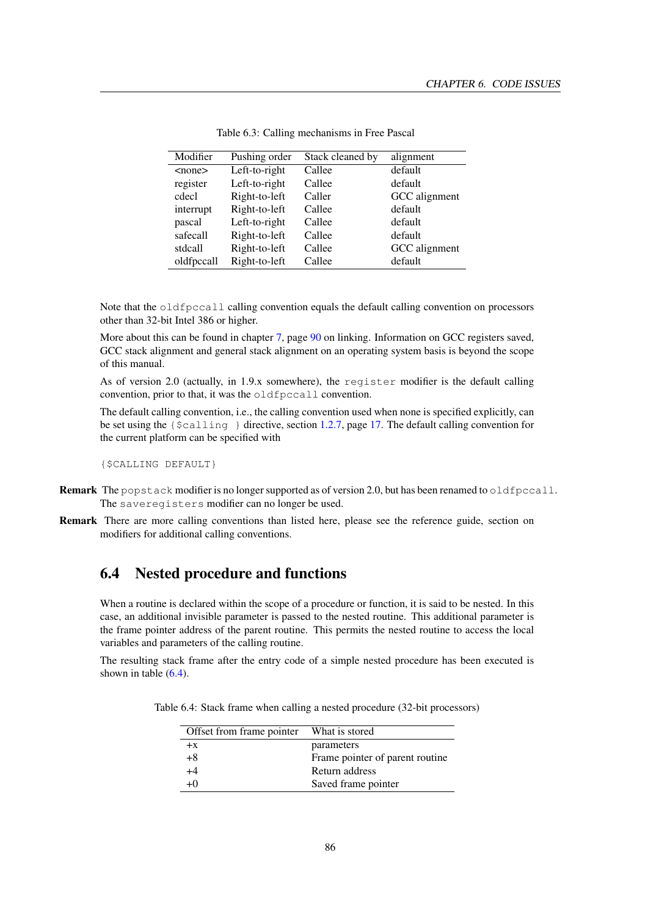Table 6.3: Calling mechanisms in Free Pascal

| Modifier | Pushing order | Stack cleaned by | alignment |
|---|---|---|---|
| <none> | Left-to-right | Callee | default |
| register | Left-to-right | Callee | default |
| cdecl | Right-to-left | Caller | GCC alignment |
| interrupt | Right-to-left | Callee | default |
| pascal | Left-to-right | Callee | default |
| safecall | Right-to-left | Callee | default |
| stdcall | Right-to-left | Callee | GCC alignment |
| oldfpccall | Right-to-left | Callee | default |

Note that the `oldfpccall` calling convention equals the default calling convention on processors other than 32-bit Intel 386 or higher.

More about this can be found in chapter 7, page 90 on linking. Information on GCC registers saved, GCC stack alignment and general stack alignment on an operating system basis is beyond the scope of this manual.

As of version 2.0 (actually, in 1.9.x somewhere), the `register` modifier is the default calling convention, prior to that, it was the `oldfpccall` convention.

The default calling convention, i.e., the calling convention used when none is specified explicitly, can be set using the `{$calling }` directive, section 1.2.7, page 17. The default calling convention for the current platform can be specified with

```
{$CALLING DEFAULT}
```

**Remark** The `popstack` modifier is no longer supported as of version 2.0, but has been renamed to `oldfpccall`. The `saveregisters` modifier can no longer be used.

**Remark** There are more calling conventions than listed here, please see the reference guide, section on modifiers for additional calling conventions.

## 6.4 Nested procedure and functions

When a routine is declared within the scope of a procedure or function, it is said to be nested. In this case, an additional invisible parameter is passed to the nested routine. This additional parameter is the frame pointer address of the parent routine. This permits the nested routine to access the local variables and parameters of the calling routine.

The resulting stack frame after the entry code of a simple nested procedure has been executed is shown in table (6.4).

Table 6.4: Stack frame when calling a nested procedure (32-bit processors)

| Offset from frame pointer | What is stored |
|---|---|
| +x | parameters |
| +8 | Frame pointer of parent routine |
| +4 | Return address |
| +0 | Saved frame pointer |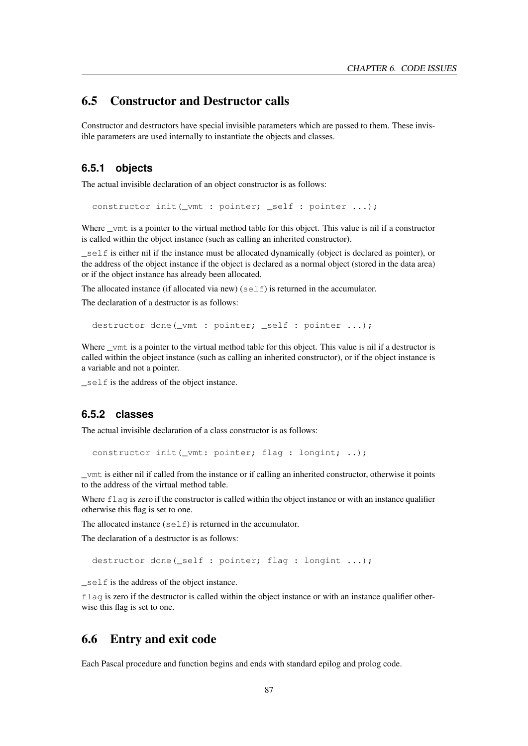## 6.5 Constructor and Destructor calls

Constructor and destructors have special invisible parameters which are passed to them. These invisible parameters are used internally to instantiate the objects and classes.

### 6.5.1 objects

The actual invisible declaration of an object constructor is as follows:

```
constructor init(_vmt : pointer; _self : pointer ...);
```

Where `_vmt` is a pointer to the virtual method table for this object. This value is nil if a constructor is called within the object instance (such as calling an inherited constructor).

`_self` is either nil if the instance must be allocated dynamically (object is declared as pointer), or the address of the object instance if the object is declared as a normal object (stored in the data area) or if the object instance has already been allocated.

The allocated instance (if allocated via new) (`self`) is returned in the accumulator.

The declaration of a destructor is as follows:

```
destructor done(_vmt : pointer; _self : pointer ...);
```

Where `_vmt` is a pointer to the virtual method table for this object. This value is nil if a destructor is called within the object instance (such as calling an inherited constructor), or if the object instance is a variable and not a pointer.

`_self` is the address of the object instance.

### 6.5.2 classes

The actual invisible declaration of a class constructor is as follows:

```
constructor init(_vmt: pointer; flag : longint; ..);
```

`_vmt` is either nil if called from the instance or if calling an inherited constructor, otherwise it points to the address of the virtual method table.

Where `flag` is zero if the constructor is called within the object instance or with an instance qualifier otherwise this flag is set to one.

The allocated instance (`self`) is returned in the accumulator.

The declaration of a destructor is as follows:

```
destructor done(_self : pointer; flag : longint ...);
```

`_self` is the address of the object instance.

`flag` is zero if the destructor is called within the object instance or with an instance qualifier otherwise this flag is set to one.

## 6.6 Entry and exit code

Each Pascal procedure and function begins and ends with standard epilog and prolog code.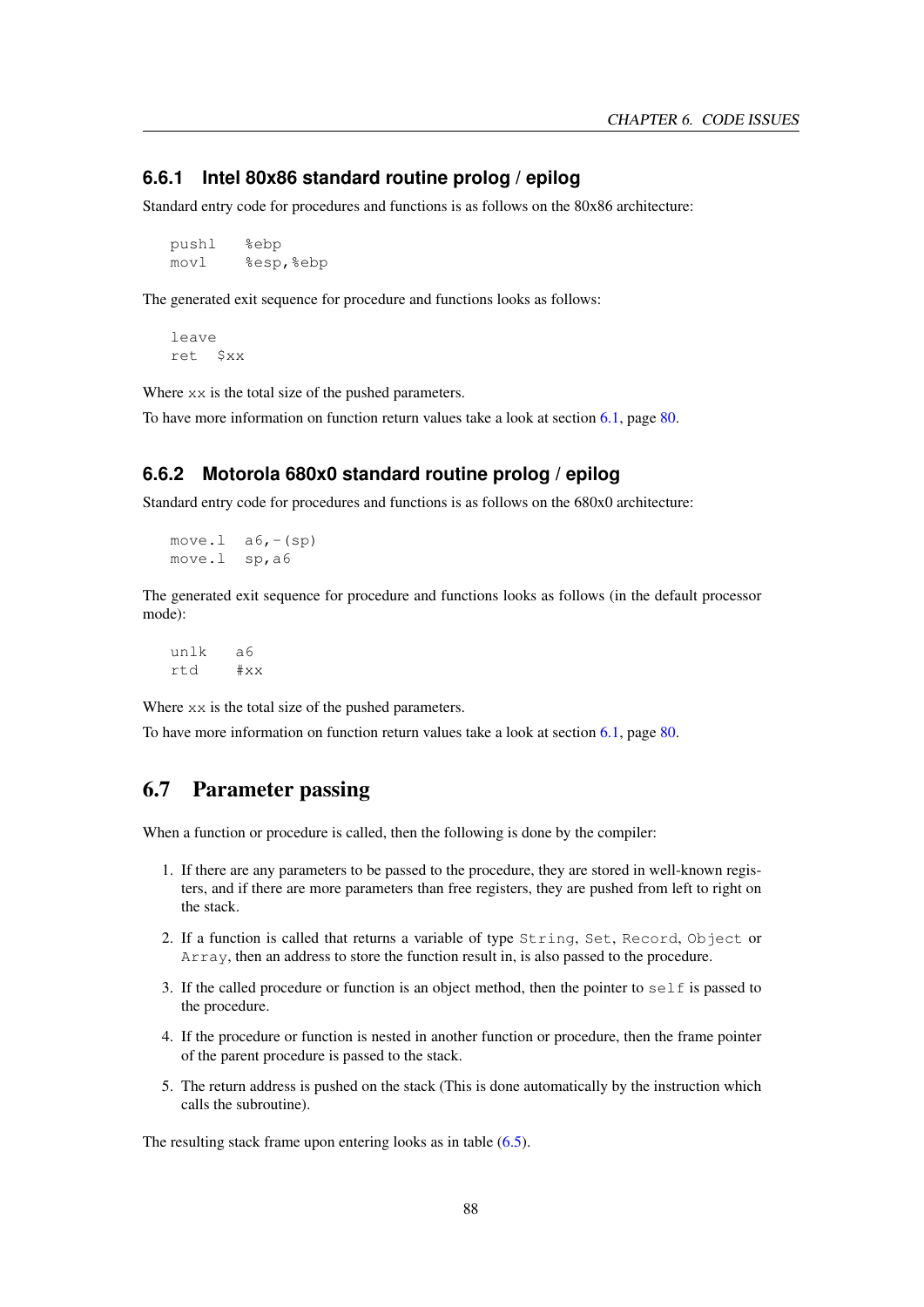### 6.6.1 Intel 80x86 standard routine prolog / epilog

Standard entry code for procedures and functions is as follows on the 80x86 architecture:

```
pushl   %ebp
movl    %esp,%ebp
```

The generated exit sequence for procedure and functions looks as follows:

```
leave
ret  $xx
```

Where `xx` is the total size of the pushed parameters.

To have more information on function return values take a look at section 6.1, page 80.

### 6.6.2 Motorola 680x0 standard routine prolog / epilog

Standard entry code for procedures and functions is as follows on the 680x0 architecture:

```
move.l  a6,-(sp)
move.l  sp,a6
```

The generated exit sequence for procedure and functions looks as follows (in the default processor mode):

```
unlk   a6
rtd    #xx
```

Where `xx` is the total size of the pushed parameters.

To have more information on function return values take a look at section 6.1, page 80.

## 6.7 Parameter passing

When a function or procedure is called, then the following is done by the compiler:

1. If there are any parameters to be passed to the procedure, they are stored in well-known registers, and if there are more parameters than free registers, they are pushed from left to right on the stack.
2. If a function is called that returns a variable of type `String`, `Set`, `Record`, `Object` or `Array`, then an address to store the function result in, is also passed to the procedure.
3. If the called procedure or function is an object method, then the pointer to `self` is passed to the procedure.
4. If the procedure or function is nested in another function or procedure, then the frame pointer of the parent procedure is passed to the stack.
5. The return address is pushed on the stack (This is done automatically by the instruction which calls the subroutine).

The resulting stack frame upon entering looks as in table (6.5).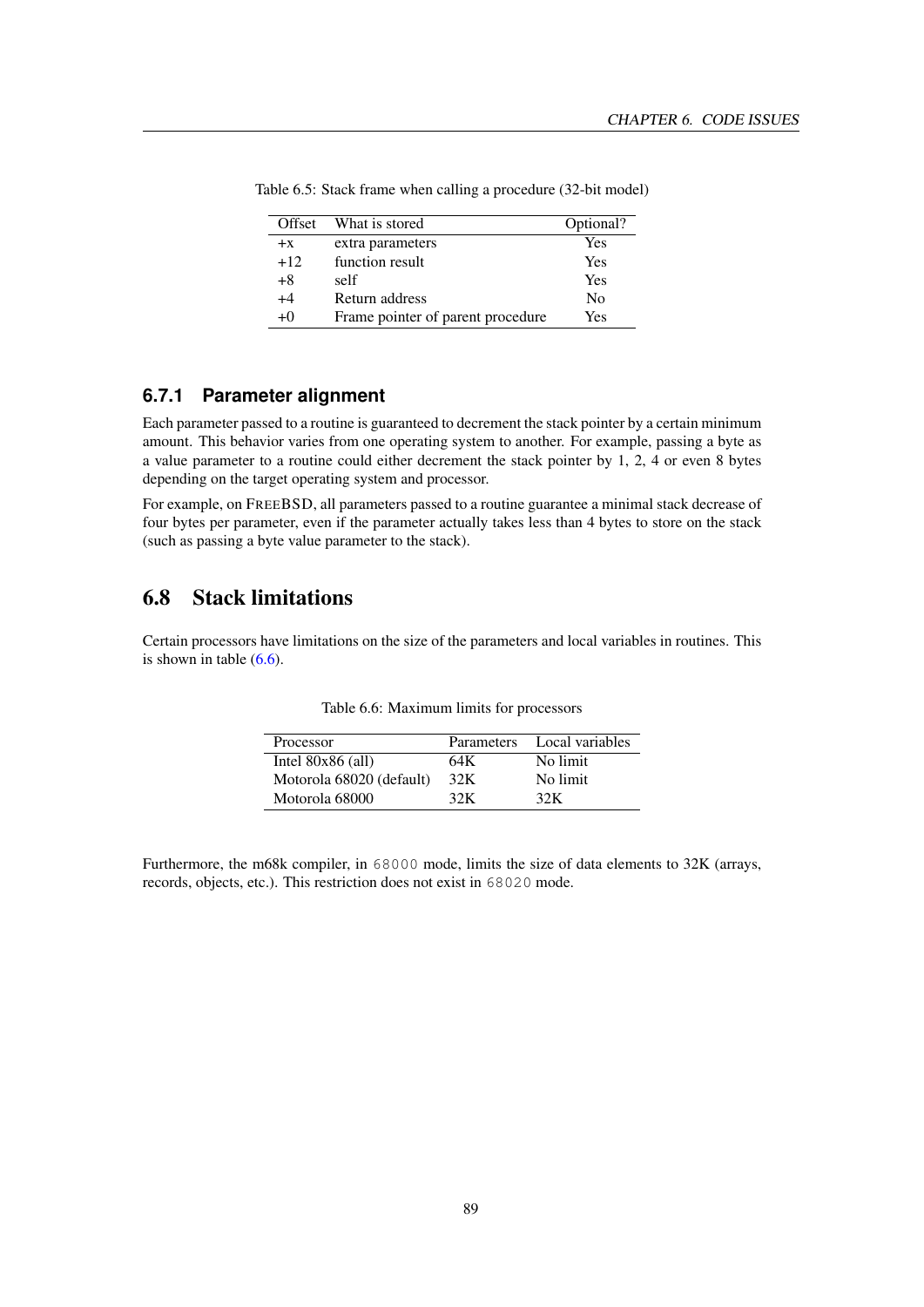Table 6.5: Stack frame when calling a procedure (32-bit model)

| Offset | What is stored | Optional? |
|---|---|---|
| +x | extra parameters | Yes |
| +12 | function result | Yes |
| +8 | self | Yes |
| +4 | Return address | No |
| +0 | Frame pointer of parent procedure | Yes |

### 6.7.1 Parameter alignment

Each parameter passed to a routine is guaranteed to decrement the stack pointer by a certain minimum amount. This behavior varies from one operating system to another. For example, passing a byte as a value parameter to a routine could either decrement the stack pointer by 1, 2, 4 or even 8 bytes depending on the target operating system and processor.

For example, on FREEBSD, all parameters passed to a routine guarantee a minimal stack decrease of four bytes per parameter, even if the parameter actually takes less than 4 bytes to store on the stack (such as passing a byte value parameter to the stack).

## 6.8 Stack limitations

Certain processors have limitations on the size of the parameters and local variables in routines. This is shown in table (6.6).

Table 6.6: Maximum limits for processors

| Processor | Parameters | Local variables |
|---|---|---|
| Intel 80x86 (all) | 64K | No limit |
| Motorola 68020 (default) | 32K | No limit |
| Motorola 68000 | 32K | 32K |

Furthermore, the m68k compiler, in `68000` mode, limits the size of data elements to 32K (arrays, records, objects, etc.). This restriction does not exist in `68020` mode.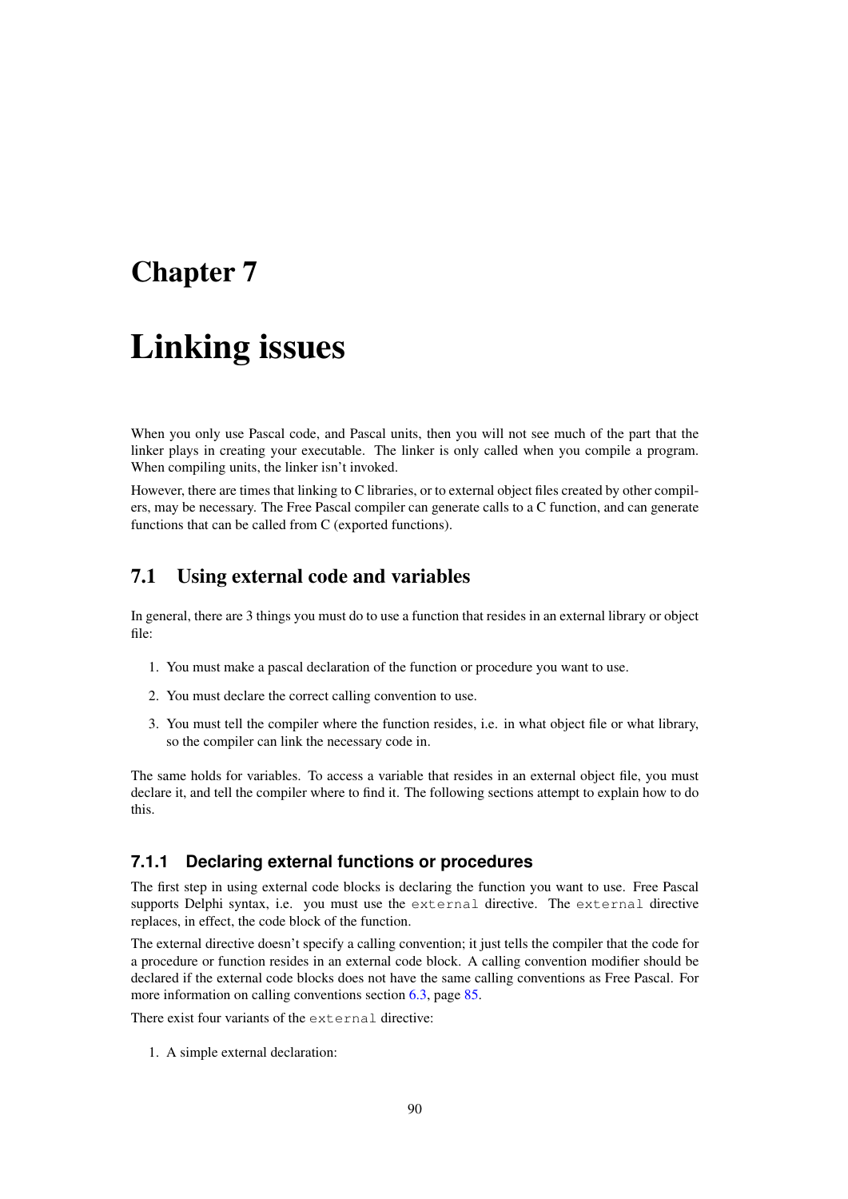# Chapter 7

# Linking issues

When you only use Pascal code, and Pascal units, then you will not see much of the part that the linker plays in creating your executable. The linker is only called when you compile a program. When compiling units, the linker isn't invoked.

However, there are times that linking to C libraries, or to external object files created by other compilers, may be necessary. The Free Pascal compiler can generate calls to a C function, and can generate functions that can be called from C (exported functions).

## 7.1 Using external code and variables

In general, there are 3 things you must do to use a function that resides in an external library or object file:

1. You must make a pascal declaration of the function or procedure you want to use.
2. You must declare the correct calling convention to use.
3. You must tell the compiler where the function resides, i.e. in what object file or what library, so the compiler can link the necessary code in.

The same holds for variables. To access a variable that resides in an external object file, you must declare it, and tell the compiler where to find it. The following sections attempt to explain how to do this.

### 7.1.1 Declaring external functions or procedures

The first step in using external code blocks is declaring the function you want to use. Free Pascal supports Delphi syntax, i.e. you must use the `external` directive. The `external` directive replaces, in effect, the code block of the function.

The external directive doesn't specify a calling convention; it just tells the compiler that the code for a procedure or function resides in an external code block. A calling convention modifier should be declared if the external code blocks does not have the same calling conventions as Free Pascal. For more information on calling conventions section 6.3, page 85.

There exist four variants of the `external` directive:

1. A simple external declaration: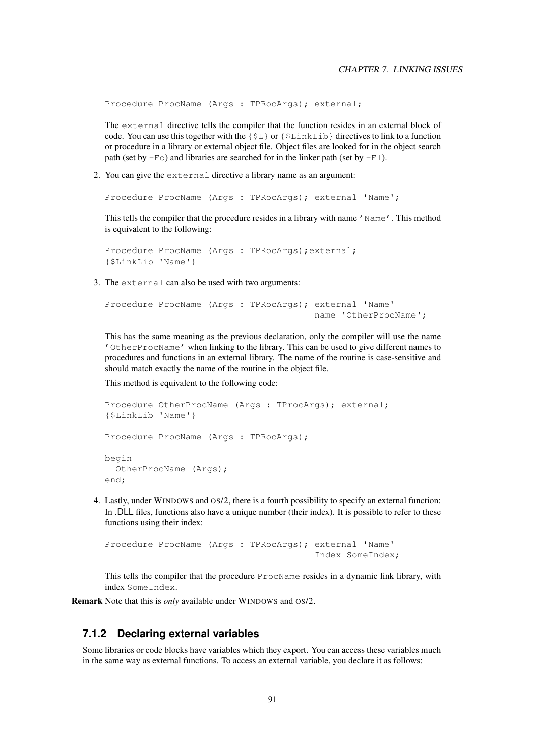```
Procedure ProcName (Args : TPRocArgs); external;
```

The `external` directive tells the compiler that the function resides in an external block of code. You can use this together with the `{$L}` or `{$LinkLib}` directives to link to a function or procedure in a library or external object file. Object files are looked for in the object search path (set by `-Fo`) and libraries are searched for in the linker path (set by `-Fl`).

2. You can give the `external` directive a library name as an argument:

   ```
   Procedure ProcName (Args : TPRocArgs); external 'Name';
   ```

   This tells the compiler that the procedure resides in a library with name `'Name'`. This method is equivalent to the following:

   ```
   Procedure ProcName (Args : TPRocArgs);external;
   {$LinkLib 'Name'}
   ```

3. The `external` can also be used with two arguments:

   ```
   Procedure ProcName (Args : TPRocArgs); external 'Name'
                                          name 'OtherProcName';
   ```

   This has the same meaning as the previous declaration, only the compiler will use the name `'OtherProcName'` when linking to the library. This can be used to give different names to procedures and functions in an external library. The name of the routine is case-sensitive and should match exactly the name of the routine in the object file.

   This method is equivalent to the following code:

   ```
   Procedure OtherProcName (Args : TProcArgs); external;
   {$LinkLib 'Name'}

   Procedure ProcName (Args : TPRocArgs);

   begin
     OtherProcName (Args);
   end;
   ```

4. Lastly, under WINDOWS and OS/2, there is a fourth possibility to specify an external function: In .DLL files, functions also have a unique number (their index). It is possible to refer to these functions using their index:

   ```
   Procedure ProcName (Args : TPRocArgs); external 'Name'
                                          Index SomeIndex;
   ```

   This tells the compiler that the procedure `ProcName` resides in a dynamic link library, with index `SomeIndex`.

**Remark** Note that this is *only* available under WINDOWS and OS/2.

### 7.1.2 Declaring external variables

Some libraries or code blocks have variables which they export. You can access these variables much in the same way as external functions. To access an external variable, you declare it as follows: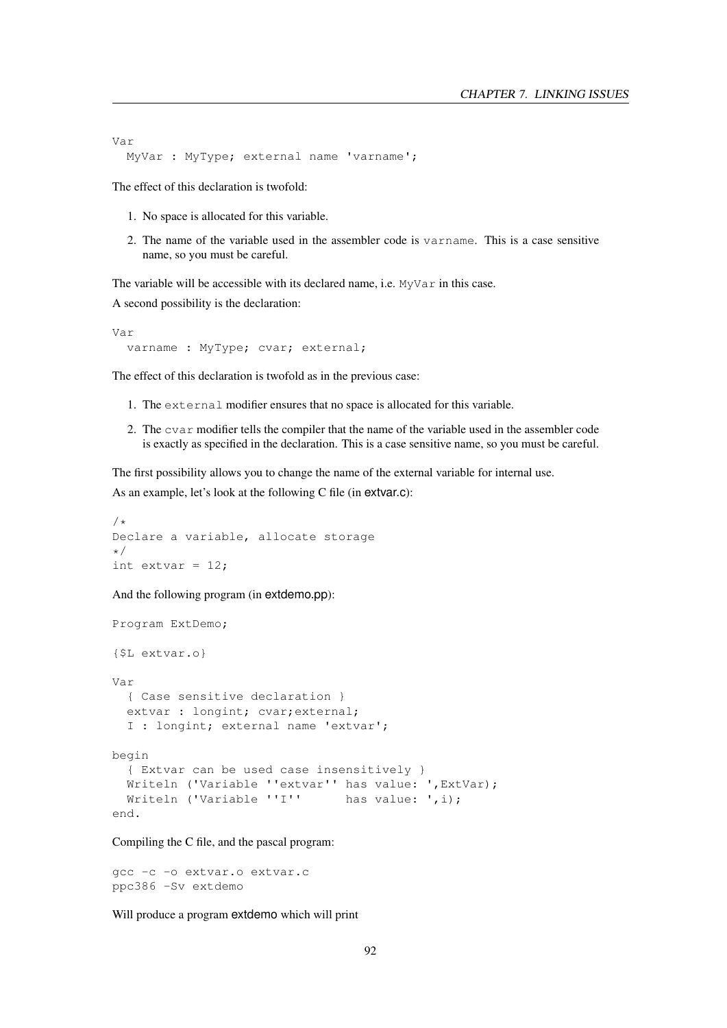```
Var
  MyVar : MyType; external name 'varname';
```

The effect of this declaration is twofold:

1. No space is allocated for this variable.
2. The name of the variable used in the assembler code is `varname`. This is a case sensitive name, so you must be careful.

The variable will be accessible with its declared name, i.e. `MyVar` in this case.

A second possibility is the declaration:

```
Var
  varname : MyType; cvar; external;
```

The effect of this declaration is twofold as in the previous case:

1. The `external` modifier ensures that no space is allocated for this variable.
2. The `cvar` modifier tells the compiler that the name of the variable used in the assembler code is exactly as specified in the declaration. This is a case sensitive name, so you must be careful.

The first possibility allows you to change the name of the external variable for internal use.

As an example, let's look at the following C file (in **extvar.c**):

```
/*
Declare a variable, allocate storage
*/
int extvar = 12;
```

And the following program (in **extdemo.pp**):

```
Program ExtDemo;

{$L extvar.o}

Var
  { Case sensitive declaration }
  extvar : longint; cvar;external;
  I : longint; external name 'extvar';

begin
  { Extvar can be used case insensitively }
  Writeln ('Variable ''extvar'' has value: ',ExtVar);
  Writeln ('Variable ''I''      has value: ',i);
end.
```

Compiling the C file, and the pascal program:

```
gcc -c -o extvar.o extvar.c
ppc386 -Sv extdemo
```

Will produce a program **extdemo** which will print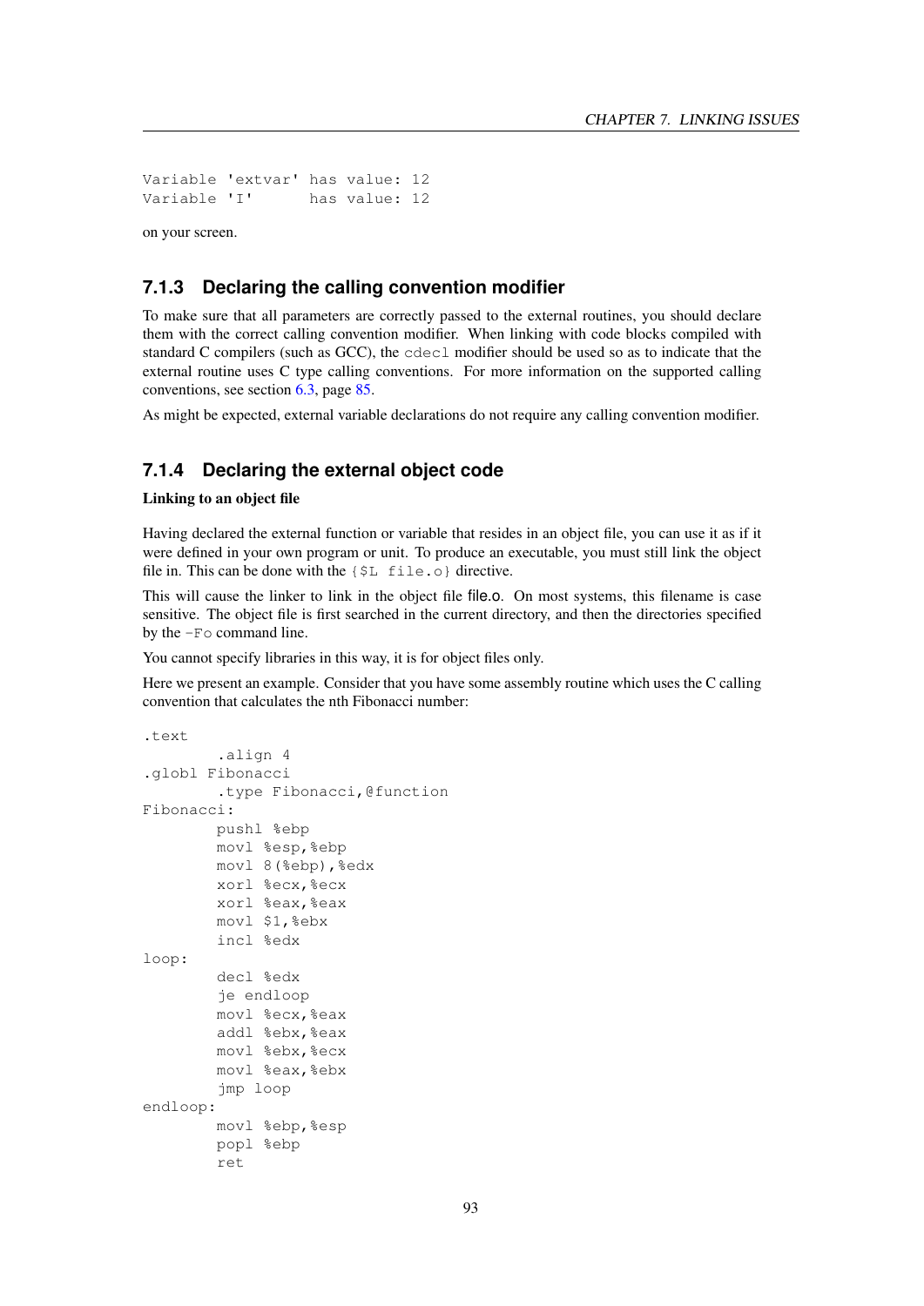```
Variable 'extvar' has value: 12
Variable 'I'      has value: 12
```

on your screen.

### 7.1.3 Declaring the calling convention modifier

To make sure that all parameters are correctly passed to the external routines, you should declare them with the correct calling convention modifier. When linking with code blocks compiled with standard C compilers (such as GCC), the `cdecl` modifier should be used so as to indicate that the external routine uses C type calling conventions. For more information on the supported calling conventions, see section 6.3, page 85.

As might be expected, external variable declarations do not require any calling convention modifier.

### 7.1.4 Declaring the external object code

**Linking to an object file**

Having declared the external function or variable that resides in an object file, you can use it as if it were defined in your own program or unit. To produce an executable, you must still link the object file in. This can be done with the `{$L file.o}` directive.

This will cause the linker to link in the object file file.o. On most systems, this filename is case sensitive. The object file is first searched in the current directory, and then the directories specified by the `-Fo` command line.

You cannot specify libraries in this way, it is for object files only.

Here we present an example. Consider that you have some assembly routine which uses the C calling convention that calculates the nth Fibonacci number:

```
.text
        .align 4
.globl Fibonacci
        .type Fibonacci,@function
Fibonacci:
        pushl %ebp
        movl %esp,%ebp
        movl 8(%ebp),%edx
        xorl %ecx,%ecx
        xorl %eax,%eax
        movl $1,%ebx
        incl %edx
loop:
        decl %edx
        je endloop
        movl %ecx,%eax
        addl %ebx,%eax
        movl %ebx,%ecx
        movl %eax,%ebx
        jmp loop
endloop:
        movl %ebp,%esp
        popl %ebp
        ret
```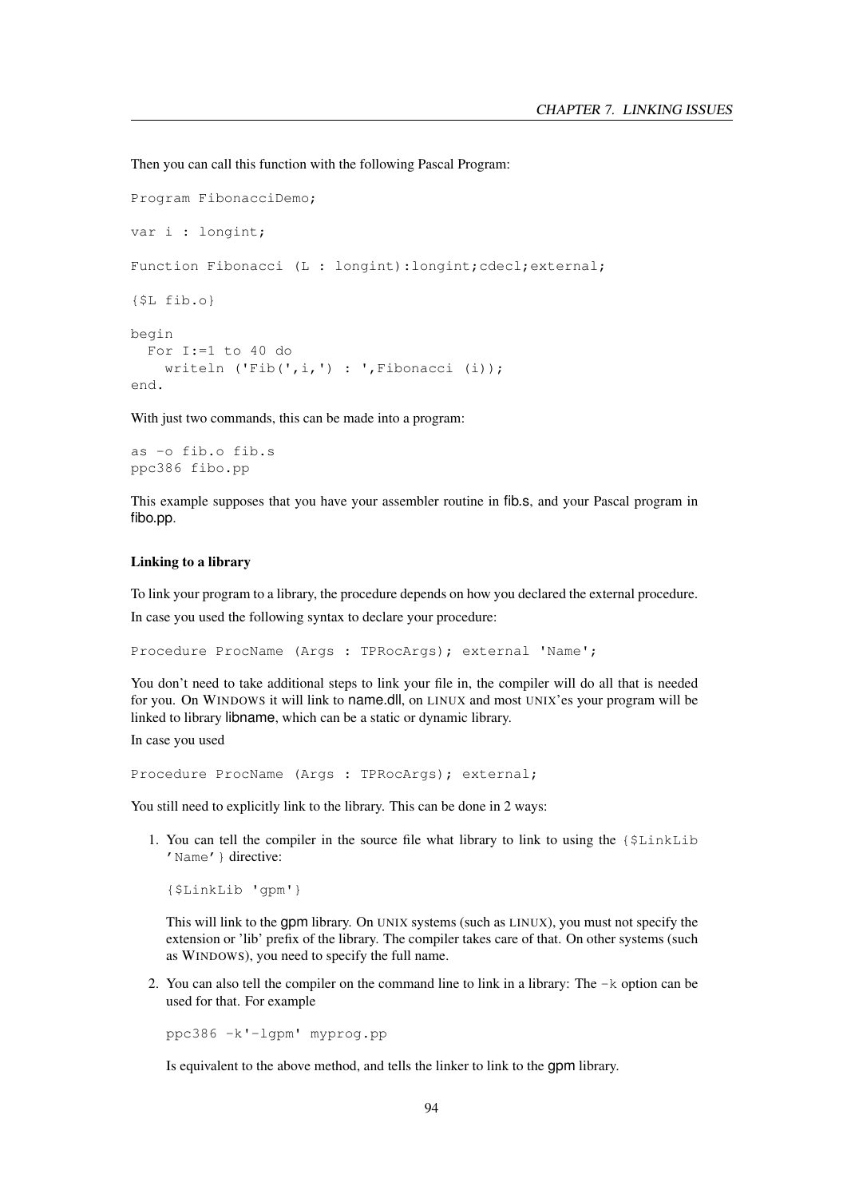Then you can call this function with the following Pascal Program:

```
Program FibonacciDemo;

var i : longint;

Function Fibonacci (L : longint):longint;cdecl;external;

{$L fib.o}

begin
  For I:=1 to 40 do
    writeln ('Fib(',i,') : ',Fibonacci (i));
end.
```

With just two commands, this can be made into a program:

```
as -o fib.o fib.s
ppc386 fibo.pp
```

This example supposes that you have your assembler routine in fib.s, and your Pascal program in fibo.pp.

#### Linking to a library

To link your program to a library, the procedure depends on how you declared the external procedure.

In case you used the following syntax to declare your procedure:

```
Procedure ProcName (Args : TPRocArgs); external 'Name';
```

You don't need to take additional steps to link your file in, the compiler will do all that is needed for you. On WINDOWS it will link to name.dll, on LINUX and most UNIX'es your program will be linked to library libname, which can be a static or dynamic library.

In case you used

```
Procedure ProcName (Args : TPRocArgs); external;
```

You still need to explicitly link to the library. This can be done in 2 ways:

1. You can tell the compiler in the source file what library to link to using the `{$LinkLib 'Name'}` directive:

   ```
   {$LinkLib 'gpm'}
   ```

   This will link to the gpm library. On UNIX systems (such as LINUX), you must not specify the extension or 'lib' prefix of the library. The compiler takes care of that. On other systems (such as WINDOWS), you need to specify the full name.

2. You can also tell the compiler on the command line to link in a library: The `-k` option can be used for that. For example

   ```
   ppc386 -k'-lgpm' myprog.pp
   ```

   Is equivalent to the above method, and tells the linker to link to the gpm library.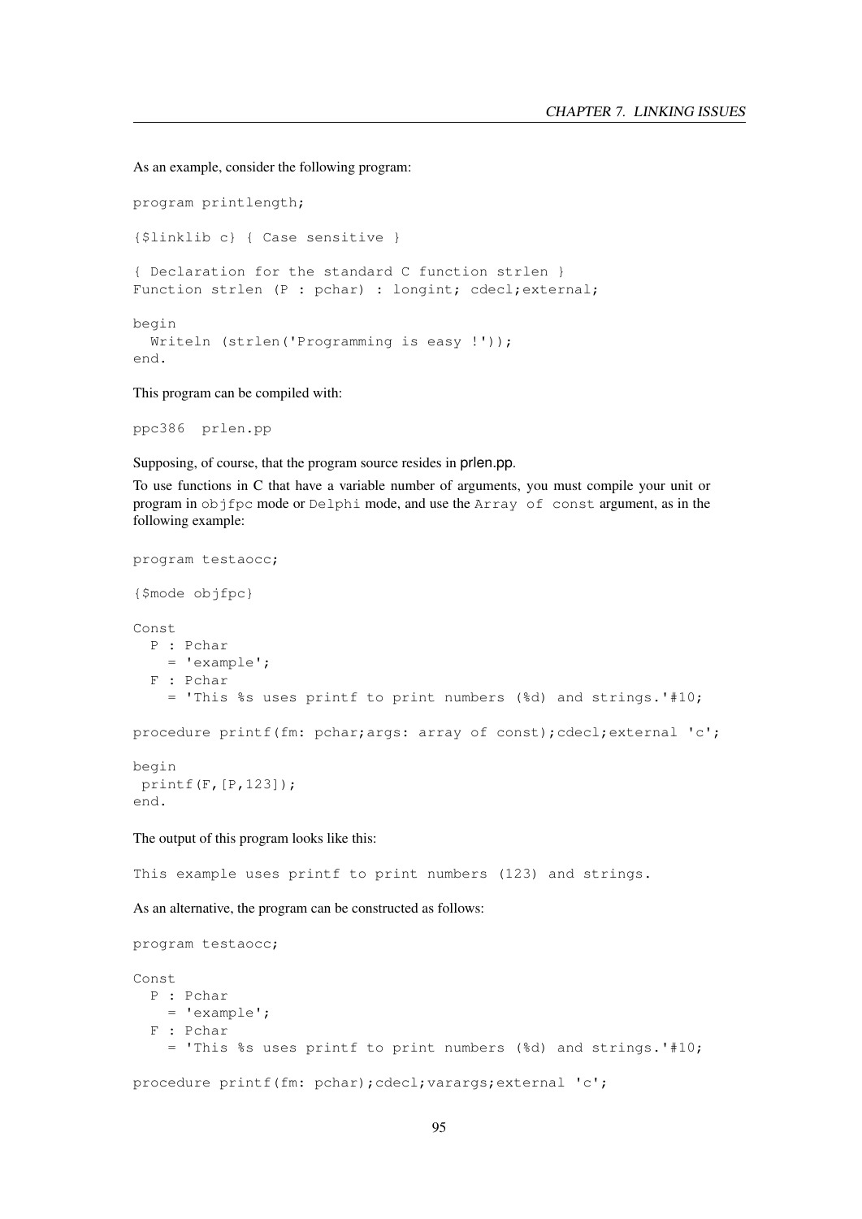As an example, consider the following program:

```
program printlength;

{$linklib c} { Case sensitive }

{ Declaration for the standard C function strlen }
Function strlen (P : pchar) : longint; cdecl;external;

begin
  Writeln (strlen('Programming is easy !'));
end.
```

This program can be compiled with:

```
ppc386  prlen.pp
```

Supposing, of course, that the program source resides in prlen.pp.

To use functions in C that have a variable number of arguments, you must compile your unit or program in `objfpc` mode or `Delphi` mode, and use the `Array of const` argument, as in the following example:

```
program testaocc;

{$mode objfpc}

Const
  P : Pchar
    = 'example';
  F : Pchar
    = 'This %s uses printf to print numbers (%d) and strings.'#10;

procedure printf(fm: pchar;args: array of const);cdecl;external 'c';

begin
 printf(F,[P,123]);
end.
```

The output of this program looks like this:

```
This example uses printf to print numbers (123) and strings.
```

As an alternative, the program can be constructed as follows:

```
program testaocc;

Const
  P : Pchar
    = 'example';
  F : Pchar
    = 'This %s uses printf to print numbers (%d) and strings.'#10;

procedure printf(fm: pchar);cdecl;varargs;external 'c';
```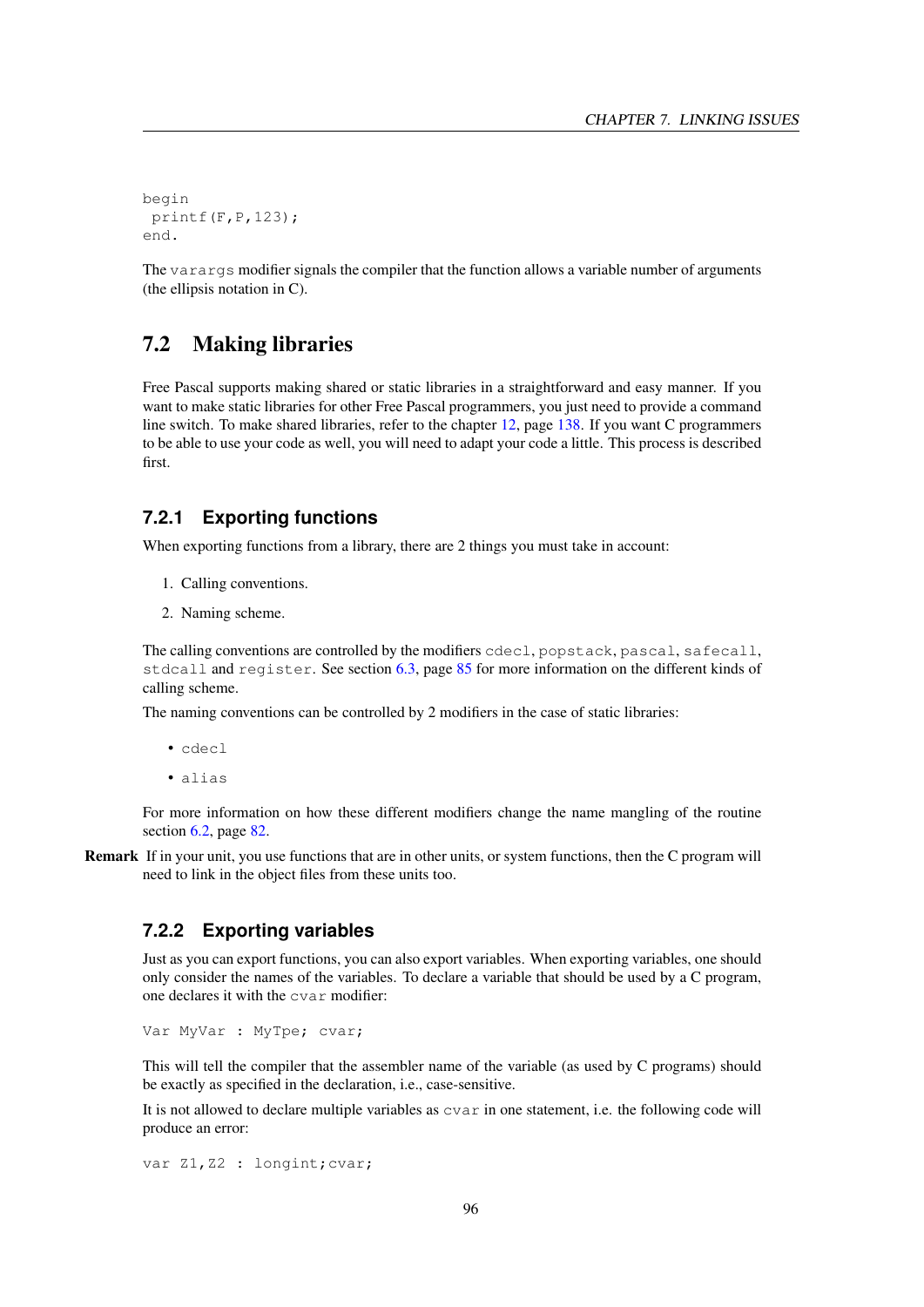```
begin
 printf(F,P,123);
end.
```

The `varargs` modifier signals the compiler that the function allows a variable number of arguments (the ellipsis notation in C).

## 7.2 Making libraries

Free Pascal supports making shared or static libraries in a straightforward and easy manner. If you want to make static libraries for other Free Pascal programmers, you just need to provide a command line switch. To make shared libraries, refer to the chapter 12, page 138. If you want C programmers to be able to use your code as well, you will need to adapt your code a little. This process is described first.

### 7.2.1 Exporting functions

When exporting functions from a library, there are 2 things you must take in account:

1. Calling conventions.
2. Naming scheme.

The calling conventions are controlled by the modifiers `cdecl`, `popstack`, `pascal`, `safecall`, `stdcall` and `register`. See section 6.3, page 85 for more information on the different kinds of calling scheme.

The naming conventions can be controlled by 2 modifiers in the case of static libraries:

- `cdecl`
- `alias`

For more information on how these different modifiers change the name mangling of the routine section 6.2, page 82.

**Remark** If in your unit, you use functions that are in other units, or system functions, then the C program will need to link in the object files from these units too.

### 7.2.2 Exporting variables

Just as you can export functions, you can also export variables. When exporting variables, one should only consider the names of the variables. To declare a variable that should be used by a C program, one declares it with the `cvar` modifier:

```
Var MyVar : MyTpe; cvar;
```

This will tell the compiler that the assembler name of the variable (as used by C programs) should be exactly as specified in the declaration, i.e., case-sensitive.

It is not allowed to declare multiple variables as `cvar` in one statement, i.e. the following code will produce an error:

```
var Z1,Z2 : longint;cvar;
```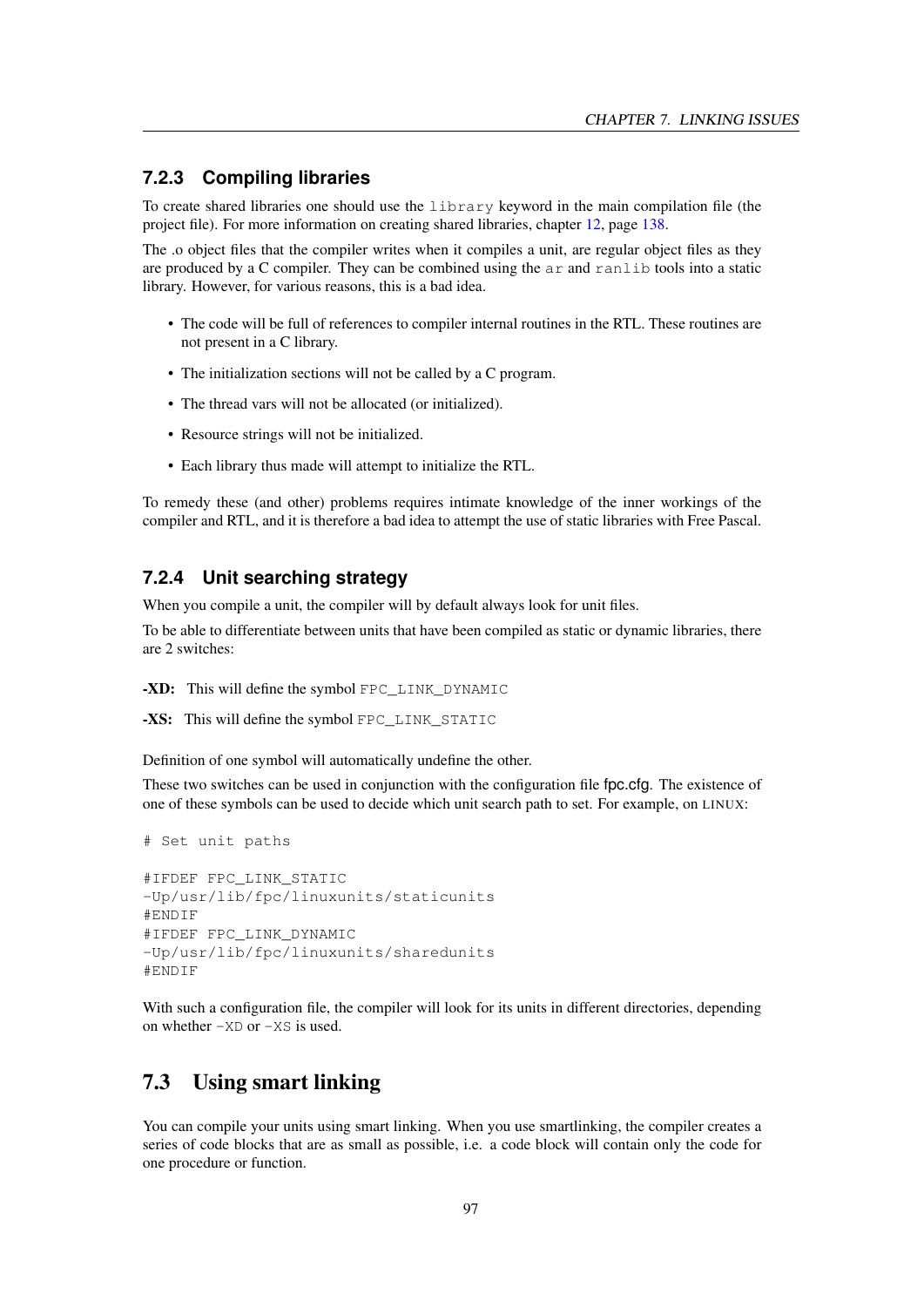### 7.2.3 Compiling libraries

To create shared libraries one should use the `library` keyword in the main compilation file (the project file). For more information on creating shared libraries, chapter 12, page 138.

The .o object files that the compiler writes when it compiles a unit, are regular object files as they are produced by a C compiler. They can be combined using the `ar` and `ranlib` tools into a static library. However, for various reasons, this is a bad idea.

- The code will be full of references to compiler internal routines in the RTL. These routines are not present in a C library.
- The initialization sections will not be called by a C program.
- The thread vars will not be allocated (or initialized).
- Resource strings will not be initialized.
- Each library thus made will attempt to initialize the RTL.

To remedy these (and other) problems requires intimate knowledge of the inner workings of the compiler and RTL, and it is therefore a bad idea to attempt the use of static libraries with Free Pascal.

### 7.2.4 Unit searching strategy

When you compile a unit, the compiler will by default always look for unit files.

To be able to differentiate between units that have been compiled as static or dynamic libraries, there are 2 switches:

**-XD:** This will define the symbol `FPC_LINK_DYNAMIC`

**-XS:** This will define the symbol `FPC_LINK_STATIC`

Definition of one symbol will automatically undefine the other.

These two switches can be used in conjunction with the configuration file fpc.cfg. The existence of one of these symbols can be used to decide which unit search path to set. For example, on LINUX:

```
# Set unit paths

#IFDEF FPC_LINK_STATIC
-Up/usr/lib/fpc/linuxunits/staticunits
#ENDIF
#IFDEF FPC_LINK_DYNAMIC
-Up/usr/lib/fpc/linuxunits/sharedunits
#ENDIF
```

With such a configuration file, the compiler will look for its units in different directories, depending on whether `-XD` or `-XS` is used.

## 7.3 Using smart linking

You can compile your units using smart linking. When you use smartlinking, the compiler creates a series of code blocks that are as small as possible, i.e. a code block will contain only the code for one procedure or function.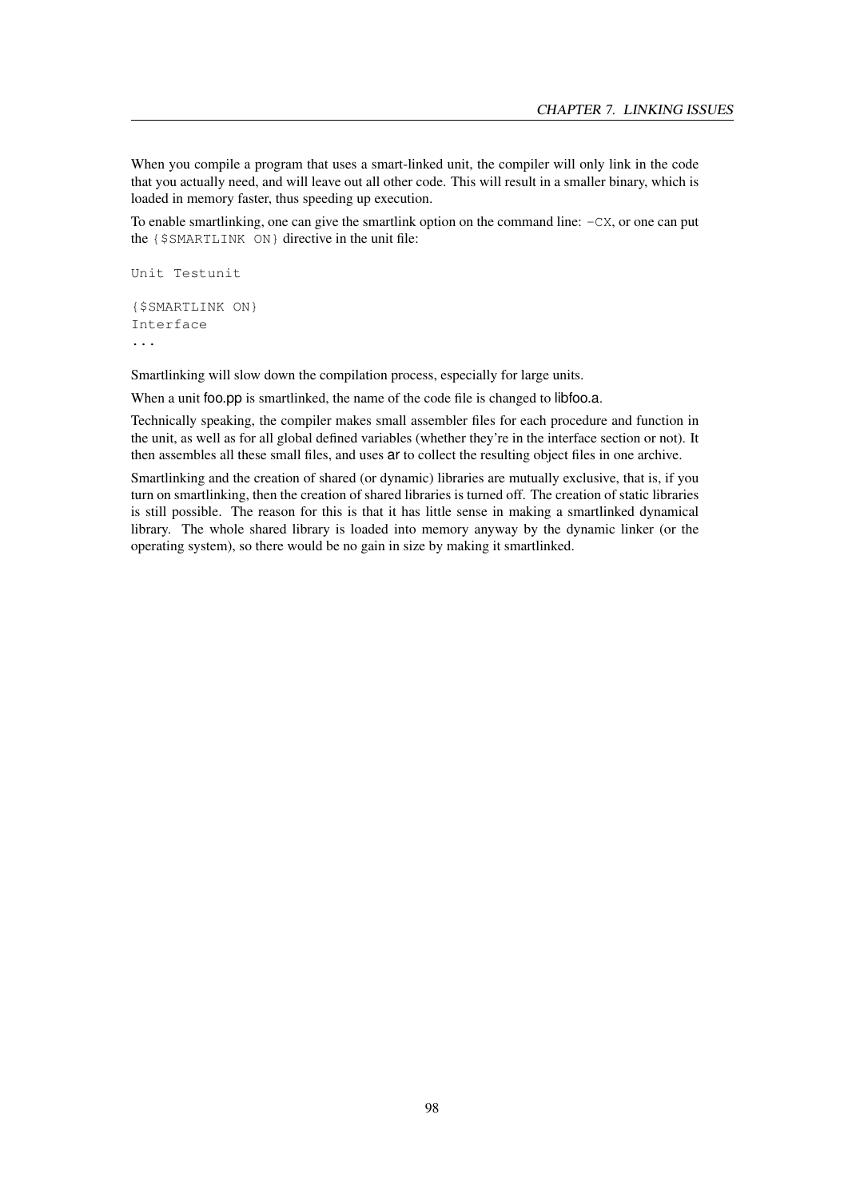When you compile a program that uses a smart-linked unit, the compiler will only link in the code that you actually need, and will leave out all other code. This will result in a smaller binary, which is loaded in memory faster, thus speeding up execution.

To enable smartlinking, one can give the smartlink option on the command line: `-CX`, or one can put the `{$SMARTLINK ON}` directive in the unit file:

```
Unit Testunit

{$SMARTLINK ON}
Interface
...
```

Smartlinking will slow down the compilation process, especially for large units.

When a unit foo.pp is smartlinked, the name of the code file is changed to libfoo.a.

Technically speaking, the compiler makes small assembler files for each procedure and function in the unit, as well as for all global defined variables (whether they're in the interface section or not). It then assembles all these small files, and uses ar to collect the resulting object files in one archive.

Smartlinking and the creation of shared (or dynamic) libraries are mutually exclusive, that is, if you turn on smartlinking, then the creation of shared libraries is turned off. The creation of static libraries is still possible. The reason for this is that it has little sense in making a smartlinked dynamical library. The whole shared library is loaded into memory anyway by the dynamic linker (or the operating system), so there would be no gain in size by making it smartlinked.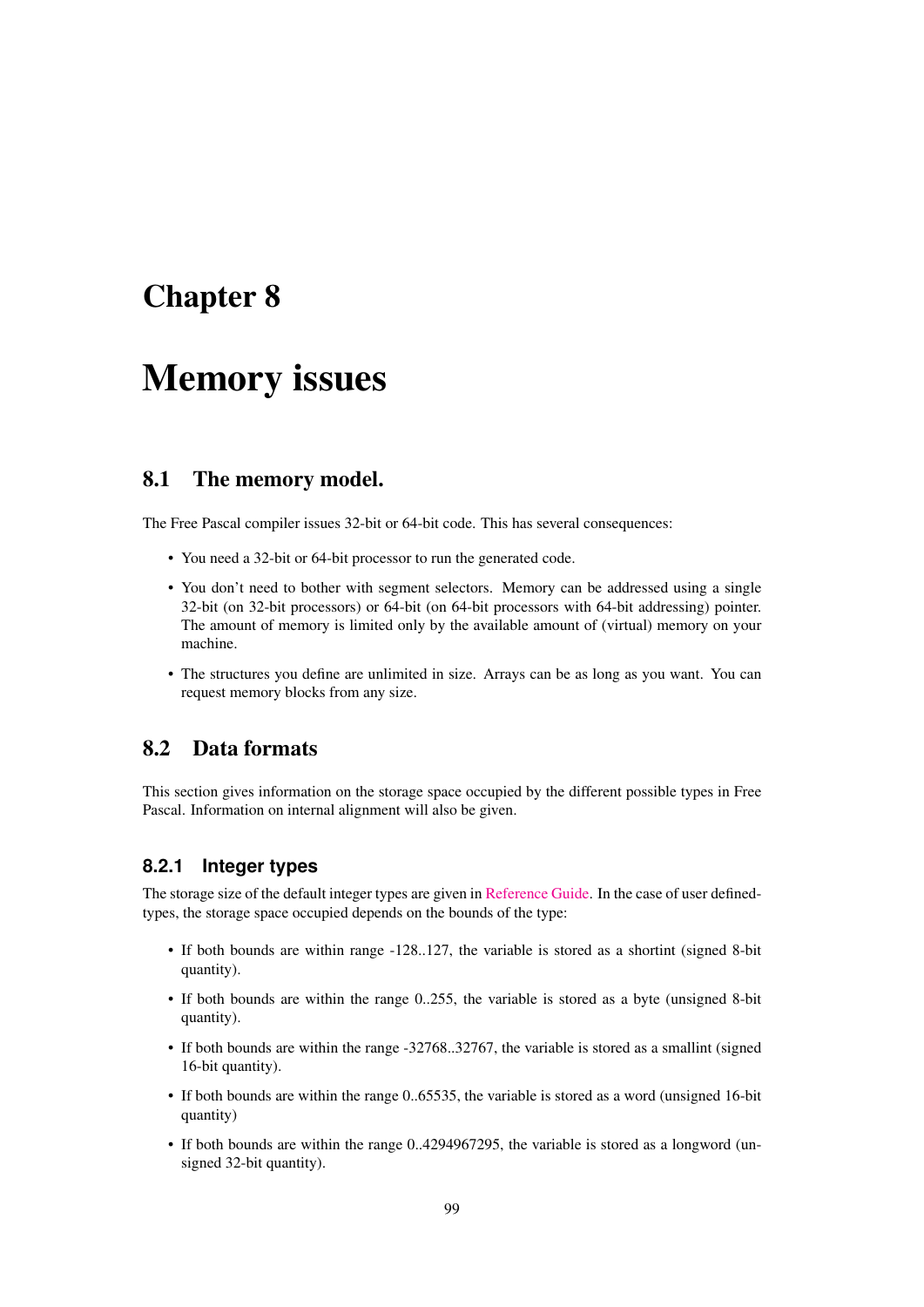# Chapter 8

# Memory issues

## 8.1 The memory model.

The Free Pascal compiler issues 32-bit or 64-bit code. This has several consequences:

- You need a 32-bit or 64-bit processor to run the generated code.
- You don't need to bother with segment selectors. Memory can be addressed using a single 32-bit (on 32-bit processors) or 64-bit (on 64-bit processors with 64-bit addressing) pointer. The amount of memory is limited only by the available amount of (virtual) memory on your machine.
- The structures you define are unlimited in size. Arrays can be as long as you want. You can request memory blocks from any size.

## 8.2 Data formats

This section gives information on the storage space occupied by the different possible types in Free Pascal. Information on internal alignment will also be given.

### 8.2.1 Integer types

The storage size of the default integer types are given in Reference Guide. In the case of user defined-types, the storage space occupied depends on the bounds of the type:

- If both bounds are within range -128..127, the variable is stored as a shortint (signed 8-bit quantity).
- If both bounds are within the range 0..255, the variable is stored as a byte (unsigned 8-bit quantity).
- If both bounds are within the range -32768..32767, the variable is stored as a smallint (signed 16-bit quantity).
- If both bounds are within the range 0..65535, the variable is stored as a word (unsigned 16-bit quantity)
- If both bounds are within the range 0..4294967295, the variable is stored as a longword (unsigned 32-bit quantity).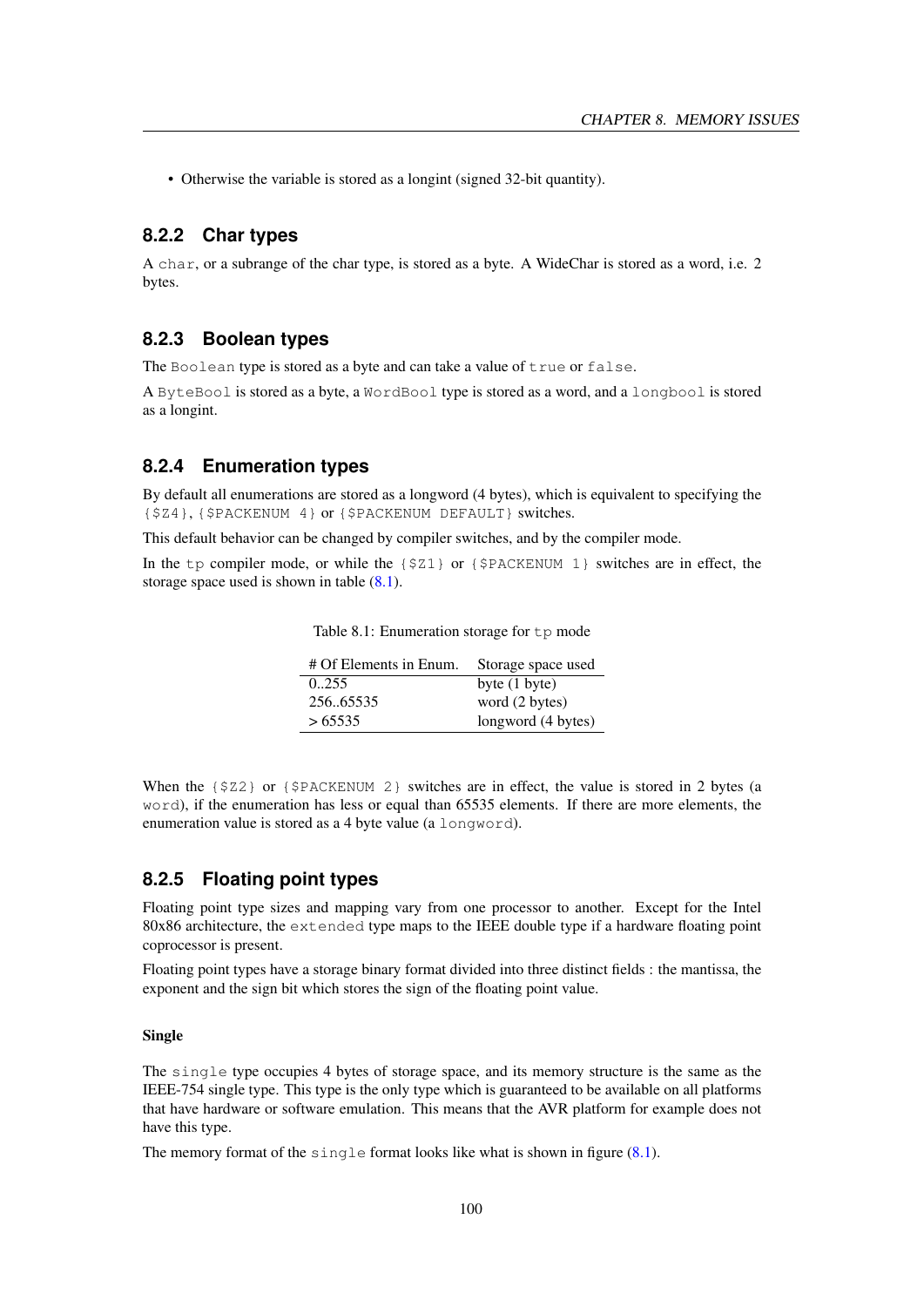- Otherwise the variable is stored as a longint (signed 32-bit quantity).

### 8.2.2 Char types

A `char`, or a subrange of the char type, is stored as a byte. A WideChar is stored as a word, i.e. 2 bytes.

### 8.2.3 Boolean types

The `Boolean` type is stored as a byte and can take a value of `true` or `false`.

A `ByteBool` is stored as a byte, a `WordBool` type is stored as a word, and a `longbool` is stored as a longint.

### 8.2.4 Enumeration types

By default all enumerations are stored as a longword (4 bytes), which is equivalent to specifying the `{$Z4}`, `{$PACKENUM 4}` or `{$PACKENUM DEFAULT}` switches.

This default behavior can be changed by compiler switches, and by the compiler mode.

In the `tp` compiler mode, or while the `{$Z1}` or `{$PACKENUM 1}` switches are in effect, the storage space used is shown in table (8.1).

Table 8.1: Enumeration storage for `tp` mode

| # Of Elements in Enum. | Storage space used |
|---|---|
| 0..255 | byte (1 byte) |
| 256..65535 | word (2 bytes) |
| > 65535 | longword (4 bytes) |

When the `{$Z2}` or `{$PACKENUM 2}` switches are in effect, the value is stored in 2 bytes (a `word`), if the enumeration has less or equal than 65535 elements. If there are more elements, the enumeration value is stored as a 4 byte value (a `longword`).

### 8.2.5 Floating point types

Floating point type sizes and mapping vary from one processor to another. Except for the Intel 80x86 architecture, the `extended` type maps to the IEEE double type if a hardware floating point coprocessor is present.

Floating point types have a storage binary format divided into three distinct fields : the mantissa, the exponent and the sign bit which stores the sign of the floating point value.

#### Single

The `single` type occupies 4 bytes of storage space, and its memory structure is the same as the IEEE-754 single type. This type is the only type which is guaranteed to be available on all platforms that have hardware or software emulation. This means that the AVR platform for example does not have this type.

The memory format of the `single` format looks like what is shown in figure (8.1).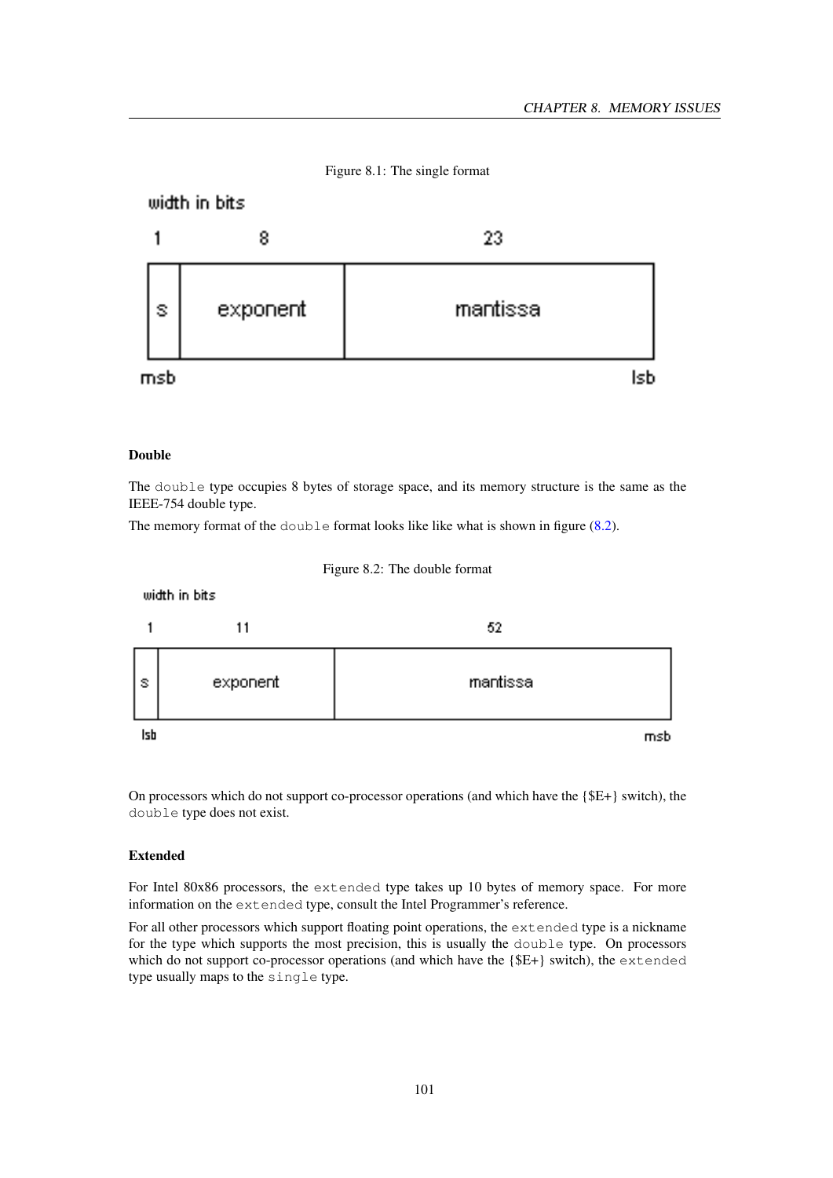Figure 8.1: The single format

| width in bits | | |
|---|---|---|
| 1 | 8 | 23 |
| s | exponent | mantissa |
| msb | | lsb |

### Double

The `double` type occupies 8 bytes of storage space, and its memory structure is the same as the IEEE-754 double type.

The memory format of the `double` format looks like like what is shown in figure (8.2).

Figure 8.2: The double format

| width in bits | | |
|---|---|---|
| 1 | 11 | 52 |
| s | exponent | mantissa |
| lsb | | msb |

On processors which do not support co-processor operations (and which have the {$E+} switch), the `double` type does not exist.

### Extended

For Intel 80x86 processors, the `extended` type takes up 10 bytes of memory space. For more information on the `extended` type, consult the Intel Programmer's reference.

For all other processors which support floating point operations, the `extended` type is a nickname for the type which supports the most precision, this is usually the `double` type. On processors which do not support co-processor operations (and which have the {$E+} switch), the `extended` type usually maps to the `single` type.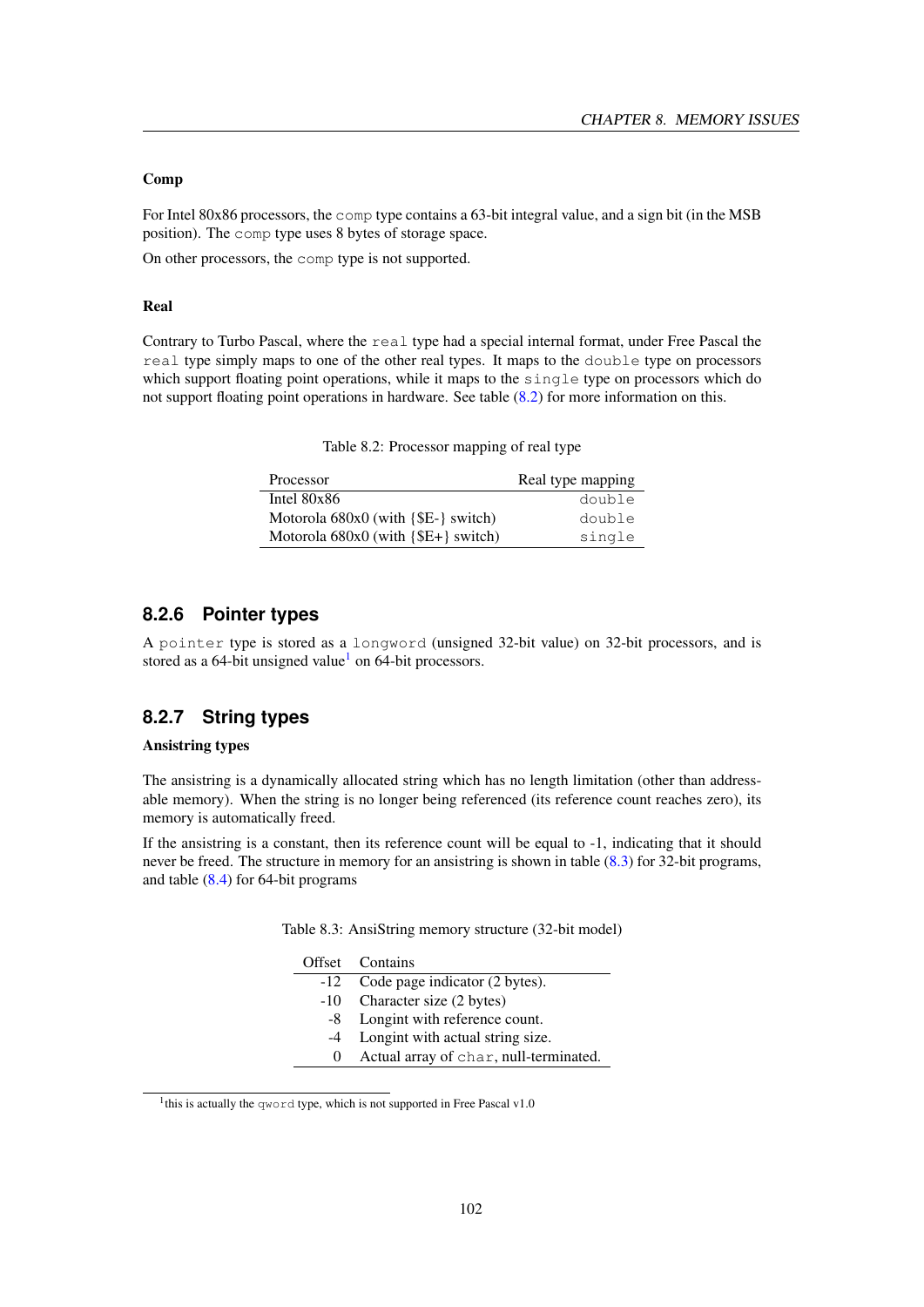### Comp

For Intel 80x86 processors, the `comp` type contains a 63-bit integral value, and a sign bit (in the MSB position). The `comp` type uses 8 bytes of storage space.

On other processors, the `comp` type is not supported.

### Real

Contrary to Turbo Pascal, where the `real` type had a special internal format, under Free Pascal the `real` type simply maps to one of the other real types. It maps to the `double` type on processors which support floating point operations, while it maps to the `single` type on processors which do not support floating point operations in hardware. See table (8.2) for more information on this.

Table 8.2: Processor mapping of real type

| Processor | Real type mapping |
|---|---:|
| Intel 80x86 | `double` |
| Motorola 680x0 (with {$E-} switch) | `double` |
| Motorola 680x0 (with {$E+} switch) | `single` |

## 8.2.6 Pointer types

A `pointer` type is stored as a `longword` (unsigned 32-bit value) on 32-bit processors, and is stored as a 64-bit unsigned value[1] on 64-bit processors.

## 8.2.7 String types

### Ansistring types

The ansistring is a dynamically allocated string which has no length limitation (other than addressable memory). When the string is no longer being referenced (its reference count reaches zero), its memory is automatically freed.

If the ansistring is a constant, then its reference count will be equal to -1, indicating that it should never be freed. The structure in memory for an ansistring is shown in table (8.3) for 32-bit programs, and table (8.4) for 64-bit programs

Table 8.3: AnsiString memory structure (32-bit model)

| Offset | Contains |
|---:|---|
| -12 | Code page indicator (2 bytes). |
| -10 | Character size (2 bytes) |
| -8 | Longint with reference count. |
| -4 | Longint with actual string size. |
| 0 | Actual array of `char`, null-terminated. |

[1] this is actually the `qword` type, which is not supported in Free Pascal v1.0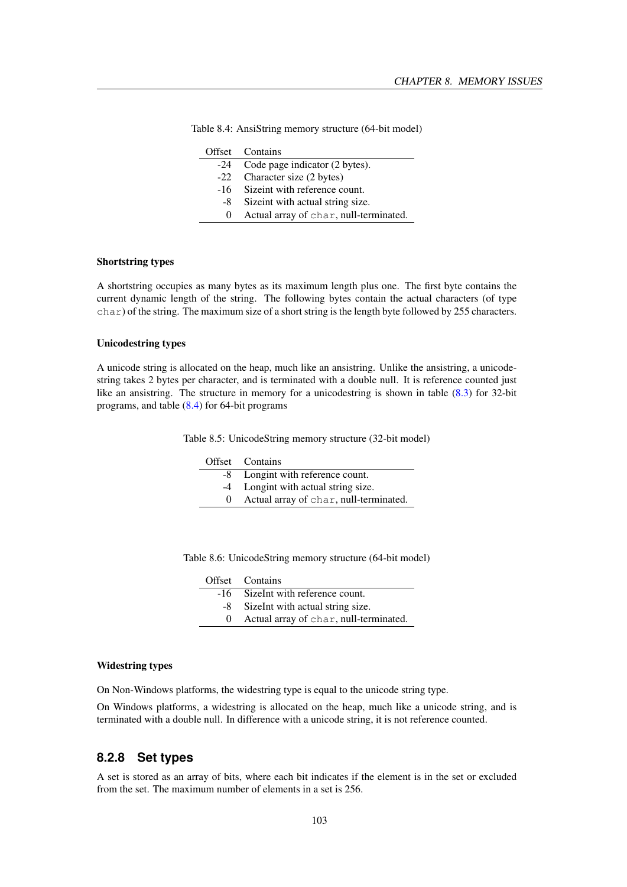Table 8.4: AnsiString memory structure (64-bit model)

| Offset | Contains |
|---|---|
| -24 | Code page indicator (2 bytes). |
| -22 | Character size (2 bytes) |
| -16 | Sizeint with reference count. |
| -8 | Sizeint with actual string size. |
| 0 | Actual array of `char`, null-terminated. |

#### Shortstring types

A shortstring occupies as many bytes as its maximum length plus one. The first byte contains the current dynamic length of the string. The following bytes contain the actual characters (of type `char`) of the string. The maximum size of a short string is the length byte followed by 255 characters.

#### Unicodestring types

A unicode string is allocated on the heap, much like an ansistring. Unlike the ansistring, a unicodestring takes 2 bytes per character, and is terminated with a double null. It is reference counted just like an ansistring. The structure in memory for a unicodestring is shown in table (8.3) for 32-bit programs, and table (8.4) for 64-bit programs

Table 8.5: UnicodeString memory structure (32-bit model)

| Offset | Contains |
|---|---|
| -8 | Longint with reference count. |
| -4 | Longint with actual string size. |
| 0 | Actual array of `char`, null-terminated. |

Table 8.6: UnicodeString memory structure (64-bit model)

| Offset | Contains |
|---|---|
| -16 | SizeInt with reference count. |
| -8 | SizeInt with actual string size. |
| 0 | Actual array of `char`, null-terminated. |

#### Widestring types

On Non-Windows platforms, the widestring type is equal to the unicode string type.

On Windows platforms, a widestring is allocated on the heap, much like a unicode string, and is terminated with a double null. In difference with a unicode string, it is not reference counted.

### 8.2.8 Set types

A set is stored as an array of bits, where each bit indicates if the element is in the set or excluded from the set. The maximum number of elements in a set is 256.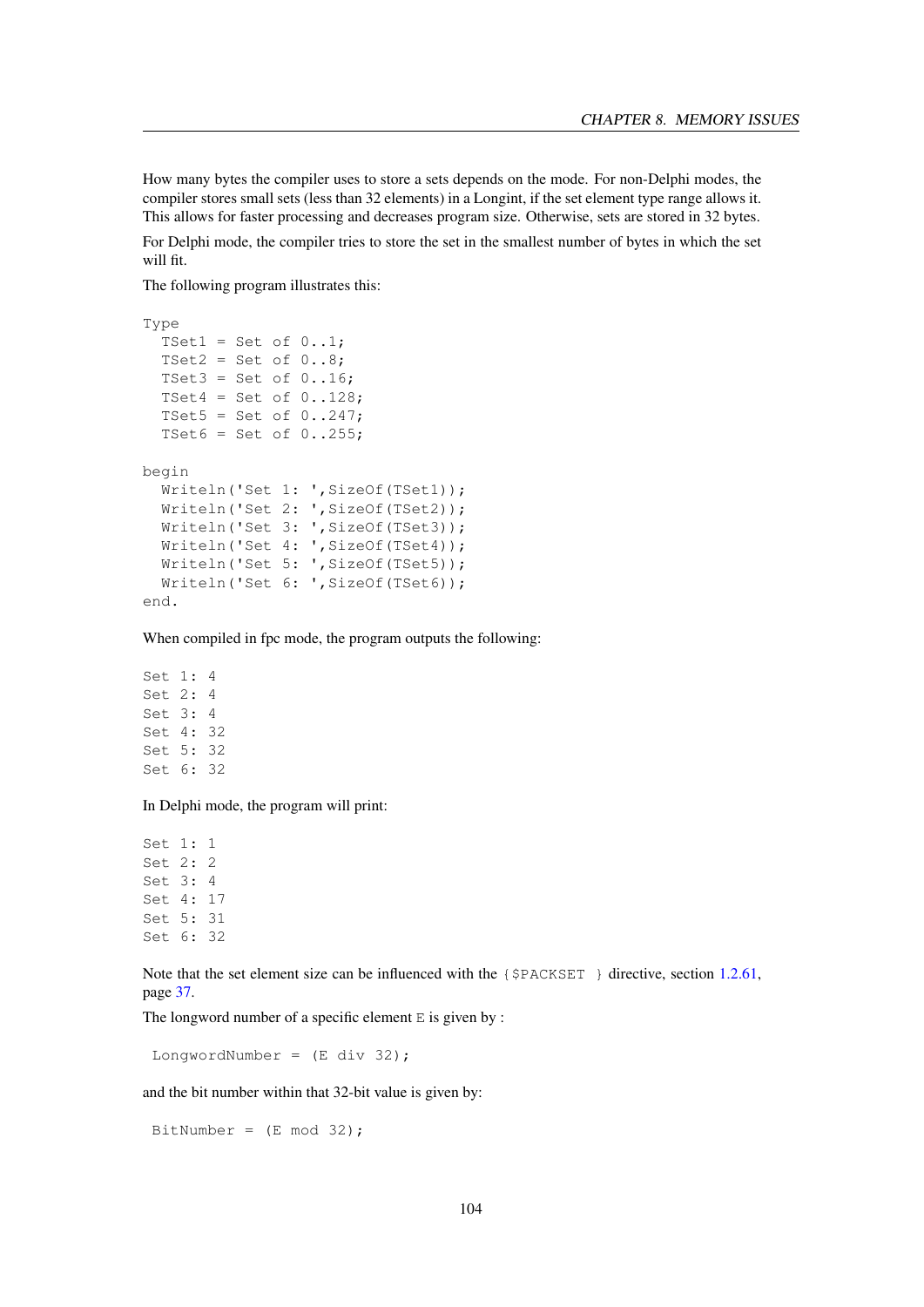How many bytes the compiler uses to store a sets depends on the mode. For non-Delphi modes, the compiler stores small sets (less than 32 elements) in a Longint, if the set element type range allows it. This allows for faster processing and decreases program size. Otherwise, sets are stored in 32 bytes.

For Delphi mode, the compiler tries to store the set in the smallest number of bytes in which the set will fit.

The following program illustrates this:

```
Type
  TSet1 = Set of 0..1;
  TSet2 = Set of 0..8;
  TSet3 = Set of 0..16;
  TSet4 = Set of 0..128;
  TSet5 = Set of 0..247;
  TSet6 = Set of 0..255;

begin
  Writeln('Set 1: ',SizeOf(TSet1));
  Writeln('Set 2: ',SizeOf(TSet2));
  Writeln('Set 3: ',SizeOf(TSet3));
  Writeln('Set 4: ',SizeOf(TSet4));
  Writeln('Set 5: ',SizeOf(TSet5));
  Writeln('Set 6: ',SizeOf(TSet6));
end.
```

When compiled in fpc mode, the program outputs the following:

```
Set 1: 4
Set 2: 4
Set 3: 4
Set 4: 32
Set 5: 32
Set 6: 32
```

In Delphi mode, the program will print:

```
Set 1: 1
Set 2: 2
Set 3: 4
Set 4: 17
Set 5: 31
Set 6: 32
```

Note that the set element size can be influenced with the `{$PACKSET }` directive, section 1.2.61, page 37.

The longword number of a specific element `E` is given by :

```
LongwordNumber = (E div 32);
```

and the bit number within that 32-bit value is given by:

```
BitNumber = (E mod 32);
```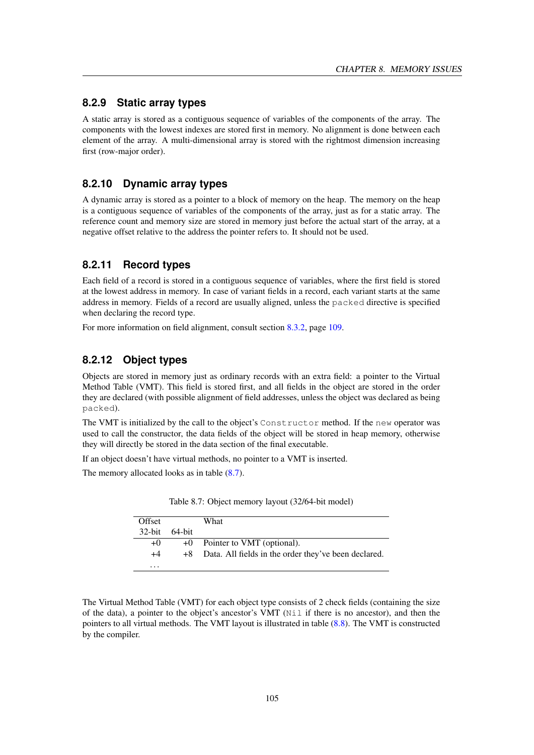### 8.2.9 Static array types

A static array is stored as a contiguous sequence of variables of the components of the array. The components with the lowest indexes are stored first in memory. No alignment is done between each element of the array. A multi-dimensional array is stored with the rightmost dimension increasing first (row-major order).

### 8.2.10 Dynamic array types

A dynamic array is stored as a pointer to a block of memory on the heap. The memory on the heap is a contiguous sequence of variables of the components of the array, just as for a static array. The reference count and memory size are stored in memory just before the actual start of the array, at a negative offset relative to the address the pointer refers to. It should not be used.

### 8.2.11 Record types

Each field of a record is stored in a contiguous sequence of variables, where the first field is stored at the lowest address in memory. In case of variant fields in a record, each variant starts at the same address in memory. Fields of a record are usually aligned, unless the `packed` directive is specified when declaring the record type.

For more information on field alignment, consult section 8.3.2, page 109.

### 8.2.12 Object types

Objects are stored in memory just as ordinary records with an extra field: a pointer to the Virtual Method Table (VMT). This field is stored first, and all fields in the object are stored in the order they are declared (with possible alignment of field addresses, unless the object was declared as being `packed`).

The VMT is initialized by the call to the object's `Constructor` method. If the `new` operator was used to call the constructor, the data fields of the object will be stored in heap memory, otherwise they will directly be stored in the data section of the final executable.

If an object doesn't have virtual methods, no pointer to a VMT is inserted.

The memory allocated looks as in table (8.7).

Table 8.7: Object memory layout (32/64-bit model)

| Offset | | What |
|---|---|---|
| 32-bit | 64-bit | |
| +0 | +0 | Pointer to VMT (optional). |
| +4 | +8 | Data. All fields in the order they've been declared. |
| ... | | |

The Virtual Method Table (VMT) for each object type consists of 2 check fields (containing the size of the data), a pointer to the object's ancestor's VMT (`Nil` if there is no ancestor), and then the pointers to all virtual methods. The VMT layout is illustrated in table (8.8). The VMT is constructed by the compiler.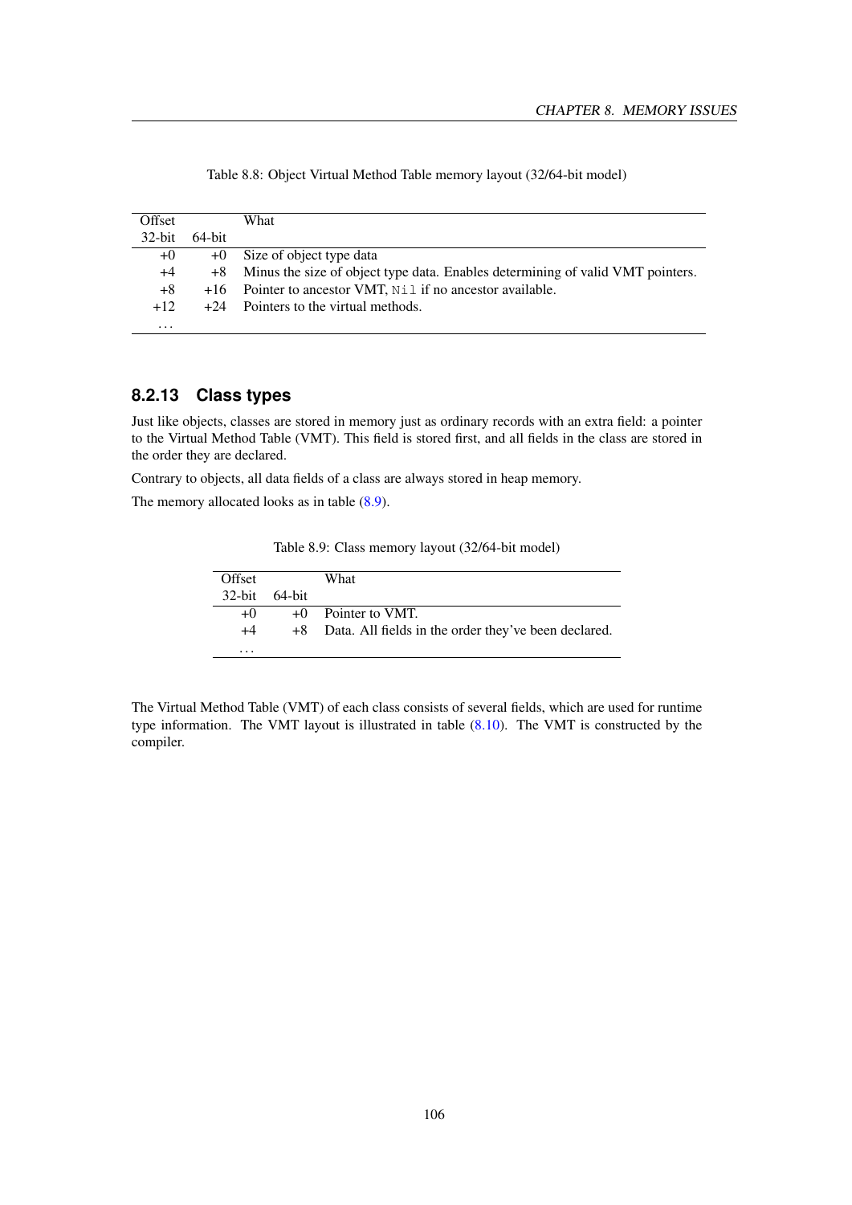Table 8.8: Object Virtual Method Table memory layout (32/64-bit model)

| Offset | | What |
|---|---|---|
| 32-bit | 64-bit | |
| +0 | +0 | Size of object type data |
| +4 | +8 | Minus the size of object type data. Enables determining of valid VMT pointers. |
| +8 | +16 | Pointer to ancestor VMT, `Nil` if no ancestor available. |
| +12 | +24 | Pointers to the virtual methods. |
| ... | | |

### 8.2.13 Class types

Just like objects, classes are stored in memory just as ordinary records with an extra field: a pointer to the Virtual Method Table (VMT). This field is stored first, and all fields in the class are stored in the order they are declared.

Contrary to objects, all data fields of a class are always stored in heap memory.

The memory allocated looks as in table (8.9).

Table 8.9: Class memory layout (32/64-bit model)

| Offset | | What |
|---|---|---|
| 32-bit | 64-bit | |
| +0 | +0 | Pointer to VMT. |
| +4 | +8 | Data. All fields in the order they've been declared. |
| ... | | |

The Virtual Method Table (VMT) of each class consists of several fields, which are used for runtime type information. The VMT layout is illustrated in table (8.10). The VMT is constructed by the compiler.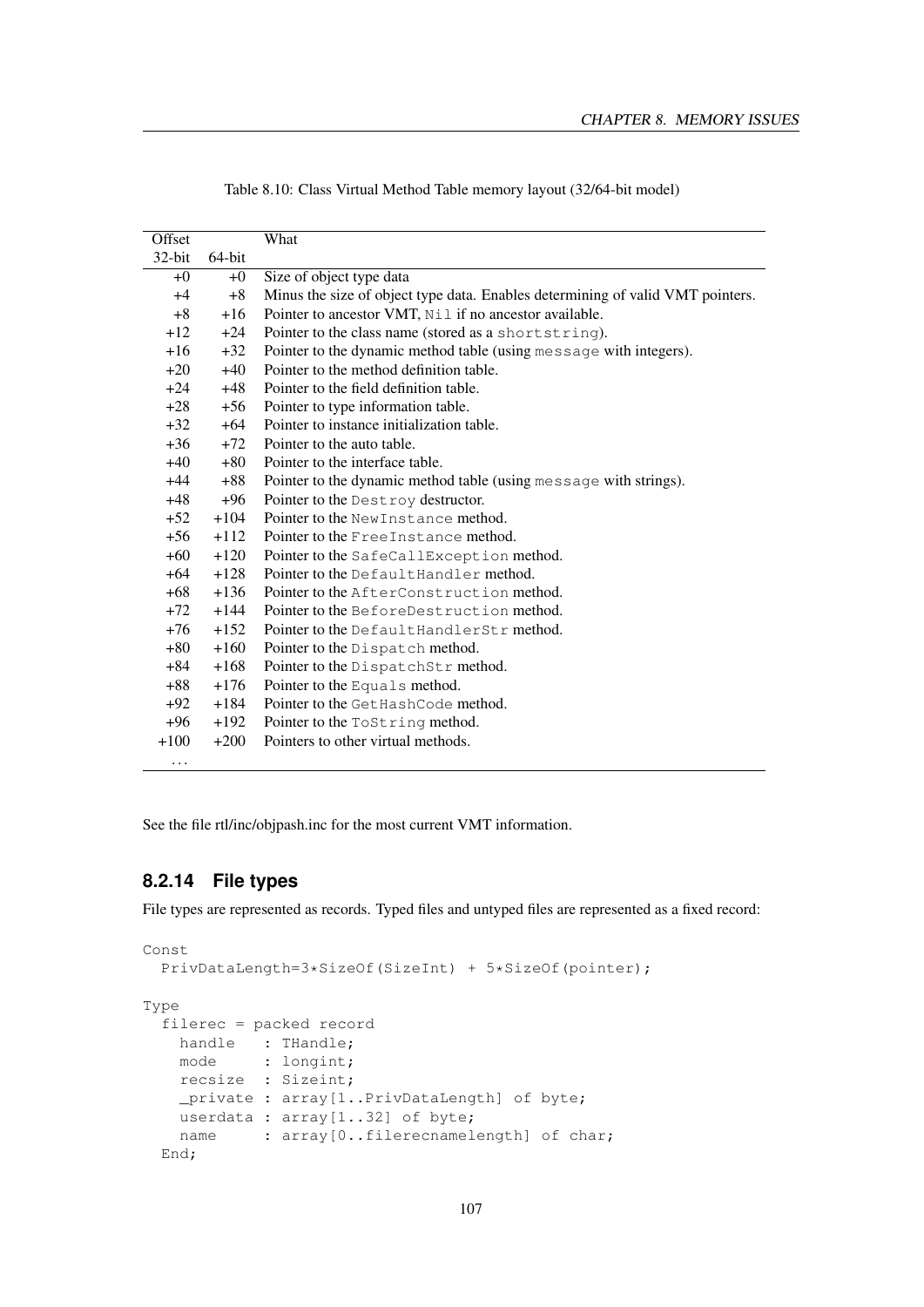Table 8.10: Class Virtual Method Table memory layout (32/64-bit model)

| Offset | | What |
|---|---|---|
| 32-bit | 64-bit | |
| +0 | +0 | Size of object type data |
| +4 | +8 | Minus the size of object type data. Enables determining of valid VMT pointers. |
| +8 | +16 | Pointer to ancestor VMT, `Nil` if no ancestor available. |
| +12 | +24 | Pointer to the class name (stored as a `shortstring`). |
| +16 | +32 | Pointer to the dynamic method table (using `message` with integers). |
| +20 | +40 | Pointer to the method definition table. |
| +24 | +48 | Pointer to the field definition table. |
| +28 | +56 | Pointer to type information table. |
| +32 | +64 | Pointer to instance initialization table. |
| +36 | +72 | Pointer to the auto table. |
| +40 | +80 | Pointer to the interface table. |
| +44 | +88 | Pointer to the dynamic method table (using `message` with strings). |
| +48 | +96 | Pointer to the `Destroy` destructor. |
| +52 | +104 | Pointer to the `NewInstance` method. |
| +56 | +112 | Pointer to the `FreeInstance` method. |
| +60 | +120 | Pointer to the `SafeCallException` method. |
| +64 | +128 | Pointer to the `DefaultHandler` method. |
| +68 | +136 | Pointer to the `AfterConstruction` method. |
| +72 | +144 | Pointer to the `BeforeDestruction` method. |
| +76 | +152 | Pointer to the `DefaultHandlerStr` method. |
| +80 | +160 | Pointer to the `Dispatch` method. |
| +84 | +168 | Pointer to the `DispatchStr` method. |
| +88 | +176 | Pointer to the `Equals` method. |
| +92 | +184 | Pointer to the `GetHashCode` method. |
| +96 | +192 | Pointer to the `ToString` method. |
| +100 | +200 | Pointers to other virtual methods. |
| ... | | |

See the file rtl/inc/objpash.inc for the most current VMT information.

### 8.2.14 File types

File types are represented as records. Typed files and untyped files are represented as a fixed record:

```
Const
  PrivDataLength=3*SizeOf(SizeInt) + 5*SizeOf(pointer);

Type
  filerec = packed record
    handle   : THandle;
    mode     : longint;
    recsize  : Sizeint;
    _private : array[1..PrivDataLength] of byte;
    userdata : array[1..32] of byte;
    name     : array[0..filerecnamelength] of char;
  End;
```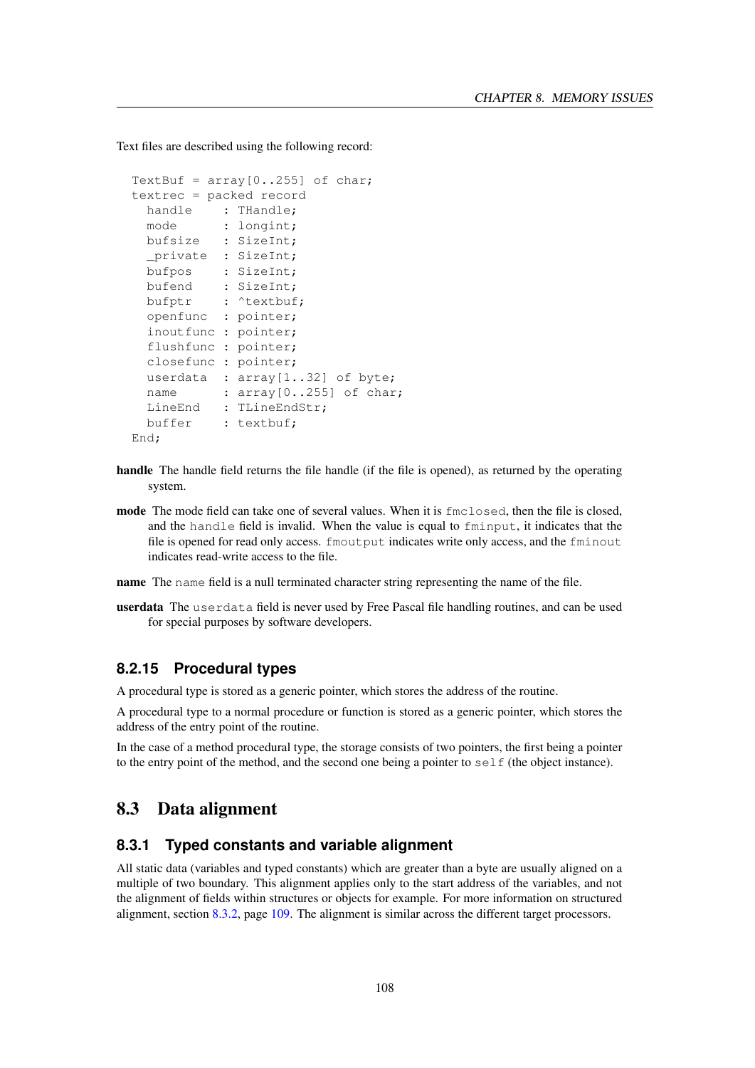Text files are described using the following record:

```
TextBuf = array[0..255] of char;
textrec = packed record
  handle    : THandle;
  mode      : longint;
  bufsize   : SizeInt;
  _private  : SizeInt;
  bufpos    : SizeInt;
  bufend    : SizeInt;
  bufptr    : ^textbuf;
  openfunc  : pointer;
  inoutfunc : pointer;
  flushfunc : pointer;
  closefunc : pointer;
  userdata  : array[1..32] of byte;
  name      : array[0..255] of char;
  LineEnd   : TLineEndStr;
  buffer    : textbuf;
End;
```

**handle** The handle field returns the file handle (if the file is opened), as returned by the operating system.

**mode** The mode field can take one of several values. When it is `fmclosed`, then the file is closed, and the `handle` field is invalid. When the value is equal to `fminput`, it indicates that the file is opened for read only access. `fmoutput` indicates write only access, and the `fminout` indicates read-write access to the file.

**name** The `name` field is a null terminated character string representing the name of the file.

**userdata** The `userdata` field is never used by Free Pascal file handling routines, and can be used for special purposes by software developers.

### 8.2.15 Procedural types

A procedural type is stored as a generic pointer, which stores the address of the routine.

A procedural type to a normal procedure or function is stored as a generic pointer, which stores the address of the entry point of the routine.

In the case of a method procedural type, the storage consists of two pointers, the first being a pointer to the entry point of the method, and the second one being a pointer to `self` (the object instance).

## 8.3 Data alignment

### 8.3.1 Typed constants and variable alignment

All static data (variables and typed constants) which are greater than a byte are usually aligned on a multiple of two boundary. This alignment applies only to the start address of the variables, and not the alignment of fields within structures or objects for example. For more information on structured alignment, section 8.3.2, page 109. The alignment is similar across the different target processors.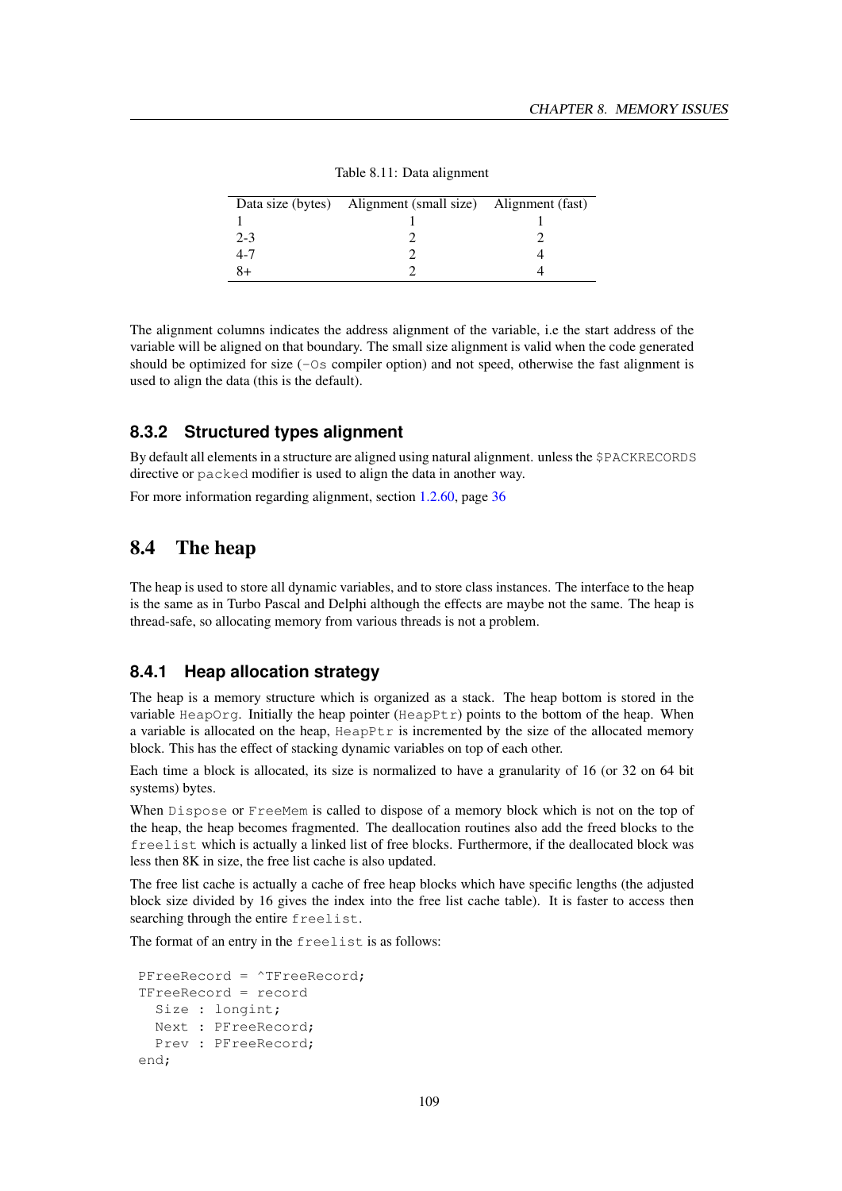Table 8.11: Data alignment

| Data size (bytes) | Alignment (small size) | Alignment (fast) |
|---|---|---|
| 1 | 1 | 1 |
| 2-3 | 2 | 2 |
| 4-7 | 2 | 4 |
| 8+ | 2 | 4 |

The alignment columns indicates the address alignment of the variable, i.e the start address of the variable will be aligned on that boundary. The small size alignment is valid when the code generated should be optimized for size (`-Os` compiler option) and not speed, otherwise the fast alignment is used to align the data (this is the default).

### 8.3.2 Structured types alignment

By default all elements in a structure are aligned using natural alignment. unless the `$PACKRECORDS` directive or `packed` modifier is used to align the data in another way.

For more information regarding alignment, section 1.2.60, page 36

## 8.4 The heap

The heap is used to store all dynamic variables, and to store class instances. The interface to the heap is the same as in Turbo Pascal and Delphi although the effects are maybe not the same. The heap is thread-safe, so allocating memory from various threads is not a problem.

### 8.4.1 Heap allocation strategy

The heap is a memory structure which is organized as a stack. The heap bottom is stored in the variable `HeapOrg`. Initially the heap pointer (`HeapPtr`) points to the bottom of the heap. When a variable is allocated on the heap, `HeapPtr` is incremented by the size of the allocated memory block. This has the effect of stacking dynamic variables on top of each other.

Each time a block is allocated, its size is normalized to have a granularity of 16 (or 32 on 64 bit systems) bytes.

When `Dispose` or `FreeMem` is called to dispose of a memory block which is not on the top of the heap, the heap becomes fragmented. The deallocation routines also add the freed blocks to the `freelist` which is actually a linked list of free blocks. Furthermore, if the deallocated block was less then 8K in size, the free list cache is also updated.

The free list cache is actually a cache of free heap blocks which have specific lengths (the adjusted block size divided by 16 gives the index into the free list cache table). It is faster to access then searching through the entire `freelist`.

The format of an entry in the `freelist` is as follows:

```
PFreeRecord = ^TFreeRecord;
TFreeRecord = record
  Size : longint;
  Next : PFreeRecord;
  Prev : PFreeRecord;
end;
```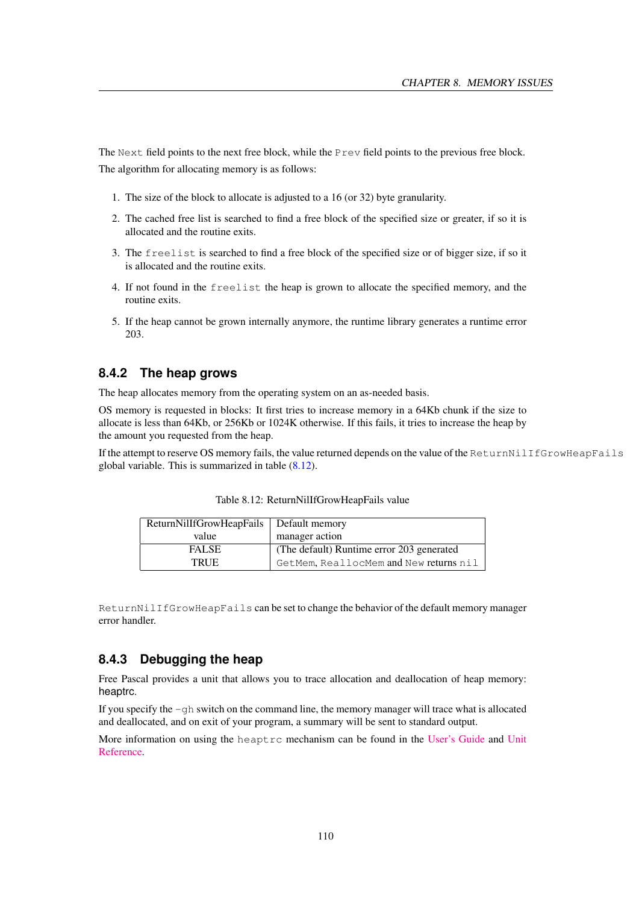The `Next` field points to the next free block, while the `Prev` field points to the previous free block.

The algorithm for allocating memory is as follows:

1. The size of the block to allocate is adjusted to a 16 (or 32) byte granularity.
2. The cached free list is searched to find a free block of the specified size or greater, if so it is allocated and the routine exits.
3. The `freelist` is searched to find a free block of the specified size or of bigger size, if so it is allocated and the routine exits.
4. If not found in the `freelist` the heap is grown to allocate the specified memory, and the routine exits.
5. If the heap cannot be grown internally anymore, the runtime library generates a runtime error 203.

### 8.4.2 The heap grows

The heap allocates memory from the operating system on an as-needed basis.

OS memory is requested in blocks: It first tries to increase memory in a 64Kb chunk if the size to allocate is less than 64Kb, or 256Kb or 1024K otherwise. If this fails, it tries to increase the heap by the amount you requested from the heap.

If the attempt to reserve OS memory fails, the value returned depends on the value of the `ReturnNilIfGrowHeapFails` global variable. This is summarized in table (8.12).

Table 8.12: ReturnNilIfGrowHeapFails value

| ReturnNilIfGrowHeapFails value | Default memory manager action |
|---|---|
| FALSE | (The default) Runtime error 203 generated |
| TRUE | `GetMem`, `ReallocMem` and `New` returns `nil` |

`ReturnNilIfGrowHeapFails` can be set to change the behavior of the default memory manager error handler.

### 8.4.3 Debugging the heap

Free Pascal provides a unit that allows you to trace allocation and deallocation of heap memory: heaptrc.

If you specify the `-gh` switch on the command line, the memory manager will trace what is allocated and deallocated, and on exit of your program, a summary will be sent to standard output.

More information on using the `heaptrc` mechanism can be found in the User's Guide and Unit Reference.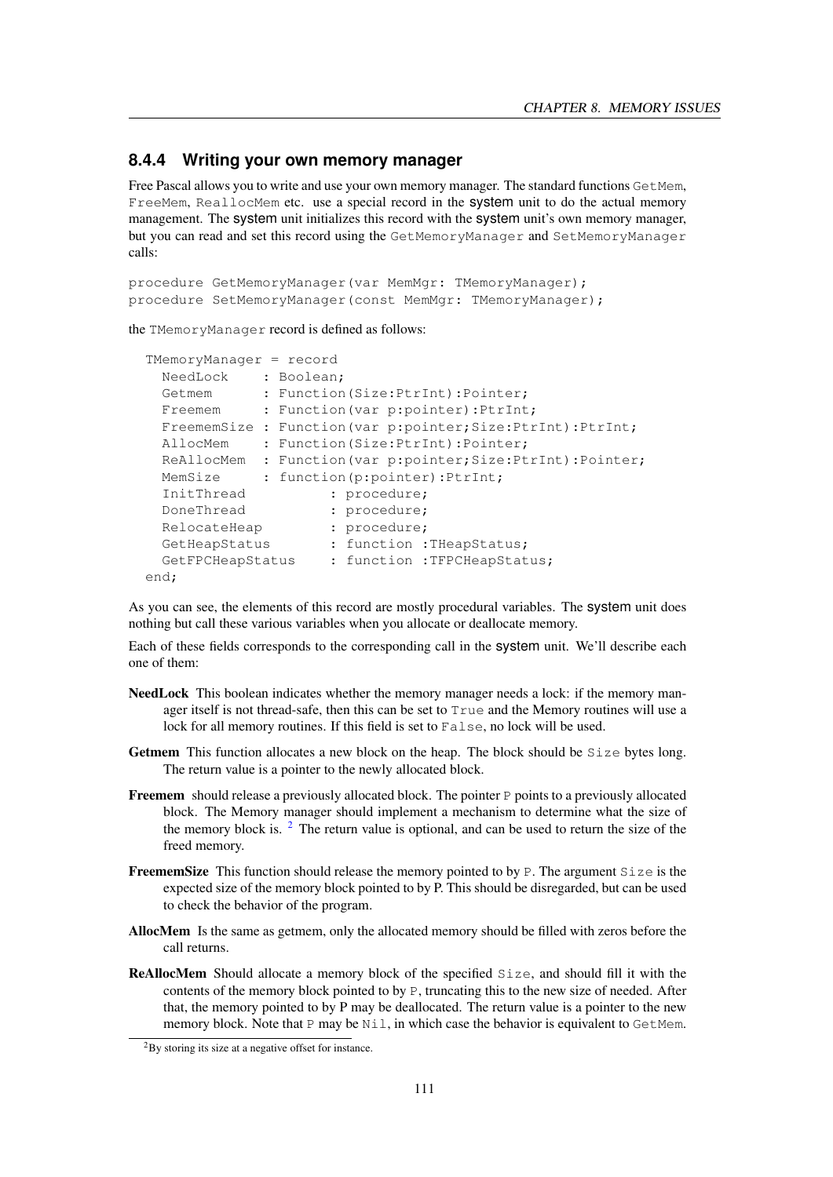### 8.4.4 Writing your own memory manager

Free Pascal allows you to write and use your own memory manager. The standard functions `GetMem`, `FreeMem`, `ReallocMem` etc. use a special record in the system unit to do the actual memory management. The system unit initializes this record with the system unit's own memory manager, but you can read and set this record using the `GetMemoryManager` and `SetMemoryManager` calls:

```
procedure GetMemoryManager(var MemMgr: TMemoryManager);
procedure SetMemoryManager(const MemMgr: TMemoryManager);
```

the `TMemoryManager` record is defined as follows:

```
  TMemoryManager = record
    NeedLock    : Boolean;
    Getmem      : Function(Size:PtrInt):Pointer;
    Freemem     : Function(var p:pointer):PtrInt;
    FreememSize : Function(var p:pointer;Size:PtrInt):PtrInt;
    AllocMem    : Function(Size:PtrInt):Pointer;
    ReAllocMem  : Function(var p:pointer;Size:PtrInt):Pointer;
    MemSize     : function(p:pointer):PtrInt;
    InitThread          : procedure;
    DoneThread          : procedure;
    RelocateHeap        : procedure;
    GetHeapStatus       : function :THeapStatus;
    GetFPCHeapStatus    : function :TFPCHeapStatus;
  end;
```

As you can see, the elements of this record are mostly procedural variables. The system unit does nothing but call these various variables when you allocate or deallocate memory.

Each of these fields corresponds to the corresponding call in the system unit. We'll describe each one of them:

**NeedLock** This boolean indicates whether the memory manager needs a lock: if the memory manager itself is not thread-safe, then this can be set to `True` and the Memory routines will use a lock for all memory routines. If this field is set to `False`, no lock will be used.

**Getmem** This function allocates a new block on the heap. The block should be `Size` bytes long. The return value is a pointer to the newly allocated block.

**Freemem** should release a previously allocated block. The pointer `P` points to a previously allocated block. The Memory manager should implement a mechanism to determine what the size of the memory block is. [2] The return value is optional, and can be used to return the size of the freed memory.

**FreememSize** This function should release the memory pointed to by `P`. The argument `Size` is the expected size of the memory block pointed to by P. This should be disregarded, but can be used to check the behavior of the program.

**AllocMem** Is the same as getmem, only the allocated memory should be filled with zeros before the call returns.

**ReAllocMem** Should allocate a memory block of the specified `Size`, and should fill it with the contents of the memory block pointed to by `P`, truncating this to the new size of needed. After that, the memory pointed to by P may be deallocated. The return value is a pointer to the new memory block. Note that `P` may be `Nil`, in which case the behavior is equivalent to `GetMem`.

[2] By storing its size at a negative offset for instance.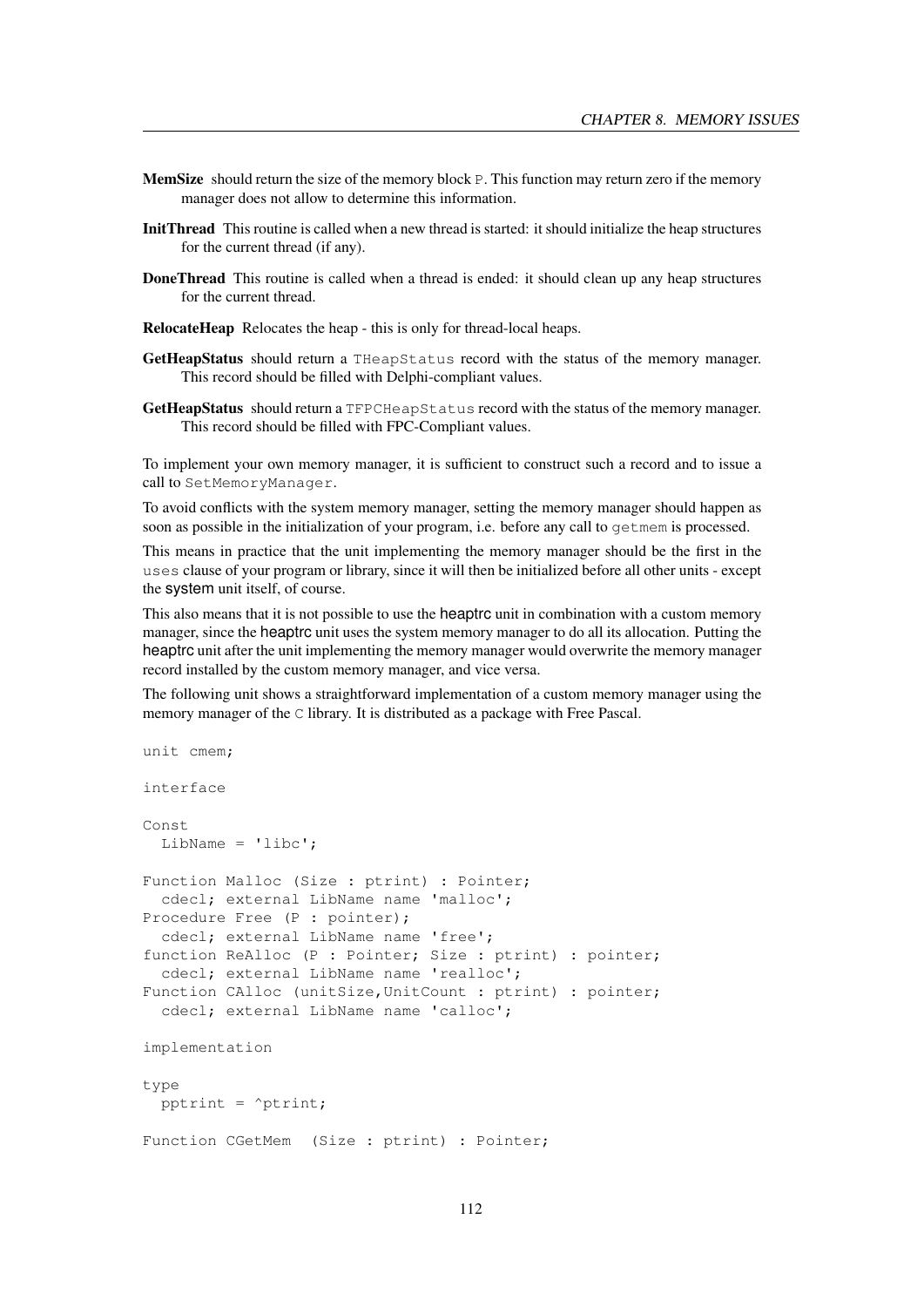**MemSize** should return the size of the memory block P. This function may return zero if the memory manager does not allow to determine this information.

**InitThread** This routine is called when a new thread is started: it should initialize the heap structures for the current thread (if any).

**DoneThread** This routine is called when a thread is ended: it should clean up any heap structures for the current thread.

**RelocateHeap** Relocates the heap - this is only for thread-local heaps.

**GetHeapStatus** should return a THeapStatus record with the status of the memory manager. This record should be filled with Delphi-compliant values.

**GetHeapStatus** should return a TFPCHeapStatus record with the status of the memory manager. This record should be filled with FPC-Compliant values.

To implement your own memory manager, it is sufficient to construct such a record and to issue a call to SetMemoryManager.

To avoid conflicts with the system memory manager, setting the memory manager should happen as soon as possible in the initialization of your program, i.e. before any call to getmem is processed.

This means in practice that the unit implementing the memory manager should be the first in the uses clause of your program or library, since it will then be initialized before all other units - except the system unit itself, of course.

This also means that it is not possible to use the heaptrc unit in combination with a custom memory manager, since the heaptrc unit uses the system memory manager to do all its allocation. Putting the heaptrc unit after the unit implementing the memory manager would overwrite the memory manager record installed by the custom memory manager, and vice versa.

The following unit shows a straightforward implementation of a custom memory manager using the memory manager of the C library. It is distributed as a package with Free Pascal.

```
unit cmem;

interface

Const
  LibName = 'libc';

Function Malloc (Size : ptrint) : Pointer;
  cdecl; external LibName name 'malloc';
Procedure Free (P : pointer);
  cdecl; external LibName name 'free';
function ReAlloc (P : Pointer; Size : ptrint) : pointer;
  cdecl; external LibName name 'realloc';
Function CAlloc (unitSize,UnitCount : ptrint) : pointer;
  cdecl; external LibName name 'calloc';

implementation

type
  pptrint = ^ptrint;

Function CGetMem  (Size : ptrint) : Pointer;
```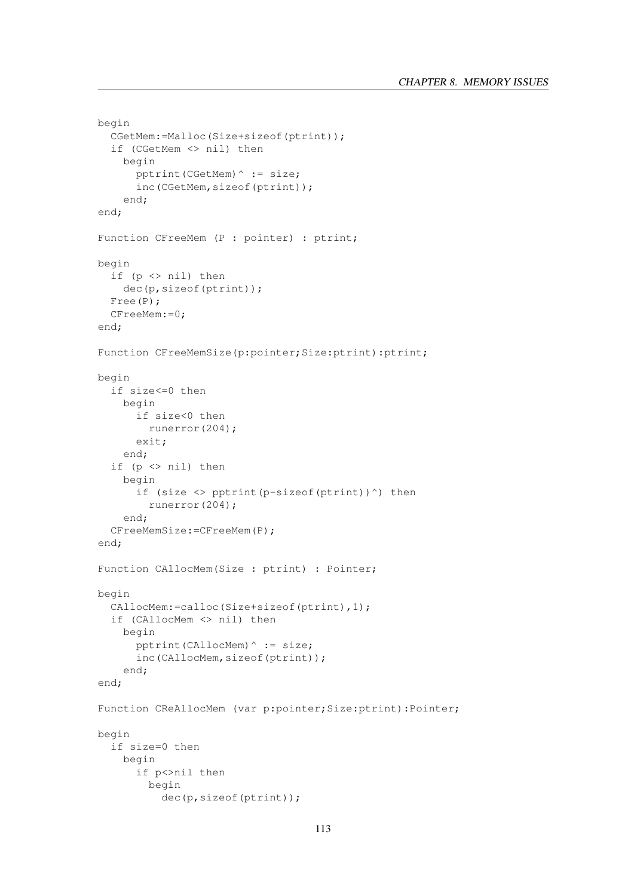```
begin
  CGetMem:=Malloc(Size+sizeof(ptrint));
  if (CGetMem <> nil) then
    begin
      pptrint(CGetMem)^ := size;
      inc(CGetMem,sizeof(ptrint));
    end;
end;

Function CFreeMem (P : pointer) : ptrint;

begin
  if (p <> nil) then
    dec(p,sizeof(ptrint));
  Free(P);
  CFreeMem:=0;
end;

Function CFreeMemSize(p:pointer;Size:ptrint):ptrint;

begin
  if size<=0 then
    begin
      if size<0 then
        runerror(204);
      exit;
    end;
  if (p <> nil) then
    begin
      if (size <> pptrint(p-sizeof(ptrint))^) then
        runerror(204);
    end;
  CFreeMemSize:=CFreeMem(P);
end;

Function CAllocMem(Size : ptrint) : Pointer;

begin
  CAllocMem:=calloc(Size+sizeof(ptrint),1);
  if (CAllocMem <> nil) then
    begin
      pptrint(CAllocMem)^ := size;
      inc(CAllocMem,sizeof(ptrint));
    end;
end;

Function CReAllocMem (var p:pointer;Size:ptrint):Pointer;

begin
  if size=0 then
    begin
      if p<>nil then
        begin
          dec(p,sizeof(ptrint));
```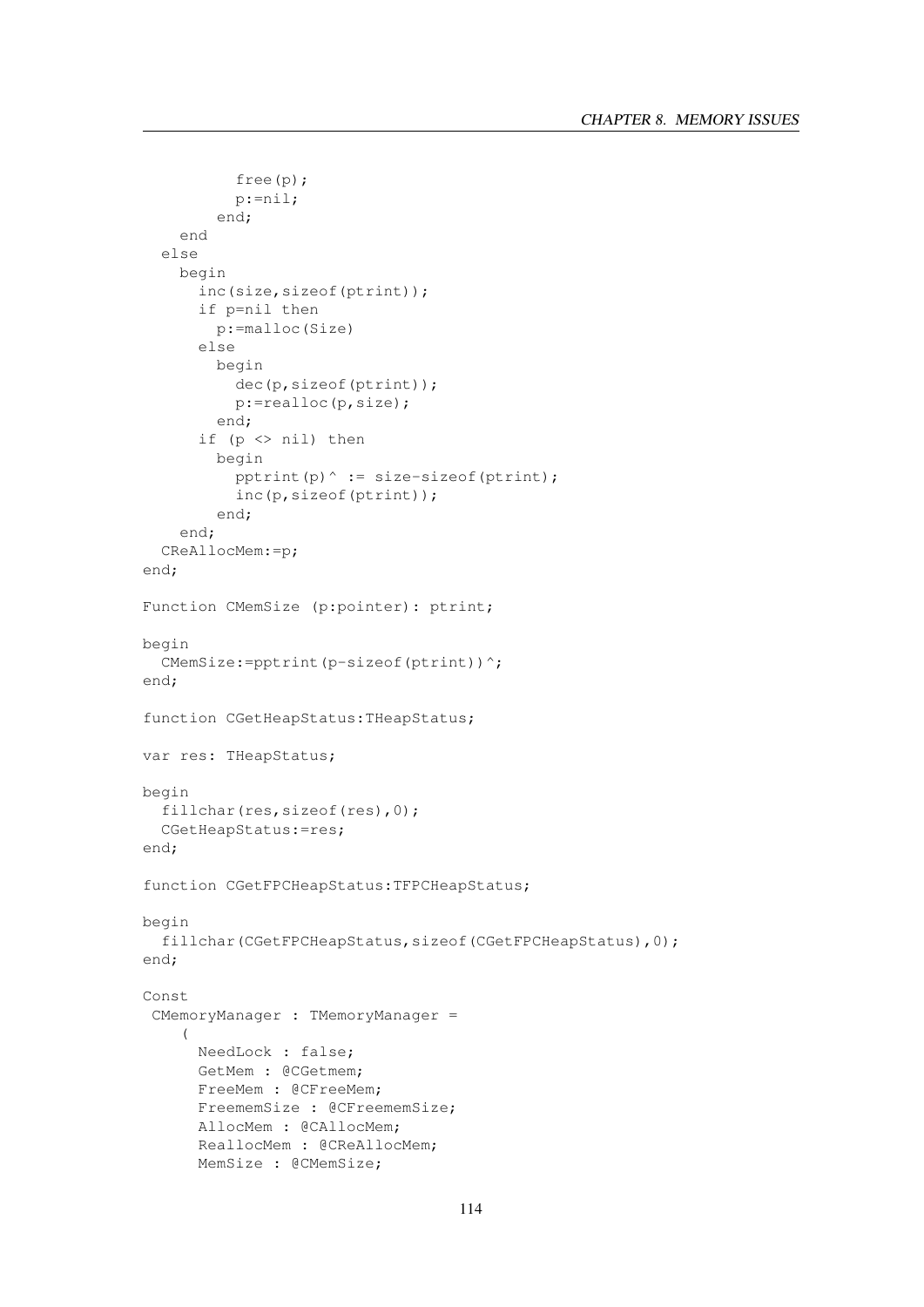```
          free(p);
          p:=nil;
        end;
    end
  else
    begin
      inc(size,sizeof(ptrint));
      if p=nil then
        p:=malloc(Size)
      else
        begin
          dec(p,sizeof(ptrint));
          p:=realloc(p,size);
        end;
      if (p <> nil) then
        begin
          pptrint(p)^ := size-sizeof(ptrint);
          inc(p,sizeof(ptrint));
        end;
    end;
  CReAllocMem:=p;
end;

Function CMemSize (p:pointer): ptrint;

begin
  CMemSize:=pptrint(p-sizeof(ptrint))^;
end;

function CGetHeapStatus:THeapStatus;

var res: THeapStatus;

begin
  fillchar(res,sizeof(res),0);
  CGetHeapStatus:=res;
end;

function CGetFPCHeapStatus:TFPCHeapStatus;

begin
  fillchar(CGetFPCHeapStatus,sizeof(CGetFPCHeapStatus),0);
end;

Const
 CMemoryManager : TMemoryManager =
    (
      NeedLock : false;
      GetMem : @CGetmem;
      FreeMem : @CFreeMem;
      FreememSize : @CFreememSize;
      AllocMem : @CAllocMem;
      ReallocMem : @CReAllocMem;
      MemSize : @CMemSize;
```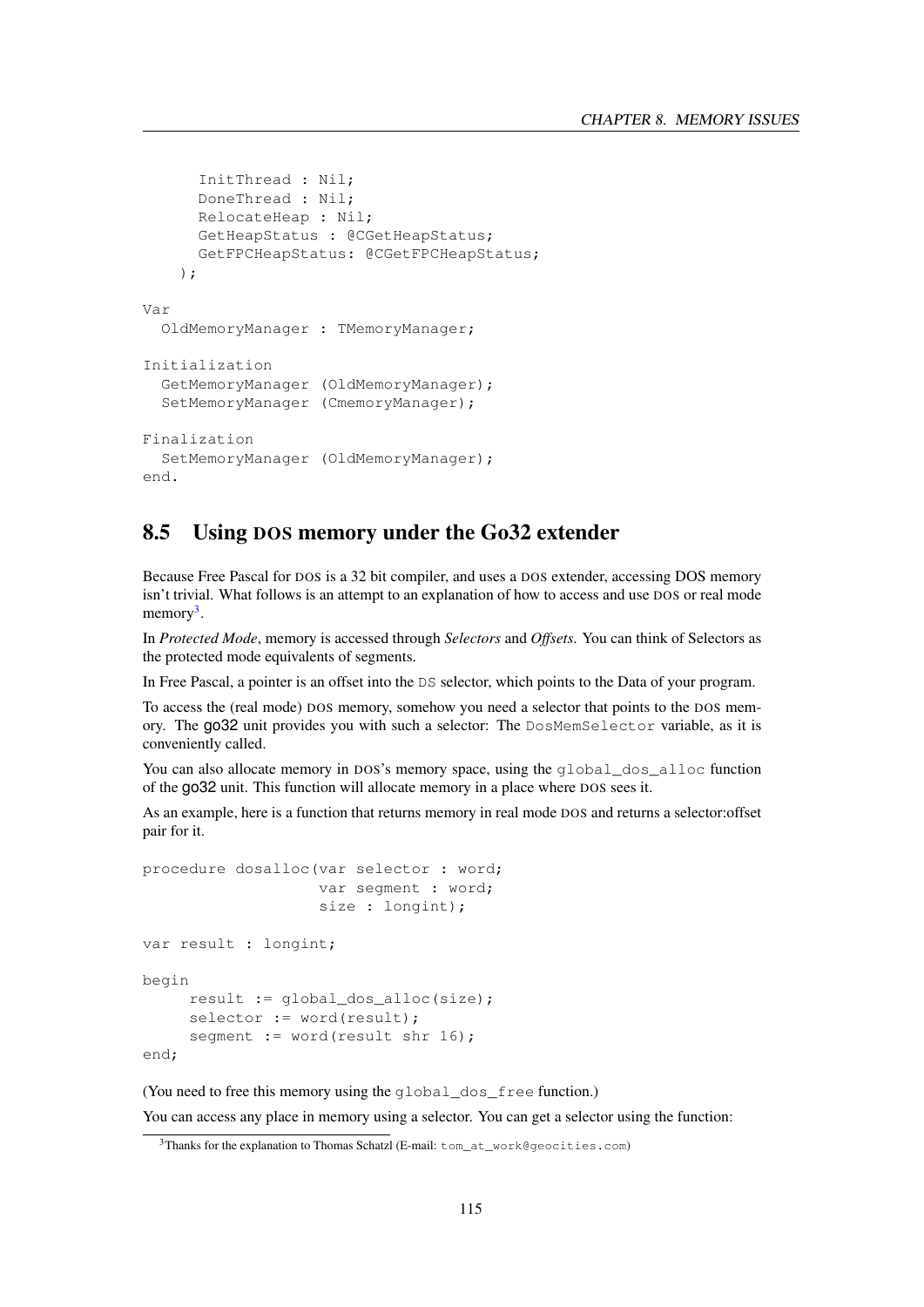```
      InitThread : Nil;
      DoneThread : Nil;
      RelocateHeap : Nil;
      GetHeapStatus : @CGetHeapStatus;
      GetFPCHeapStatus: @CGetFPCHeapStatus;
    );

Var
  OldMemoryManager : TMemoryManager;

Initialization
  GetMemoryManager (OldMemoryManager);
  SetMemoryManager (CmemoryManager);

Finalization
  SetMemoryManager (OldMemoryManager);
end.
```

## 8.5 Using DOS memory under the Go32 extender

Because Free Pascal for DOS is a 32 bit compiler, and uses a DOS extender, accessing DOS memory isn't trivial. What follows is an attempt to an explanation of how to access and use DOS or real mode memory[3].

In *Protected Mode*, memory is accessed through *Selectors* and *Offsets*. You can think of Selectors as the protected mode equivalents of segments.

In Free Pascal, a pointer is an offset into the `DS` selector, which points to the Data of your program.

To access the (real mode) DOS memory, somehow you need a selector that points to the DOS memory. The go32 unit provides you with such a selector: The `DosMemSelector` variable, as it is conveniently called.

You can also allocate memory in DOS's memory space, using the `global_dos_alloc` function of the go32 unit. This function will allocate memory in a place where DOS sees it.

As an example, here is a function that returns memory in real mode DOS and returns a selector:offset pair for it.

```
procedure dosalloc(var selector : word;
                   var segment : word;
                   size : longint);

var result : longint;

begin
     result := global_dos_alloc(size);
     selector := word(result);
     segment := word(result shr 16);
end;
```

(You need to free this memory using the `global_dos_free` function.)

You can access any place in memory using a selector. You can get a selector using the function:

[3] Thanks for the explanation to Thomas Schatzl (E-mail: `tom_at_work@geocities.com`)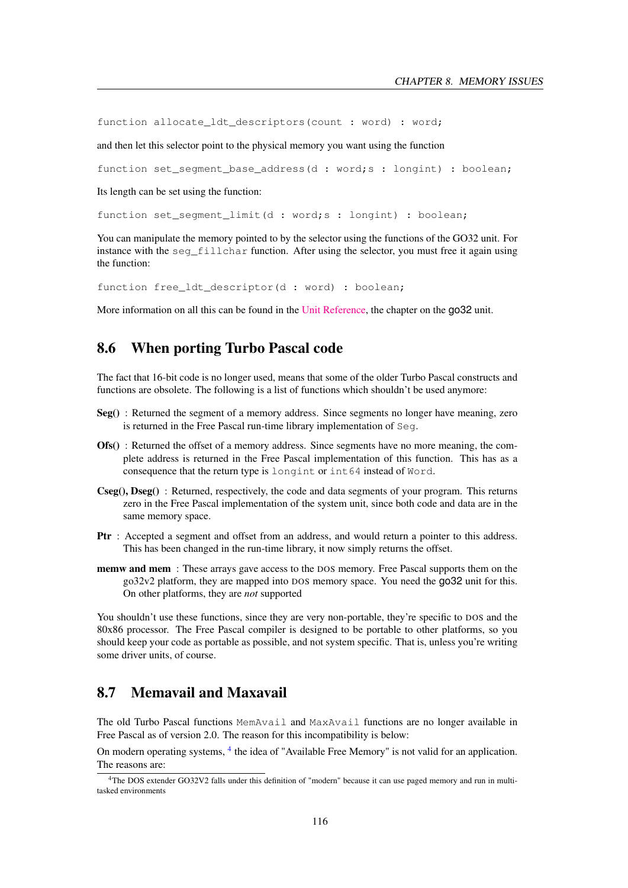```
function allocate_ldt_descriptors(count : word) : word;
```

and then let this selector point to the physical memory you want using the function

```
function set_segment_base_address(d : word;s : longint) : boolean;
```

Its length can be set using the function:

```
function set_segment_limit(d : word;s : longint) : boolean;
```

You can manipulate the memory pointed to by the selector using the functions of the GO32 unit. For instance with the `seg_fillchar` function. After using the selector, you must free it again using the function:

```
function free_ldt_descriptor(d : word) : boolean;
```

More information on all this can be found in the Unit Reference, the chapter on the go32 unit.

## 8.6 When porting Turbo Pascal code

The fact that 16-bit code is no longer used, means that some of the older Turbo Pascal constructs and functions are obsolete. The following is a list of functions which shouldn't be used anymore:

**Seg()** : Returned the segment of a memory address. Since segments no longer have meaning, zero is returned in the Free Pascal run-time library implementation of `Seg`.

**Ofs()** : Returned the offset of a memory address. Since segments have no more meaning, the complete address is returned in the Free Pascal implementation of this function. This has as a consequence that the return type is `longint` or `int64` instead of `Word`.

**Cseg(), Dseg()** : Returned, respectively, the code and data segments of your program. This returns zero in the Free Pascal implementation of the system unit, since both code and data are in the same memory space.

**Ptr** : Accepted a segment and offset from an address, and would return a pointer to this address. This has been changed in the run-time library, it now simply returns the offset.

**memw and mem** : These arrays gave access to the DOS memory. Free Pascal supports them on the go32v2 platform, they are mapped into DOS memory space. You need the go32 unit for this. On other platforms, they are *not* supported

You shouldn't use these functions, since they are very non-portable, they're specific to DOS and the 80x86 processor. The Free Pascal compiler is designed to be portable to other platforms, so you should keep your code as portable as possible, and not system specific. That is, unless you're writing some driver units, of course.

## 8.7 Memavail and Maxavail

The old Turbo Pascal functions `MemAvail` and `MaxAvail` functions are no longer available in Free Pascal as of version 2.0. The reason for this incompatibility is below:

On modern operating systems, [4] the idea of "Available Free Memory" is not valid for an application. The reasons are:

[4] The DOS extender GO32V2 falls under this definition of "modern" because it can use paged memory and run in multi-tasked environments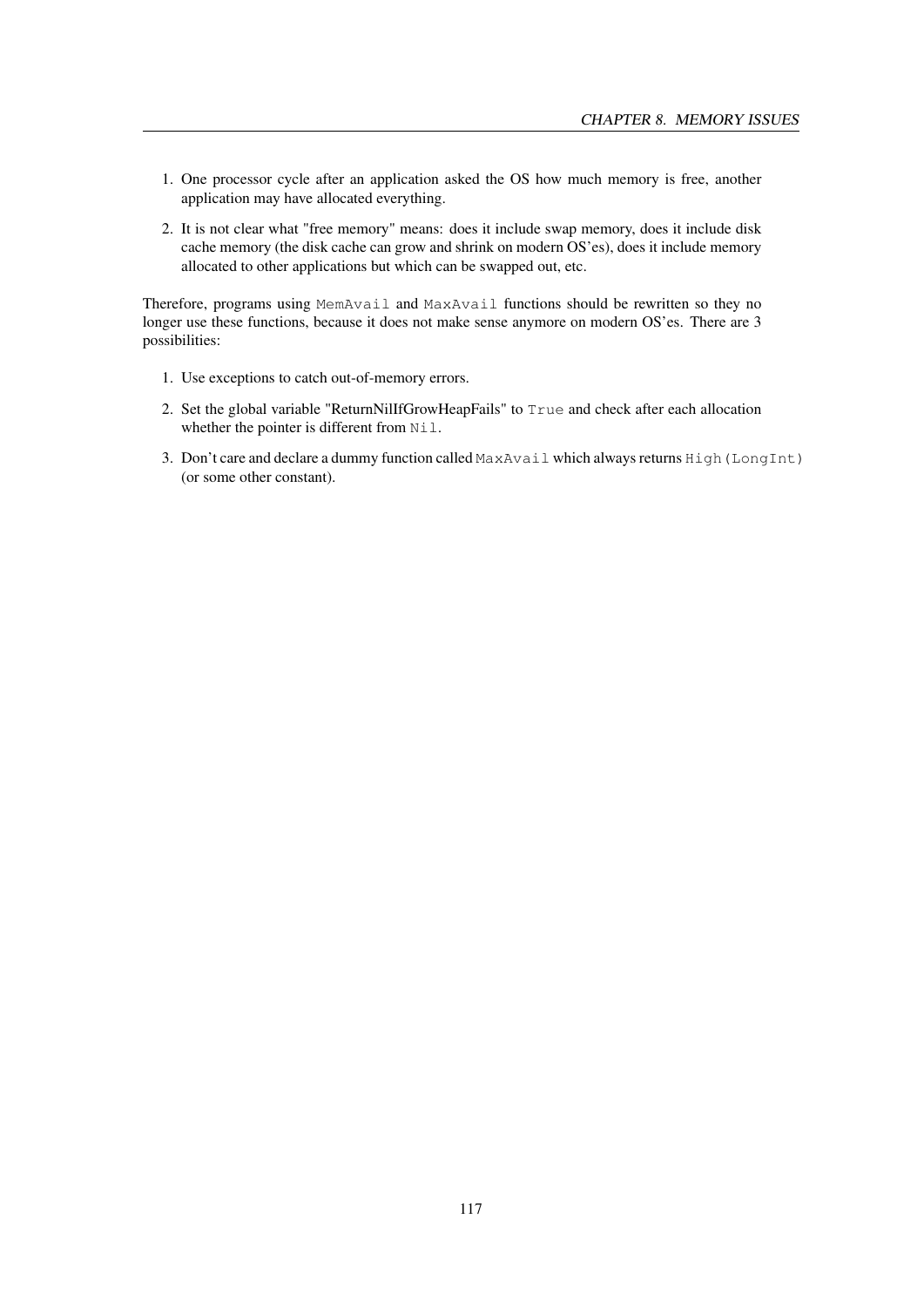1. One processor cycle after an application asked the OS how much memory is free, another application may have allocated everything.
2. It is not clear what "free memory" means: does it include swap memory, does it include disk cache memory (the disk cache can grow and shrink on modern OS'es), does it include memory allocated to other applications but which can be swapped out, etc.

Therefore, programs using `MemAvail` and `MaxAvail` functions should be rewritten so they no longer use these functions, because it does not make sense anymore on modern OS'es. There are 3 possibilities:

1. Use exceptions to catch out-of-memory errors.
2. Set the global variable "ReturnNilIfGrowHeapFails" to `True` and check after each allocation whether the pointer is different from `Nil`.
3. Don't care and declare a dummy function called `MaxAvail` which always returns `High(LongInt)` (or some other constant).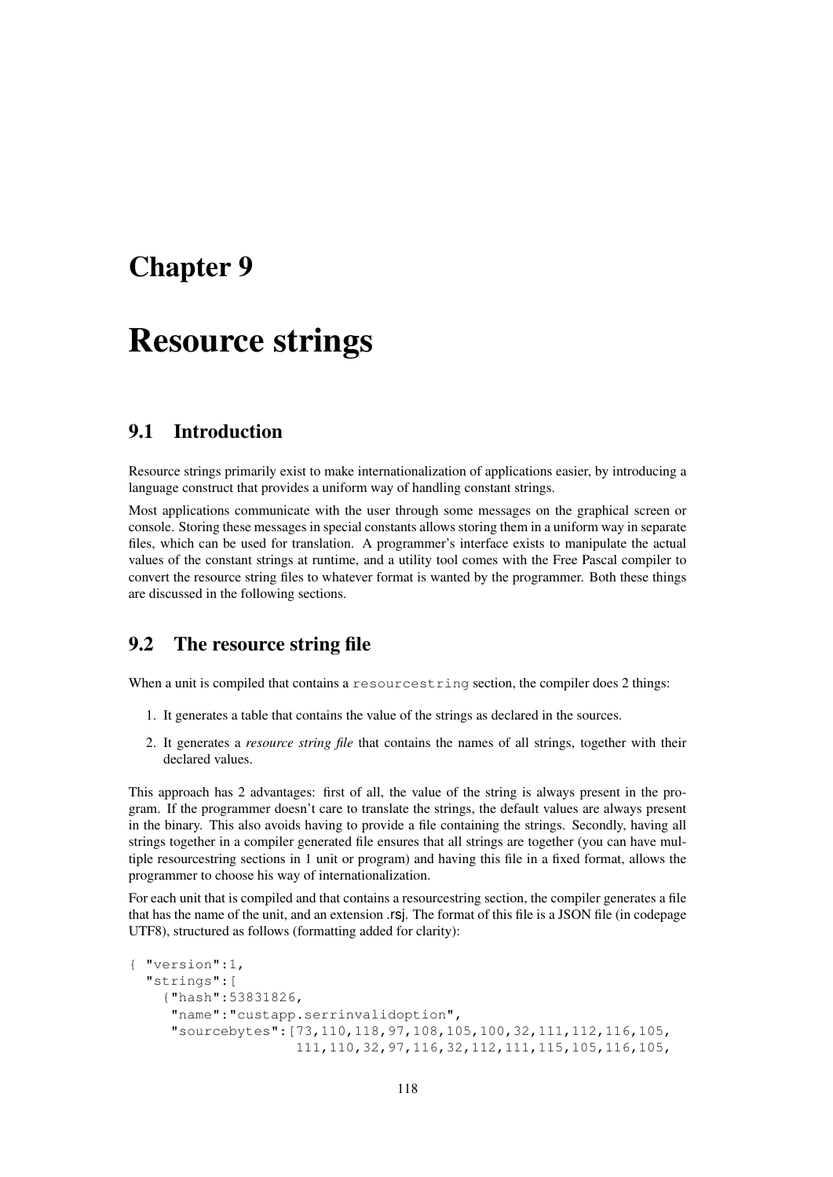# Chapter 9

# Resource strings

## 9.1 Introduction

Resource strings primarily exist to make internationalization of applications easier, by introducing a language construct that provides a uniform way of handling constant strings.

Most applications communicate with the user through some messages on the graphical screen or console. Storing these messages in special constants allows storing them in a uniform way in separate files, which can be used for translation. A programmer's interface exists to manipulate the actual values of the constant strings at runtime, and a utility tool comes with the Free Pascal compiler to convert the resource string files to whatever format is wanted by the programmer. Both these things are discussed in the following sections.

## 9.2 The resource string file

When a unit is compiled that contains a `resourcestring` section, the compiler does 2 things:

1. It generates a table that contains the value of the strings as declared in the sources.
2. It generates a *resource string file* that contains the names of all strings, together with their declared values.

This approach has 2 advantages: first of all, the value of the string is always present in the program. If the programmer doesn't care to translate the strings, the default values are always present in the binary. This also avoids having to provide a file containing the strings. Secondly, having all strings together in a compiler generated file ensures that all strings are together (you can have multiple resourcestring sections in 1 unit or program) and having this file in a fixed format, allows the programmer to choose his way of internationalization.

For each unit that is compiled and that contains a resourcestring section, the compiler generates a file that has the name of the unit, and an extension .rsj. The format of this file is a JSON file (in codepage UTF8), structured as follows (formatting added for clarity):

```
{ "version":1,
  "strings":[
    {"hash":53831826,
     "name":"custapp.serrinvalidoption",
     "sourcebytes":[73,110,118,97,108,105,100,32,111,112,116,105,
                    111,110,32,97,116,32,112,111,115,105,116,105,
```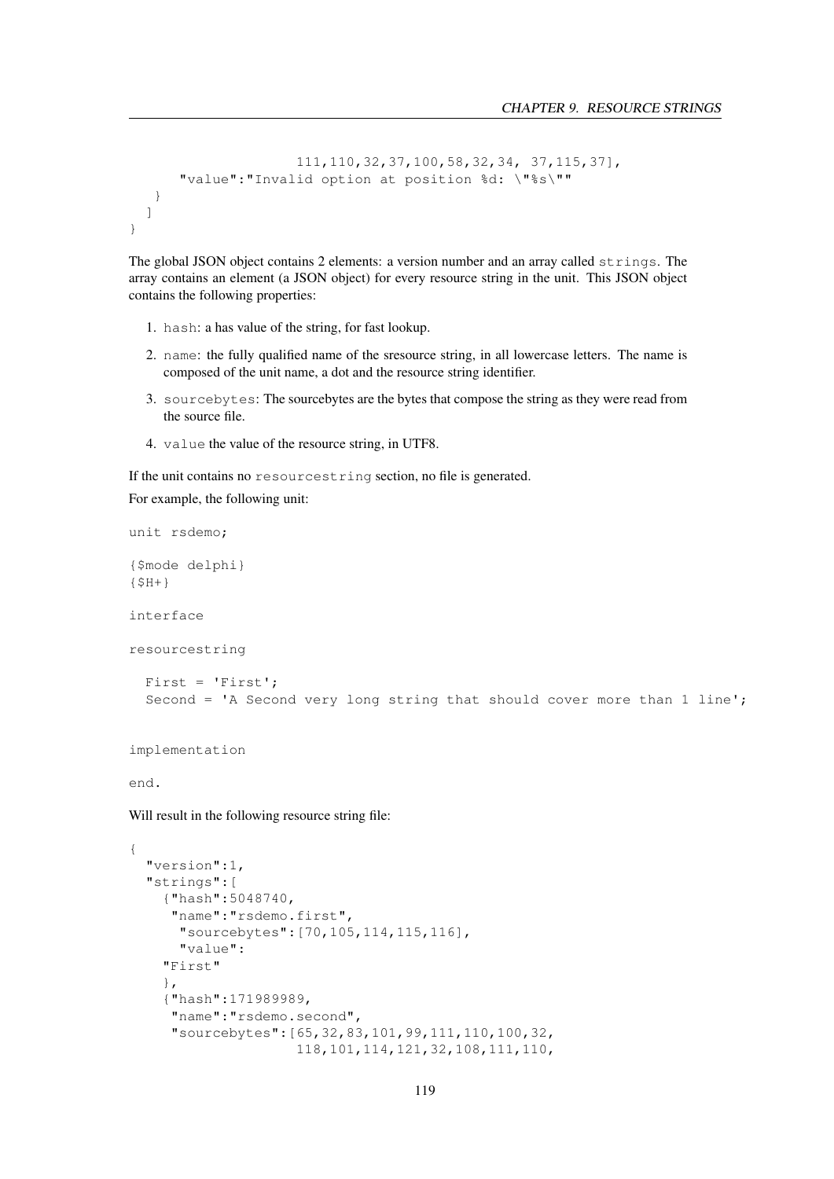```
                    111,110,32,37,100,58,32,34, 37,115,37],
      "value":"Invalid option at position %d: \"%s\""
   }
  ]
}
```

The global JSON object contains 2 elements: a version number and an array called `strings`. The array contains an element (a JSON object) for every resource string in the unit. This JSON object contains the following properties:

1. `hash`: a has value of the string, for fast lookup.
2. `name`: the fully qualified name of the sresource string, in all lowercase letters. The name is composed of the unit name, a dot and the resource string identifier.
3. `sourcebytes`: The sourcebytes are the bytes that compose the string as they were read from the source file.
4. `value` the value of the resource string, in UTF8.

If the unit contains no `resourcestring` section, no file is generated.

For example, the following unit:

```
unit rsdemo;

{$mode delphi}
{$H+}

interface

resourcestring

  First = 'First';
  Second = 'A Second very long string that should cover more than 1 line';


implementation

end.
```

Will result in the following resource string file:

```
{
  "version":1,
  "strings":[
    {"hash":5048740,
     "name":"rsdemo.first",
      "sourcebytes":[70,105,114,115,116],
      "value":
    "First"
    },
    {"hash":171989989,
     "name":"rsdemo.second",
     "sourcebytes":[65,32,83,101,99,111,110,100,32,
                    118,101,114,121,32,108,111,110,
```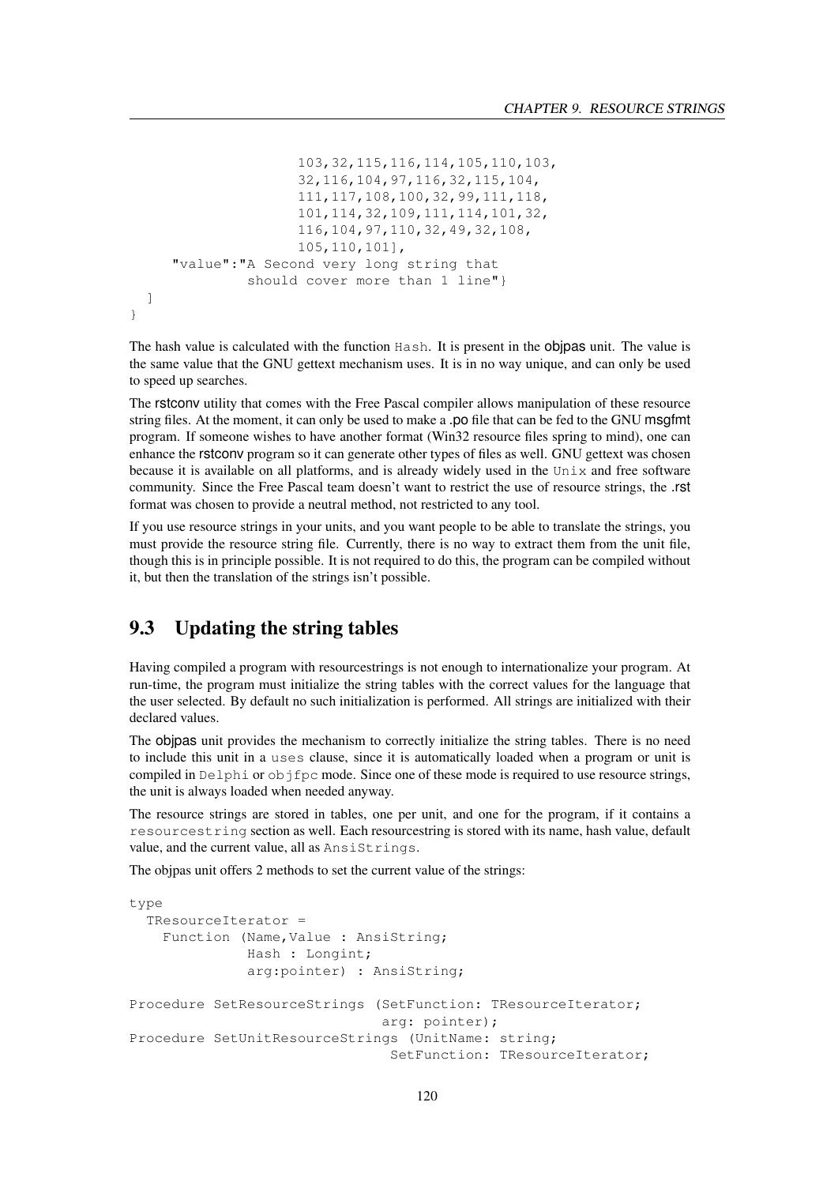```
                    103,32,115,116,114,105,110,103,
                    32,116,104,97,116,32,115,104,
                    111,117,108,100,32,99,111,118,
                    101,114,32,109,111,114,101,32,
                    116,104,97,110,32,49,32,108,
                    105,110,101],
     "value":"A Second very long string that
              should cover more than 1 line"}
  ]
}
```

The hash value is calculated with the function `Hash`. It is present in the **objpas** unit. The value is the same value that the GNU gettext mechanism uses. It is in no way unique, and can only be used to speed up searches.

The rstconv utility that comes with the Free Pascal compiler allows manipulation of these resource string files. At the moment, it can only be used to make a .po file that can be fed to the GNU msgfmt program. If someone wishes to have another format (Win32 resource files spring to mind), one can enhance the rstconv program so it can generate other types of files as well. GNU gettext was chosen because it is available on all platforms, and is already widely used in the `Unix` and free software community. Since the Free Pascal team doesn't want to restrict the use of resource strings, the .rst format was chosen to provide a neutral method, not restricted to any tool.

If you use resource strings in your units, and you want people to be able to translate the strings, you must provide the resource string file. Currently, there is no way to extract them from the unit file, though this is in principle possible. It is not required to do this, the program can be compiled without it, but then the translation of the strings isn't possible.

## 9.3 Updating the string tables

Having compiled a program with resourcestrings is not enough to internationalize your program. At run-time, the program must initialize the string tables with the correct values for the language that the user selected. By default no such initialization is performed. All strings are initialized with their declared values.

The **objpas** unit provides the mechanism to correctly initialize the string tables. There is no need to include this unit in a `uses` clause, since it is automatically loaded when a program or unit is compiled in `Delphi` or `objfpc` mode. Since one of these mode is required to use resource strings, the unit is always loaded when needed anyway.

The resource strings are stored in tables, one per unit, and one for the program, if it contains a `resourcestring` section as well. Each resourcestring is stored with its name, hash value, default value, and the current value, all as `AnsiStrings`.

The objpas unit offers 2 methods to set the current value of the strings:

```
type
  TResourceIterator =
    Function (Name,Value : AnsiString;
              Hash : Longint;
              arg:pointer) : AnsiString;

Procedure SetResourceStrings (SetFunction: TResourceIterator;
                              arg: pointer);
Procedure SetUnitResourceStrings (UnitName: string;
                               SetFunction: TResourceIterator;
```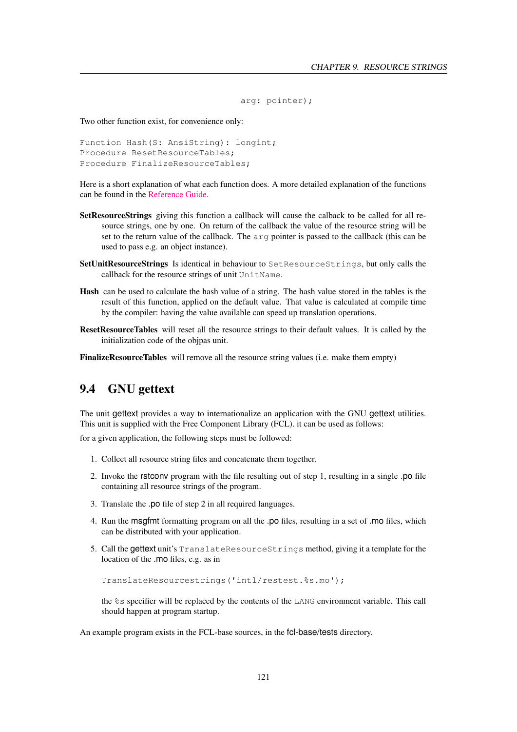```
arg: pointer);
```

Two other function exist, for convenience only:

```
Function Hash(S: AnsiString): longint;
Procedure ResetResourceTables;
Procedure FinalizeResourceTables;
```

Here is a short explanation of what each function does. A more detailed explanation of the functions can be found in the Reference Guide.

**SetResourceStrings** giving this function a callback will cause the calback to be called for all resource strings, one by one. On return of the callback the value of the resource string will be set to the return value of the callback. The `arg` pointer is passed to the callback (this can be used to pass e.g. an object instance).

**SetUnitResourceStrings** Is identical in behaviour to `SetResourceStrings`, but only calls the callback for the resource strings of unit `UnitName`.

**Hash** can be used to calculate the hash value of a string. The hash value stored in the tables is the result of this function, applied on the default value. That value is calculated at compile time by the compiler: having the value available can speed up translation operations.

**ResetResourceTables** will reset all the resource strings to their default values. It is called by the initialization code of the objpas unit.

**FinalizeResourceTables** will remove all the resource string values (i.e. make them empty)

## 9.4 GNU gettext

The unit gettext provides a way to internationalize an application with the GNU gettext utilities. This unit is supplied with the Free Component Library (FCL). it can be used as follows:

for a given application, the following steps must be followed:

1. Collect all resource string files and concatenate them together.
2. Invoke the rstconv program with the file resulting out of step 1, resulting in a single .po file containing all resource strings of the program.
3. Translate the .po file of step 2 in all required languages.
4. Run the msgfmt formatting program on all the .po files, resulting in a set of .mo files, which can be distributed with your application.
5. Call the gettext unit's `TranslateResourceStrings` method, giving it a template for the location of the .mo files, e.g. as in

   ```
   TranslateResourcestrings('intl/restest.%s.mo');
   ```

   the `%s` specifier will be replaced by the contents of the `LANG` environment variable. This call should happen at program startup.

An example program exists in the FCL-base sources, in the fcl-base/tests directory.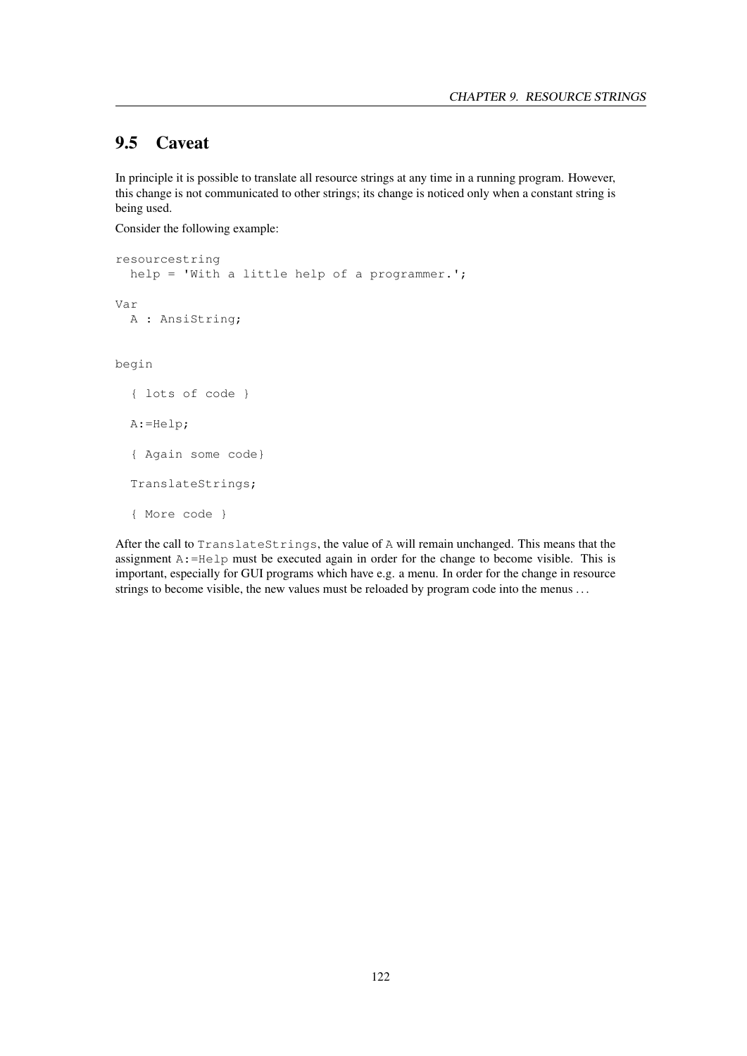## 9.5 Caveat

In principle it is possible to translate all resource strings at any time in a running program. However, this change is not communicated to other strings; its change is noticed only when a constant string is being used.

Consider the following example:

```
resourcestring
  help = 'With a little help of a programmer.';

Var
  A : AnsiString;


begin

  { lots of code }

  A:=Help;

  { Again some code}

  TranslateStrings;

  { More code }
```

After the call to `TranslateStrings`, the value of `A` will remain unchanged. This means that the assignment `A:=Help` must be executed again in order for the change to become visible. This is important, especially for GUI programs which have e.g. a menu. In order for the change in resource strings to become visible, the new values must be reloaded by program code into the menus . . .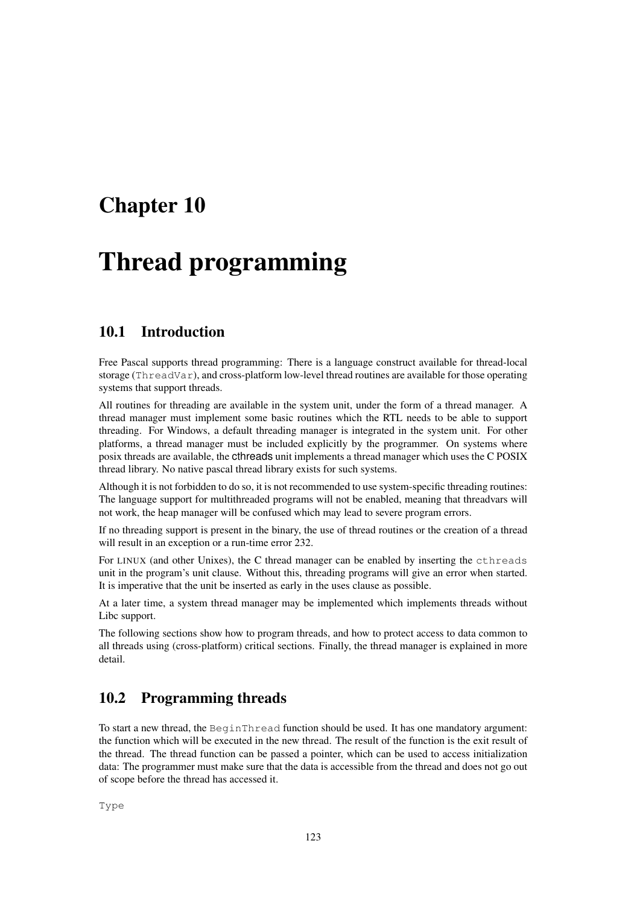# Chapter 10

# Thread programming

## 10.1 Introduction

Free Pascal supports thread programming: There is a language construct available for thread-local storage (`ThreadVar`), and cross-platform low-level thread routines are available for those operating systems that support threads.

All routines for threading are available in the system unit, under the form of a thread manager. A thread manager must implement some basic routines which the RTL needs to be able to support threading. For Windows, a default threading manager is integrated in the system unit. For other platforms, a thread manager must be included explicitly by the programmer. On systems where posix threads are available, the cthreads unit implements a thread manager which uses the C POSIX thread library. No native pascal thread library exists for such systems.

Although it is not forbidden to do so, it is not recommended to use system-specific threading routines: The language support for multithreaded programs will not be enabled, meaning that threadvars will not work, the heap manager will be confused which may lead to severe program errors.

If no threading support is present in the binary, the use of thread routines or the creation of a thread will result in an exception or a run-time error 232.

For LINUX (and other Unixes), the C thread manager can be enabled by inserting the `cthreads` unit in the program's unit clause. Without this, threading programs will give an error when started. It is imperative that the unit be inserted as early in the uses clause as possible.

At a later time, a system thread manager may be implemented which implements threads without Libc support.

The following sections show how to program threads, and how to protect access to data common to all threads using (cross-platform) critical sections. Finally, the thread manager is explained in more detail.

## 10.2 Programming threads

To start a new thread, the `BeginThread` function should be used. It has one mandatory argument: the function which will be executed in the new thread. The result of the function is the exit result of the thread. The thread function can be passed a pointer, which can be used to access initialization data: The programmer must make sure that the data is accessible from the thread and does not go out of scope before the thread has accessed it.

```
Type
```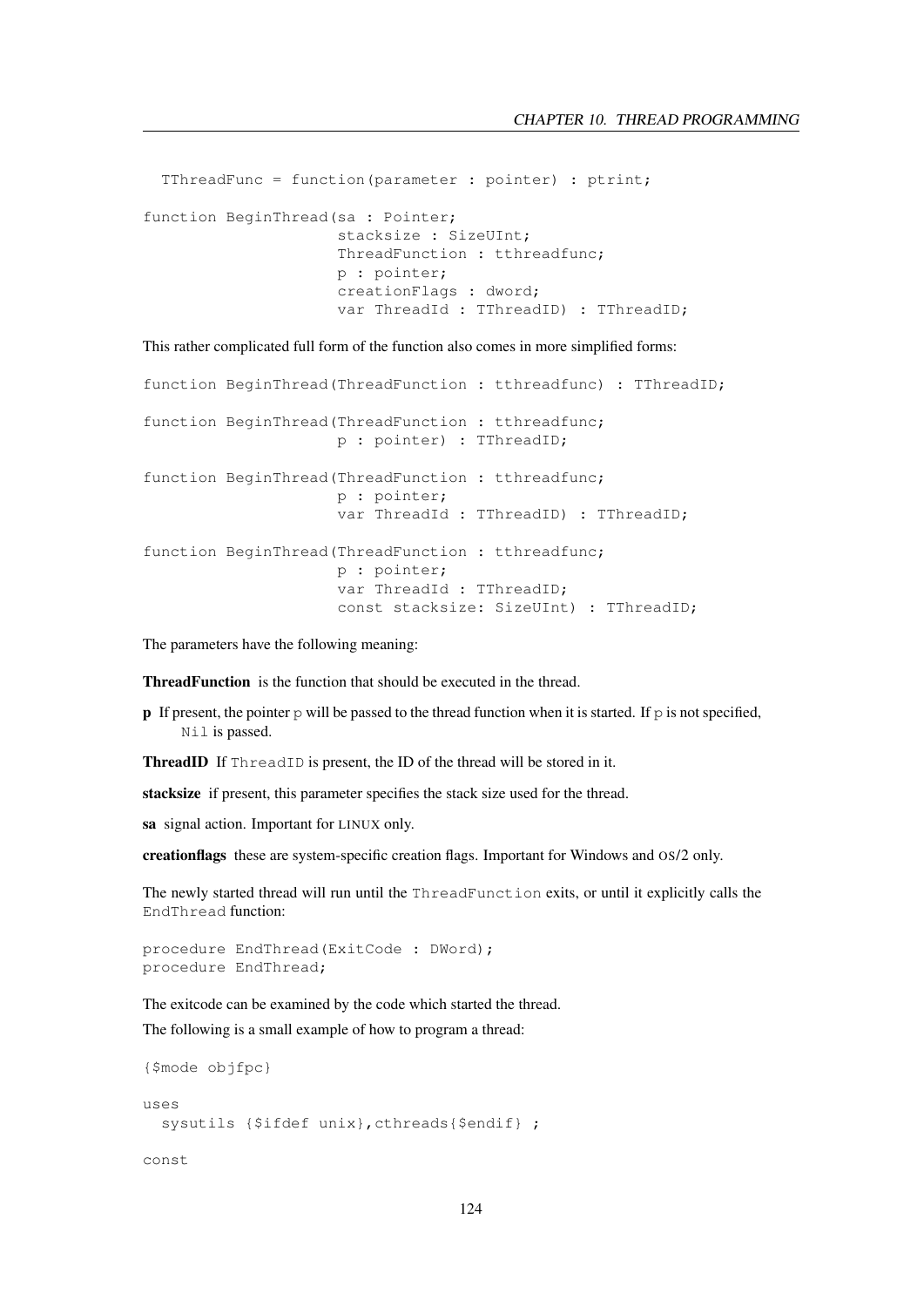```
  TThreadFunc = function(parameter : pointer) : ptrint;

function BeginThread(sa : Pointer;
                     stacksize : SizeUInt;
                     ThreadFunction : tthreadfunc;
                     p : pointer;
                     creationFlags : dword;
                     var ThreadId : TThreadID) : TThreadID;
```

This rather complicated full form of the function also comes in more simplified forms:

```
function BeginThread(ThreadFunction : tthreadfunc) : TThreadID;

function BeginThread(ThreadFunction : tthreadfunc;
                     p : pointer) : TThreadID;

function BeginThread(ThreadFunction : tthreadfunc;
                     p : pointer;
                     var ThreadId : TThreadID) : TThreadID;

function BeginThread(ThreadFunction : tthreadfunc;
                     p : pointer;
                     var ThreadId : TThreadID;
                     const stacksize: SizeUInt) : TThreadID;
```

The parameters have the following meaning:

**ThreadFunction** is the function that should be executed in the thread.

**p** If present, the pointer `p` will be passed to the thread function when it is started. If `p` is not specified, `Nil` is passed.

**ThreadID** If `ThreadID` is present, the ID of the thread will be stored in it.

**stacksize** if present, this parameter specifies the stack size used for the thread.

**sa** signal action. Important for LINUX only.

**creationflags** these are system-specific creation flags. Important for Windows and OS/2 only.

The newly started thread will run until the `ThreadFunction` exits, or until it explicitly calls the `EndThread` function:

```
procedure EndThread(ExitCode : DWord);
procedure EndThread;
```

The exitcode can be examined by the code which started the thread.

The following is a small example of how to program a thread:

```
{$mode objfpc}

uses
  sysutils {$ifdef unix},cthreads{$endif} ;

const
```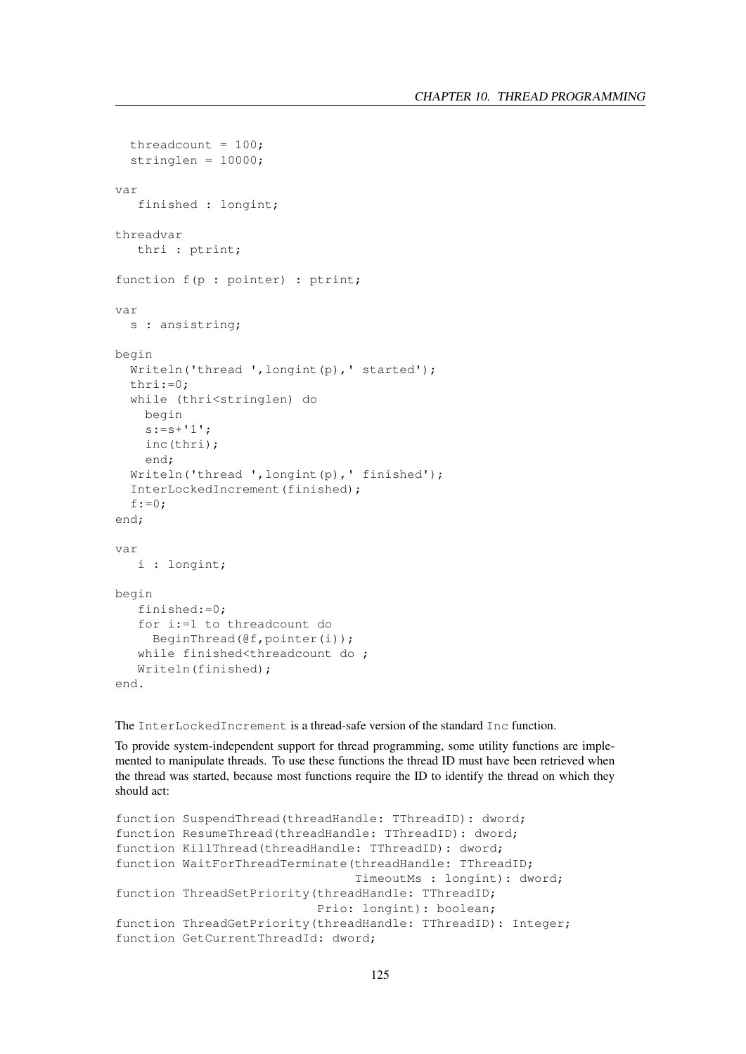```
  threadcount = 100;
  stringlen = 10000;

var
   finished : longint;

threadvar
   thri : ptrint;

function f(p : pointer) : ptrint;

var
  s : ansistring;

begin
  Writeln('thread ',longint(p),' started');
  thri:=0;
  while (thri<stringlen) do
    begin
    s:=s+'1';
    inc(thri);
    end;
  Writeln('thread ',longint(p),' finished');
  InterLockedIncrement(finished);
  f:=0;
end;

var
   i : longint;

begin
   finished:=0;
   for i:=1 to threadcount do
     BeginThread(@f,pointer(i));
   while finished<threadcount do ;
   Writeln(finished);
end.
```

The `InterLockedIncrement` is a thread-safe version of the standard `Inc` function.

To provide system-independent support for thread programming, some utility functions are implemented to manipulate threads. To use these functions the thread ID must have been retrieved when the thread was started, because most functions require the ID to identify the thread on which they should act:

```
function SuspendThread(threadHandle: TThreadID): dword;
function ResumeThread(threadHandle: TThreadID): dword;
function KillThread(threadHandle: TThreadID): dword;
function WaitForThreadTerminate(threadHandle: TThreadID;
                                TimeoutMs : longint): dword;
function ThreadSetPriority(threadHandle: TThreadID;
                           Prio: longint): boolean;
function ThreadGetPriority(threadHandle: TThreadID): Integer;
function GetCurrentThreadId: dword;
```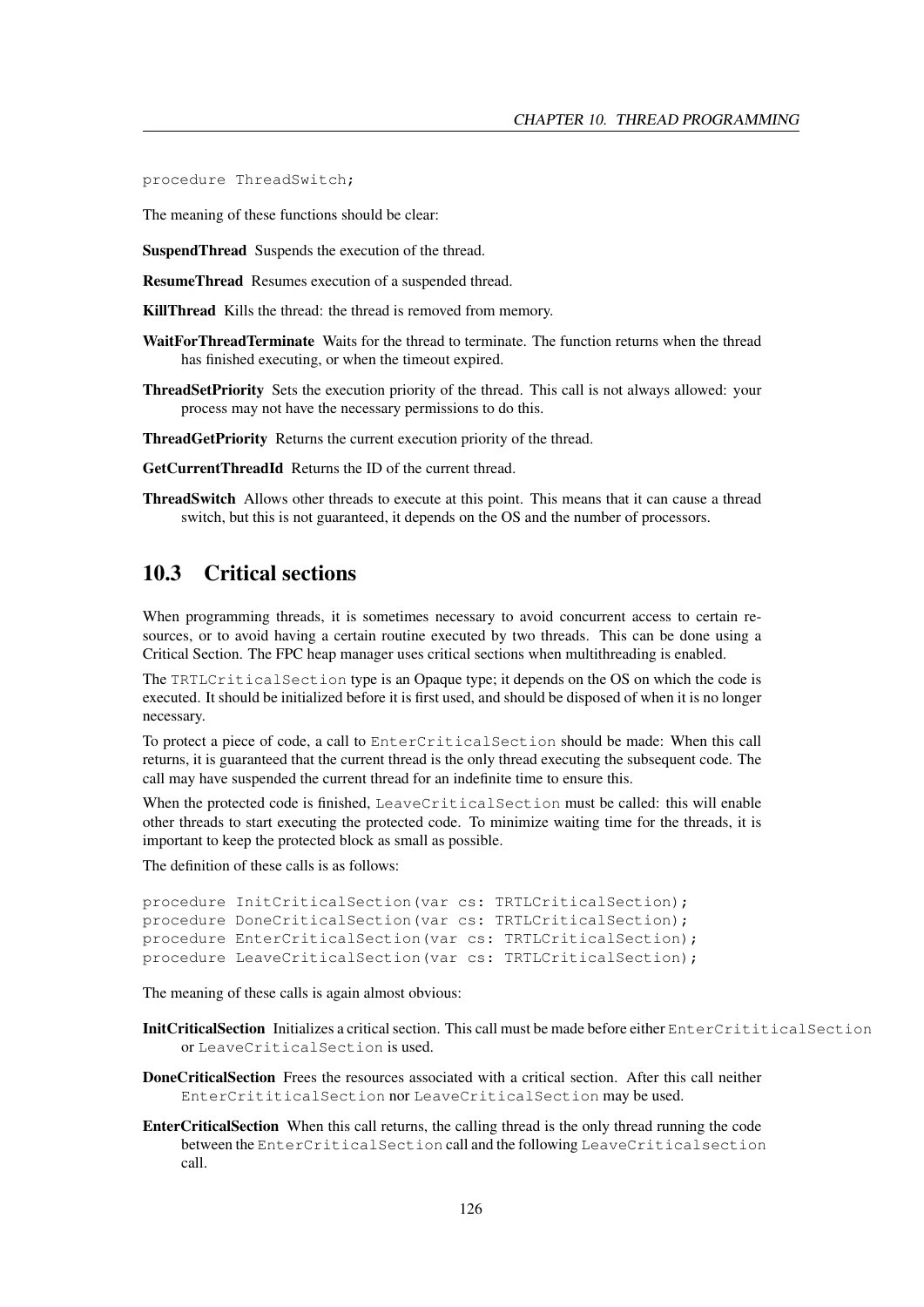```
procedure ThreadSwitch;
```

The meaning of these functions should be clear:

**SuspendThread** Suspends the execution of the thread.

**ResumeThread** Resumes execution of a suspended thread.

**KillThread** Kills the thread: the thread is removed from memory.

**WaitForThreadTerminate** Waits for the thread to terminate. The function returns when the thread has finished executing, or when the timeout expired.

**ThreadSetPriority** Sets the execution priority of the thread. This call is not always allowed: your process may not have the necessary permissions to do this.

**ThreadGetPriority** Returns the current execution priority of the thread.

**GetCurrentThreadId** Returns the ID of the current thread.

**ThreadSwitch** Allows other threads to execute at this point. This means that it can cause a thread switch, but this is not guaranteed, it depends on the OS and the number of processors.

## 10.3 Critical sections

When programming threads, it is sometimes necessary to avoid concurrent access to certain resources, or to avoid having a certain routine executed by two threads. This can be done using a Critical Section. The FPC heap manager uses critical sections when multithreading is enabled.

The `TRTLCriticalSection` type is an Opaque type; it depends on the OS on which the code is executed. It should be initialized before it is first used, and should be disposed of when it is no longer necessary.

To protect a piece of code, a call to `EnterCriticalSection` should be made: When this call returns, it is guaranteed that the current thread is the only thread executing the subsequent code. The call may have suspended the current thread for an indefinite time to ensure this.

When the protected code is finished, `LeaveCriticalSection` must be called: this will enable other threads to start executing the protected code. To minimize waiting time for the threads, it is important to keep the protected block as small as possible.

The definition of these calls is as follows:

```
procedure InitCriticalSection(var cs: TRTLCriticalSection);
procedure DoneCriticalSection(var cs: TRTLCriticalSection);
procedure EnterCriticalSection(var cs: TRTLCriticalSection);
procedure LeaveCriticalSection(var cs: TRTLCriticalSection);
```

The meaning of these calls is again almost obvious:

**InitCriticalSection** Initializes a critical section. This call must be made before either `EnterCrititicalSection` or `LeaveCriticalSection` is used.

**DoneCriticalSection** Frees the resources associated with a critical section. After this call neither `EnterCrititicalSection` nor `LeaveCriticalSection` may be used.

**EnterCriticalSection** When this call returns, the calling thread is the only thread running the code between the `EnterCriticalSection` call and the following `LeaveCriticalsection` call.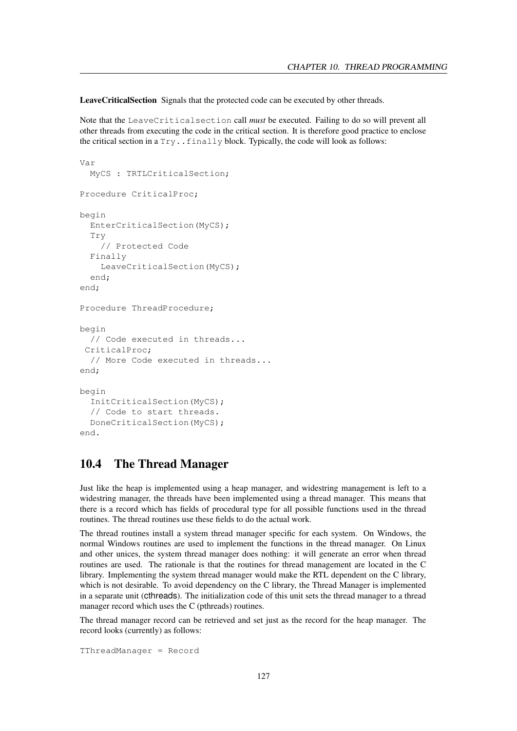**LeaveCriticalSection** Signals that the protected code can be executed by other threads.

Note that the `LeaveCriticalsection` call *must* be executed. Failing to do so will prevent all other threads from executing the code in the critical section. It is therefore good practice to enclose the critical section in a `Try..finally` block. Typically, the code will look as follows:

```
Var
  MyCS : TRTLCriticalSection;

Procedure CriticalProc;

begin
  EnterCriticalSection(MyCS);
  Try
    // Protected Code
  Finally
    LeaveCriticalSection(MyCS);
  end;
end;

Procedure ThreadProcedure;

begin
  // Code executed in threads...
 CriticalProc;
  // More Code executed in threads...
end;

begin
  InitCriticalSection(MyCS);
  // Code to start threads.
  DoneCriticalSection(MyCS);
end.
```

## 10.4 The Thread Manager

Just like the heap is implemented using a heap manager, and widestring management is left to a widestring manager, the threads have been implemented using a thread manager. This means that there is a record which has fields of procedural type for all possible functions used in the thread routines. The thread routines use these fields to do the actual work.

The thread routines install a system thread manager specific for each system. On Windows, the normal Windows routines are used to implement the functions in the thread manager. On Linux and other unices, the system thread manager does nothing: it will generate an error when thread routines are used. The rationale is that the routines for thread management are located in the C library. Implementing the system thread manager would make the RTL dependent on the C library, which is not desirable. To avoid dependency on the C library, the Thread Manager is implemented in a separate unit (cthreads). The initialization code of this unit sets the thread manager to a thread manager record which uses the C (pthreads) routines.

The thread manager record can be retrieved and set just as the record for the heap manager. The record looks (currently) as follows:

```
TThreadManager = Record
```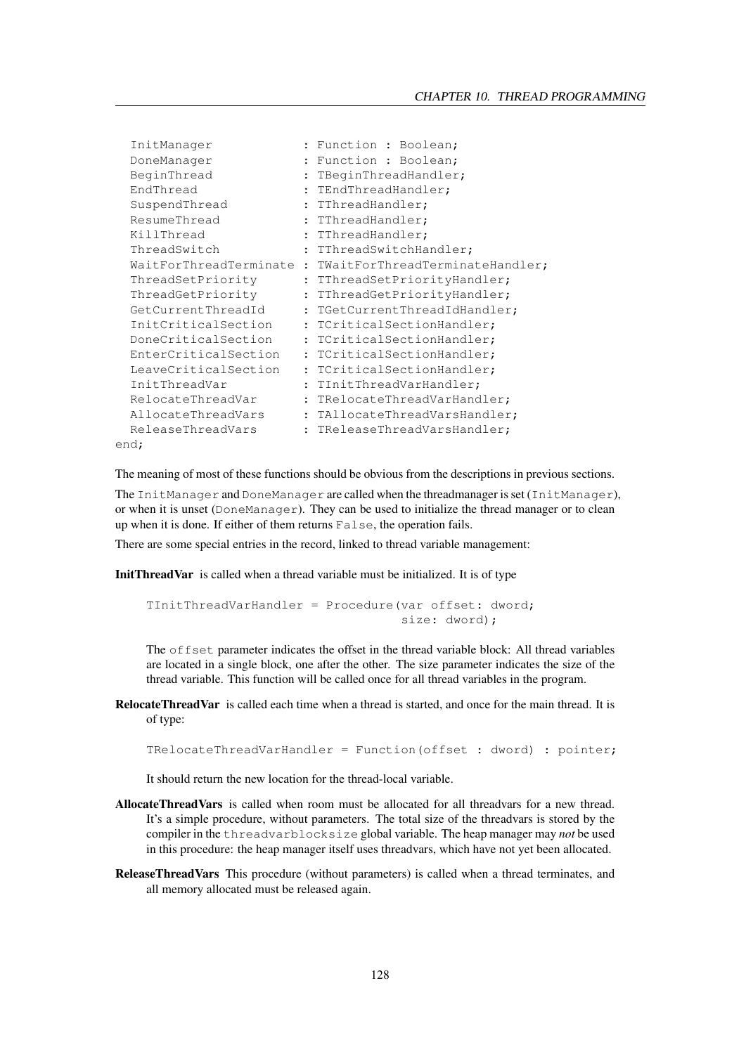```
  InitManager            : Function : Boolean;
  DoneManager            : Function : Boolean;
  BeginThread            : TBeginThreadHandler;
  EndThread              : TEndThreadHandler;
  SuspendThread          : TThreadHandler;
  ResumeThread           : TThreadHandler;
  KillThread             : TThreadHandler;
  ThreadSwitch           : TThreadSwitchHandler;
  WaitForThreadTerminate : TWaitForThreadTerminateHandler;
  ThreadSetPriority      : TThreadSetPriorityHandler;
  ThreadGetPriority      : TThreadGetPriorityHandler;
  GetCurrentThreadId     : TGetCurrentThreadIdHandler;
  InitCriticalSection    : TCriticalSectionHandler;
  DoneCriticalSection    : TCriticalSectionHandler;
  EnterCriticalSection   : TCriticalSectionHandler;
  LeaveCriticalSection   : TCriticalSectionHandler;
  InitThreadVar          : TInitThreadVarHandler;
  RelocateThreadVar      : TRelocateThreadVarHandler;
  AllocateThreadVars     : TAllocateThreadVarsHandler;
  ReleaseThreadVars      : TReleaseThreadVarsHandler;
end;
```

The meaning of most of these functions should be obvious from the descriptions in previous sections.

The `InitManager` and `DoneManager` are called when the threadmanager is set (`InitManager`), or when it is unset (`DoneManager`). They can be used to initialize the thread manager or to clean up when it is done. If either of them returns `False`, the operation fails.

There are some special entries in the record, linked to thread variable management:

**InitThreadVar** is called when a thread variable must be initialized. It is of type

```
TInitThreadVarHandler = Procedure(var offset: dword;
                                  size: dword);
```

The `offset` parameter indicates the offset in the thread variable block: All thread variables are located in a single block, one after the other. The size parameter indicates the size of the thread variable. This function will be called once for all thread variables in the program.

**RelocateThreadVar** is called each time when a thread is started, and once for the main thread. It is of type:

```
TRelocateThreadVarHandler = Function(offset : dword) : pointer;
```

It should return the new location for the thread-local variable.

**AllocateThreadVars** is called when room must be allocated for all threadvars for a new thread. It's a simple procedure, without parameters. The total size of the threadvars is stored by the compiler in the `threadvarblocksize` global variable. The heap manager may *not* be used in this procedure: the heap manager itself uses threadvars, which have not yet been allocated.

**ReleaseThreadVars** This procedure (without parameters) is called when a thread terminates, and all memory allocated must be released again.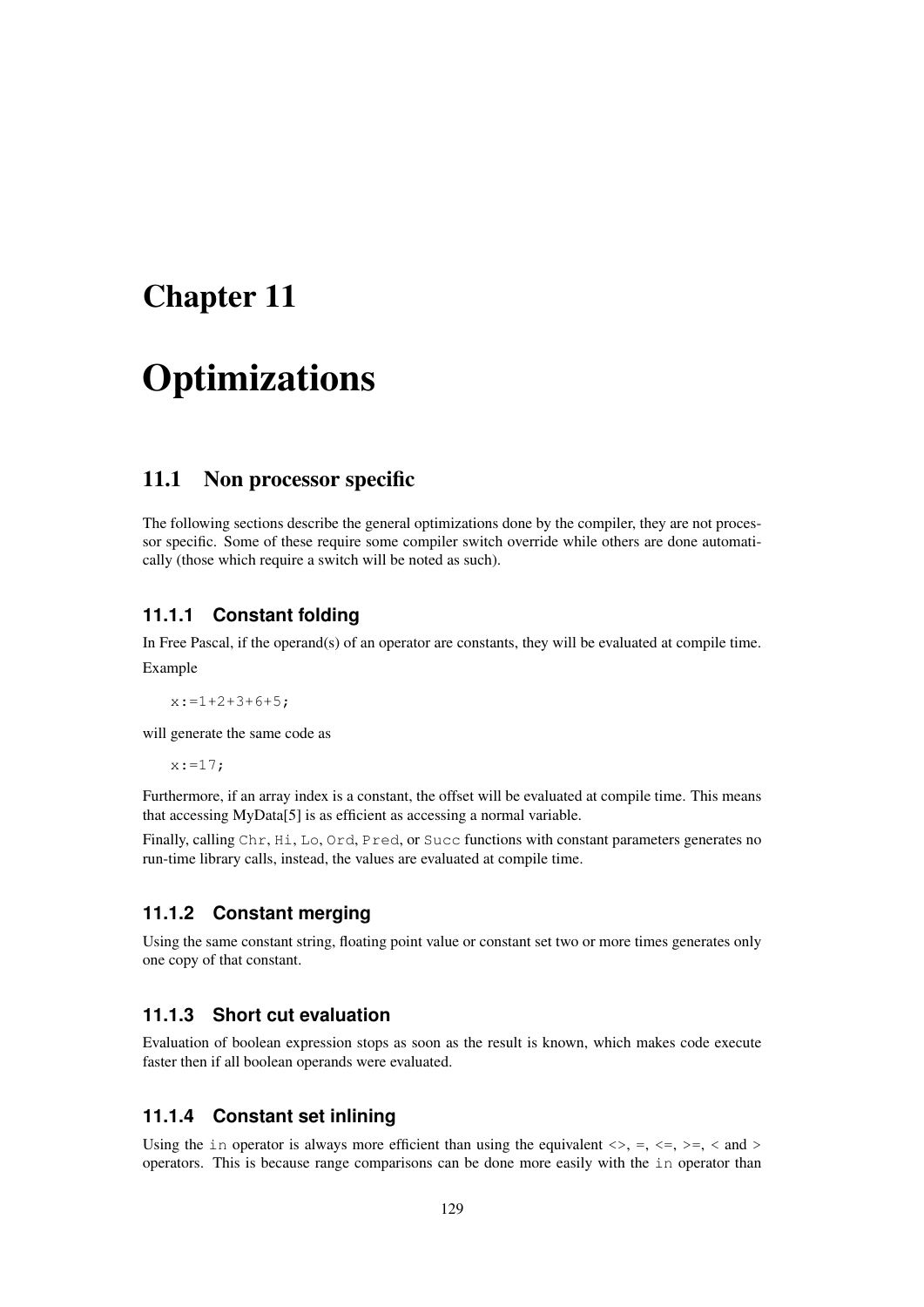# Chapter 11

# Optimizations

## 11.1 Non processor specific

The following sections describe the general optimizations done by the compiler, they are not processor specific. Some of these require some compiler switch override while others are done automatically (those which require a switch will be noted as such).

### 11.1.1 Constant folding

In Free Pascal, if the operand(s) of an operator are constants, they will be evaluated at compile time.

Example

```
x:=1+2+3+6+5;
```

will generate the same code as

```
x:=17;
```

Furthermore, if an array index is a constant, the offset will be evaluated at compile time. This means that accessing MyData[5] is as efficient as accessing a normal variable.

Finally, calling `Chr`, `Hi`, `Lo`, `Ord`, `Pred`, or `Succ` functions with constant parameters generates no run-time library calls, instead, the values are evaluated at compile time.

### 11.1.2 Constant merging

Using the same constant string, floating point value or constant set two or more times generates only one copy of that constant.

### 11.1.3 Short cut evaluation

Evaluation of boolean expression stops as soon as the result is known, which makes code execute faster then if all boolean operands were evaluated.

### 11.1.4 Constant set inlining

Using the `in` operator is always more efficient than using the equivalent <>, =, <=, >=, < and > operators. This is because range comparisons can be done more easily with the `in` operator than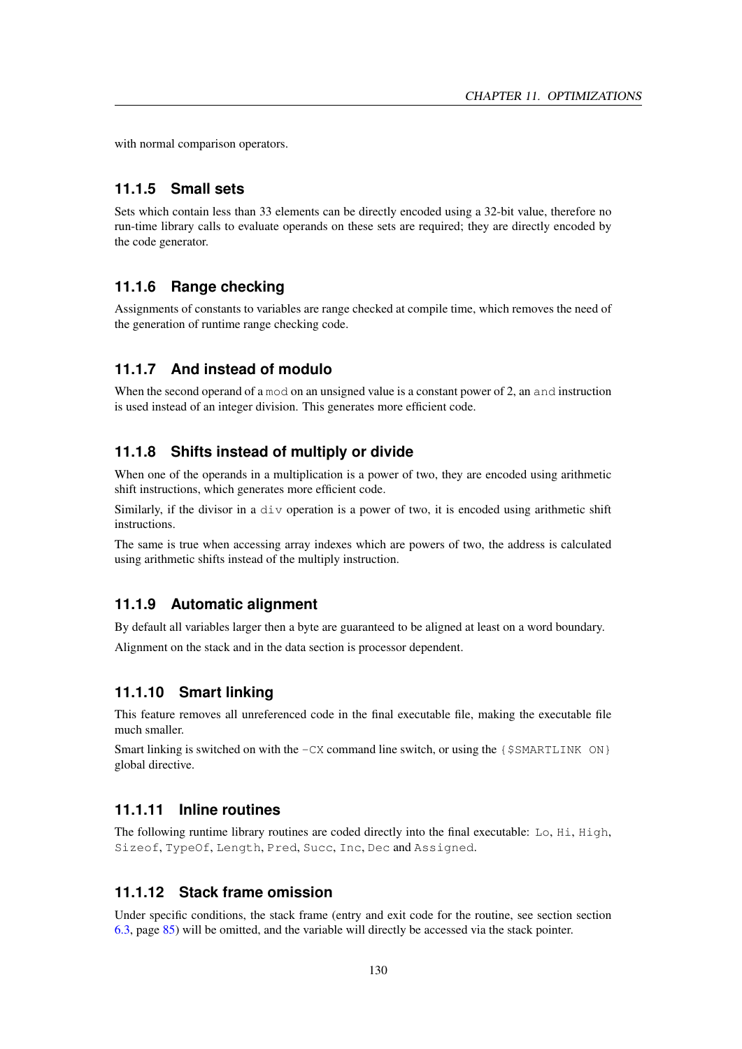with normal comparison operators.

### 11.1.5 Small sets

Sets which contain less than 33 elements can be directly encoded using a 32-bit value, therefore no run-time library calls to evaluate operands on these sets are required; they are directly encoded by the code generator.

### 11.1.6 Range checking

Assignments of constants to variables are range checked at compile time, which removes the need of the generation of runtime range checking code.

### 11.1.7 And instead of modulo

When the second operand of a `mod` on an unsigned value is a constant power of 2, an `and` instruction is used instead of an integer division. This generates more efficient code.

### 11.1.8 Shifts instead of multiply or divide

When one of the operands in a multiplication is a power of two, they are encoded using arithmetic shift instructions, which generates more efficient code.

Similarly, if the divisor in a `div` operation is a power of two, it is encoded using arithmetic shift instructions.

The same is true when accessing array indexes which are powers of two, the address is calculated using arithmetic shifts instead of the multiply instruction.

### 11.1.9 Automatic alignment

By default all variables larger then a byte are guaranteed to be aligned at least on a word boundary.

Alignment on the stack and in the data section is processor dependent.

### 11.1.10 Smart linking

This feature removes all unreferenced code in the final executable file, making the executable file much smaller.

Smart linking is switched on with the `-CX` command line switch, or using the `{$SMARTLINK ON}` global directive.

### 11.1.11 Inline routines

The following runtime library routines are coded directly into the final executable: `Lo`, `Hi`, `High`, `Sizeof`, `TypeOf`, `Length`, `Pred`, `Succ`, `Inc`, `Dec` and `Assigned`.

### 11.1.12 Stack frame omission

Under specific conditions, the stack frame (entry and exit code for the routine, see section section 6.3, page 85) will be omitted, and the variable will directly be accessed via the stack pointer.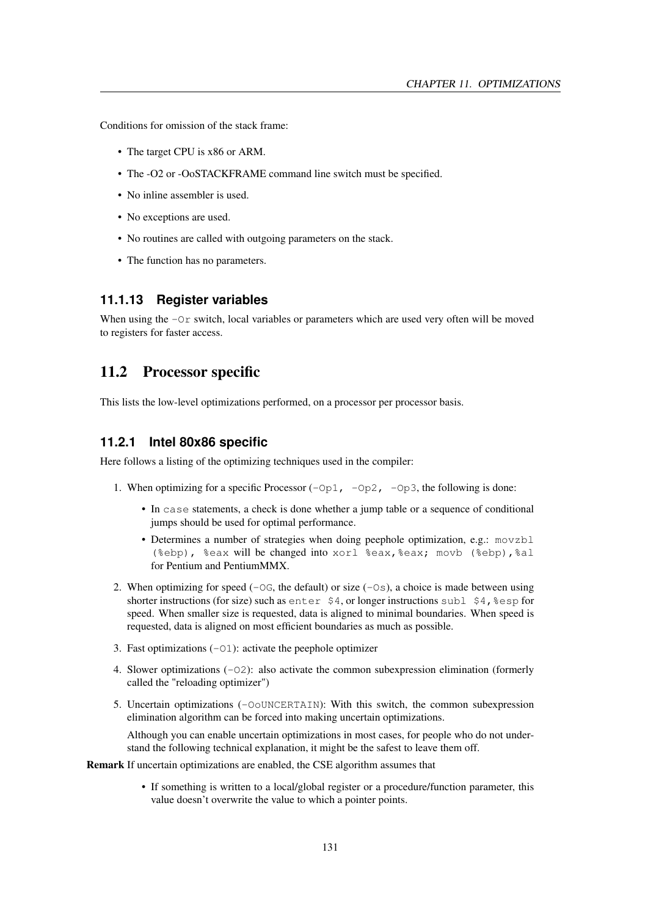Conditions for omission of the stack frame:

- The target CPU is x86 or ARM.
- The -O2 or -OoSTACKFRAME command line switch must be specified.
- No inline assembler is used.
- No exceptions are used.
- No routines are called with outgoing parameters on the stack.
- The function has no parameters.

### 11.1.13 Register variables

When using the `-Or` switch, local variables or parameters which are used very often will be moved to registers for faster access.

## 11.2 Processor specific

This lists the low-level optimizations performed, on a processor per processor basis.

### 11.2.1 Intel 80x86 specific

Here follows a listing of the optimizing techniques used in the compiler:

1. When optimizing for a specific Processor (`-Op1, -Op2, -Op3`, the following is done:
   - In `case` statements, a check is done whether a jump table or a sequence of conditional jumps should be used for optimal performance.
   - Determines a number of strategies when doing peephole optimization, e.g.: `movzbl (%ebp), %eax` will be changed into `xorl %eax,%eax; movb (%ebp),%al` for Pentium and PentiumMMX.
2. When optimizing for speed (`-OG`, the default) or size (`-Os`), a choice is made between using shorter instructions (for size) such as `enter $4`, or longer instructions `subl $4,%esp` for speed. When smaller size is requested, data is aligned to minimal boundaries. When speed is requested, data is aligned on most efficient boundaries as much as possible.
3. Fast optimizations (`-O1`): activate the peephole optimizer
4. Slower optimizations (`-O2`): also activate the common subexpression elimination (formerly called the "reloading optimizer")
5. Uncertain optimizations (`-OoUNCERTAIN`): With this switch, the common subexpression elimination algorithm can be forced into making uncertain optimizations.

   Although you can enable uncertain optimizations in most cases, for people who do not understand the following technical explanation, it might be the safest to leave them off.

**Remark** If uncertain optimizations are enabled, the CSE algorithm assumes that

- If something is written to a local/global register or a procedure/function parameter, this value doesn't overwrite the value to which a pointer points.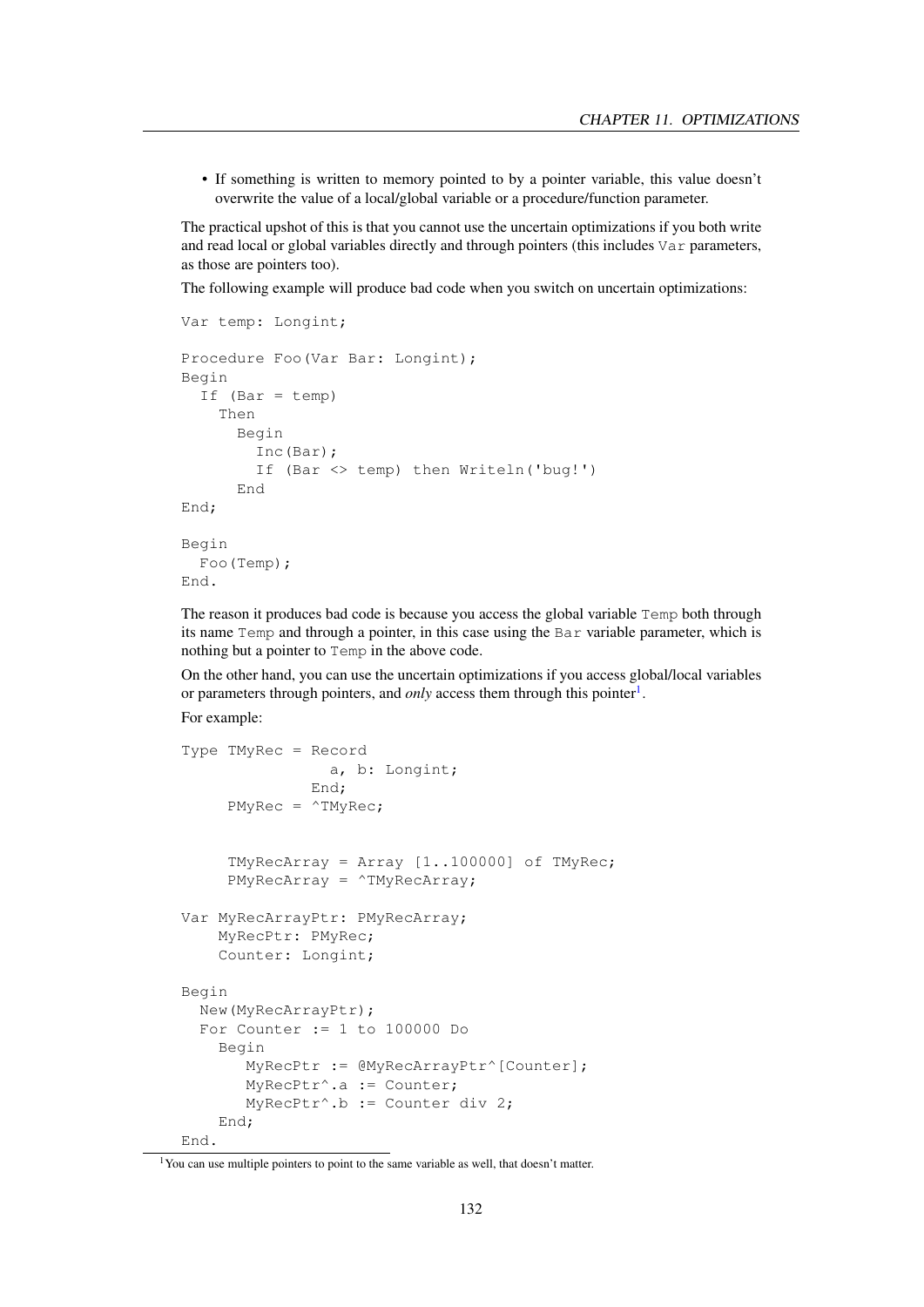- If something is written to memory pointed to by a pointer variable, this value doesn't overwrite the value of a local/global variable or a procedure/function parameter.

The practical upshot of this is that you cannot use the uncertain optimizations if you both write and read local or global variables directly and through pointers (this includes `Var` parameters, as those are pointers too).

The following example will produce bad code when you switch on uncertain optimizations:

```
Var temp: Longint;

Procedure Foo(Var Bar: Longint);
Begin
  If (Bar = temp)
    Then
      Begin
        Inc(Bar);
        If (Bar <> temp) then Writeln('bug!')
      End
End;

Begin
  Foo(Temp);
End.
```

The reason it produces bad code is because you access the global variable `Temp` both through its name `Temp` and through a pointer, in this case using the `Bar` variable parameter, which is nothing but a pointer to `Temp` in the above code.

On the other hand, you can use the uncertain optimizations if you access global/local variables or parameters through pointers, and *only* access them through this pointer[1].

For example:

```
Type TMyRec = Record
                a, b: Longint;
              End;
     PMyRec = ^TMyRec;


     TMyRecArray = Array [1..100000] of TMyRec;
     PMyRecArray = ^TMyRecArray;

Var MyRecArrayPtr: PMyRecArray;
    MyRecPtr: PMyRec;
    Counter: Longint;

Begin
  New(MyRecArrayPtr);
  For Counter := 1 to 100000 Do
    Begin
       MyRecPtr := @MyRecArrayPtr^[Counter];
       MyRecPtr^.a := Counter;
       MyRecPtr^.b := Counter div 2;
    End;
End.
```

[1] You can use multiple pointers to point to the same variable as well, that doesn't matter.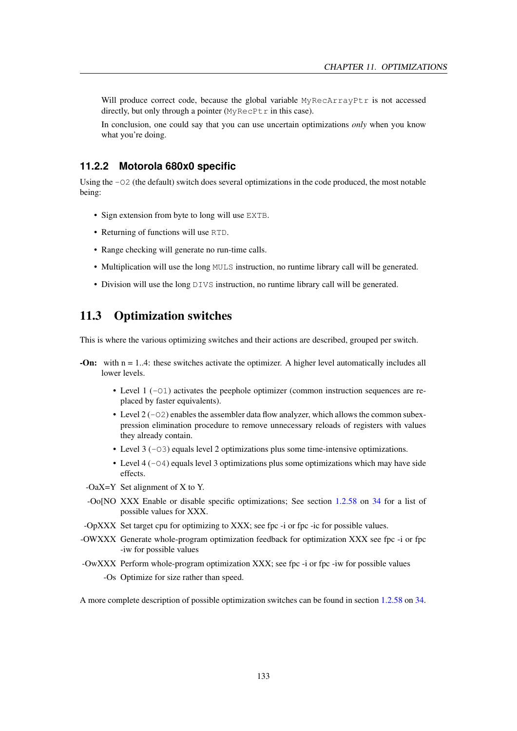Will produce correct code, because the global variable `MyRecArrayPtr` is not accessed directly, but only through a pointer (`MyRecPtr` in this case).

In conclusion, one could say that you can use uncertain optimizations *only* when you know what you're doing.

### 11.2.2 Motorola 680x0 specific

Using the `-O2` (the default) switch does several optimizations in the code produced, the most notable being:

- Sign extension from byte to long will use `EXTB`.
- Returning of functions will use `RTD`.
- Range checking will generate no run-time calls.
- Multiplication will use the long `MULS` instruction, no runtime library call will be generated.
- Division will use the long `DIVS` instruction, no runtime library call will be generated.

## 11.3 Optimization switches

This is where the various optimizing switches and their actions are described, grouped per switch.

**-On:** with n = 1..4: these switches activate the optimizer. A higher level automatically includes all lower levels.

- Level 1 (`-O1`) activates the peephole optimizer (common instruction sequences are replaced by faster equivalents).
- Level 2 (`-O2`) enables the assembler data flow analyzer, which allows the common subexpression elimination procedure to remove unnecessary reloads of registers with values they already contain.
- Level 3 (`-O3`) equals level 2 optimizations plus some time-intensive optimizations.
- Level 4 (`-O4`) equals level 3 optimizations plus some optimizations which may have side effects.

-OaX=Y Set alignment of X to Y.

-Oo[NO XXX Enable or disable specific optimizations; See section 1.2.58 on 34 for a list of possible values for XXX.

-OpXXX Set target cpu for optimizing to XXX; see fpc -i or fpc -ic for possible values.

-OWXXX Generate whole-program optimization feedback for optimization XXX see fpc -i or fpc -iw for possible values

-OwXXX Perform whole-program optimization XXX; see fpc -i or fpc -iw for possible values

-Os Optimize for size rather than speed.

A more complete description of possible optimization switches can be found in section 1.2.58 on 34.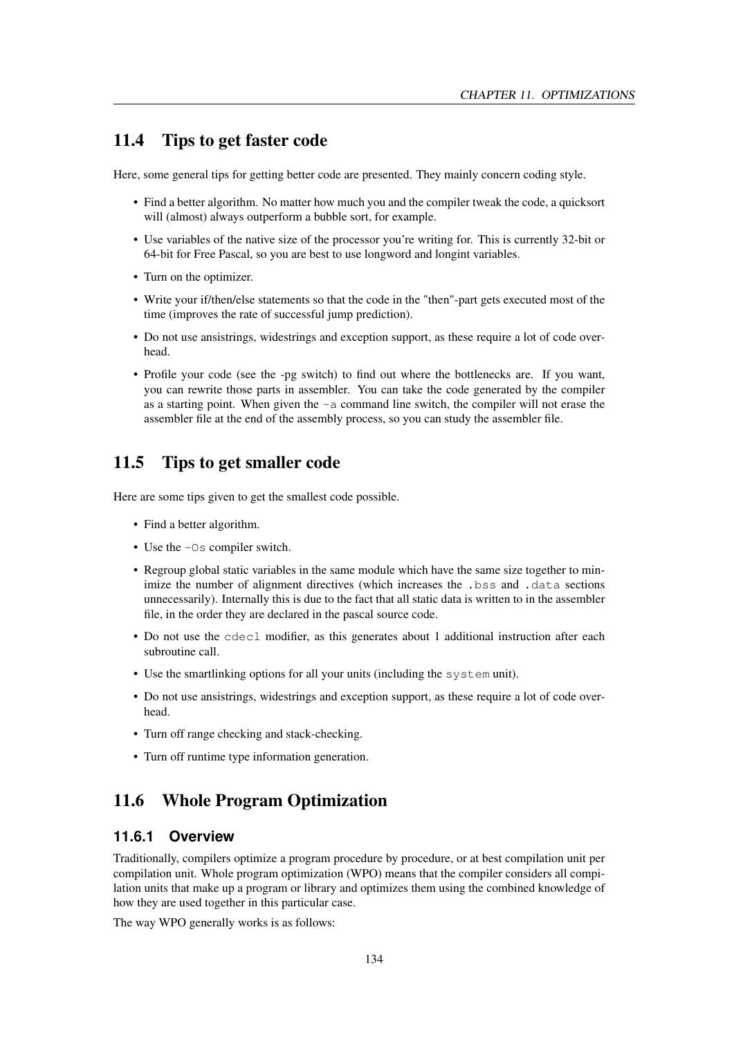## 11.4 Tips to get faster code

Here, some general tips for getting better code are presented. They mainly concern coding style.

- Find a better algorithm. No matter how much you and the compiler tweak the code, a quicksort will (almost) always outperform a bubble sort, for example.
- Use variables of the native size of the processor you're writing for. This is currently 32-bit or 64-bit for Free Pascal, so you are best to use longword and longint variables.
- Turn on the optimizer.
- Write your if/then/else statements so that the code in the "then"-part gets executed most of the time (improves the rate of successful jump prediction).
- Do not use ansistrings, widestrings and exception support, as these require a lot of code overhead.
- Profile your code (see the -pg switch) to find out where the bottlenecks are. If you want, you can rewrite those parts in assembler. You can take the code generated by the compiler as a starting point. When given the `-a` command line switch, the compiler will not erase the assembler file at the end of the assembly process, so you can study the assembler file.

## 11.5 Tips to get smaller code

Here are some tips given to get the smallest code possible.

- Find a better algorithm.
- Use the `-Os` compiler switch.
- Regroup global static variables in the same module which have the same size together to minimize the number of alignment directives (which increases the `.bss` and `.data` sections unnecessarily). Internally this is due to the fact that all static data is written to in the assembler file, in the order they are declared in the pascal source code.
- Do not use the `cdecl` modifier, as this generates about 1 additional instruction after each subroutine call.
- Use the smartlinking options for all your units (including the `system` unit).
- Do not use ansistrings, widestrings and exception support, as these require a lot of code overhead.
- Turn off range checking and stack-checking.
- Turn off runtime type information generation.

## 11.6 Whole Program Optimization

### 11.6.1 Overview

Traditionally, compilers optimize a program procedure by procedure, or at best compilation unit per compilation unit. Whole program optimization (WPO) means that the compiler considers all compilation units that make up a program or library and optimizes them using the combined knowledge of how they are used together in this particular case.

The way WPO generally works is as follows: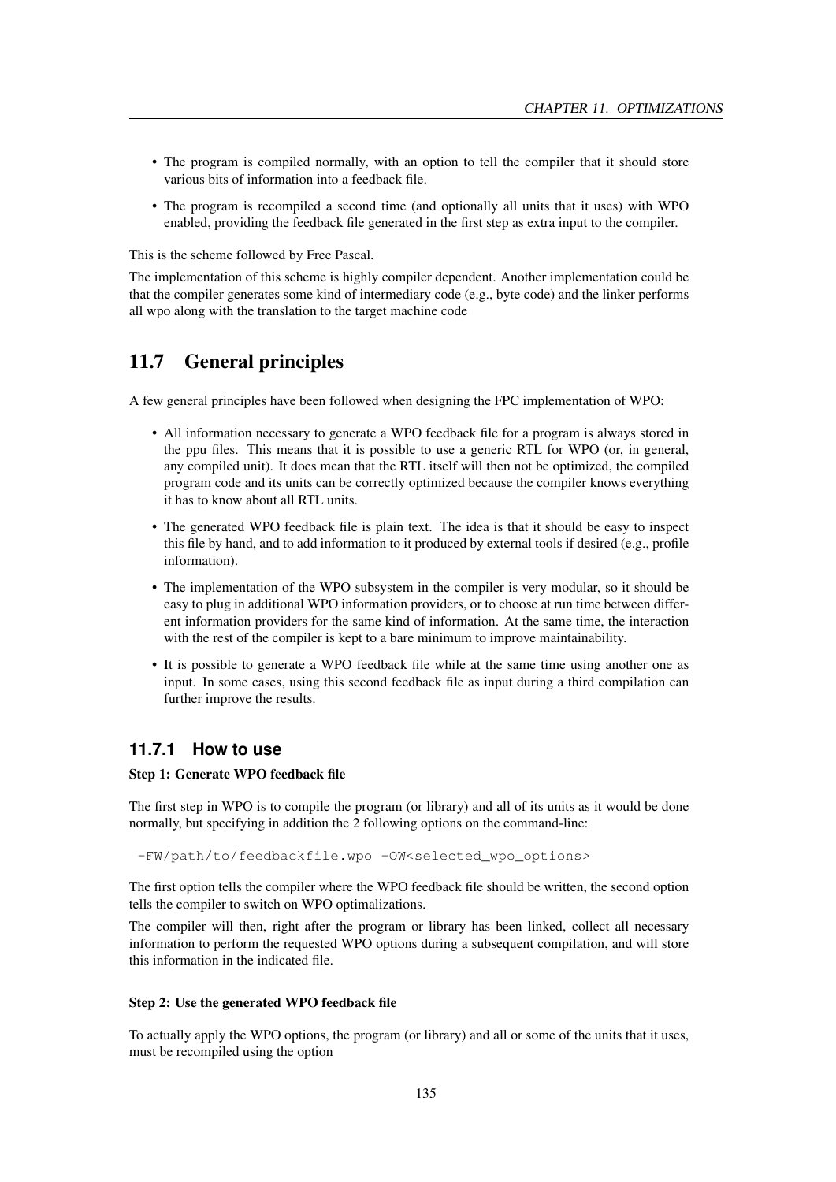- The program is compiled normally, with an option to tell the compiler that it should store various bits of information into a feedback file.
- The program is recompiled a second time (and optionally all units that it uses) with WPO enabled, providing the feedback file generated in the first step as extra input to the compiler.

This is the scheme followed by Free Pascal.

The implementation of this scheme is highly compiler dependent. Another implementation could be that the compiler generates some kind of intermediary code (e.g., byte code) and the linker performs all wpo along with the translation to the target machine code

## 11.7 General principles

A few general principles have been followed when designing the FPC implementation of WPO:

- All information necessary to generate a WPO feedback file for a program is always stored in the ppu files. This means that it is possible to use a generic RTL for WPO (or, in general, any compiled unit). It does mean that the RTL itself will then not be optimized, the compiled program code and its units can be correctly optimized because the compiler knows everything it has to know about all RTL units.
- The generated WPO feedback file is plain text. The idea is that it should be easy to inspect this file by hand, and to add information to it produced by external tools if desired (e.g., profile information).
- The implementation of the WPO subsystem in the compiler is very modular, so it should be easy to plug in additional WPO information providers, or to choose at run time between different information providers for the same kind of information. At the same time, the interaction with the rest of the compiler is kept to a bare minimum to improve maintainability.
- It is possible to generate a WPO feedback file while at the same time using another one as input. In some cases, using this second feedback file as input during a third compilation can further improve the results.

### 11.7.1 How to use

**Step 1: Generate WPO feedback file**

The first step in WPO is to compile the program (or library) and all of its units as it would be done normally, but specifying in addition the 2 following options on the command-line:

```
-FW/path/to/feedbackfile.wpo -OW<selected_wpo_options>
```

The first option tells the compiler where the WPO feedback file should be written, the second option tells the compiler to switch on WPO optimalizations.

The compiler will then, right after the program or library has been linked, collect all necessary information to perform the requested WPO options during a subsequent compilation, and will store this information in the indicated file.

**Step 2: Use the generated WPO feedback file**

To actually apply the WPO options, the program (or library) and all or some of the units that it uses, must be recompiled using the option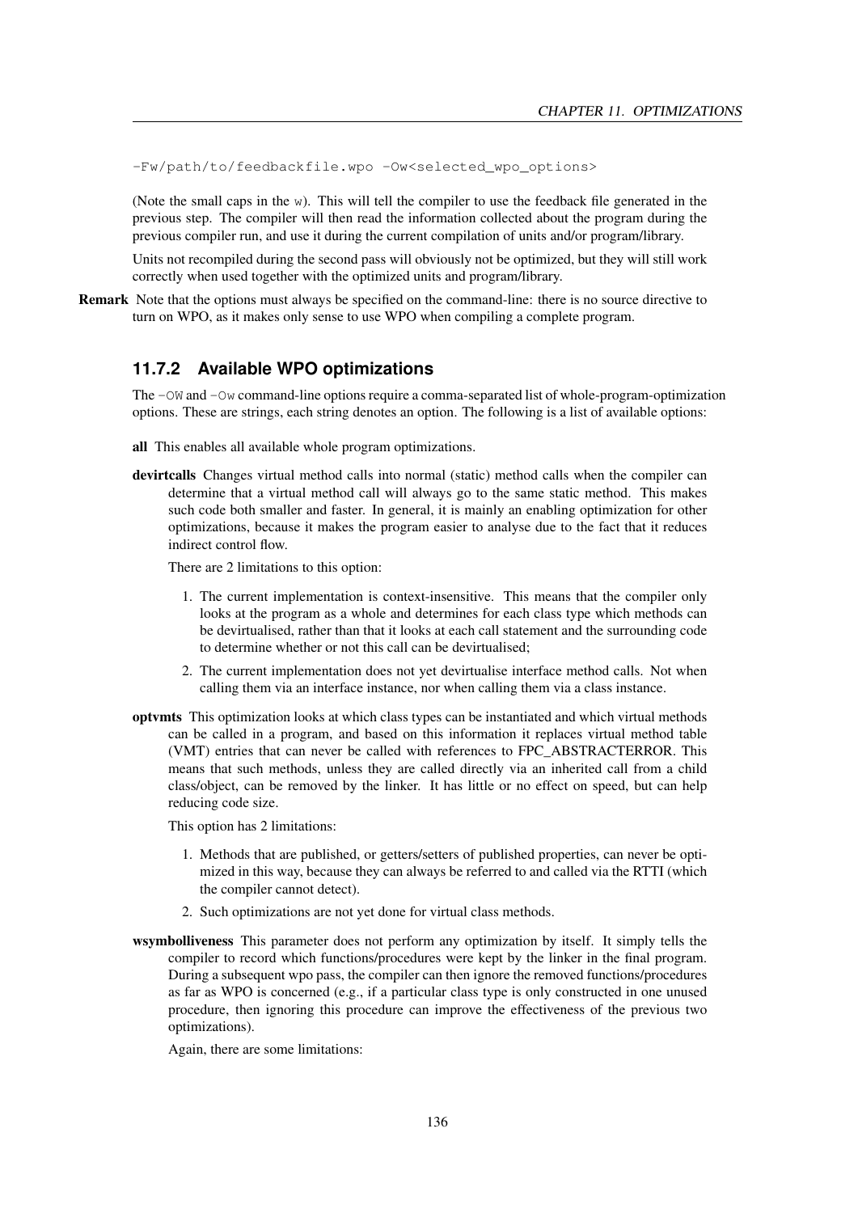```
-Fw/path/to/feedbackfile.wpo -Ow<selected_wpo_options>
```

(Note the small caps in the `w`). This will tell the compiler to use the feedback file generated in the previous step. The compiler will then read the information collected about the program during the previous compiler run, and use it during the current compilation of units and/or program/library.

Units not recompiled during the second pass will obviously not be optimized, but they will still work correctly when used together with the optimized units and program/library.

**Remark** Note that the options must always be specified on the command-line: there is no source directive to turn on WPO, as it makes only sense to use WPO when compiling a complete program.

### 11.7.2 Available WPO optimizations

The `-OW` and `-Ow` command-line options require a comma-separated list of whole-program-optimization options. These are strings, each string denotes an option. The following is a list of available options:

**all** This enables all available whole program optimizations.

**devirtcalls** Changes virtual method calls into normal (static) method calls when the compiler can determine that a virtual method call will always go to the same static method. This makes such code both smaller and faster. In general, it is mainly an enabling optimization for other optimizations, because it makes the program easier to analyse due to the fact that it reduces indirect control flow.

There are 2 limitations to this option:

1. The current implementation is context-insensitive. This means that the compiler only looks at the program as a whole and determines for each class type which methods can be devirtualised, rather than that it looks at each call statement and the surrounding code to determine whether or not this call can be devirtualised;
2. The current implementation does not yet devirtualise interface method calls. Not when calling them via an interface instance, nor when calling them via a class instance.

**optvmts** This optimization looks at which class types can be instantiated and which virtual methods can be called in a program, and based on this information it replaces virtual method table (VMT) entries that can never be called with references to FPC_ABSTRACTERROR. This means that such methods, unless they are called directly via an inherited call from a child class/object, can be removed by the linker. It has little or no effect on speed, but can help reducing code size.

This option has 2 limitations:

1. Methods that are published, or getters/setters of published properties, can never be optimized in this way, because they can always be referred to and called via the RTTI (which the compiler cannot detect).
2. Such optimizations are not yet done for virtual class methods.

**wsymbolliveness** This parameter does not perform any optimization by itself. It simply tells the compiler to record which functions/procedures were kept by the linker in the final program. During a subsequent wpo pass, the compiler can then ignore the removed functions/procedures as far as WPO is concerned (e.g., if a particular class type is only constructed in one unused procedure, then ignoring this procedure can improve the effectiveness of the previous two optimizations).

Again, there are some limitations: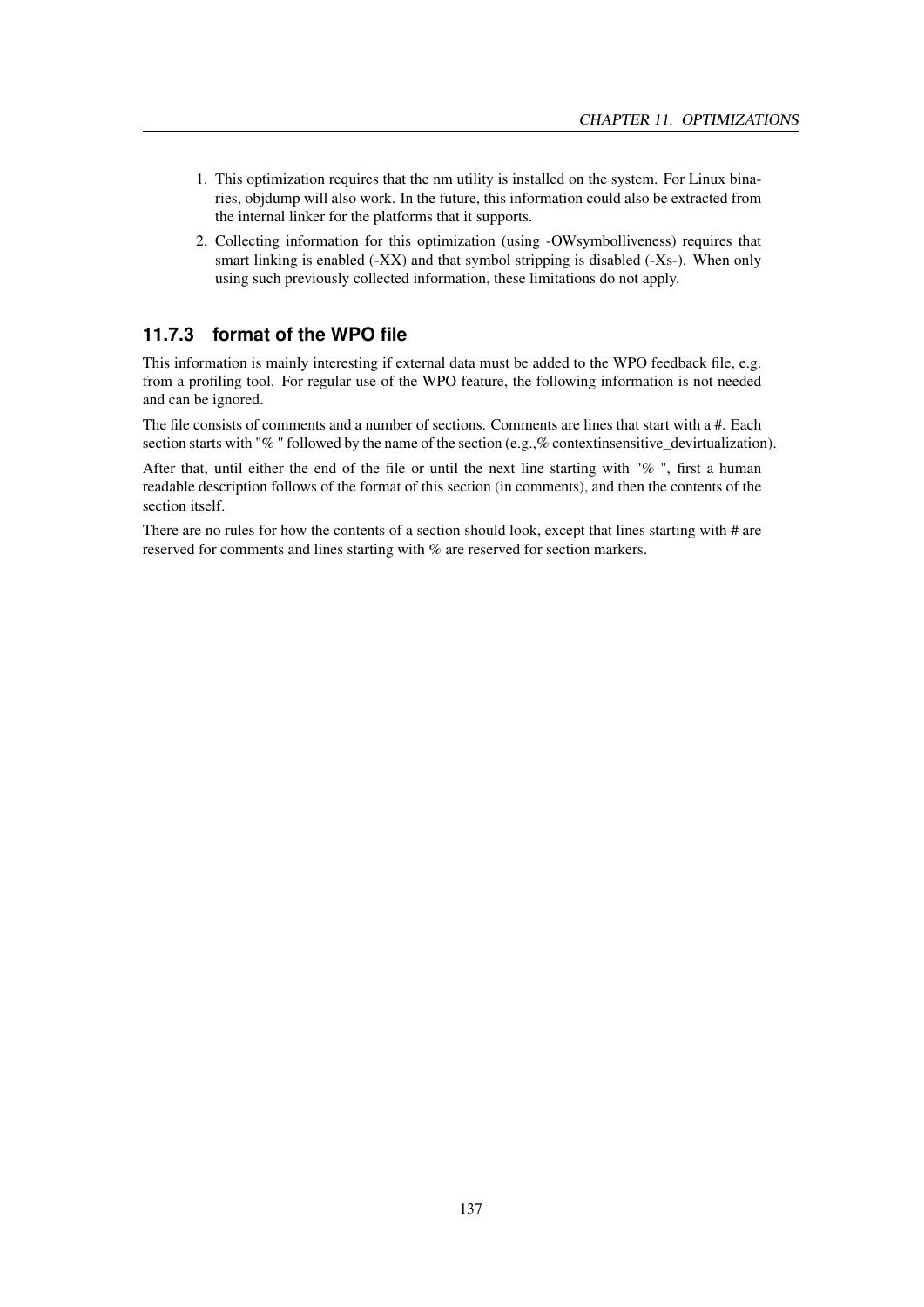1. This optimization requires that the nm utility is installed on the system. For Linux binaries, objdump will also work. In the future, this information could also be extracted from the internal linker for the platforms that it supports.
2. Collecting information for this optimization (using -OWsymbolliveness) requires that smart linking is enabled (-XX) and that symbol stripping is disabled (-Xs-). When only using such previously collected information, these limitations do not apply.

### 11.7.3 format of the WPO file

This information is mainly interesting if external data must be added to the WPO feedback file, e.g. from a profiling tool. For regular use of the WPO feature, the following information is not needed and can be ignored.

The file consists of comments and a number of sections. Comments are lines that start with a #. Each section starts with "% " followed by the name of the section (e.g.,% contextinsensitive_devirtualization).

After that, until either the end of the file or until the next line starting with "% ", first a human readable description follows of the format of this section (in comments), and then the contents of the section itself.

There are no rules for how the contents of a section should look, except that lines starting with # are reserved for comments and lines starting with % are reserved for section markers.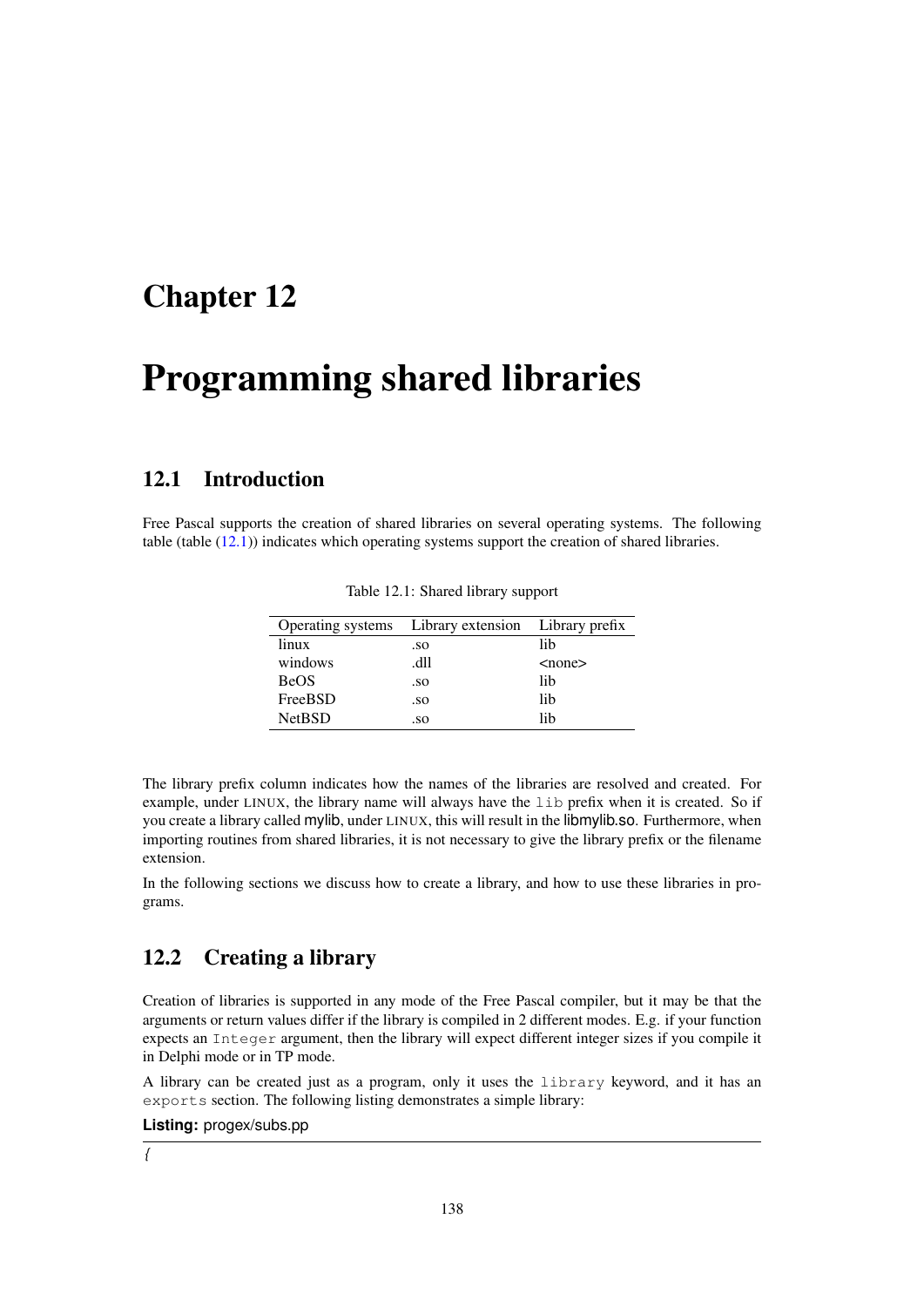# Chapter 12

# Programming shared libraries

## 12.1 Introduction

Free Pascal supports the creation of shared libraries on several operating systems. The following table (table (12.1)) indicates which operating systems support the creation of shared libraries.

Table 12.1: Shared library support

| Operating systems | Library extension | Library prefix |
|---|---|---|
| linux | .so | lib |
| windows | .dll | <none> |
| BeOS | .so | lib |
| FreeBSD | .so | lib |
| NetBSD | .so | lib |

The library prefix column indicates how the names of the libraries are resolved and created. For example, under LINUX, the library name will always have the `lib` prefix when it is created. So if you create a library called mylib, under LINUX, this will result in the libmylib.so. Furthermore, when importing routines from shared libraries, it is not necessary to give the library prefix or the filename extension.

In the following sections we discuss how to create a library, and how to use these libraries in programs.

## 12.2 Creating a library

Creation of libraries is supported in any mode of the Free Pascal compiler, but it may be that the arguments or return values differ if the library is compiled in 2 different modes. E.g. if your function expects an `Integer` argument, then the library will expect different integer sizes if you compile it in Delphi mode or in TP mode.

A library can be created just as a program, only it uses the `library` keyword, and it has an `exports` section. The following listing demonstrates a simple library:

**Listing:** progex/subs.pp

```
{
```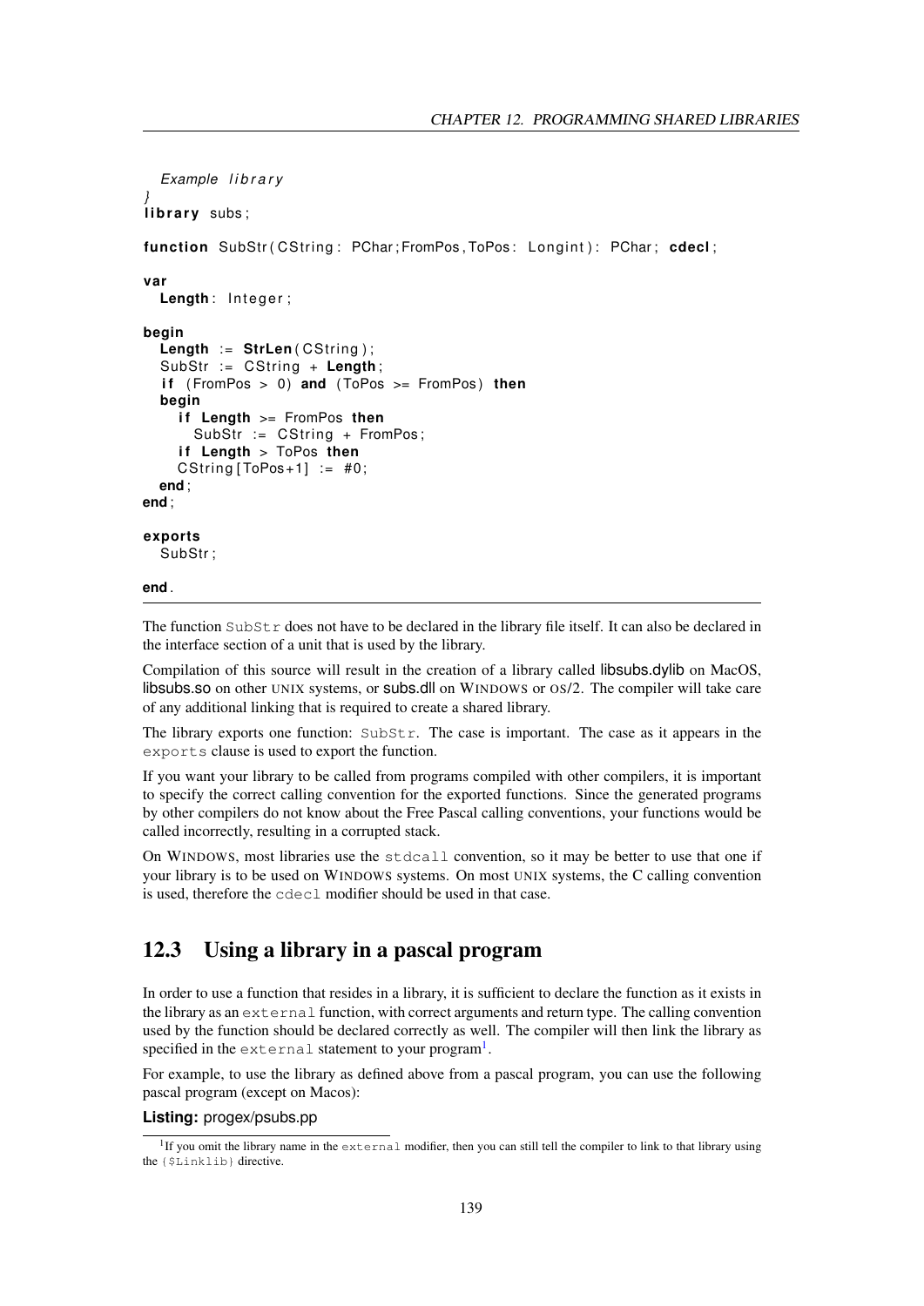```
  Example library
}
library subs;

function SubStr(CString: PChar;FromPos,ToPos: Longint): PChar; cdecl;

var
  Length: Integer;

begin
  Length := StrLen(CString);
  SubStr := CString + Length;
  if (FromPos > 0) and (ToPos >= FromPos) then
  begin
    if Length >= FromPos then
      SubStr := CString + FromPos;
    if Length > ToPos then
    CString[ToPos+1] := #0;
  end;
end;

exports
  SubStr;

end.
```

The function `SubStr` does not have to be declared in the library file itself. It can also be declared in the interface section of a unit that is used by the library.

Compilation of this source will result in the creation of a library called libsubs.dylib on MacOS, libsubs.so on other UNIX systems, or subs.dll on WINDOWS or OS/2. The compiler will take care of any additional linking that is required to create a shared library.

The library exports one function: `SubStr`. The case is important. The case as it appears in the `exports` clause is used to export the function.

If you want your library to be called from programs compiled with other compilers, it is important to specify the correct calling convention for the exported functions. Since the generated programs by other compilers do not know about the Free Pascal calling conventions, your functions would be called incorrectly, resulting in a corrupted stack.

On WINDOWS, most libraries use the `stdcall` convention, so it may be better to use that one if your library is to be used on WINDOWS systems. On most UNIX systems, the C calling convention is used, therefore the `cdecl` modifier should be used in that case.

## 12.3 Using a library in a pascal program

In order to use a function that resides in a library, it is sufficient to declare the function as it exists in the library as an `external` function, with correct arguments and return type. The calling convention used by the function should be declared correctly as well. The compiler will then link the library as specified in the `external` statement to your program[1].

For example, to use the library as defined above from a pascal program, you can use the following pascal program (except on Macos):

**Listing:** progex/psubs.pp

[1] If you omit the library name in the `external` modifier, then you can still tell the compiler to link to that library using the `{$Linklib}` directive.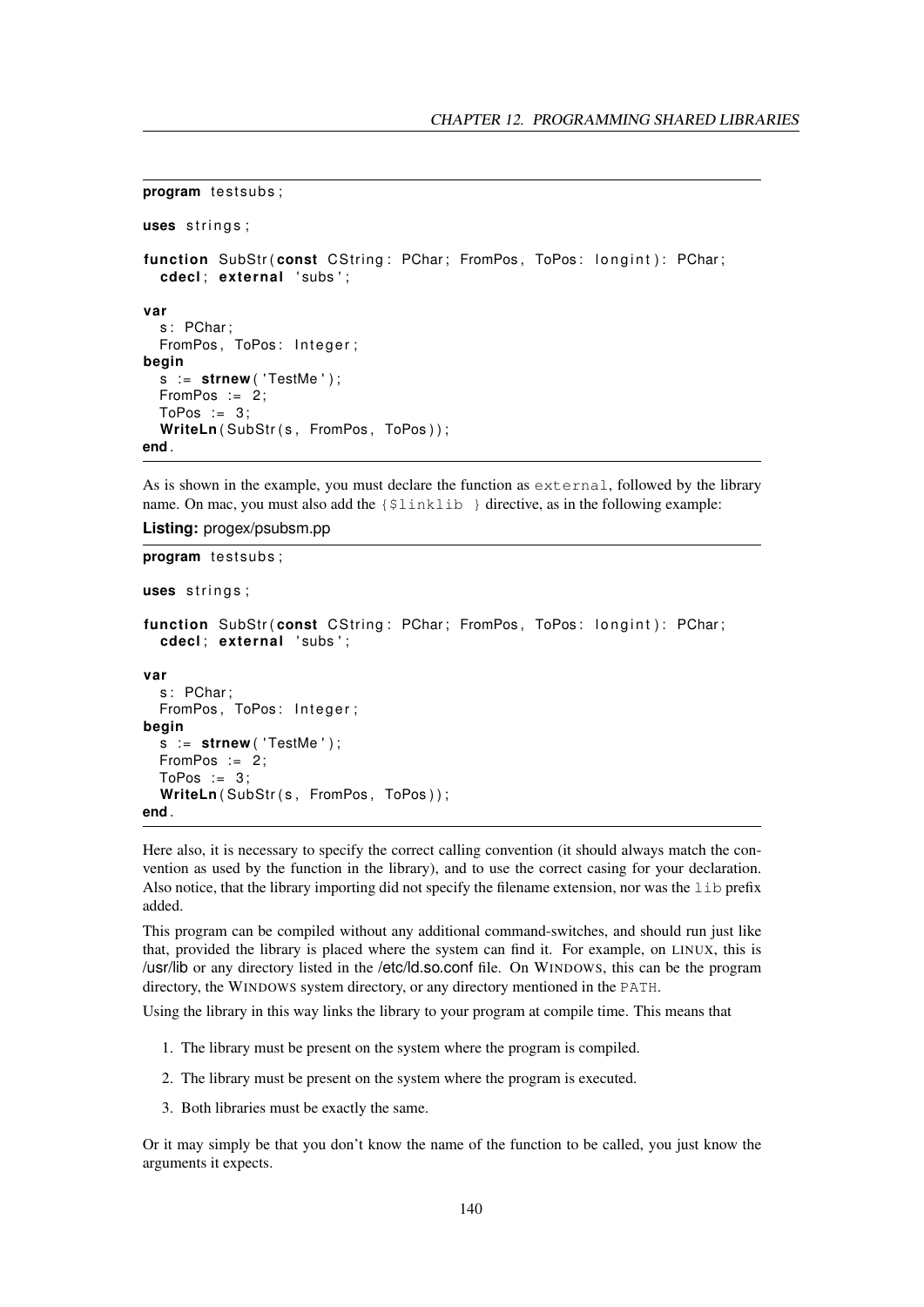```
program testsubs;

uses strings;

function SubStr(const CString: PChar; FromPos, ToPos: longint): PChar;
  cdecl; external 'subs';

var
  s: PChar;
  FromPos, ToPos: Integer;
begin
  s := strnew('TestMe');
  FromPos := 2;
  ToPos := 3;
  WriteLn(SubStr(s, FromPos, ToPos));
end.
```

As is shown in the example, you must declare the function as `external`, followed by the library name. On mac, you must also add the `{$linklib }` directive, as in the following example:

**Listing:** progex/psubsm.pp

```
program testsubs;

uses strings;

function SubStr(const CString: PChar; FromPos, ToPos: longint): PChar;
  cdecl; external 'subs';

var
  s: PChar;
  FromPos, ToPos: Integer;
begin
  s := strnew('TestMe');
  FromPos := 2;
  ToPos := 3;
  WriteLn(SubStr(s, FromPos, ToPos));
end.
```

Here also, it is necessary to specify the correct calling convention (it should always match the convention as used by the function in the library), and to use the correct casing for your declaration. Also notice, that the library importing did not specify the filename extension, nor was the `lib` prefix added.

This program can be compiled without any additional command-switches, and should run just like that, provided the library is placed where the system can find it. For example, on LINUX, this is /usr/lib or any directory listed in the /etc/ld.so.conf file. On WINDOWS, this can be the program directory, the WINDOWS system directory, or any directory mentioned in the `PATH`.

Using the library in this way links the library to your program at compile time. This means that

1. The library must be present on the system where the program is compiled.
2. The library must be present on the system where the program is executed.
3. Both libraries must be exactly the same.

Or it may simply be that you don't know the name of the function to be called, you just know the arguments it expects.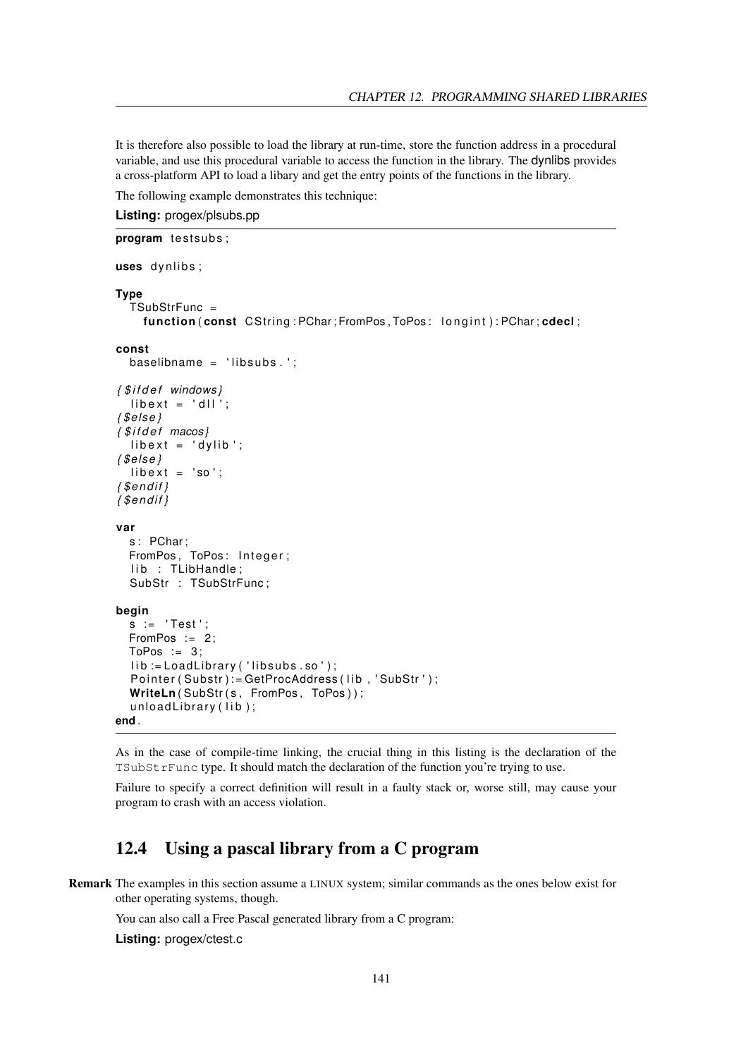It is therefore also possible to load the library at run-time, store the function address in a procedural variable, and use this procedural variable to access the function in the library. The dynlibs provides a cross-platform API to load a libary and get the entry points of the functions in the library.

The following example demonstrates this technique:

**Listing:** progex/plsubs.pp

```
program testsubs;

uses dynlibs;

Type
  TSubStrFunc =
    function(const CString:PChar;FromPos,ToPos: longint):PChar;cdecl;

const
  baselibname = 'libsubs.';

{$ifdef windows}
  libext = 'dll';
{$else}
{$ifdef macos}
  libext = 'dylib';
{$else}
  libext = 'so';
{$endif}
{$endif}

var
  s: PChar;
  FromPos, ToPos: Integer;
  lib : TLibHandle;
  SubStr : TSubStrFunc;

begin
  s := 'Test';
  FromPos := 2;
  ToPos := 3;
  lib:=LoadLibrary('libsubs.so');
  Pointer(Substr):=GetProcAddress(lib,'SubStr');
  WriteLn(SubStr(s, FromPos, ToPos));
  unloadLibrary(lib);
end.
```

As in the case of compile-time linking, the crucial thing in this listing is the declaration of the `TSubStrFunc` type. It should match the declaration of the function you're trying to use.

Failure to specify a correct definition will result in a faulty stack or, worse still, may cause your program to crash with an access violation.

## 12.4 Using a pascal library from a C program

**Remark** The examples in this section assume a LINUX system; similar commands as the ones below exist for other operating systems, though.

You can also call a Free Pascal generated library from a C program:

**Listing:** progex/ctest.c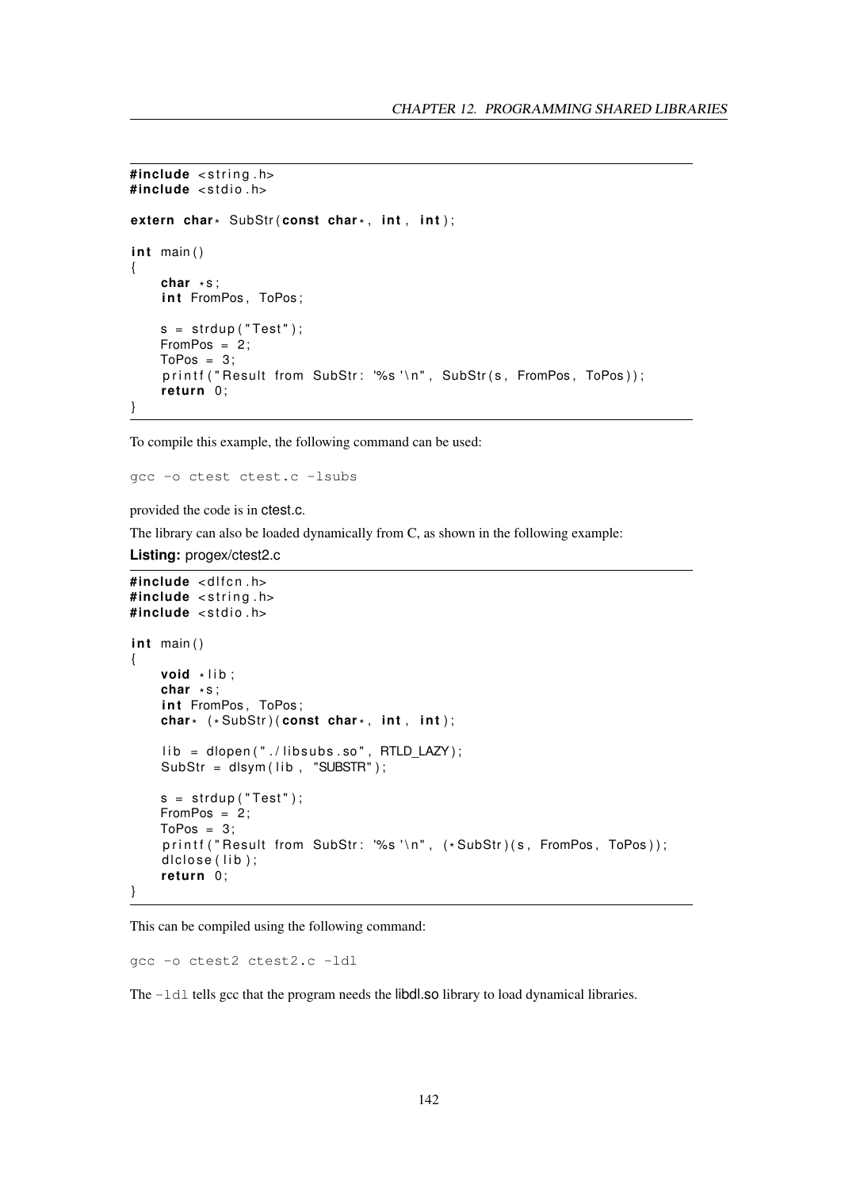```c
#include <string.h>
#include <stdio.h>

extern char* SubStr(const char*, int, int);

int main()
{
    char *s;
    int FromPos, ToPos;

    s = strdup("Test");
    FromPos = 2;
    ToPos = 3;
    printf("Result from SubStr: '%s'\n", SubStr(s, FromPos, ToPos));
    return 0;
}
```

To compile this example, the following command can be used:

```
gcc -o ctest ctest.c -lsubs
```

provided the code is in ctest.c.

The library can also be loaded dynamically from C, as shown in the following example:

**Listing:** progex/ctest2.c

```c
#include <dlfcn.h>
#include <string.h>
#include <stdio.h>

int main()
{
    void *lib;
    char *s;
    int FromPos, ToPos;
    char* (*SubStr)(const char*, int, int);

    lib = dlopen("./libsubs.so", RTLD_LAZY);
    SubStr = dlsym(lib, "SUBSTR");

    s = strdup("Test");
    FromPos = 2;
    ToPos = 3;
    printf("Result from SubStr: '%s'\n", (*SubStr)(s, FromPos, ToPos));
    dlclose(lib);
    return 0;
}
```

This can be compiled using the following command:

```
gcc -o ctest2 ctest2.c -ldl
```

The `-ldl` tells gcc that the program needs the libdl.so library to load dynamical libraries.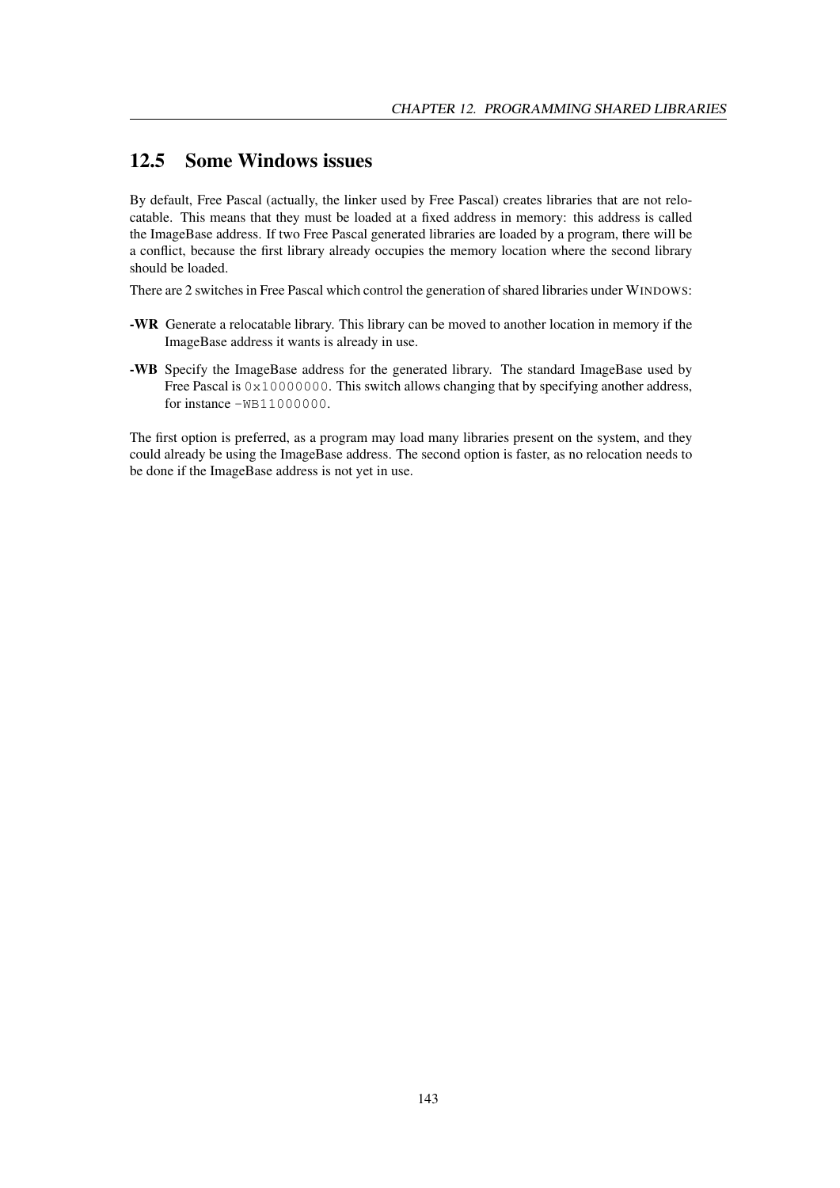## 12.5 Some Windows issues

By default, Free Pascal (actually, the linker used by Free Pascal) creates libraries that are not relocatable. This means that they must be loaded at a fixed address in memory: this address is called the ImageBase address. If two Free Pascal generated libraries are loaded by a program, there will be a conflict, because the first library already occupies the memory location where the second library should be loaded.

There are 2 switches in Free Pascal which control the generation of shared libraries under WINDOWS:

**-WR** Generate a relocatable library. This library can be moved to another location in memory if the ImageBase address it wants is already in use.

**-WB** Specify the ImageBase address for the generated library. The standard ImageBase used by Free Pascal is `0x10000000`. This switch allows changing that by specifying another address, for instance `-WB11000000`.

The first option is preferred, as a program may load many libraries present on the system, and they could already be using the ImageBase address. The second option is faster, as no relocation needs to be done if the ImageBase address is not yet in use.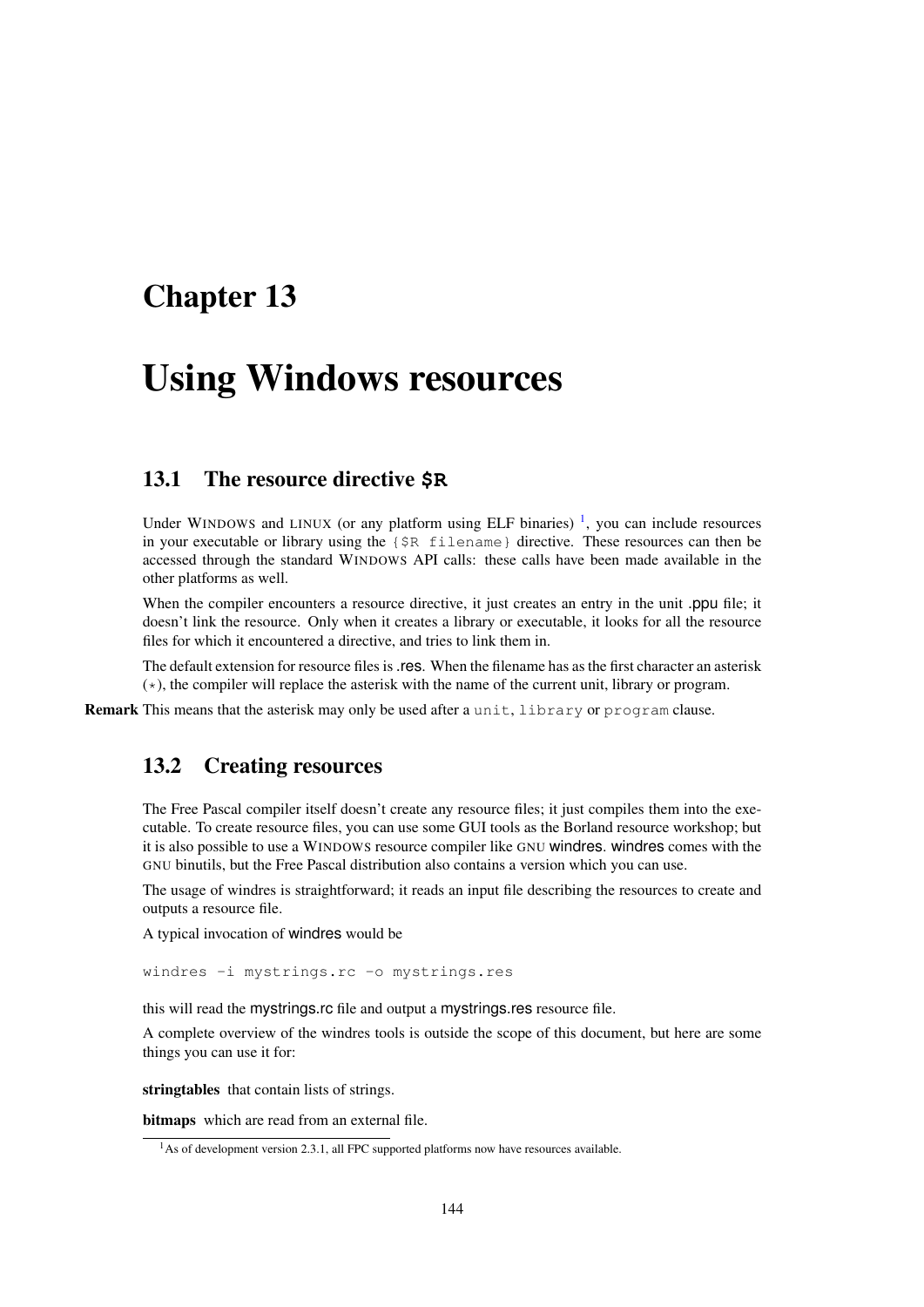# Chapter 13

# Using Windows resources

## 13.1 The resource directive $R

Under WINDOWS and LINUX (or any platform using ELF binaries) [1], you can include resources in your executable or library using the `{$R filename}` directive. These resources can then be accessed through the standard WINDOWS API calls: these calls have been made available in the other platforms as well.

When the compiler encounters a resource directive, it just creates an entry in the unit .ppu file; it doesn't link the resource. Only when it creates a library or executable, it looks for all the resource files for which it encountered a directive, and tries to link them in.

The default extension for resource files is .res. When the filename has as the first character an asterisk (*), the compiler will replace the asterisk with the name of the current unit, library or program.

**Remark** This means that the asterisk may only be used after a `unit`, `library` or `program` clause.

## 13.2 Creating resources

The Free Pascal compiler itself doesn't create any resource files; it just compiles them into the executable. To create resource files, you can use some GUI tools as the Borland resource workshop; but it is also possible to use a WINDOWS resource compiler like GNU windres. windres comes with the GNU binutils, but the Free Pascal distribution also contains a version which you can use.

The usage of windres is straightforward; it reads an input file describing the resources to create and outputs a resource file.

A typical invocation of windres would be

```
windres -i mystrings.rc -o mystrings.res
```

this will read the mystrings.rc file and output a mystrings.res resource file.

A complete overview of the windres tools is outside the scope of this document, but here are some things you can use it for:

**stringtables** that contain lists of strings.

**bitmaps** which are read from an external file.

[1] As of development version 2.3.1, all FPC supported platforms now have resources available.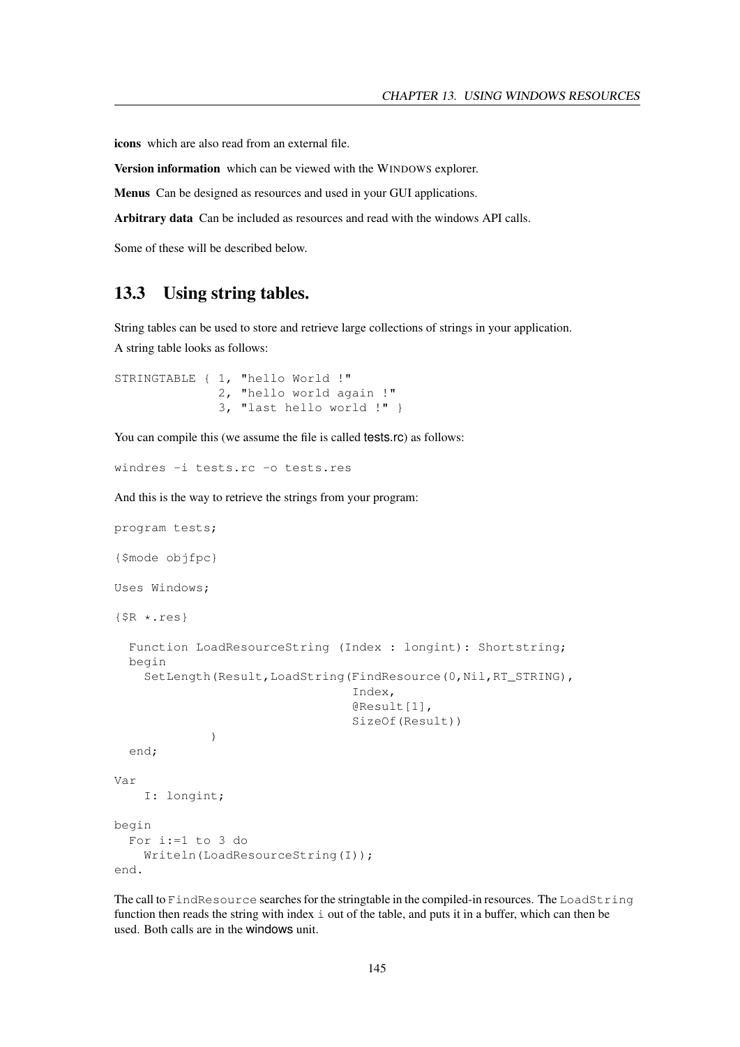**icons** which are also read from an external file.

**Version information** which can be viewed with the WINDOWS explorer.

**Menus** Can be designed as resources and used in your GUI applications.

**Arbitrary data** Can be included as resources and read with the windows API calls.

Some of these will be described below.

## 13.3 Using string tables.

String tables can be used to store and retrieve large collections of strings in your application.

A string table looks as follows:

```
STRINGTABLE { 1, "hello World !"
              2, "hello world again !"
              3, "last hello world !" }
```

You can compile this (we assume the file is called tests.rc) as follows:

```
windres -i tests.rc -o tests.res
```

And this is the way to retrieve the strings from your program:

```
program tests;

{$mode objfpc}

Uses Windows;

{$R *.res}

  Function LoadResourceString (Index : longint): Shortstring;
  begin
    SetLength(Result,LoadString(FindResource(0,Nil,RT_STRING),
                                Index,
                                @Result[1],
                                SizeOf(Result))
              )
  end;

Var
    I: longint;

begin
  For i:=1 to 3 do
    Writeln(LoadResourceString(I));
end.
```

The call to `FindResource` searches for the stringtable in the compiled-in resources. The `LoadString` function then reads the string with index `i` out of the table, and puts it in a buffer, which can then be used. Both calls are in the windows unit.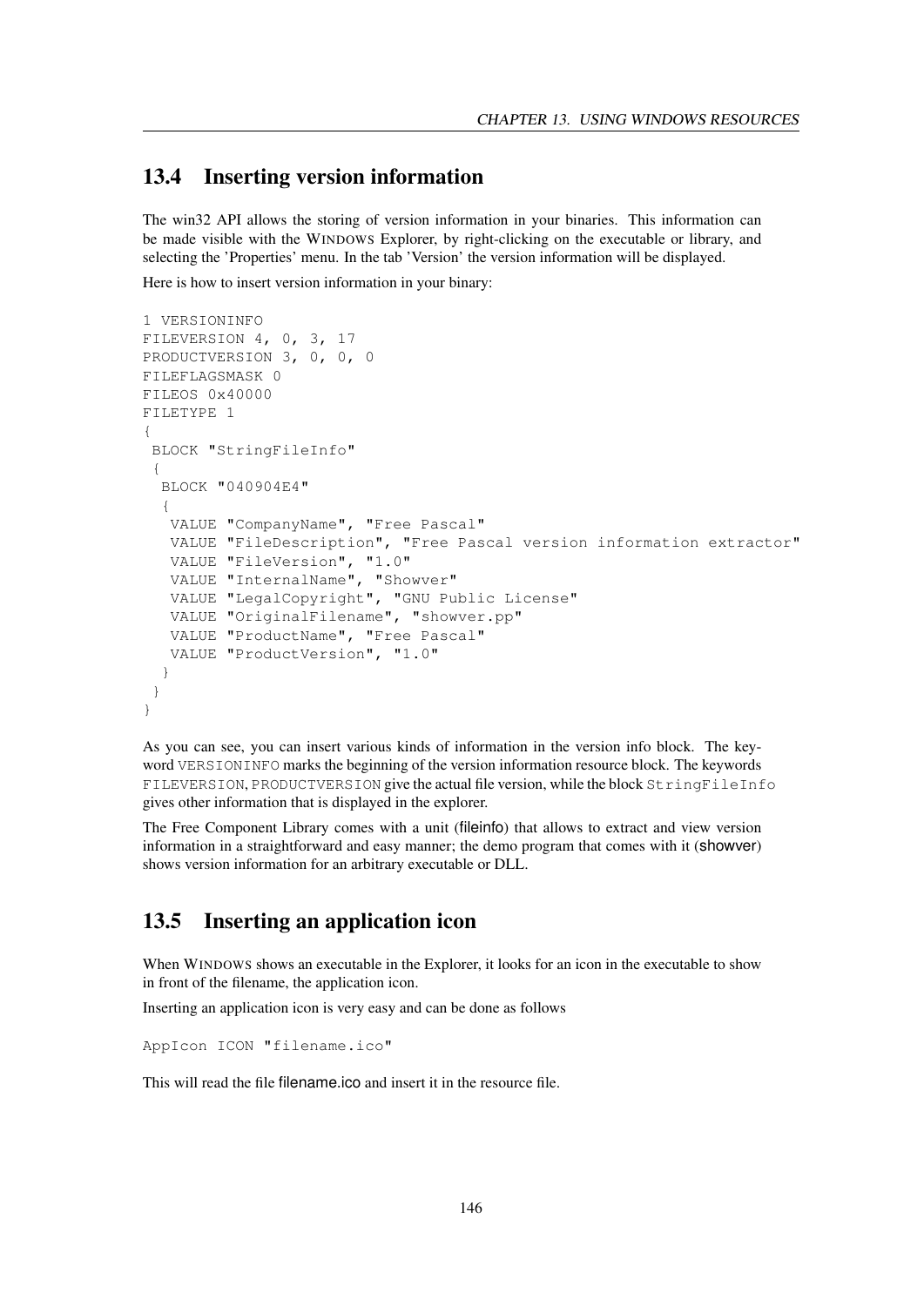## 13.4 Inserting version information

The win32 API allows the storing of version information in your binaries. This information can be made visible with the WINDOWS Explorer, by right-clicking on the executable or library, and selecting the 'Properties' menu. In the tab 'Version' the version information will be displayed.

Here is how to insert version information in your binary:

```
1 VERSIONINFO
FILEVERSION 4, 0, 3, 17
PRODUCTVERSION 3, 0, 0, 0
FILEFLAGSMASK 0
FILEOS 0x40000
FILETYPE 1
{
 BLOCK "StringFileInfo"
 {
  BLOCK "040904E4"
  {
   VALUE "CompanyName", "Free Pascal"
   VALUE "FileDescription", "Free Pascal version information extractor"
   VALUE "FileVersion", "1.0"
   VALUE "InternalName", "Showver"
   VALUE "LegalCopyright", "GNU Public License"
   VALUE "OriginalFilename", "showver.pp"
   VALUE "ProductName", "Free Pascal"
   VALUE "ProductVersion", "1.0"
  }
 }
}
```

As you can see, you can insert various kinds of information in the version info block. The keyword `VERSIONINFO` marks the beginning of the version information resource block. The keywords `FILEVERSION`, `PRODUCTVERSION` give the actual file version, while the block `StringFileInfo` gives other information that is displayed in the explorer.

The Free Component Library comes with a unit (fileinfo) that allows to extract and view version information in a straightforward and easy manner; the demo program that comes with it (showver) shows version information for an arbitrary executable or DLL.

## 13.5 Inserting an application icon

When WINDOWS shows an executable in the Explorer, it looks for an icon in the executable to show in front of the filename, the application icon.

Inserting an application icon is very easy and can be done as follows

```
AppIcon ICON "filename.ico"
```

This will read the file filename.ico and insert it in the resource file.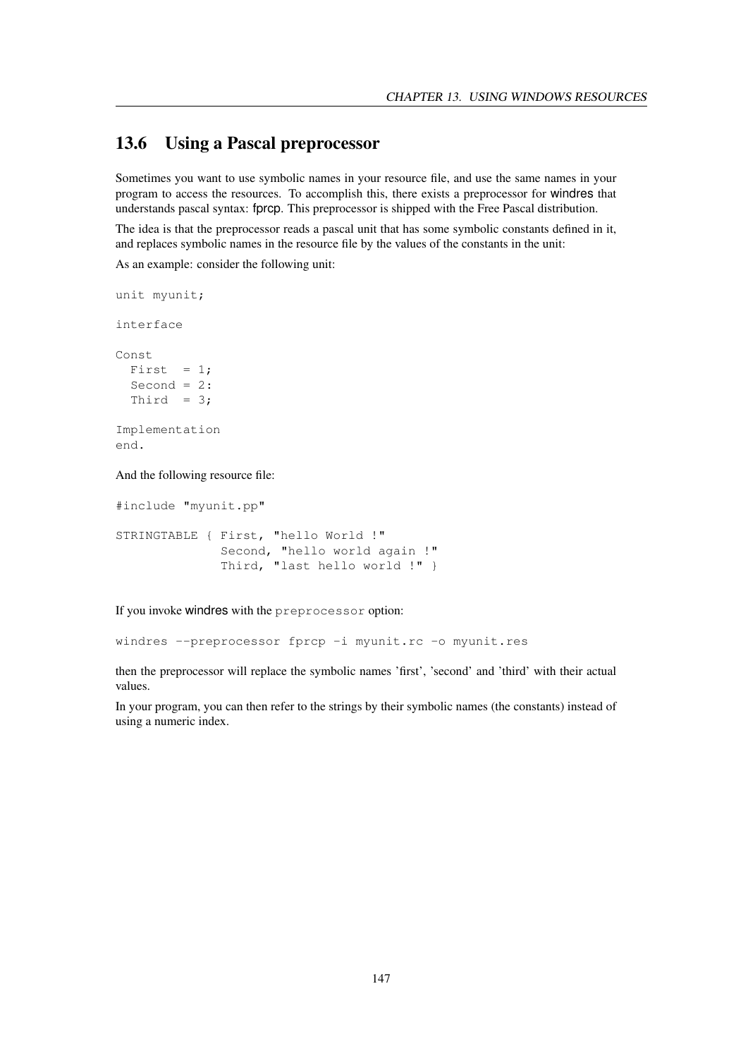## 13.6 Using a Pascal preprocessor

Sometimes you want to use symbolic names in your resource file, and use the same names in your program to access the resources. To accomplish this, there exists a preprocessor for windres that understands pascal syntax: fprcp. This preprocessor is shipped with the Free Pascal distribution.

The idea is that the preprocessor reads a pascal unit that has some symbolic constants defined in it, and replaces symbolic names in the resource file by the values of the constants in the unit:

As an example: consider the following unit:

```
unit myunit;

interface

Const
  First  = 1;
  Second = 2:
  Third  = 3;

Implementation
end.
```

And the following resource file:

```
#include "myunit.pp"

STRINGTABLE { First, "hello World !"
              Second, "hello world again !"
              Third, "last hello world !" }
```

If you invoke windres with the `preprocessor` option:

```
windres --preprocessor fprcp -i myunit.rc -o myunit.res
```

then the preprocessor will replace the symbolic names 'first', 'second' and 'third' with their actual values.

In your program, you can then refer to the strings by their symbolic names (the constants) instead of using a numeric index.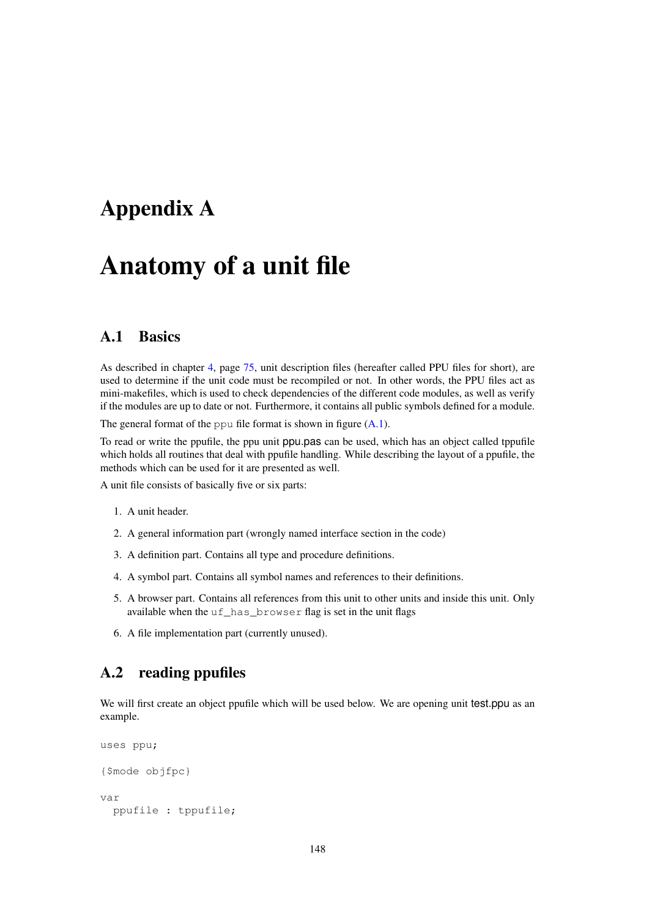# Appendix A

# Anatomy of a unit file

## A.1 Basics

As described in chapter 4, page 75, unit description files (hereafter called PPU files for short), are used to determine if the unit code must be recompiled or not. In other words, the PPU files act as mini-makefiles, which is used to check dependencies of the different code modules, as well as verify if the modules are up to date or not. Furthermore, it contains all public symbols defined for a module.

The general format of the `ppu` file format is shown in figure (A.1).

To read or write the ppufile, the ppu unit ppu.pas can be used, which has an object called tppufile which holds all routines that deal with ppufile handling. While describing the layout of a ppufile, the methods which can be used for it are presented as well.

A unit file consists of basically five or six parts:

1. A unit header.
2. A general information part (wrongly named interface section in the code)
3. A definition part. Contains all type and procedure definitions.
4. A symbol part. Contains all symbol names and references to their definitions.
5. A browser part. Contains all references from this unit to other units and inside this unit. Only available when the `uf_has_browser` flag is set in the unit flags
6. A file implementation part (currently unused).

## A.2 reading ppufiles

We will first create an object ppufile which will be used below. We are opening unit test.ppu as an example.

```
uses ppu;

{$mode objfpc}

var
  ppufile : tppufile;
```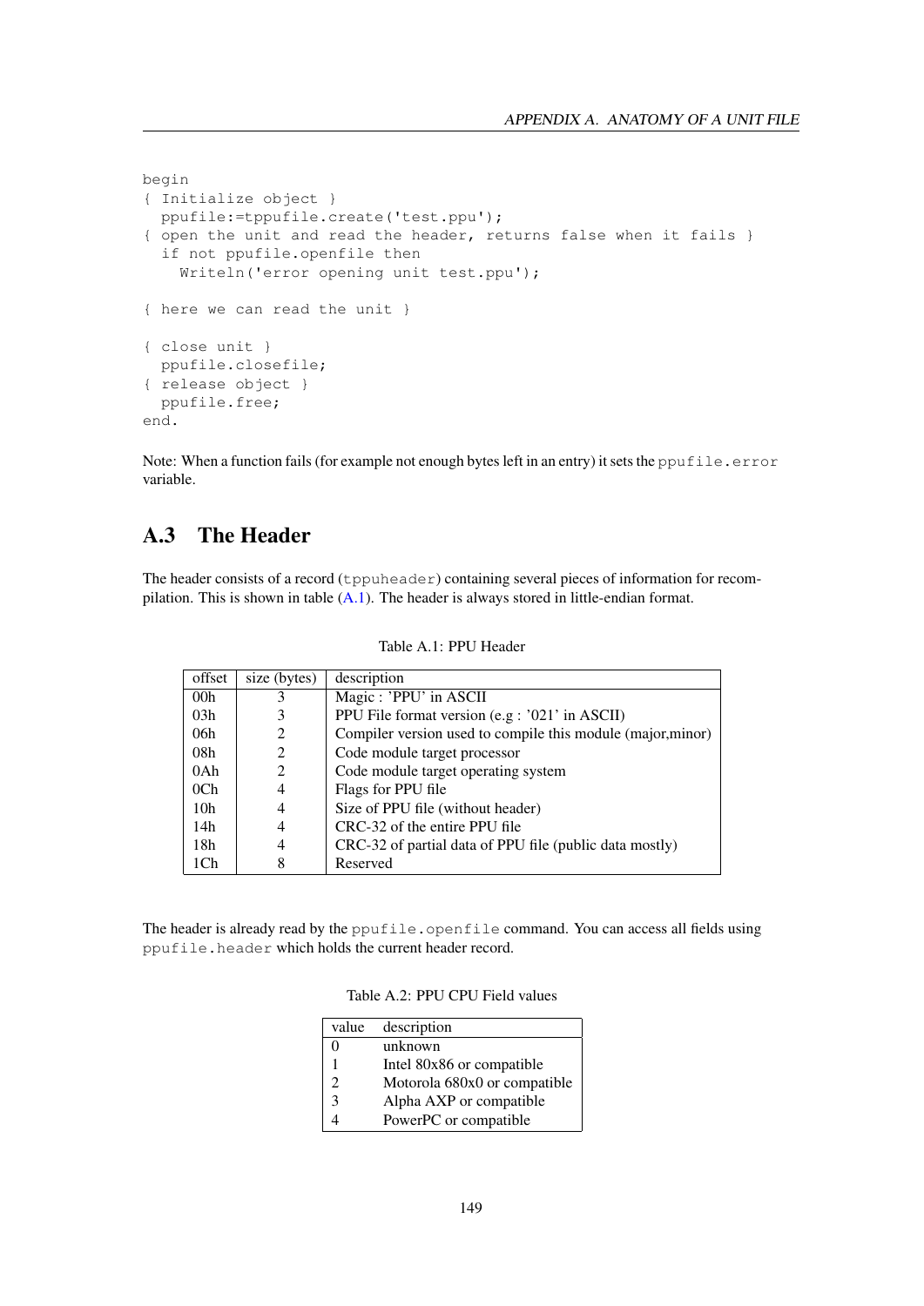```
begin
{ Initialize object }
  ppufile:=tppufile.create('test.ppu');
{ open the unit and read the header, returns false when it fails }
  if not ppufile.openfile then
    Writeln('error opening unit test.ppu');

{ here we can read the unit }

{ close unit }
  ppufile.closefile;
{ release object }
  ppufile.free;
end.
```

Note: When a function fails (for example not enough bytes left in an entry) it sets the `ppufile.error` variable.

## A.3 The Header

The header consists of a record (`tppuheader`) containing several pieces of information for recompilation. This is shown in table (A.1). The header is always stored in little-endian format.

Table A.1: PPU Header

| offset | size (bytes) | description |
|---|---|---|
| 00h | 3 | Magic : 'PPU' in ASCII |
| 03h | 3 | PPU File format version (e.g : '021' in ASCII) |
| 06h | 2 | Compiler version used to compile this module (major,minor) |
| 08h | 2 | Code module target processor |
| 0Ah | 2 | Code module target operating system |
| 0Ch | 4 | Flags for PPU file |
| 10h | 4 | Size of PPU file (without header) |
| 14h | 4 | CRC-32 of the entire PPU file |
| 18h | 4 | CRC-32 of partial data of PPU file (public data mostly) |
| 1Ch | 8 | Reserved |

The header is already read by the `ppufile.openfile` command. You can access all fields using `ppufile.header` which holds the current header record.

Table A.2: PPU CPU Field values

| value | description |
|---|---|
| 0 | unknown |
| 1 | Intel 80x86 or compatible |
| 2 | Motorola 680x0 or compatible |
| 3 | Alpha AXP or compatible |
| 4 | PowerPC or compatible |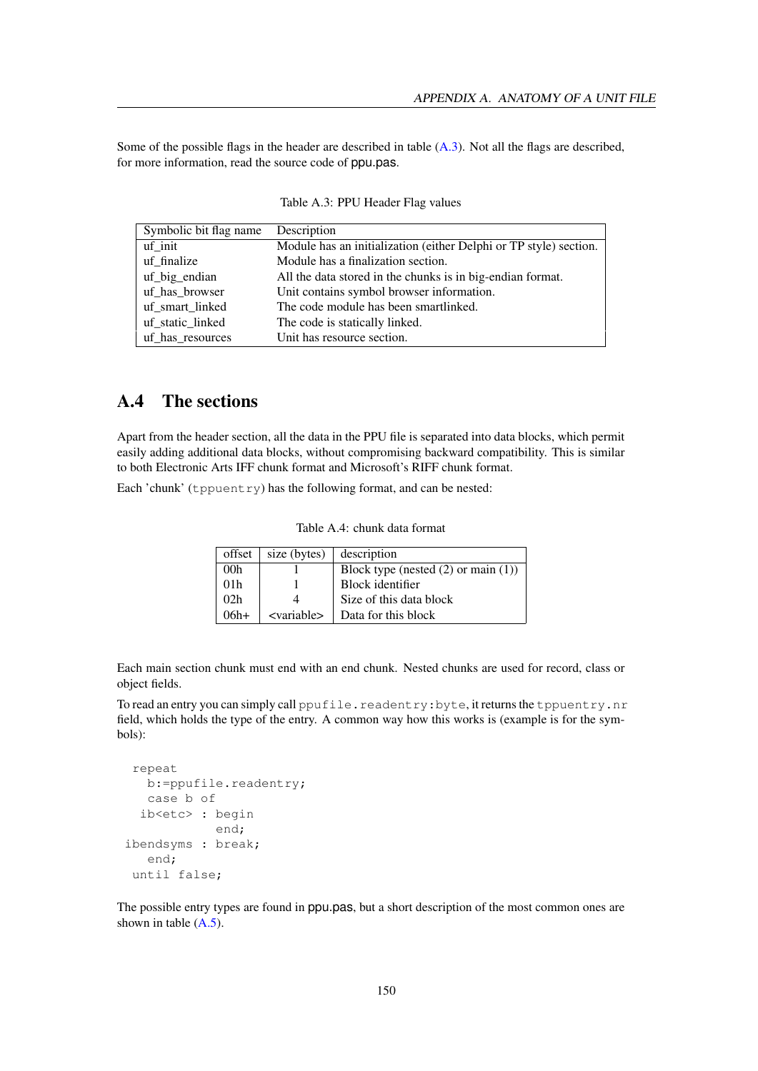Some of the possible flags in the header are described in table (A.3). Not all the flags are described, for more information, read the source code of ppu.pas.

Table A.3: PPU Header Flag values

| Symbolic bit flag name | Description |
|---|---|
| uf_init | Module has an initialization (either Delphi or TP style) section. |
| uf_finalize | Module has a finalization section. |
| uf_big_endian | All the data stored in the chunks is in big-endian format. |
| uf_has_browser | Unit contains symbol browser information. |
| uf_smart_linked | The code module has been smartlinked. |
| uf_static_linked | The code is statically linked. |
| uf_has_resources | Unit has resource section. |

## A.4 The sections

Apart from the header section, all the data in the PPU file is separated into data blocks, which permit easily adding additional data blocks, without compromising backward compatibility. This is similar to both Electronic Arts IFF chunk format and Microsoft's RIFF chunk format.

Each 'chunk' (`tppuentry`) has the following format, and can be nested:

Table A.4: chunk data format

| offset | size (bytes) | description |
|---|---|---|
| 00h | 1 | Block type (nested (2) or main (1)) |
| 01h | 1 | Block identifier |
| 02h | 4 | Size of this data block |
| 06h+ | <variable> | Data for this block |

Each main section chunk must end with an end chunk. Nested chunks are used for record, class or object fields.

To read an entry you can simply call `ppufile.readentry:byte`, it returns the `tppuentry.nr` field, which holds the type of the entry. A common way how this works is (example is for the symbols):

```
  repeat
    b:=ppufile.readentry;
    case b of
   ib<etc> : begin
             end;
 ibendsyms : break;
    end;
  until false;
```

The possible entry types are found in ppu.pas, but a short description of the most common ones are shown in table (A.5).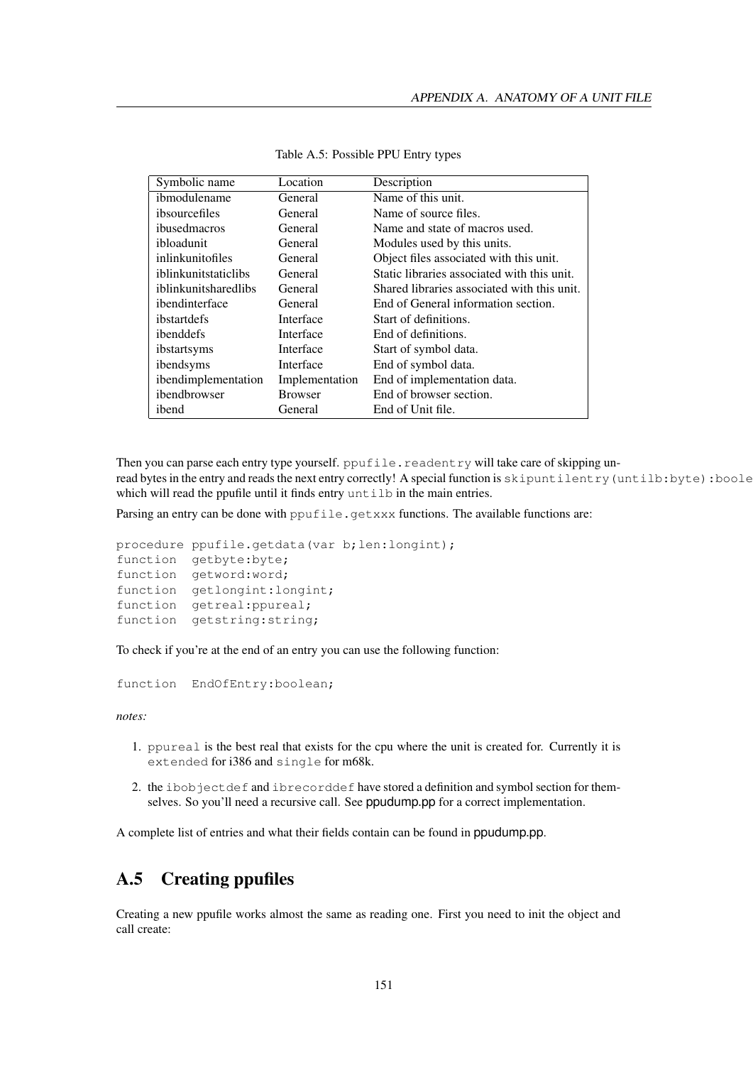Table A.5: Possible PPU Entry types

| Symbolic name | Location | Description |
|---|---|---|
| ibmodulename | General | Name of this unit. |
| ibsourcefiles | General | Name of source files. |
| ibusedmacros | General | Name and state of macros used. |
| ibloadunit | General | Modules used by this units. |
| inlinkunitofiles | General | Object files associated with this unit. |
| iblinkunitstaticlibs | General | Static libraries associated with this unit. |
| iblinkunitsharedlibs | General | Shared libraries associated with this unit. |
| ibendinterface | General | End of General information section. |
| ibstartdefs | Interface | Start of definitions. |
| ibenddefs | Interface | End of definitions. |
| ibstartsyms | Interface | Start of symbol data. |
| ibendsyms | Interface | End of symbol data. |
| ibendimplementation | Implementation | End of implementation data. |
| ibendbrowser | Browser | End of browser section. |
| ibend | General | End of Unit file. |

Then you can parse each entry type yourself. `ppufile.readentry` will take care of skipping unread bytes in the entry and reads the next entry correctly! A special function is `skipuntilentry(untilb:byte):boolean` which will read the ppufile until it finds entry `untilb` in the main entries.

Parsing an entry can be done with `ppufile.getxxx` functions. The available functions are:

```
procedure ppufile.getdata(var b;len:longint);
function  getbyte:byte;
function  getword:word;
function  getlongint:longint;
function  getreal:ppureal;
function  getstring:string;
```

To check if you're at the end of an entry you can use the following function:

```
function  EndOfEntry:boolean;
```

*notes:*

1. `ppureal` is the best real that exists for the cpu where the unit is created for. Currently it is `extended` for i386 and `single` for m68k.
2. the `ibobjectdef` and `ibrecorddef` have stored a definition and symbol section for themselves. So you'll need a recursive call. See ppudump.pp for a correct implementation.

A complete list of entries and what their fields contain can be found in ppudump.pp.

## A.5 Creating ppufiles

Creating a new ppufile works almost the same as reading one. First you need to init the object and call create: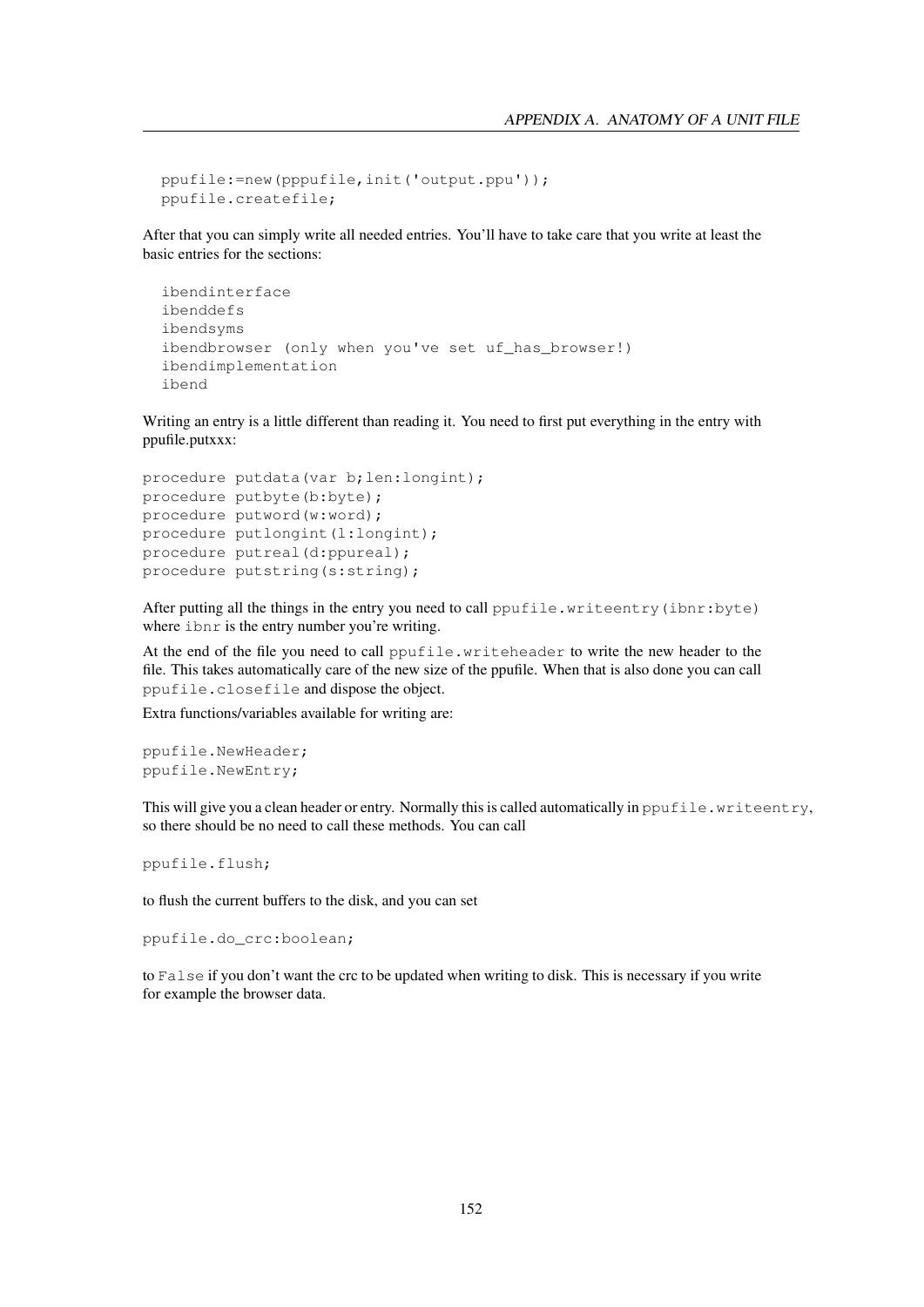```
ppufile:=new(pppufile,init('output.ppu'));
ppufile.createfile;
```

After that you can simply write all needed entries. You'll have to take care that you write at least the basic entries for the sections:

```
ibendinterface
ibenddefs
ibendsyms
ibendbrowser (only when you've set uf_has_browser!)
ibendimplementation
ibend
```

Writing an entry is a little different than reading it. You need to first put everything in the entry with ppufile.putxxx:

```
procedure putdata(var b;len:longint);
procedure putbyte(b:byte);
procedure putword(w:word);
procedure putlongint(l:longint);
procedure putreal(d:ppureal);
procedure putstring(s:string);
```

After putting all the things in the entry you need to call `ppufile.writeentry(ibnr:byte)` where `ibnr` is the entry number you're writing.

At the end of the file you need to call `ppufile.writeheader` to write the new header to the file. This takes automatically care of the new size of the ppufile. When that is also done you can call `ppufile.closefile` and dispose the object.

Extra functions/variables available for writing are:

```
ppufile.NewHeader;
ppufile.NewEntry;
```

This will give you a clean header or entry. Normally this is called automatically in `ppufile.writeentry`, so there should be no need to call these methods. You can call

```
ppufile.flush;
```

to flush the current buffers to the disk, and you can set

```
ppufile.do_crc:boolean;
```

to `False` if you don't want the crc to be updated when writing to disk. This is necessary if you write for example the browser data.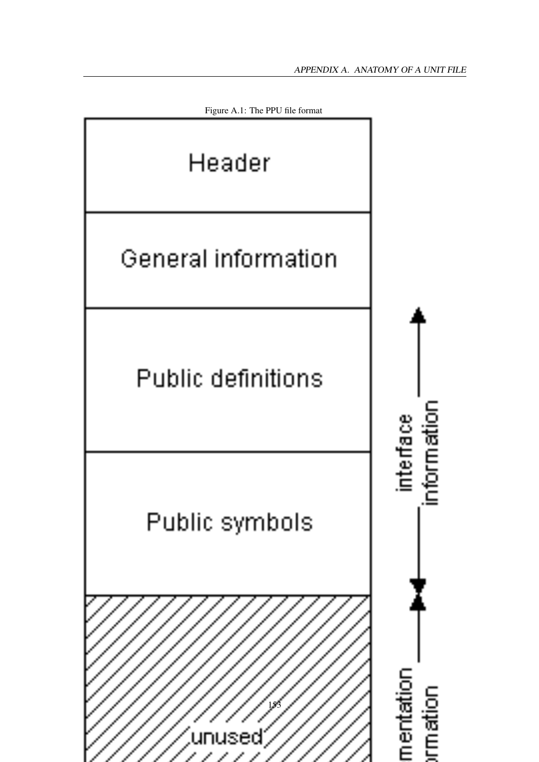Figure A.1: The PPU file format

| Header |
| --- |
| General information |
| Public definitions |
| Public symbols |
| unused |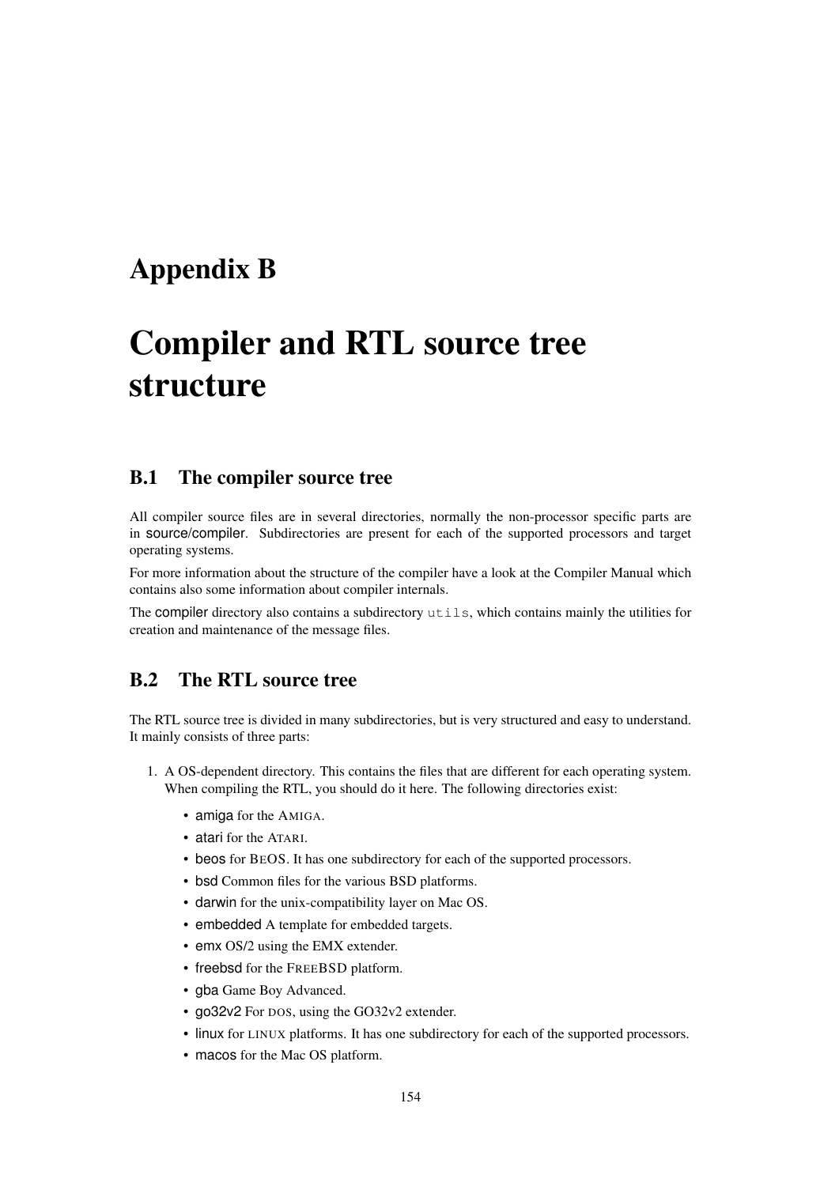# Appendix B

# Compiler and RTL source tree structure

## B.1 The compiler source tree

All compiler source files are in several directories, normally the non-processor specific parts are in source/compiler. Subdirectories are present for each of the supported processors and target operating systems.

For more information about the structure of the compiler have a look at the Compiler Manual which contains also some information about compiler internals.

The compiler directory also contains a subdirectory `utils`, which contains mainly the utilities for creation and maintenance of the message files.

## B.2 The RTL source tree

The RTL source tree is divided in many subdirectories, but is very structured and easy to understand. It mainly consists of three parts:

1. A OS-dependent directory. This contains the files that are different for each operating system. When compiling the RTL, you should do it here. The following directories exist:

   - amiga for the AMIGA.
   - atari for the ATARI.
   - beos for BEOS. It has one subdirectory for each of the supported processors.
   - bsd Common files for the various BSD platforms.
   - darwin for the unix-compatibility layer on Mac OS.
   - embedded A template for embedded targets.
   - emx OS/2 using the EMX extender.
   - freebsd for the FREEBSD platform.
   - gba Game Boy Advanced.
   - go32v2 For DOS, using the GO32v2 extender.
   - linux for LINUX platforms. It has one subdirectory for each of the supported processors.
   - macos for the Mac OS platform.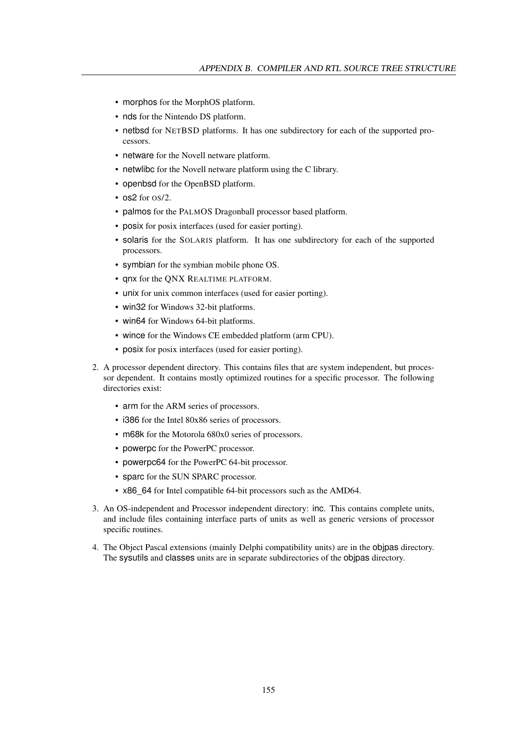- morphos for the MorphOS platform.
- nds for the Nintendo DS platform.
- netbsd for NETBSD platforms. It has one subdirectory for each of the supported processors.
- netware for the Novell netware platform.
- netwlibc for the Novell netware platform using the C library.
- openbsd for the OpenBSD platform.
- os2 for OS/2.
- palmos for the PALMOS Dragonball processor based platform.
- posix for posix interfaces (used for easier porting).
- solaris for the SOLARIS platform. It has one subdirectory for each of the supported processors.
- symbian for the symbian mobile phone OS.
- qnx for the QNX REALTIME PLATFORM.
- unix for unix common interfaces (used for easier porting).
- win32 for Windows 32-bit platforms.
- win64 for Windows 64-bit platforms.
- wince for the Windows CE embedded platform (arm CPU).
- posix for posix interfaces (used for easier porting).

2. A processor dependent directory. This contains files that are system independent, but processor dependent. It contains mostly optimized routines for a specific processor. The following directories exist:

   - arm for the ARM series of processors.
   - i386 for the Intel 80x86 series of processors.
   - m68k for the Motorola 680x0 series of processors.
   - powerpc for the PowerPC processor.
   - powerpc64 for the PowerPC 64-bit processor.
   - sparc for the SUN SPARC processor.
   - x86_64 for Intel compatible 64-bit processors such as the AMD64.

3. An OS-independent and Processor independent directory: inc. This contains complete units, and include files containing interface parts of units as well as generic versions of processor specific routines.

4. The Object Pascal extensions (mainly Delphi compatibility units) are in the objpas directory. The sysutils and classes units are in separate subdirectories of the objpas directory.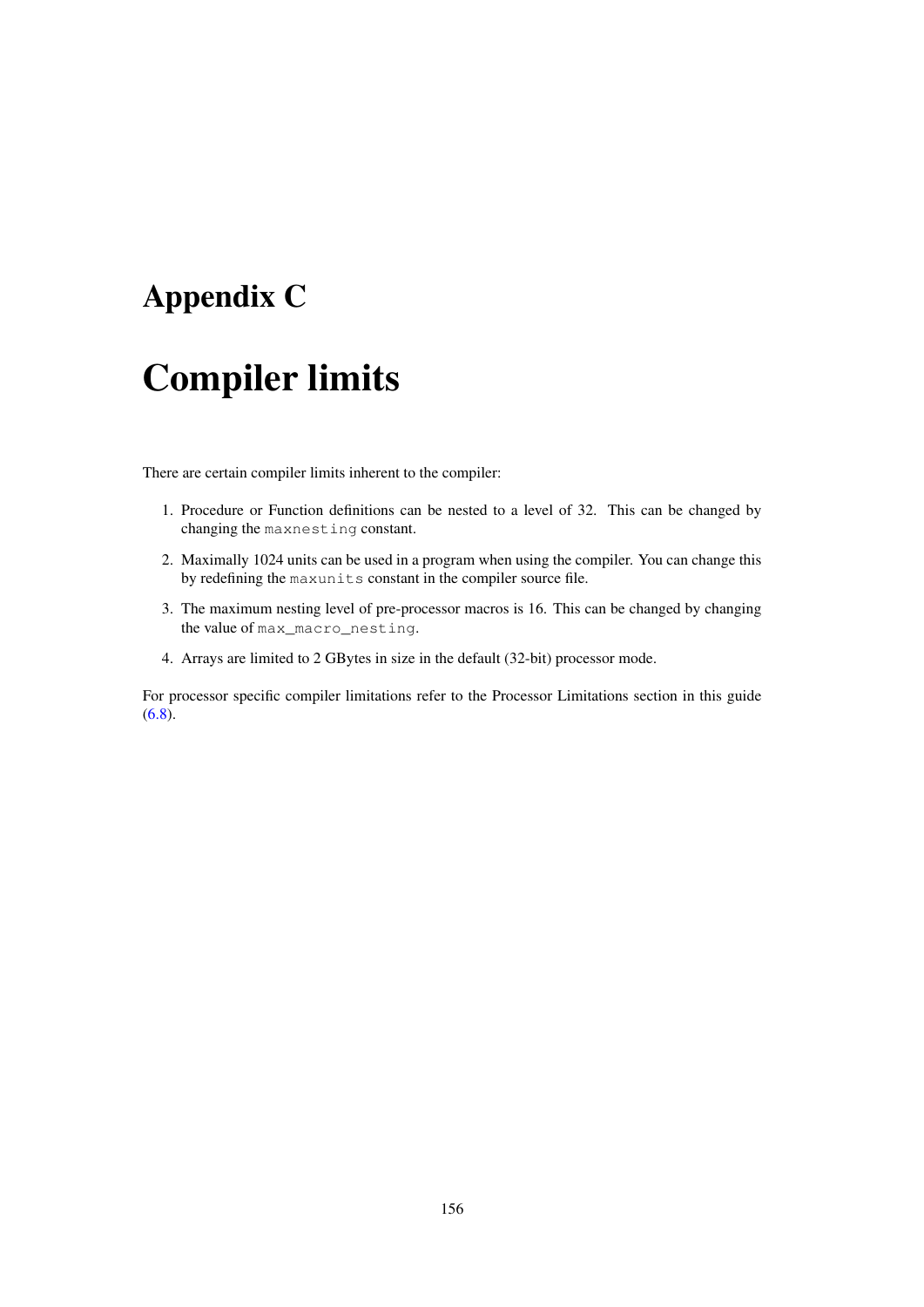# Appendix C

# Compiler limits

There are certain compiler limits inherent to the compiler:

1. Procedure or Function definitions can be nested to a level of 32. This can be changed by changing the `maxnesting` constant.
2. Maximally 1024 units can be used in a program when using the compiler. You can change this by redefining the `maxunits` constant in the compiler source file.
3. The maximum nesting level of pre-processor macros is 16. This can be changed by changing the value of `max_macro_nesting`.
4. Arrays are limited to 2 GBytes in size in the default (32-bit) processor mode.

For processor specific compiler limitations refer to the Processor Limitations section in this guide (6.8).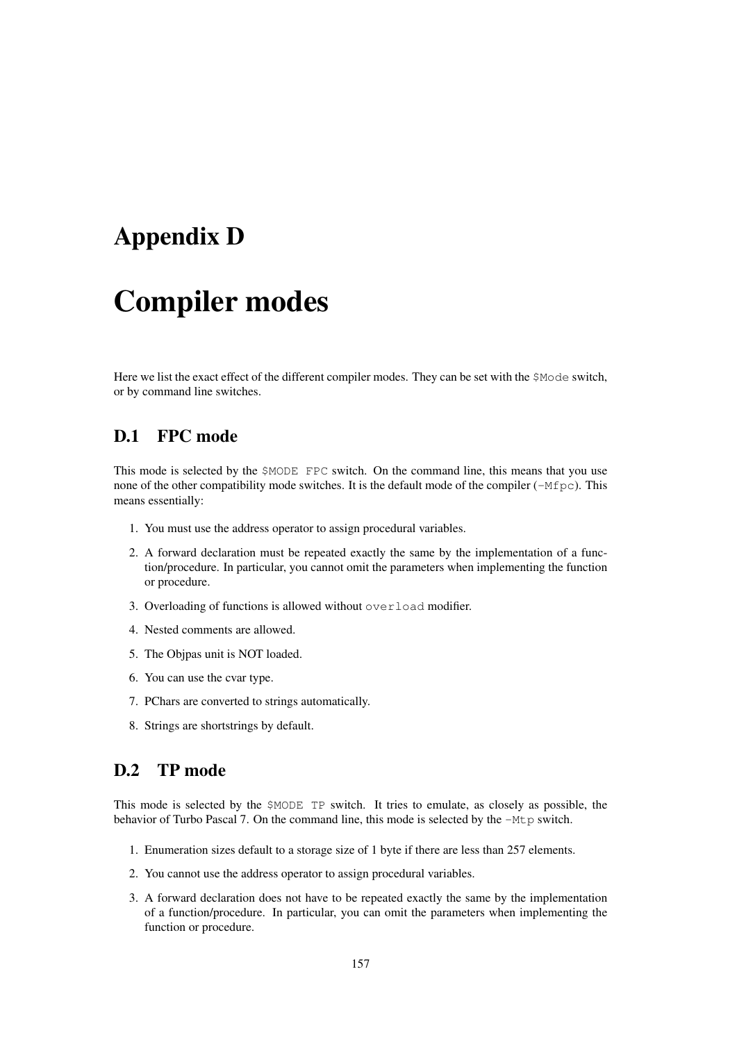# Appendix D

# Compiler modes

Here we list the exact effect of the different compiler modes. They can be set with the `$Mode` switch, or by command line switches.

## D.1 FPC mode

This mode is selected by the `$MODE FPC` switch. On the command line, this means that you use none of the other compatibility mode switches. It is the default mode of the compiler (`-Mfpc`). This means essentially:

1. You must use the address operator to assign procedural variables.
2. A forward declaration must be repeated exactly the same by the implementation of a function/procedure. In particular, you cannot omit the parameters when implementing the function or procedure.
3. Overloading of functions is allowed without `overload` modifier.
4. Nested comments are allowed.
5. The Objpas unit is NOT loaded.
6. You can use the cvar type.
7. PChars are converted to strings automatically.
8. Strings are shortstrings by default.

## D.2 TP mode

This mode is selected by the `$MODE TP` switch. It tries to emulate, as closely as possible, the behavior of Turbo Pascal 7. On the command line, this mode is selected by the `-Mtp` switch.

1. Enumeration sizes default to a storage size of 1 byte if there are less than 257 elements.
2. You cannot use the address operator to assign procedural variables.
3. A forward declaration does not have to be repeated exactly the same by the implementation of a function/procedure. In particular, you can omit the parameters when implementing the function or procedure.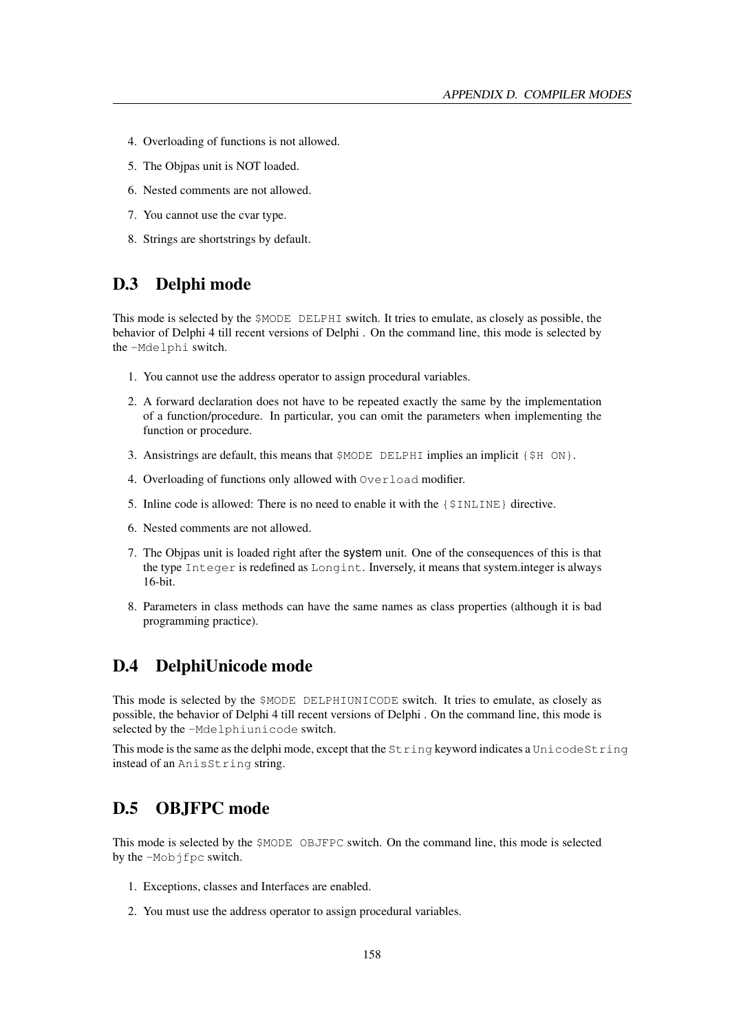4. Overloading of functions is not allowed.
5. The Objpas unit is NOT loaded.
6. Nested comments are not allowed.
7. You cannot use the cvar type.
8. Strings are shortstrings by default.

## D.3 Delphi mode

This mode is selected by the `$MODE DELPHI` switch. It tries to emulate, as closely as possible, the behavior of Delphi 4 till recent versions of Delphi . On the command line, this mode is selected by the `-Mdelphi` switch.

1. You cannot use the address operator to assign procedural variables.
2. A forward declaration does not have to be repeated exactly the same by the implementation of a function/procedure. In particular, you can omit the parameters when implementing the function or procedure.
3. Ansistrings are default, this means that `$MODE DELPHI` implies an implicit `{$H ON}`.
4. Overloading of functions only allowed with `Overload` modifier.
5. Inline code is allowed: There is no need to enable it with the `{$INLINE}` directive.
6. Nested comments are not allowed.
7. The Objpas unit is loaded right after the system unit. One of the consequences of this is that the type `Integer` is redefined as `Longint`. Inversely, it means that system.integer is always 16-bit.
8. Parameters in class methods can have the same names as class properties (although it is bad programming practice).

## D.4 DelphiUnicode mode

This mode is selected by the `$MODE DELPHIUNICODE` switch. It tries to emulate, as closely as possible, the behavior of Delphi 4 till recent versions of Delphi . On the command line, this mode is selected by the `-Mdelphiunicode` switch.

This mode is the same as the delphi mode, except that the `String` keyword indicates a `UnicodeString` instead of an `AnisString` string.

## D.5 OBJFPC mode

This mode is selected by the `$MODE OBJFPC` switch. On the command line, this mode is selected by the `-Mobjfpc` switch.

1. Exceptions, classes and Interfaces are enabled.
2. You must use the address operator to assign procedural variables.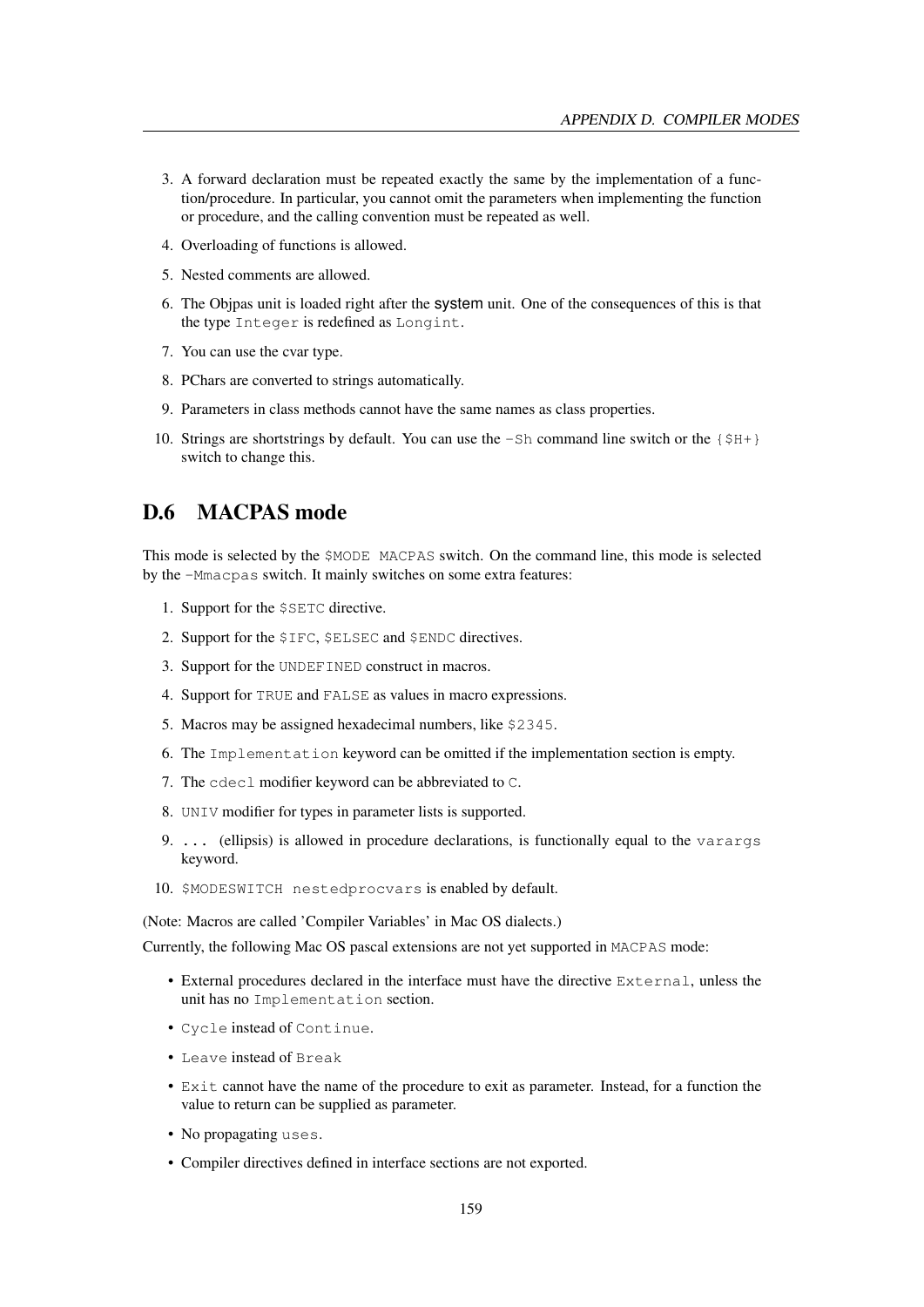3. A forward declaration must be repeated exactly the same by the implementation of a function/procedure. In particular, you cannot omit the parameters when implementing the function or procedure, and the calling convention must be repeated as well.
4. Overloading of functions is allowed.
5. Nested comments are allowed.
6. The Objpas unit is loaded right after the **system** unit. One of the consequences of this is that the type `Integer` is redefined as `Longint`.
7. You can use the cvar type.
8. PChars are converted to strings automatically.
9. Parameters in class methods cannot have the same names as class properties.
10. Strings are shortstrings by default. You can use the `-Sh` command line switch or the `{$H+}` switch to change this.

## D.6 MACPAS mode

This mode is selected by the `$MODE MACPAS` switch. On the command line, this mode is selected by the `-Mmacpas` switch. It mainly switches on some extra features:

1. Support for the `$SETC` directive.
2. Support for the `$IFC`, `$ELSEC` and `$ENDC` directives.
3. Support for the `UNDEFINED` construct in macros.
4. Support for `TRUE` and `FALSE` as values in macro expressions.
5. Macros may be assigned hexadecimal numbers, like `$2345`.
6. The `Implementation` keyword can be omitted if the implementation section is empty.
7. The `cdecl` modifier keyword can be abbreviated to `C`.
8. `UNIV` modifier for types in parameter lists is supported.
9. `...` (ellipsis) is allowed in procedure declarations, is functionally equal to the `varargs` keyword.
10. `$MODESWITCH nestedprocvars` is enabled by default.

(Note: Macros are called 'Compiler Variables' in Mac OS dialects.)

Currently, the following Mac OS pascal extensions are not yet supported in `MACPAS` mode:

- External procedures declared in the interface must have the directive `External`, unless the unit has no `Implementation` section.
- `Cycle` instead of `Continue`.
- `Leave` instead of `Break`
- `Exit` cannot have the name of the procedure to exit as parameter. Instead, for a function the value to return can be supplied as parameter.
- No propagating `uses`.
- Compiler directives defined in interface sections are not exported.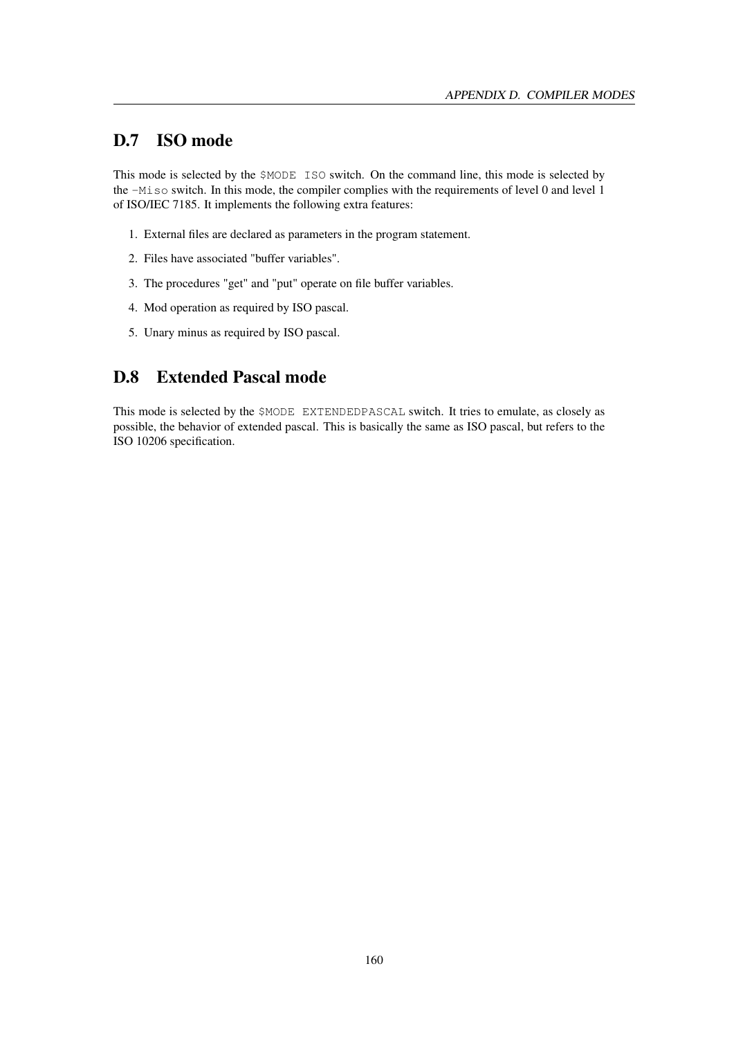## D.7 ISO mode

This mode is selected by the `$MODE ISO` switch. On the command line, this mode is selected by the `-Miso` switch. In this mode, the compiler complies with the requirements of level 0 and level 1 of ISO/IEC 7185. It implements the following extra features:

1. External files are declared as parameters in the program statement.
2. Files have associated "buffer variables".
3. The procedures "get" and "put" operate on file buffer variables.
4. Mod operation as required by ISO pascal.
5. Unary minus as required by ISO pascal.

## D.8 Extended Pascal mode

This mode is selected by the `$MODE EXTENDEDPASCAL` switch. It tries to emulate, as closely as possible, the behavior of extended pascal. This is basically the same as ISO pascal, but refers to the ISO 10206 specification.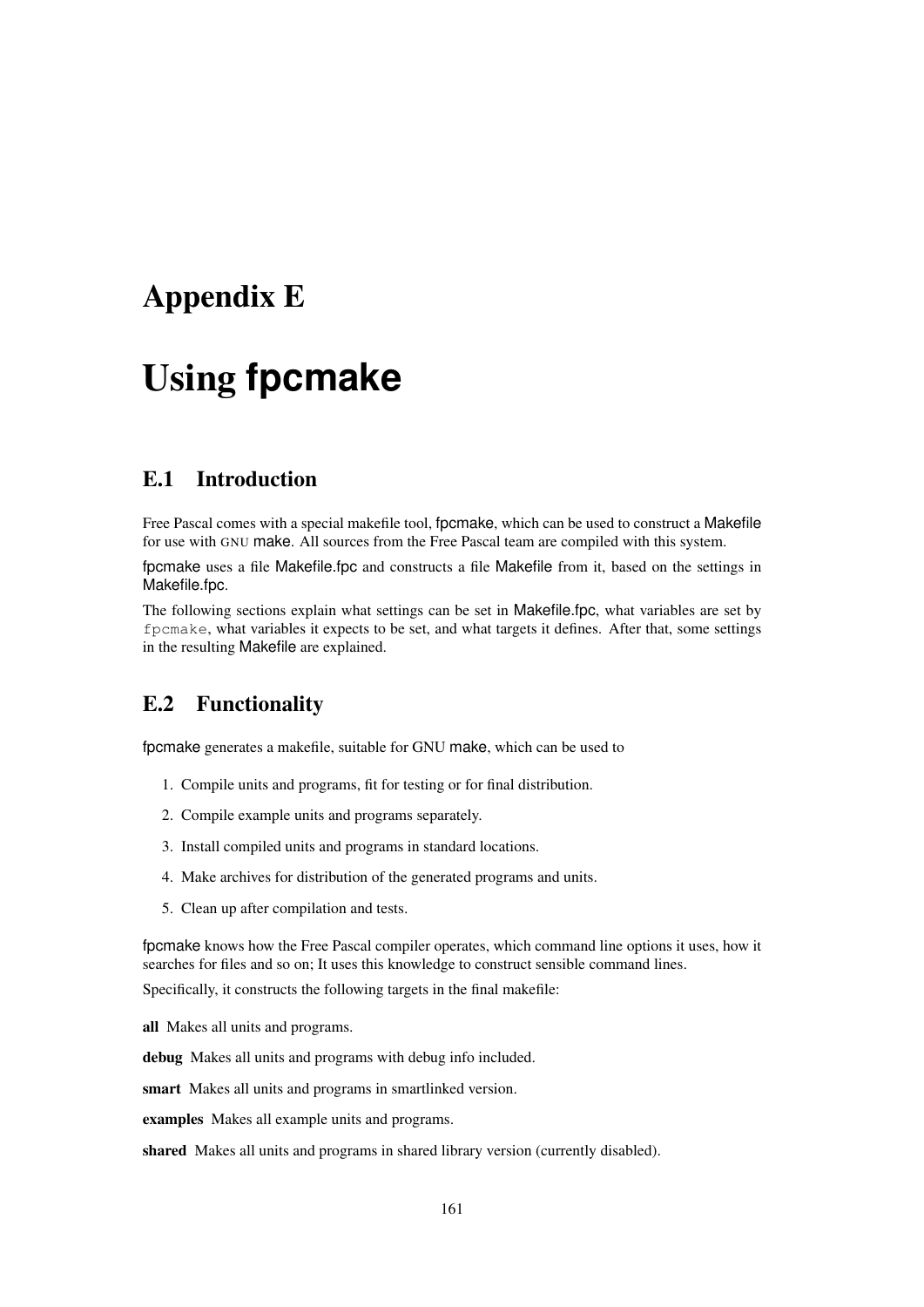# Appendix E

# Using **fpcmake**

## E.1 Introduction

Free Pascal comes with a special makefile tool, fpcmake, which can be used to construct a Makefile for use with GNU make. All sources from the Free Pascal team are compiled with this system.

fpcmake uses a file Makefile.fpc and constructs a file Makefile from it, based on the settings in Makefile.fpc.

The following sections explain what settings can be set in Makefile.fpc, what variables are set by `fpcmake`, what variables it expects to be set, and what targets it defines. After that, some settings in the resulting Makefile are explained.

## E.2 Functionality

fpcmake generates a makefile, suitable for GNU make, which can be used to

1. Compile units and programs, fit for testing or for final distribution.
2. Compile example units and programs separately.
3. Install compiled units and programs in standard locations.
4. Make archives for distribution of the generated programs and units.
5. Clean up after compilation and tests.

fpcmake knows how the Free Pascal compiler operates, which command line options it uses, how it searches for files and so on; It uses this knowledge to construct sensible command lines.

Specifically, it constructs the following targets in the final makefile:

**all** Makes all units and programs.

**debug** Makes all units and programs with debug info included.

**smart** Makes all units and programs in smartlinked version.

**examples** Makes all example units and programs.

**shared** Makes all units and programs in shared library version (currently disabled).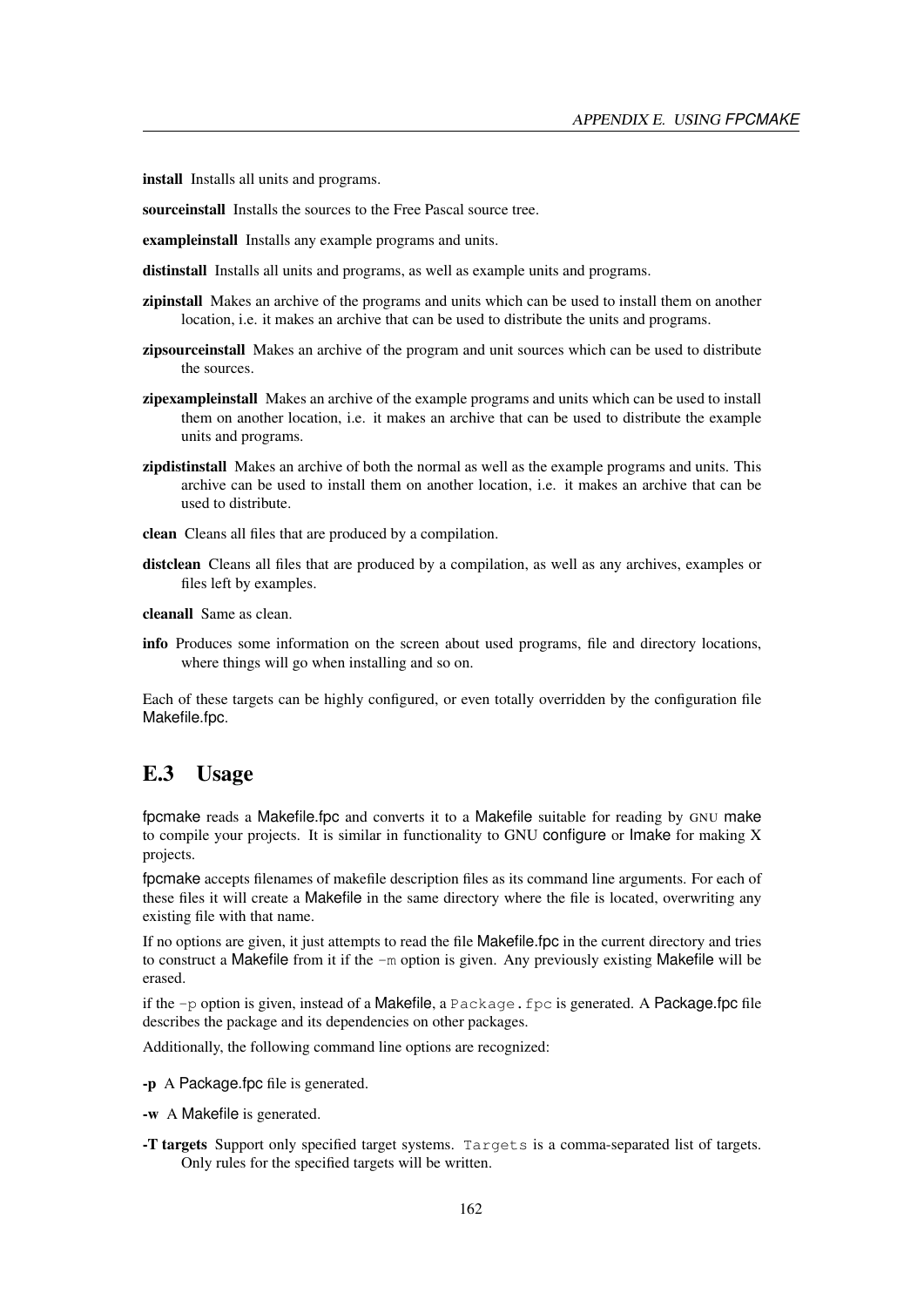**install** Installs all units and programs.

**sourceinstall** Installs the sources to the Free Pascal source tree.

**exampleinstall** Installs any example programs and units.

**distinstall** Installs all units and programs, as well as example units and programs.

**zipinstall** Makes an archive of the programs and units which can be used to install them on another location, i.e. it makes an archive that can be used to distribute the units and programs.

**zipsourceinstall** Makes an archive of the program and unit sources which can be used to distribute the sources.

**zipexampleinstall** Makes an archive of the example programs and units which can be used to install them on another location, i.e. it makes an archive that can be used to distribute the example units and programs.

**zipdistinstall** Makes an archive of both the normal as well as the example programs and units. This archive can be used to install them on another location, i.e. it makes an archive that can be used to distribute.

**clean** Cleans all files that are produced by a compilation.

**distclean** Cleans all files that are produced by a compilation, as well as any archives, examples or files left by examples.

**cleanall** Same as clean.

**info** Produces some information on the screen about used programs, file and directory locations, where things will go when installing and so on.

Each of these targets can be highly configured, or even totally overridden by the configuration file Makefile.fpc.

## E.3 Usage

fpcmake reads a Makefile.fpc and converts it to a Makefile suitable for reading by GNU make to compile your projects. It is similar in functionality to GNU configure or Imake for making X projects.

fpcmake accepts filenames of makefile description files as its command line arguments. For each of these files it will create a Makefile in the same directory where the file is located, overwriting any existing file with that name.

If no options are given, it just attempts to read the file Makefile.fpc in the current directory and tries to construct a Makefile from it if the `-m` option is given. Any previously existing Makefile will be erased.

if the `-p` option is given, instead of a Makefile, a `Package.fpc` is generated. A Package.fpc file describes the package and its dependencies on other packages.

Additionally, the following command line options are recognized:

**-p** A Package.fpc file is generated.

**-w** A Makefile is generated.

**-T targets** Support only specified target systems. `Targets` is a comma-separated list of targets. Only rules for the specified targets will be written.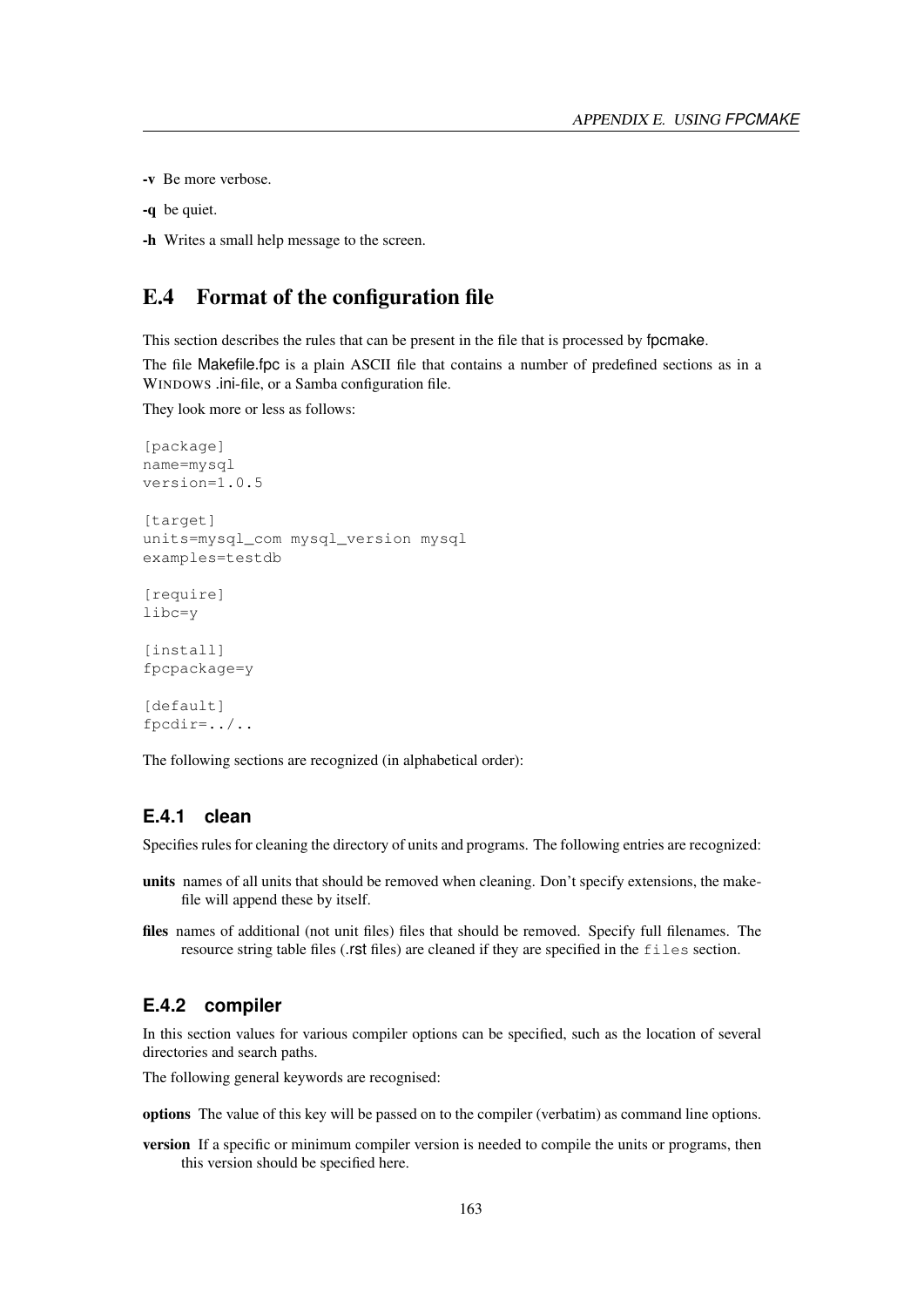**-v** Be more verbose.

**-q** be quiet.

**-h** Writes a small help message to the screen.

## E.4 Format of the configuration file

This section describes the rules that can be present in the file that is processed by fpcmake.

The file Makefile.fpc is a plain ASCII file that contains a number of predefined sections as in a WINDOWS .ini-file, or a Samba configuration file.

They look more or less as follows:

```
[package]
name=mysql
version=1.0.5

[target]
units=mysql_com mysql_version mysql
examples=testdb

[require]
libc=y

[install]
fpcpackage=y

[default]
fpcdir=../..
```

The following sections are recognized (in alphabetical order):

### E.4.1 clean

Specifies rules for cleaning the directory of units and programs. The following entries are recognized:

**units** names of all units that should be removed when cleaning. Don't specify extensions, the makefile will append these by itself.

**files** names of additional (not unit files) files that should be removed. Specify full filenames. The resource string table files (.rst files) are cleaned if they are specified in the `files` section.

### E.4.2 compiler

In this section values for various compiler options can be specified, such as the location of several directories and search paths.

The following general keywords are recognised:

**options** The value of this key will be passed on to the compiler (verbatim) as command line options.

**version** If a specific or minimum compiler version is needed to compile the units or programs, then this version should be specified here.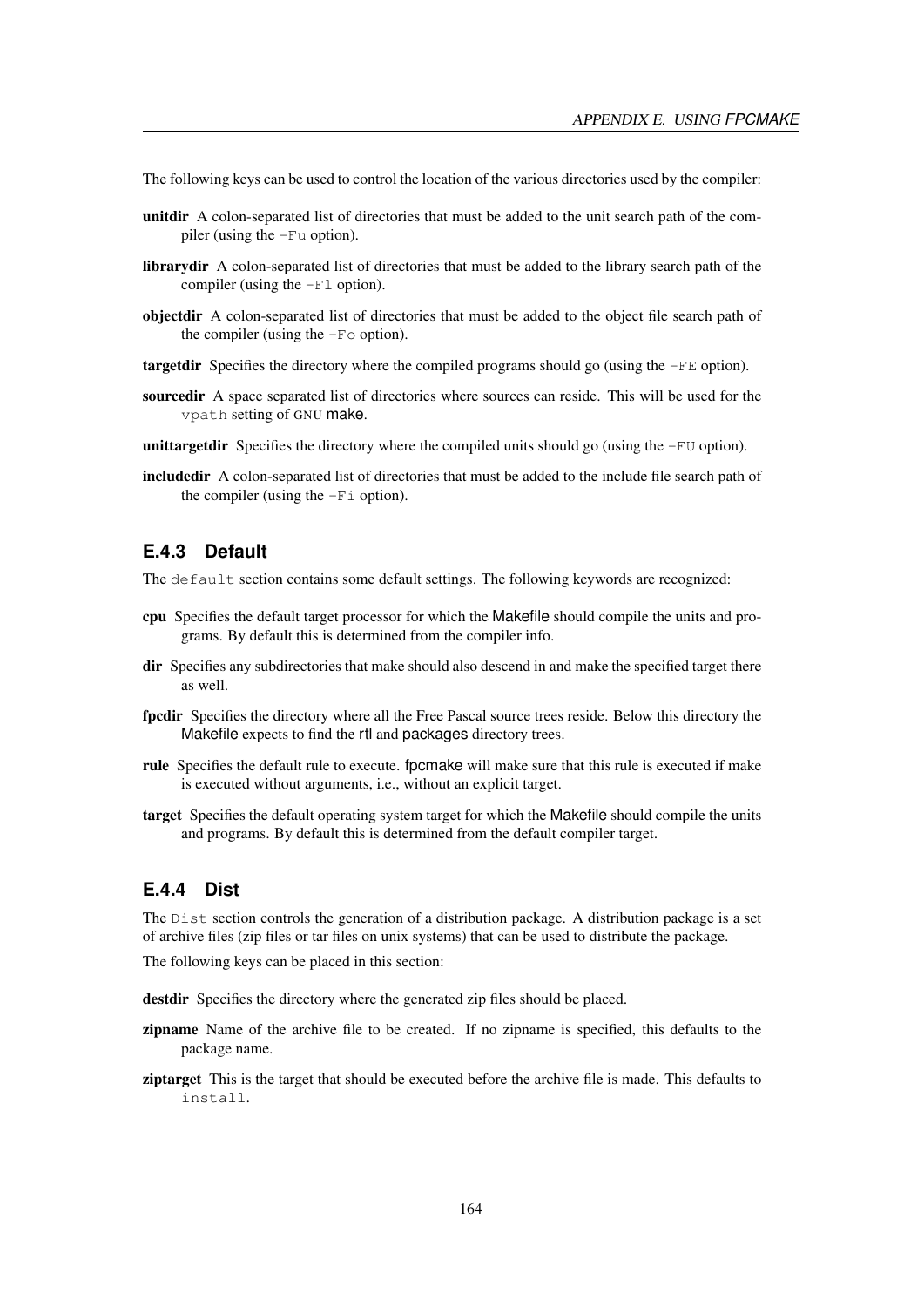The following keys can be used to control the location of the various directories used by the compiler:

**unitdir** A colon-separated list of directories that must be added to the unit search path of the compiler (using the `-Fu` option).

**librarydir** A colon-separated list of directories that must be added to the library search path of the compiler (using the `-Fl` option).

**objectdir** A colon-separated list of directories that must be added to the object file search path of the compiler (using the `-Fo` option).

**targetdir** Specifies the directory where the compiled programs should go (using the `-FE` option).

**sourcedir** A space separated list of directories where sources can reside. This will be used for the `vpath` setting of GNU make.

**unittargetdir** Specifies the directory where the compiled units should go (using the `-FU` option).

**includedir** A colon-separated list of directories that must be added to the include file search path of the compiler (using the `-Fi` option).

### E.4.3 Default

The `default` section contains some default settings. The following keywords are recognized:

**cpu** Specifies the default target processor for which the Makefile should compile the units and programs. By default this is determined from the compiler info.

**dir** Specifies any subdirectories that make should also descend in and make the specified target there as well.

**fpcdir** Specifies the directory where all the Free Pascal source trees reside. Below this directory the Makefile expects to find the rtl and packages directory trees.

**rule** Specifies the default rule to execute. fpcmake will make sure that this rule is executed if make is executed without arguments, i.e., without an explicit target.

**target** Specifies the default operating system target for which the Makefile should compile the units and programs. By default this is determined from the default compiler target.

### E.4.4 Dist

The `Dist` section controls the generation of a distribution package. A distribution package is a set of archive files (zip files or tar files on unix systems) that can be used to distribute the package.

The following keys can be placed in this section:

**destdir** Specifies the directory where the generated zip files should be placed.

**zipname** Name of the archive file to be created. If no zipname is specified, this defaults to the package name.

**ziptarget** This is the target that should be executed before the archive file is made. This defaults to `install`.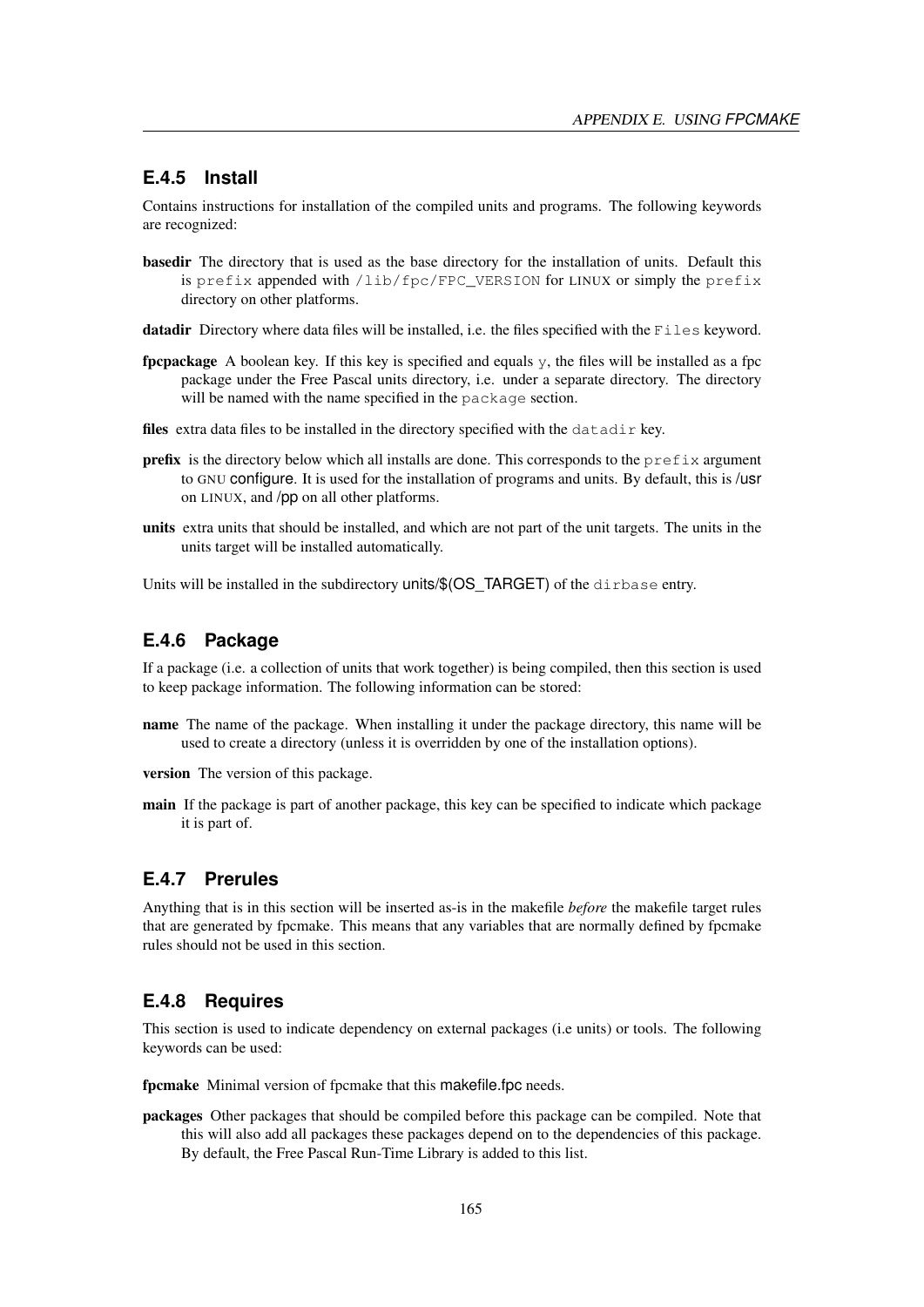### E.4.5 Install

Contains instructions for installation of the compiled units and programs. The following keywords are recognized:

**basedir** The directory that is used as the base directory for the installation of units. Default this is `prefix` appended with `/lib/fpc/FPC_VERSION` for LINUX or simply the `prefix` directory on other platforms.

**datadir** Directory where data files will be installed, i.e. the files specified with the `Files` keyword.

**fpcpackage** A boolean key. If this key is specified and equals `y`, the files will be installed as a fpc package under the Free Pascal units directory, i.e. under a separate directory. The directory will be named with the name specified in the `package` section.

**files** extra data files to be installed in the directory specified with the `datadir` key.

**prefix** is the directory below which all installs are done. This corresponds to the `prefix` argument to GNU configure. It is used for the installation of programs and units. By default, this is /usr on LINUX, and /pp on all other platforms.

**units** extra units that should be installed, and which are not part of the unit targets. The units in the units target will be installed automatically.

Units will be installed in the subdirectory units/$(OS_TARGET) of the `dirbase` entry.

### E.4.6 Package

If a package (i.e. a collection of units that work together) is being compiled, then this section is used to keep package information. The following information can be stored:

**name** The name of the package. When installing it under the package directory, this name will be used to create a directory (unless it is overridden by one of the installation options).

**version** The version of this package.

**main** If the package is part of another package, this key can be specified to indicate which package it is part of.

### E.4.7 Prerules

Anything that is in this section will be inserted as-is in the makefile *before* the makefile target rules that are generated by fpcmake. This means that any variables that are normally defined by fpcmake rules should not be used in this section.

### E.4.8 Requires

This section is used to indicate dependency on external packages (i.e units) or tools. The following keywords can be used:

**fpcmake** Minimal version of fpcmake that this makefile.fpc needs.

**packages** Other packages that should be compiled before this package can be compiled. Note that this will also add all packages these packages depend on to the dependencies of this package. By default, the Free Pascal Run-Time Library is added to this list.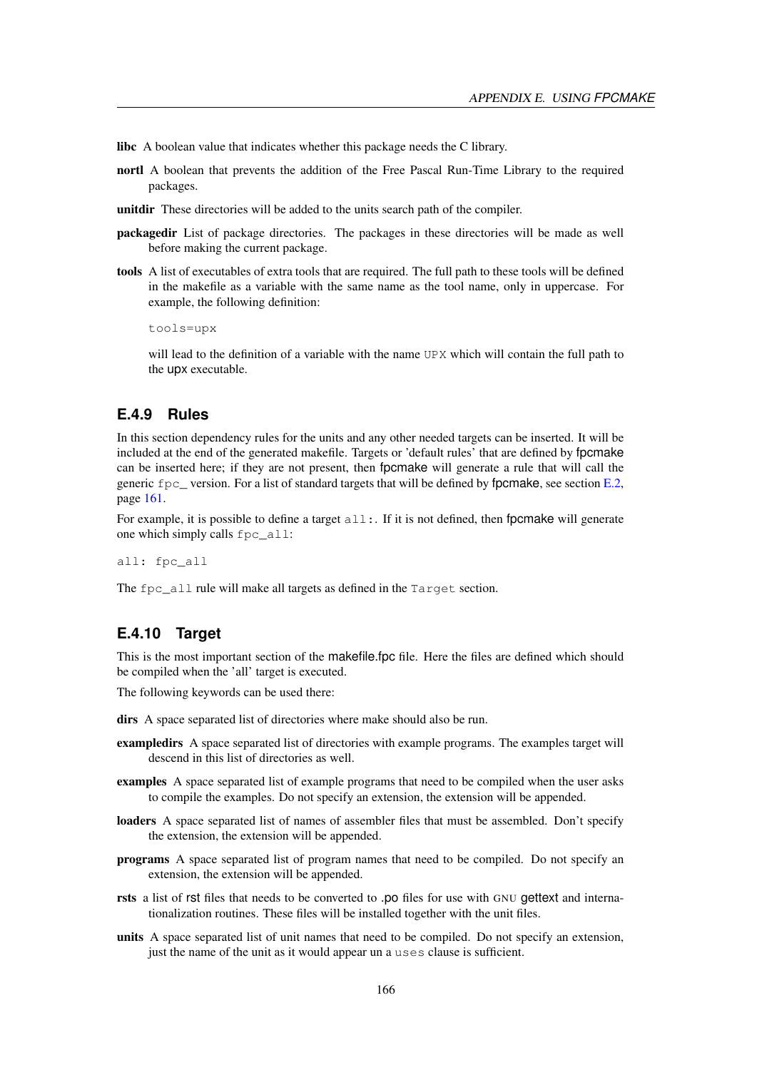**libc** A boolean value that indicates whether this package needs the C library.

**nortl** A boolean that prevents the addition of the Free Pascal Run-Time Library to the required packages.

**unitdir** These directories will be added to the units search path of the compiler.

**packagedir** List of package directories. The packages in these directories will be made as well before making the current package.

**tools** A list of executables of extra tools that are required. The full path to these tools will be defined in the makefile as a variable with the same name as the tool name, only in uppercase. For example, the following definition:

```
tools=upx
```

will lead to the definition of a variable with the name `UPX` which will contain the full path to the upx executable.

### E.4.9 Rules

In this section dependency rules for the units and any other needed targets can be inserted. It will be included at the end of the generated makefile. Targets or 'default rules' that are defined by fpcmake can be inserted here; if they are not present, then fpcmake will generate a rule that will call the generic `fpc_` version. For a list of standard targets that will be defined by fpcmake, see section E.2, page 161.

For example, it is possible to define a target `all:`. If it is not defined, then fpcmake will generate one which simply calls `fpc_all`:

```
all: fpc_all
```

The `fpc_all` rule will make all targets as defined in the `Target` section.

### E.4.10 Target

This is the most important section of the makefile.fpc file. Here the files are defined which should be compiled when the 'all' target is executed.

The following keywords can be used there:

**dirs** A space separated list of directories where make should also be run.

**exampledirs** A space separated list of directories with example programs. The examples target will descend in this list of directories as well.

**examples** A space separated list of example programs that need to be compiled when the user asks to compile the examples. Do not specify an extension, the extension will be appended.

**loaders** A space separated list of names of assembler files that must be assembled. Don't specify the extension, the extension will be appended.

**programs** A space separated list of program names that need to be compiled. Do not specify an extension, the extension will be appended.

**rsts** a list of rst files that needs to be converted to .po files for use with GNU gettext and internationalization routines. These files will be installed together with the unit files.

**units** A space separated list of unit names that need to be compiled. Do not specify an extension, just the name of the unit as it would appear un a `uses` clause is sufficient.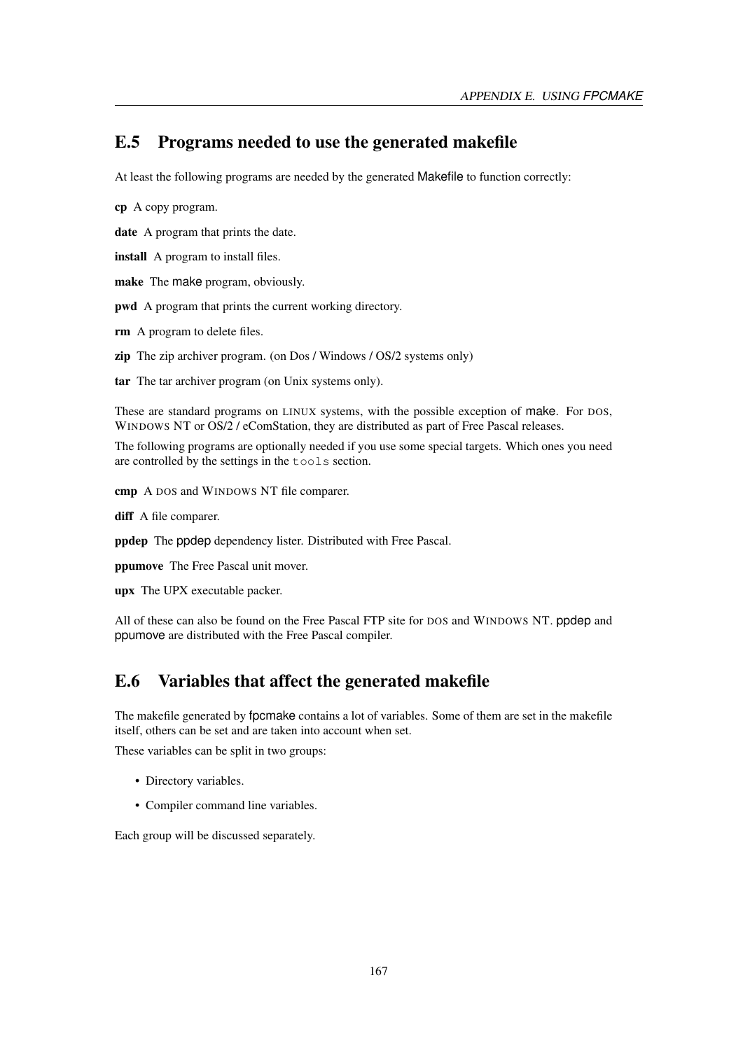## E.5 Programs needed to use the generated makefile

At least the following programs are needed by the generated Makefile to function correctly:

**cp** A copy program.

**date** A program that prints the date.

**install** A program to install files.

**make** The make program, obviously.

**pwd** A program that prints the current working directory.

**rm** A program to delete files.

**zip** The zip archiver program. (on Dos / Windows / OS/2 systems only)

**tar** The tar archiver program (on Unix systems only).

These are standard programs on LINUX systems, with the possible exception of make. For DOS, WINDOWS NT or OS/2 / eComStation, they are distributed as part of Free Pascal releases.

The following programs are optionally needed if you use some special targets. Which ones you need are controlled by the settings in the `tools` section.

**cmp** A DOS and WINDOWS NT file comparer.

**diff** A file comparer.

**ppdep** The ppdep dependency lister. Distributed with Free Pascal.

**ppumove** The Free Pascal unit mover.

**upx** The UPX executable packer.

All of these can also be found on the Free Pascal FTP site for DOS and WINDOWS NT. ppdep and ppumove are distributed with the Free Pascal compiler.

## E.6 Variables that affect the generated makefile

The makefile generated by fpcmake contains a lot of variables. Some of them are set in the makefile itself, others can be set and are taken into account when set.

These variables can be split in two groups:

- Directory variables.
- Compiler command line variables.

Each group will be discussed separately.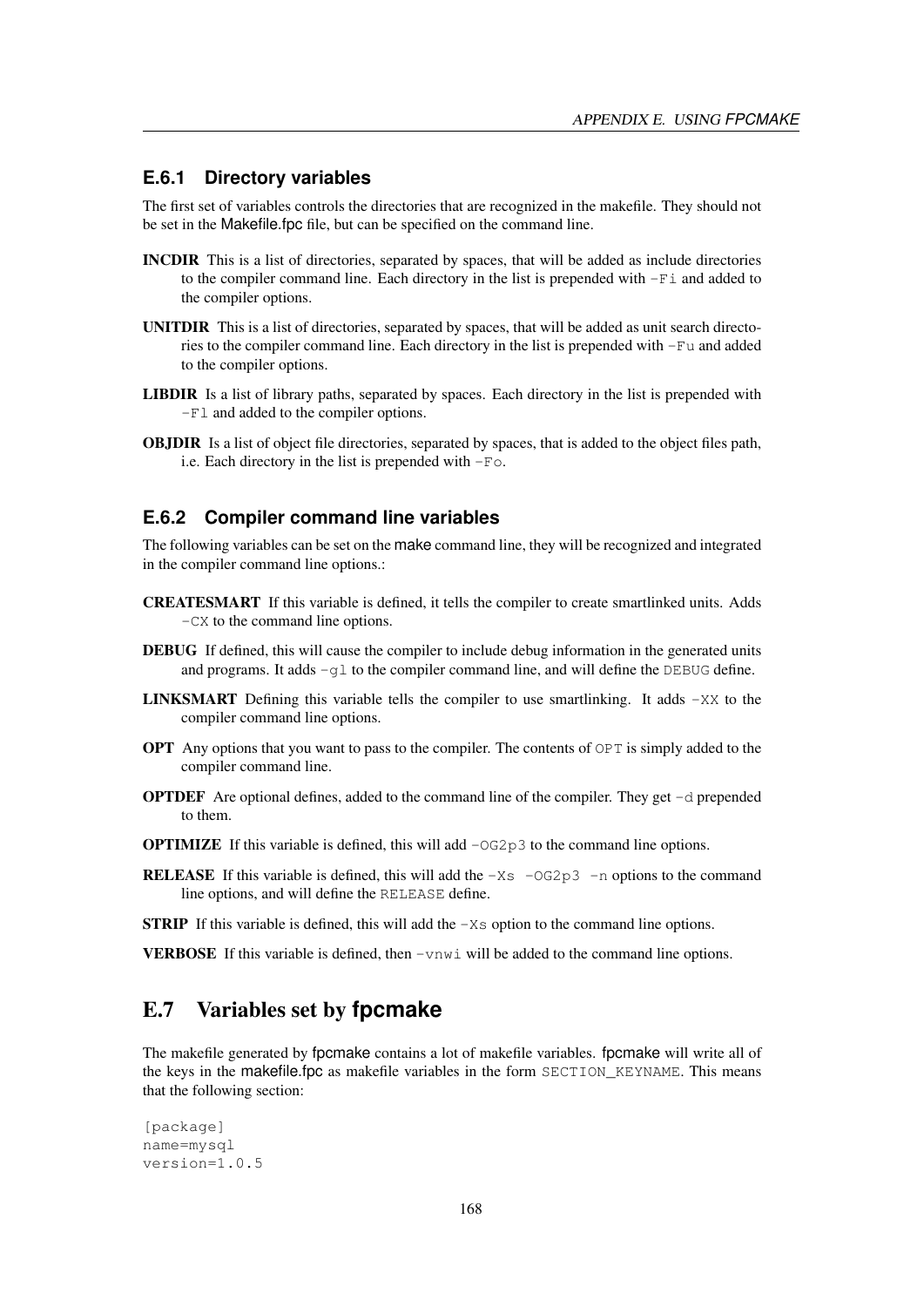### E.6.1 Directory variables

The first set of variables controls the directories that are recognized in the makefile. They should not be set in the Makefile.fpc file, but can be specified on the command line.

**INCDIR** This is a list of directories, separated by spaces, that will be added as include directories to the compiler command line. Each directory in the list is prepended with `-Fi` and added to the compiler options.

**UNITDIR** This is a list of directories, separated by spaces, that will be added as unit search directories to the compiler command line. Each directory in the list is prepended with `-Fu` and added to the compiler options.

**LIBDIR** Is a list of library paths, separated by spaces. Each directory in the list is prepended with `-Fl` and added to the compiler options.

**OBJDIR** Is a list of object file directories, separated by spaces, that is added to the object files path, i.e. Each directory in the list is prepended with `-Fo`.

### E.6.2 Compiler command line variables

The following variables can be set on the make command line, they will be recognized and integrated in the compiler command line options.:

**CREATESMART** If this variable is defined, it tells the compiler to create smartlinked units. Adds `-CX` to the command line options.

**DEBUG** If defined, this will cause the compiler to include debug information in the generated units and programs. It adds `-gl` to the compiler command line, and will define the `DEBUG` define.

**LINKSMART** Defining this variable tells the compiler to use smartlinking. It adds `-XX` to the compiler command line options.

**OPT** Any options that you want to pass to the compiler. The contents of `OPT` is simply added to the compiler command line.

**OPTDEF** Are optional defines, added to the command line of the compiler. They get `-d` prepended to them.

**OPTIMIZE** If this variable is defined, this will add `-OG2p3` to the command line options.

**RELEASE** If this variable is defined, this will add the `-Xs -OG2p3 -n` options to the command line options, and will define the `RELEASE` define.

**STRIP** If this variable is defined, this will add the `-Xs` option to the command line options.

**VERBOSE** If this variable is defined, then `-vnwi` will be added to the command line options.

## E.7 Variables set by fpcmake

The makefile generated by fpcmake contains a lot of makefile variables. fpcmake will write all of the keys in the makefile.fpc as makefile variables in the form `SECTION_KEYNAME`. This means that the following section:

```
[package]
name=mysql
version=1.0.5
```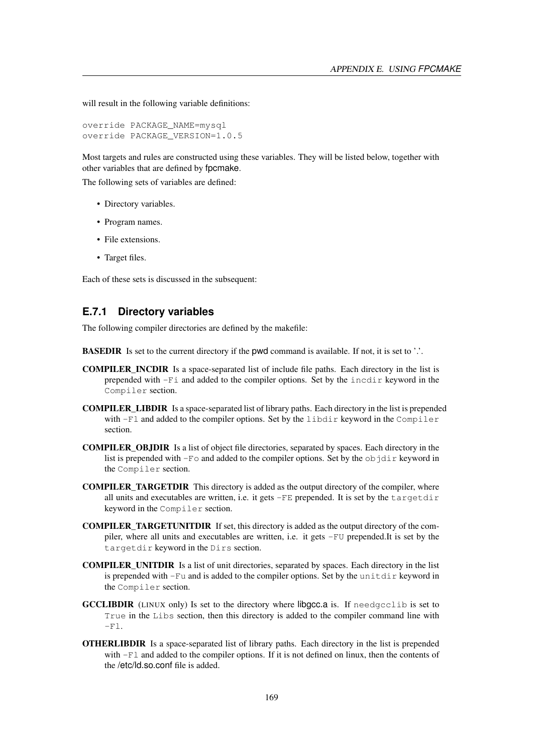will result in the following variable definitions:

```
override PACKAGE_NAME=mysql
override PACKAGE_VERSION=1.0.5
```

Most targets and rules are constructed using these variables. They will be listed below, together with other variables that are defined by fpcmake.

The following sets of variables are defined:

- Directory variables.
- Program names.
- File extensions.
- Target files.

Each of these sets is discussed in the subsequent:

### E.7.1 Directory variables

The following compiler directories are defined by the makefile:

**BASEDIR** Is set to the current directory if the pwd command is available. If not, it is set to '.'.

**COMPILER_INCDIR** Is a space-separated list of include file paths. Each directory in the list is prepended with `-Fi` and added to the compiler options. Set by the `incdir` keyword in the `Compiler` section.

**COMPILER_LIBDIR** Is a space-separated list of library paths. Each directory in the list is prepended with `-Fl` and added to the compiler options. Set by the `libdir` keyword in the `Compiler` section.

**COMPILER_OBJDIR** Is a list of object file directories, separated by spaces. Each directory in the list is prepended with `-Fo` and added to the compiler options. Set by the `objdir` keyword in the `Compiler` section.

**COMPILER_TARGETDIR** This directory is added as the output directory of the compiler, where all units and executables are written, i.e. it gets `-FE` prepended. It is set by the `targetdir` keyword in the `Compiler` section.

**COMPILER_TARGETUNITDIR** If set, this directory is added as the output directory of the compiler, where all units and executables are written, i.e. it gets `-FU` prepended.It is set by the `targetdir` keyword in the `Dirs` section.

**COMPILER_UNITDIR** Is a list of unit directories, separated by spaces. Each directory in the list is prepended with `-Fu` and is added to the compiler options. Set by the `unitdir` keyword in the `Compiler` section.

**GCCLIBDIR** (LINUX only) Is set to the directory where libgcc.a is. If `needgcclib` is set to `True` in the `Libs` section, then this directory is added to the compiler command line with `-Fl`.

**OTHERLIBDIR** Is a space-separated list of library paths. Each directory in the list is prepended with `-Fl` and added to the compiler options. If it is not defined on linux, then the contents of the /etc/ld.so.conf file is added.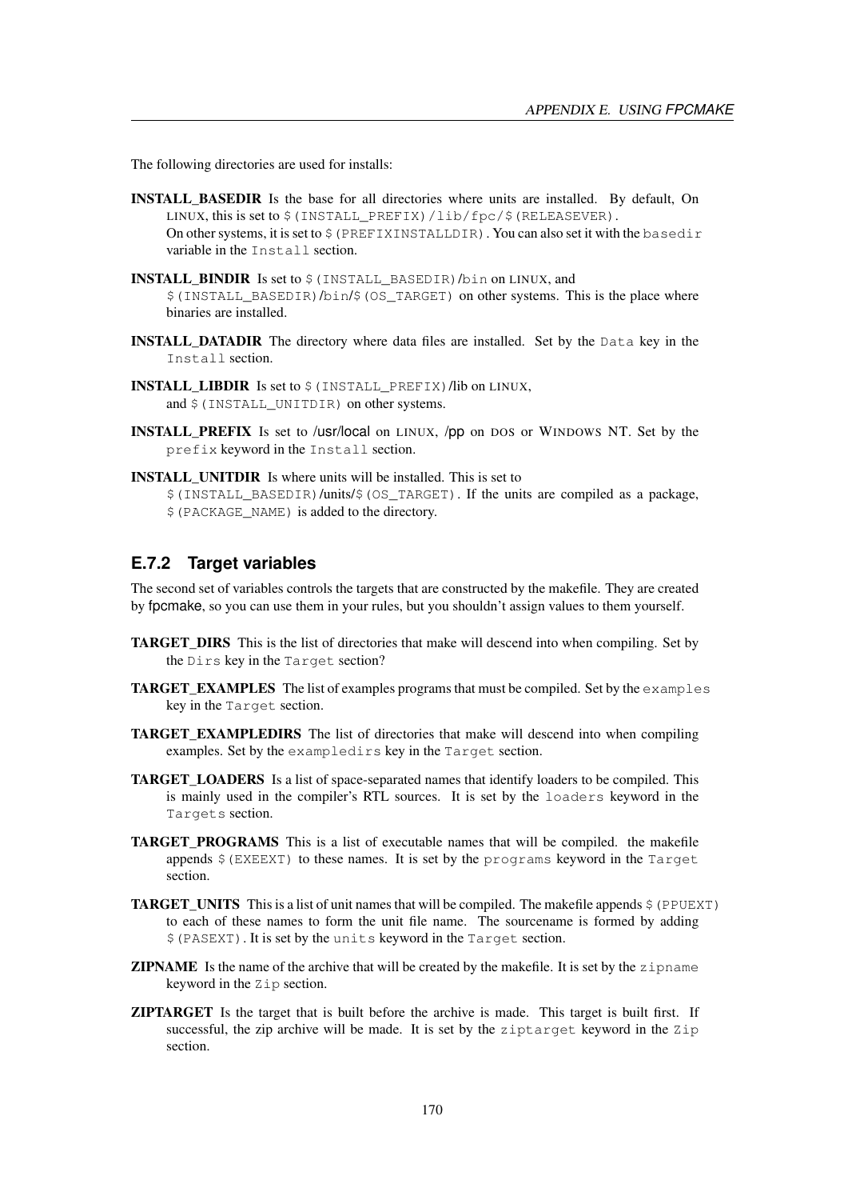The following directories are used for installs:

**INSTALL_BASEDIR** Is the base for all directories where units are installed. By default, On LINUX, this is set to `$(INSTALL_PREFIX)/lib/fpc/$(RELEASEVER)`.
On other systems, it is set to `$(PREFIXINSTALLDIR)`. You can also set it with the `basedir` variable in the `Install` section.

**INSTALL_BINDIR** Is set to `$(INSTALL_BASEDIR)/bin` on LINUX, and `$(INSTALL_BASEDIR)/bin/$(OS_TARGET)` on other systems. This is the place where binaries are installed.

**INSTALL_DATADIR** The directory where data files are installed. Set by the `Data` key in the `Install` section.

**INSTALL_LIBDIR** Is set to `$(INSTALL_PREFIX)/lib` on LINUX, and `$(INSTALL_UNITDIR)` on other systems.

**INSTALL_PREFIX** Is set to /usr/local on LINUX, /pp on DOS or WINDOWS NT. Set by the `prefix` keyword in the `Install` section.

**INSTALL_UNITDIR** Is where units will be installed. This is set to `$(INSTALL_BASEDIR)/units/$(OS_TARGET)`. If the units are compiled as a package, `$(PACKAGE_NAME)` is added to the directory.

### E.7.2 Target variables

The second set of variables controls the targets that are constructed by the makefile. They are created by fpcmake, so you can use them in your rules, but you shouldn't assign values to them yourself.

**TARGET_DIRS** This is the list of directories that make will descend into when compiling. Set by the `Dirs` key in the `Target` section?

**TARGET_EXAMPLES** The list of examples programs that must be compiled. Set by the `examples` key in the `Target` section.

**TARGET_EXAMPLEDIRS** The list of directories that make will descend into when compiling examples. Set by the `exampledirs` key in the `Target` section.

**TARGET_LOADERS** Is a list of space-separated names that identify loaders to be compiled. This is mainly used in the compiler's RTL sources. It is set by the `loaders` keyword in the `Targets` section.

**TARGET_PROGRAMS** This is a list of executable names that will be compiled. the makefile appends `$(EXEEXT)` to these names. It is set by the `programs` keyword in the `Target` section.

**TARGET_UNITS** This is a list of unit names that will be compiled. The makefile appends `$(PPUEXT)` to each of these names to form the unit file name. The sourcename is formed by adding `$(PASEXT)`. It is set by the `units` keyword in the `Target` section.

**ZIPNAME** Is the name of the archive that will be created by the makefile. It is set by the `zipname` keyword in the `Zip` section.

**ZIPTARGET** Is the target that is built before the archive is made. This target is built first. If successful, the zip archive will be made. It is set by the `ziptarget` keyword in the `Zip` section.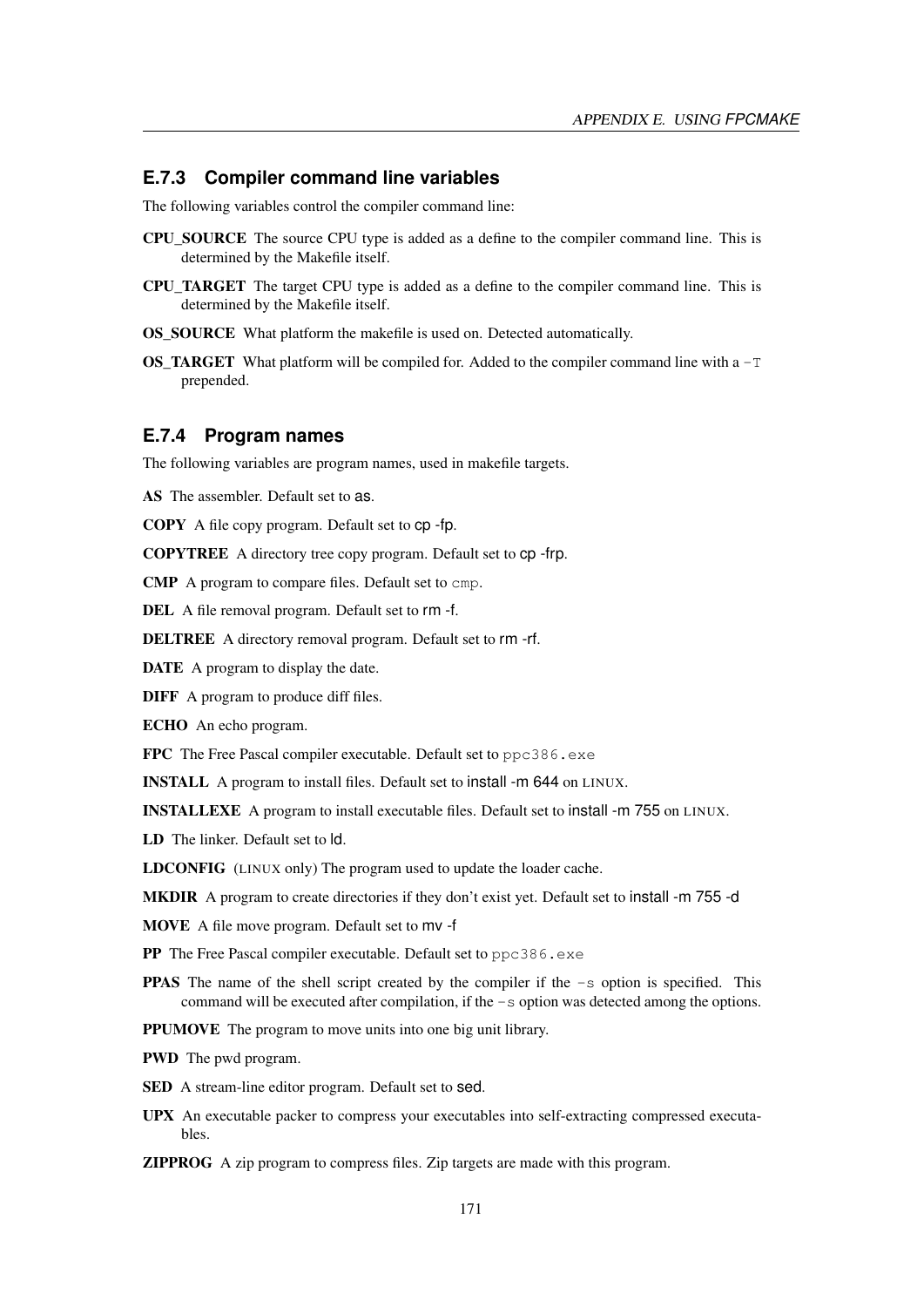### E.7.3 Compiler command line variables

The following variables control the compiler command line:

**CPU_SOURCE** The source CPU type is added as a define to the compiler command line. This is determined by the Makefile itself.

**CPU_TARGET** The target CPU type is added as a define to the compiler command line. This is determined by the Makefile itself.

**OS_SOURCE** What platform the makefile is used on. Detected automatically.

**OS_TARGET** What platform will be compiled for. Added to the compiler command line with a `-T` prepended.

### E.7.4 Program names

The following variables are program names, used in makefile targets.

**AS** The assembler. Default set to as.

**COPY** A file copy program. Default set to cp -fp.

**COPYTREE** A directory tree copy program. Default set to cp -frp.

**CMP** A program to compare files. Default set to `cmp`.

**DEL** A file removal program. Default set to rm -f.

**DELTREE** A directory removal program. Default set to rm -rf.

**DATE** A program to display the date.

**DIFF** A program to produce diff files.

**ECHO** An echo program.

**FPC** The Free Pascal compiler executable. Default set to `ppc386.exe`

**INSTALL** A program to install files. Default set to install -m 644 on LINUX.

**INSTALLEXE** A program to install executable files. Default set to install -m 755 on LINUX.

**LD** The linker. Default set to ld.

**LDCONFIG** (LINUX only) The program used to update the loader cache.

**MKDIR** A program to create directories if they don't exist yet. Default set to install -m 755 -d

**MOVE** A file move program. Default set to mv -f

**PP** The Free Pascal compiler executable. Default set to `ppc386.exe`

**PPAS** The name of the shell script created by the compiler if the `-s` option is specified. This command will be executed after compilation, if the `-s` option was detected among the options.

**PPUMOVE** The program to move units into one big unit library.

**PWD** The pwd program.

**SED** A stream-line editor program. Default set to sed.

**UPX** An executable packer to compress your executables into self-extracting compressed executables.

**ZIPPROG** A zip program to compress files. Zip targets are made with this program.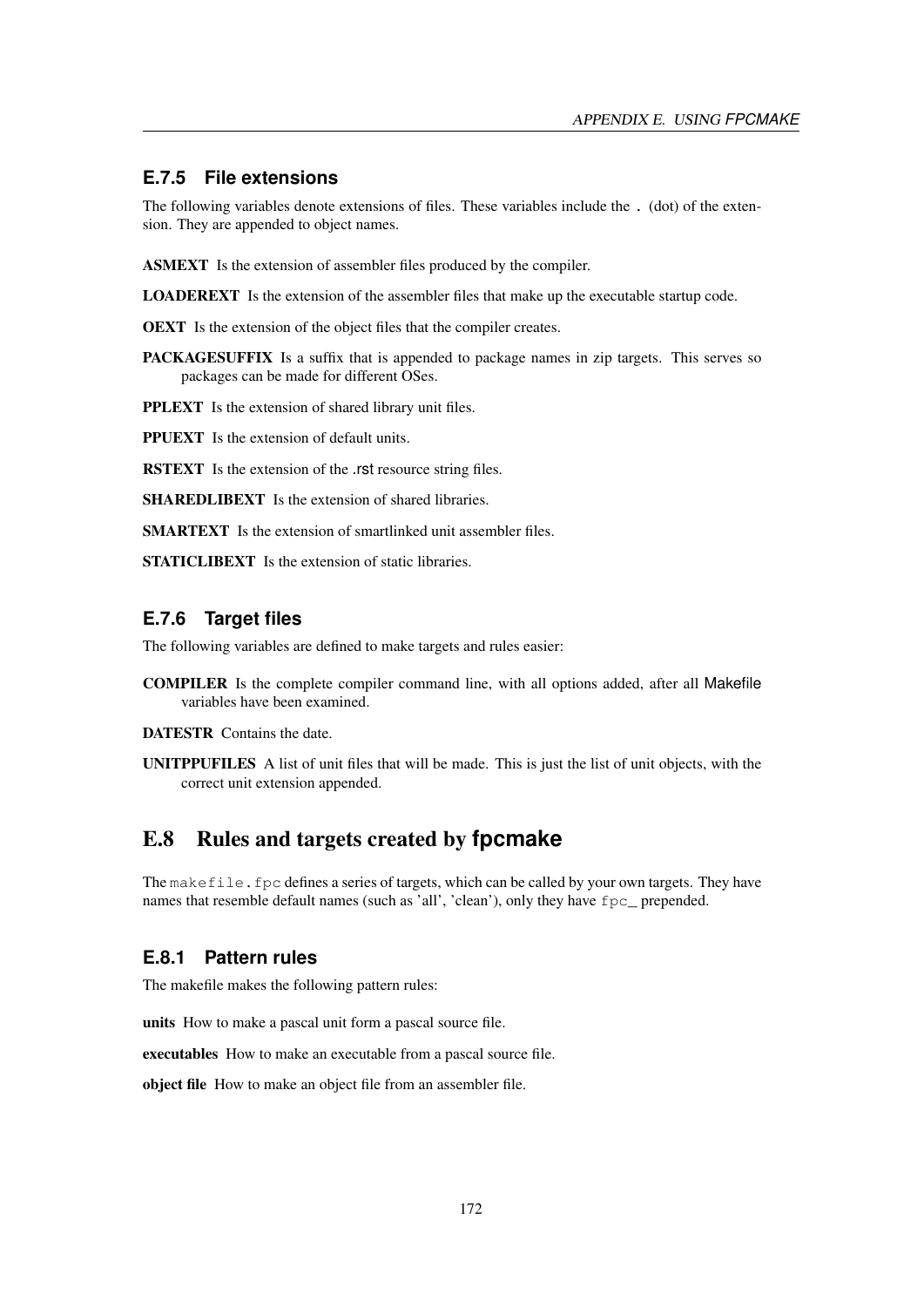### E.7.5 File extensions

The following variables denote extensions of files. These variables include the . (dot) of the extension. They are appended to object names.

**ASMEXT** Is the extension of assembler files produced by the compiler.

**LOADEREXT** Is the extension of the assembler files that make up the executable startup code.

**OEXT** Is the extension of the object files that the compiler creates.

**PACKAGESUFFIX** Is a suffix that is appended to package names in zip targets. This serves so packages can be made for different OSes.

**PPLEXT** Is the extension of shared library unit files.

**PPUEXT** Is the extension of default units.

**RSTEXT** Is the extension of the .rst resource string files.

**SHAREDLIBEXT** Is the extension of shared libraries.

**SMARTEXT** Is the extension of smartlinked unit assembler files.

**STATICLIBEXT** Is the extension of static libraries.

### E.7.6 Target files

The following variables are defined to make targets and rules easier:

**COMPILER** Is the complete compiler command line, with all options added, after all Makefile variables have been examined.

**DATESTR** Contains the date.

**UNITPPUFILES** A list of unit files that will be made. This is just the list of unit objects, with the correct unit extension appended.

## E.8 Rules and targets created by fpcmake

The `makefile.fpc` defines a series of targets, which can be called by your own targets. They have names that resemble default names (such as 'all', 'clean'), only they have `fpc_` prepended.

### E.8.1 Pattern rules

The makefile makes the following pattern rules:

**units** How to make a pascal unit form a pascal source file.

**executables** How to make an executable from a pascal source file.

**object file** How to make an object file from an assembler file.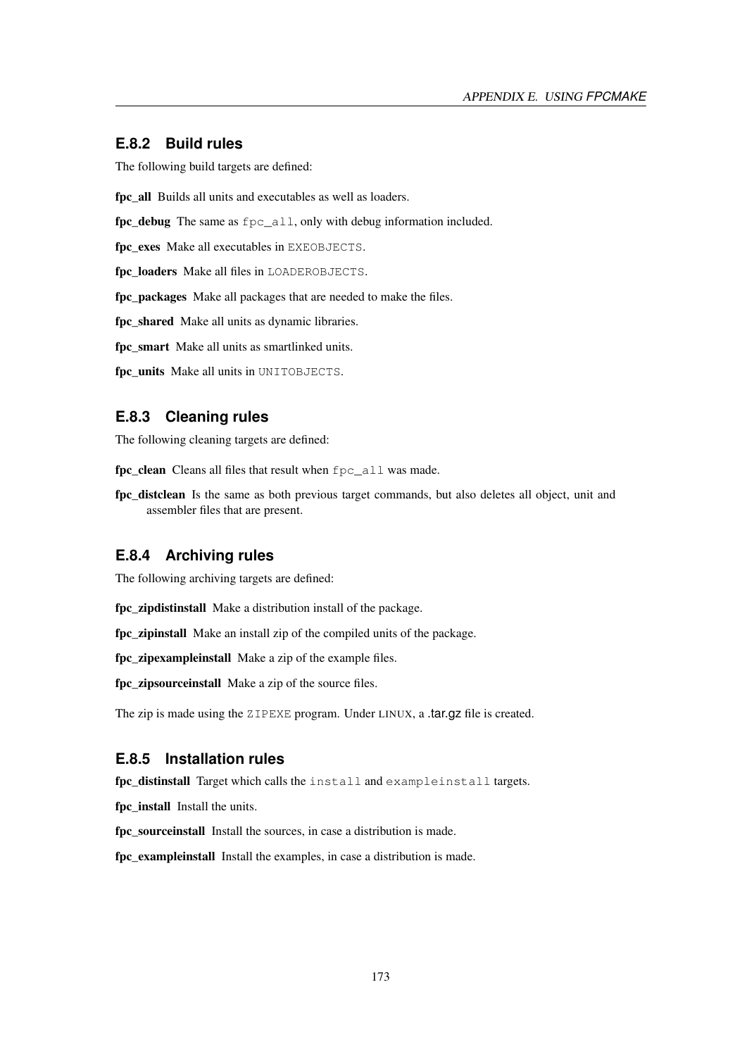### E.8.2 Build rules

The following build targets are defined:

**fpc_all** Builds all units and executables as well as loaders.

**fpc_debug** The same as `fpc_all`, only with debug information included.

**fpc_exes** Make all executables in `EXEOBJECTS`.

**fpc_loaders** Make all files in `LOADEROBJECTS`.

**fpc_packages** Make all packages that are needed to make the files.

**fpc_shared** Make all units as dynamic libraries.

**fpc_smart** Make all units as smartlinked units.

**fpc_units** Make all units in `UNITOBJECTS`.

### E.8.3 Cleaning rules

The following cleaning targets are defined:

**fpc_clean** Cleans all files that result when `fpc_all` was made.

**fpc_distclean** Is the same as both previous target commands, but also deletes all object, unit and assembler files that are present.

### E.8.4 Archiving rules

The following archiving targets are defined:

**fpc_zipdistinstall** Make a distribution install of the package.

**fpc_zipinstall** Make an install zip of the compiled units of the package.

**fpc_zipexampleinstall** Make a zip of the example files.

**fpc_zipsourceinstall** Make a zip of the source files.

The zip is made using the `ZIPEXE` program. Under LINUX, a .tar.gz file is created.

### E.8.5 Installation rules

**fpc_distinstall** Target which calls the `install` and `exampleinstall` targets.

**fpc_install** Install the units.

**fpc_sourceinstall** Install the sources, in case a distribution is made.

**fpc_exampleinstall** Install the examples, in case a distribution is made.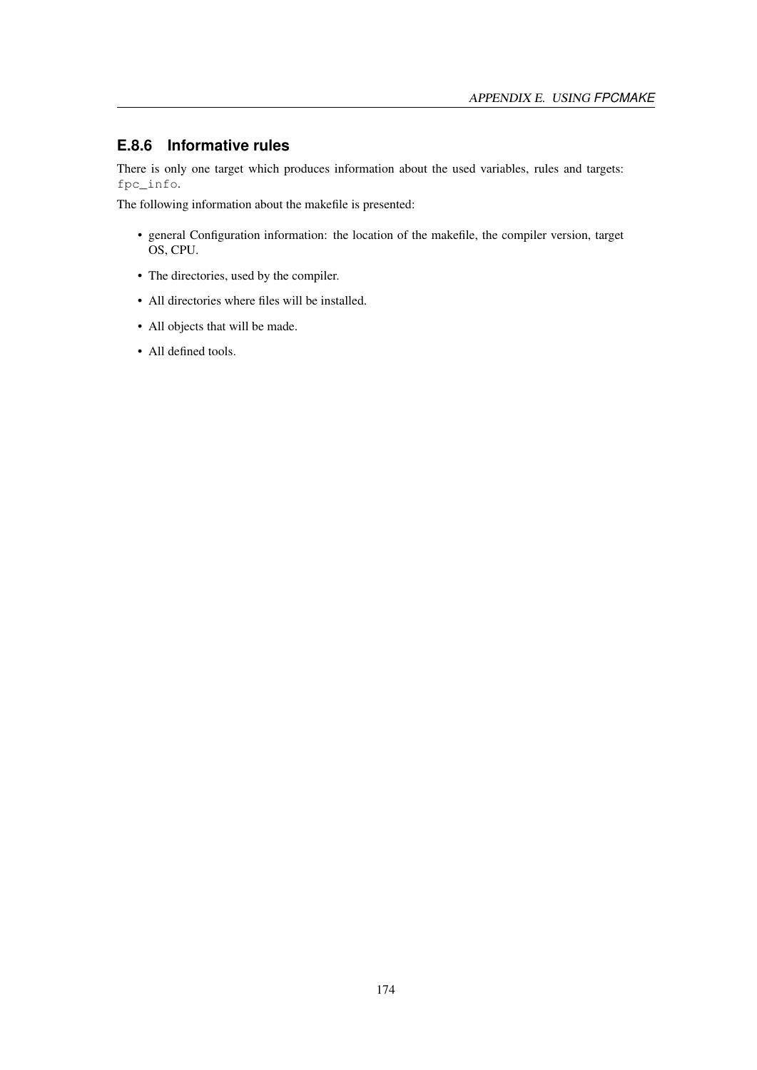### E.8.6 Informative rules

There is only one target which produces information about the used variables, rules and targets: `fpc_info`.

The following information about the makefile is presented:

- general Configuration information: the location of the makefile, the compiler version, target OS, CPU.
- The directories, used by the compiler.
- All directories where files will be installed.
- All objects that will be made.
- All defined tools.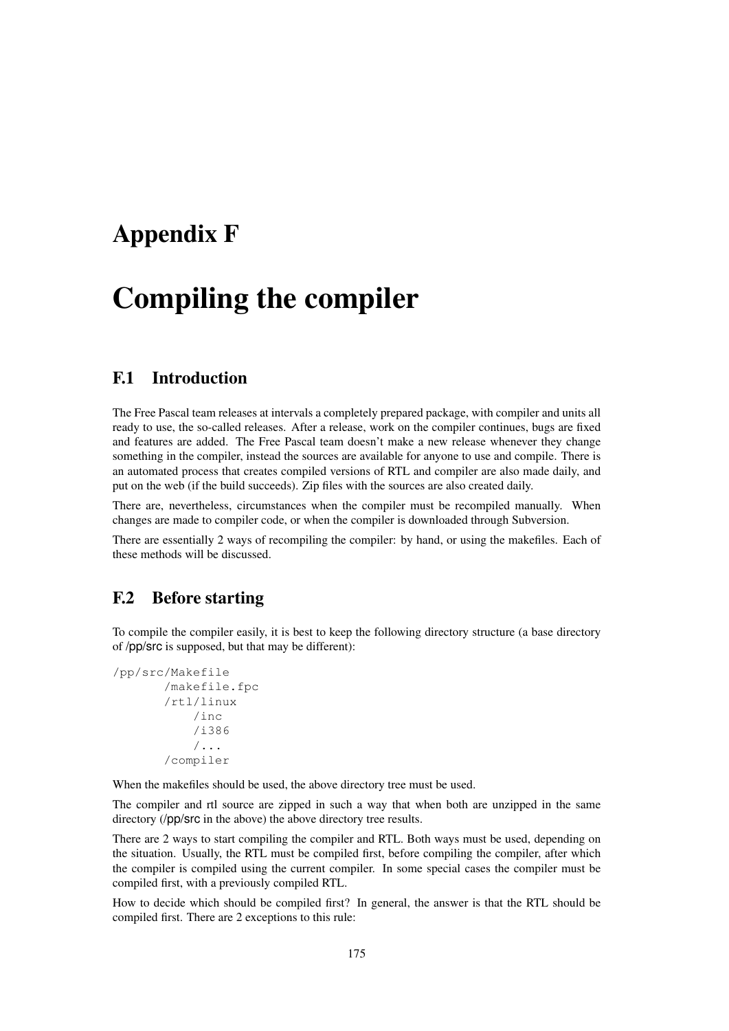# Appendix F

# Compiling the compiler

## F.1 Introduction

The Free Pascal team releases at intervals a completely prepared package, with compiler and units all ready to use, the so-called releases. After a release, work on the compiler continues, bugs are fixed and features are added. The Free Pascal team doesn't make a new release whenever they change something in the compiler, instead the sources are available for anyone to use and compile. There is an automated process that creates compiled versions of RTL and compiler are also made daily, and put on the web (if the build succeeds). Zip files with the sources are also created daily.

There are, nevertheless, circumstances when the compiler must be recompiled manually. When changes are made to compiler code, or when the compiler is downloaded through Subversion.

There are essentially 2 ways of recompiling the compiler: by hand, or using the makefiles. Each of these methods will be discussed.

## F.2 Before starting

To compile the compiler easily, it is best to keep the following directory structure (a base directory of /pp/src is supposed, but that may be different):

```
/pp/src/Makefile
       /makefile.fpc
       /rtl/linux
           /inc
           /i386
           /...
       /compiler
```

When the makefiles should be used, the above directory tree must be used.

The compiler and rtl source are zipped in such a way that when both are unzipped in the same directory (/pp/src in the above) the above directory tree results.

There are 2 ways to start compiling the compiler and RTL. Both ways must be used, depending on the situation. Usually, the RTL must be compiled first, before compiling the compiler, after which the compiler is compiled using the current compiler. In some special cases the compiler must be compiled first, with a previously compiled RTL.

How to decide which should be compiled first? In general, the answer is that the RTL should be compiled first. There are 2 exceptions to this rule: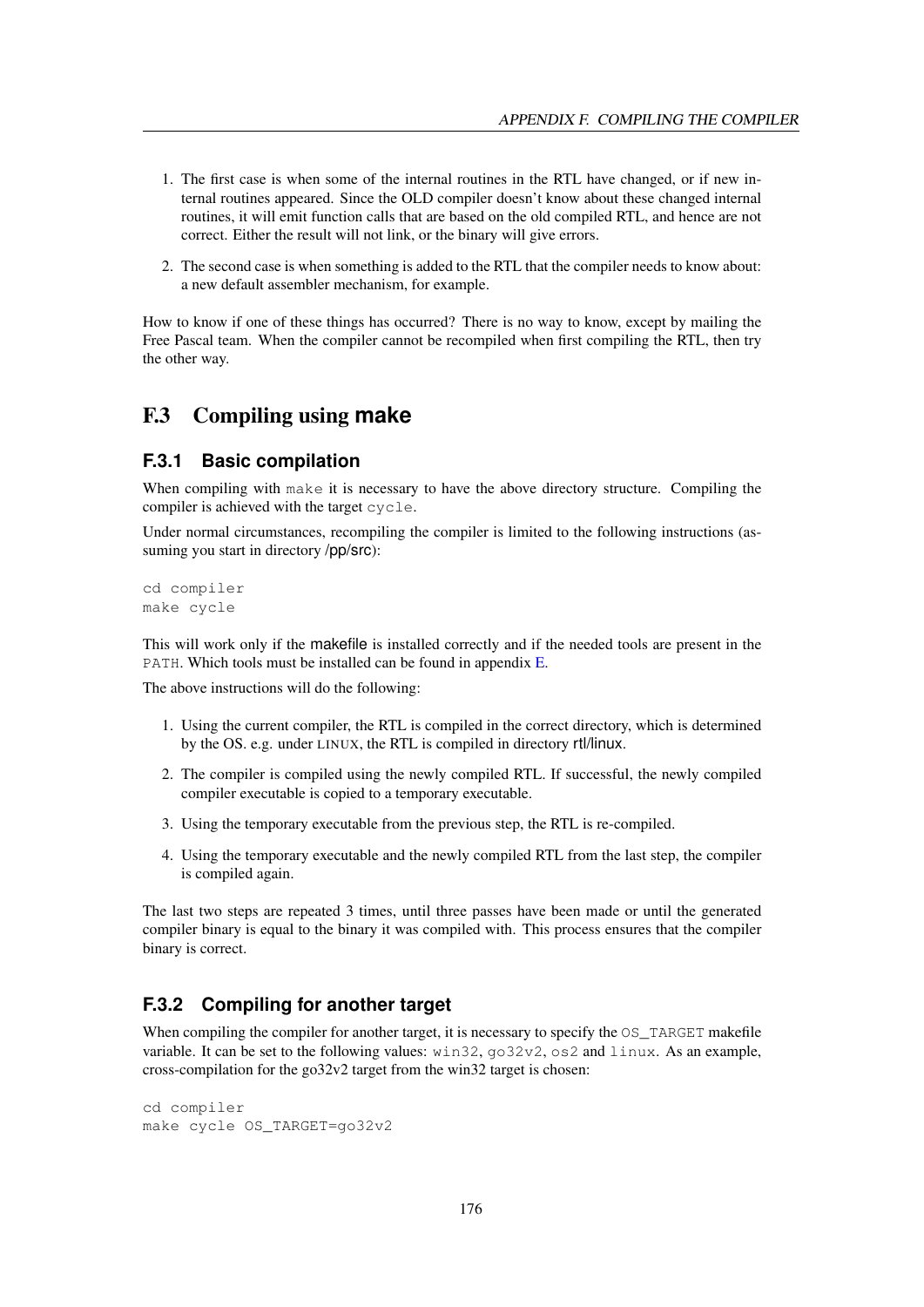1. The first case is when some of the internal routines in the RTL have changed, or if new internal routines appeared. Since the OLD compiler doesn't know about these changed internal routines, it will emit function calls that are based on the old compiled RTL, and hence are not correct. Either the result will not link, or the binary will give errors.

2. The second case is when something is added to the RTL that the compiler needs to know about: a new default assembler mechanism, for example.

How to know if one of these things has occurred? There is no way to know, except by mailing the Free Pascal team. When the compiler cannot be recompiled when first compiling the RTL, then try the other way.

## F.3 Compiling using make

### F.3.1 Basic compilation

When compiling with `make` it is necessary to have the above directory structure. Compiling the compiler is achieved with the target `cycle`.

Under normal circumstances, recompiling the compiler is limited to the following instructions (assuming you start in directory /pp/src):

```
cd compiler
make cycle
```

This will work only if the makefile is installed correctly and if the needed tools are present in the `PATH`. Which tools must be installed can be found in appendix E.

The above instructions will do the following:

1. Using the current compiler, the RTL is compiled in the correct directory, which is determined by the OS. e.g. under LINUX, the RTL is compiled in directory rtl/linux.

2. The compiler is compiled using the newly compiled RTL. If successful, the newly compiled compiler executable is copied to a temporary executable.

3. Using the temporary executable from the previous step, the RTL is re-compiled.

4. Using the temporary executable and the newly compiled RTL from the last step, the compiler is compiled again.

The last two steps are repeated 3 times, until three passes have been made or until the generated compiler binary is equal to the binary it was compiled with. This process ensures that the compiler binary is correct.

### F.3.2 Compiling for another target

When compiling the compiler for another target, it is necessary to specify the `OS_TARGET` makefile variable. It can be set to the following values: `win32`, `go32v2`, `os2` and `linux`. As an example, cross-compilation for the go32v2 target from the win32 target is chosen:

```
cd compiler
make cycle OS_TARGET=go32v2
```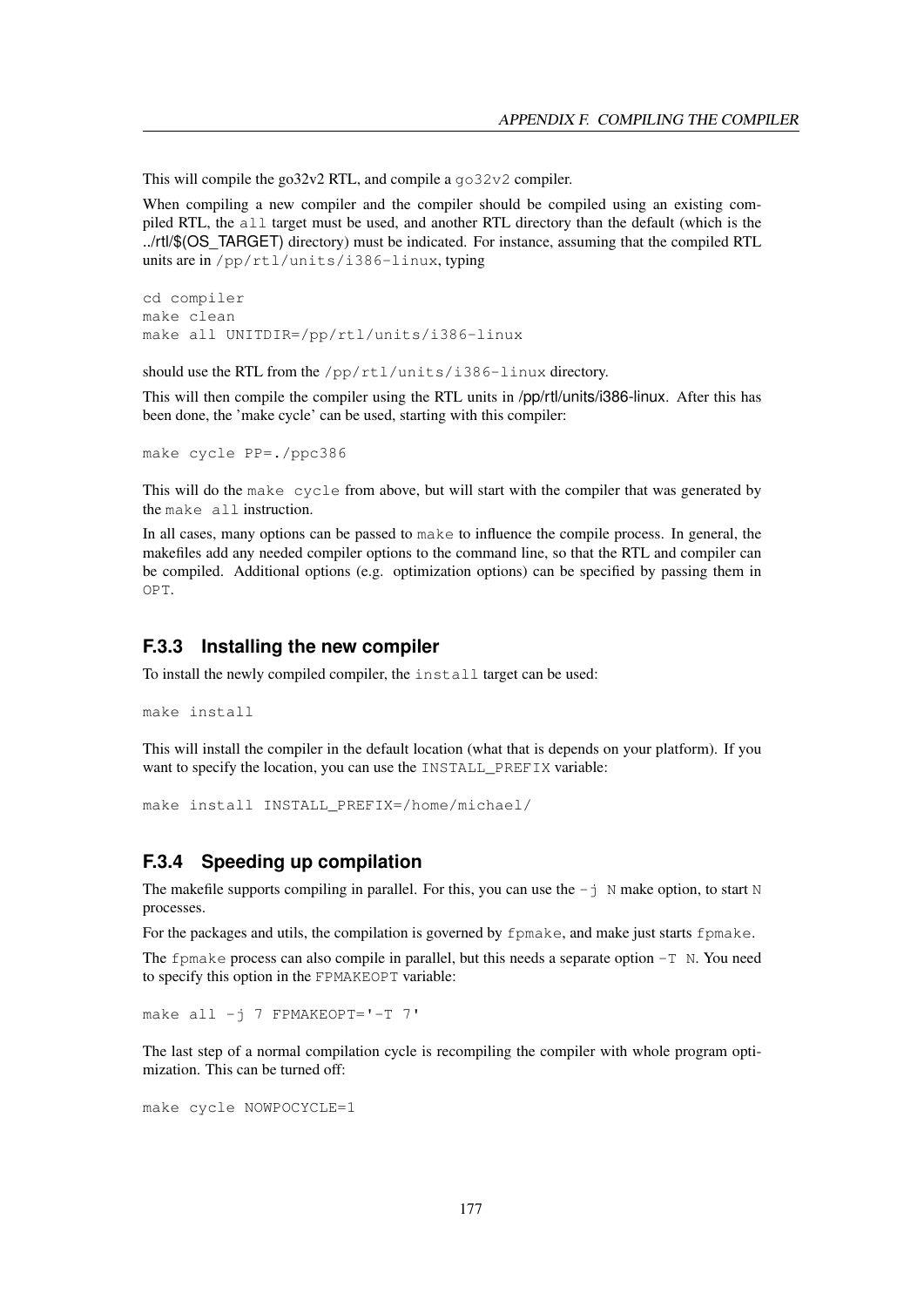This will compile the go32v2 RTL, and compile a `go32v2` compiler.

When compiling a new compiler and the compiler should be compiled using an existing compiled RTL, the `all` target must be used, and another RTL directory than the default (which is the ../rtl/$(OS_TARGET) directory) must be indicated. For instance, assuming that the compiled RTL units are in `/pp/rtl/units/i386-linux`, typing

```
cd compiler
make clean
make all UNITDIR=/pp/rtl/units/i386-linux
```

should use the RTL from the `/pp/rtl/units/i386-linux` directory.

This will then compile the compiler using the RTL units in /pp/rtl/units/i386-linux. After this has been done, the 'make cycle' can be used, starting with this compiler:

```
make cycle PP=./ppc386
```

This will do the `make cycle` from above, but will start with the compiler that was generated by the `make all` instruction.

In all cases, many options can be passed to `make` to influence the compile process. In general, the makefiles add any needed compiler options to the command line, so that the RTL and compiler can be compiled. Additional options (e.g. optimization options) can be specified by passing them in `OPT`.

### F.3.3 Installing the new compiler

To install the newly compiled compiler, the `install` target can be used:

```
make install
```

This will install the compiler in the default location (what that is depends on your platform). If you want to specify the location, you can use the `INSTALL_PREFIX` variable:

```
make install INSTALL_PREFIX=/home/michael/
```

### F.3.4 Speeding up compilation

The makefile supports compiling in parallel. For this, you can use the `-j N` make option, to start `N` processes.

For the packages and utils, the compilation is governed by `fpmake`, and make just starts `fpmake`.

The `fpmake` process can also compile in parallel, but this needs a separate option `-T N`. You need to specify this option in the `FPMAKEOPT` variable:

```
make all -j 7 FPMAKEOPT='-T 7'
```

The last step of a normal compilation cycle is recompiling the compiler with whole program optimization. This can be turned off:

```
make cycle NOWPOCYCLE=1
```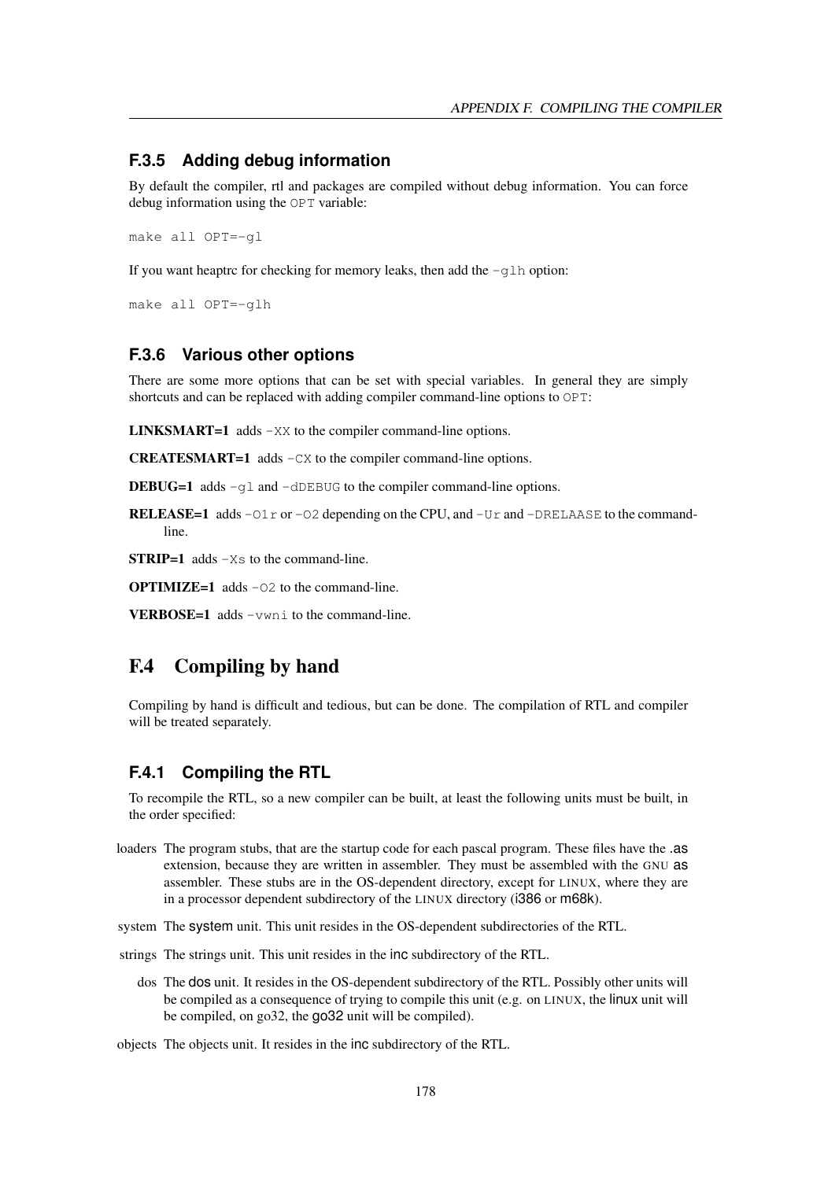### F.3.5 Adding debug information

By default the compiler, rtl and packages are compiled without debug information. You can force debug information using the `OPT` variable:

```
make all OPT=-gl
```

If you want heaptrc for checking for memory leaks, then add the `-glh` option:

```
make all OPT=-glh
```

### F.3.6 Various other options

There are some more options that can be set with special variables. In general they are simply shortcuts and can be replaced with adding compiler command-line options to `OPT`:

**LINKSMART=1** adds `-XX` to the compiler command-line options.

**CREATESMART=1** adds `-CX` to the compiler command-line options.

**DEBUG=1** adds `-gl` and `-dDEBUG` to the compiler command-line options.

**RELEASE=1** adds `-O1r` or `-O2` depending on the CPU, and `-Ur` and `-DRELAASE` to the command-line.

**STRIP=1** adds `-Xs` to the command-line.

**OPTIMIZE=1** adds `-O2` to the command-line.

**VERBOSE=1** adds `-vwni` to the command-line.

## F.4 Compiling by hand

Compiling by hand is difficult and tedious, but can be done. The compilation of RTL and compiler will be treated separately.

### F.4.1 Compiling the RTL

To recompile the RTL, so a new compiler can be built, at least the following units must be built, in the order specified:

**loaders** The program stubs, that are the startup code for each pascal program. These files have the .as extension, because they are written in assembler. They must be assembled with the GNU as assembler. These stubs are in the OS-dependent directory, except for LINUX, where they are in a processor dependent subdirectory of the LINUX directory (i386 or m68k).

**system** The system unit. This unit resides in the OS-dependent subdirectories of the RTL.

**strings** The strings unit. This unit resides in the inc subdirectory of the RTL.

**dos** The dos unit. It resides in the OS-dependent subdirectory of the RTL. Possibly other units will be compiled as a consequence of trying to compile this unit (e.g. on LINUX, the linux unit will be compiled, on go32, the go32 unit will be compiled).

**objects** The objects unit. It resides in the inc subdirectory of the RTL.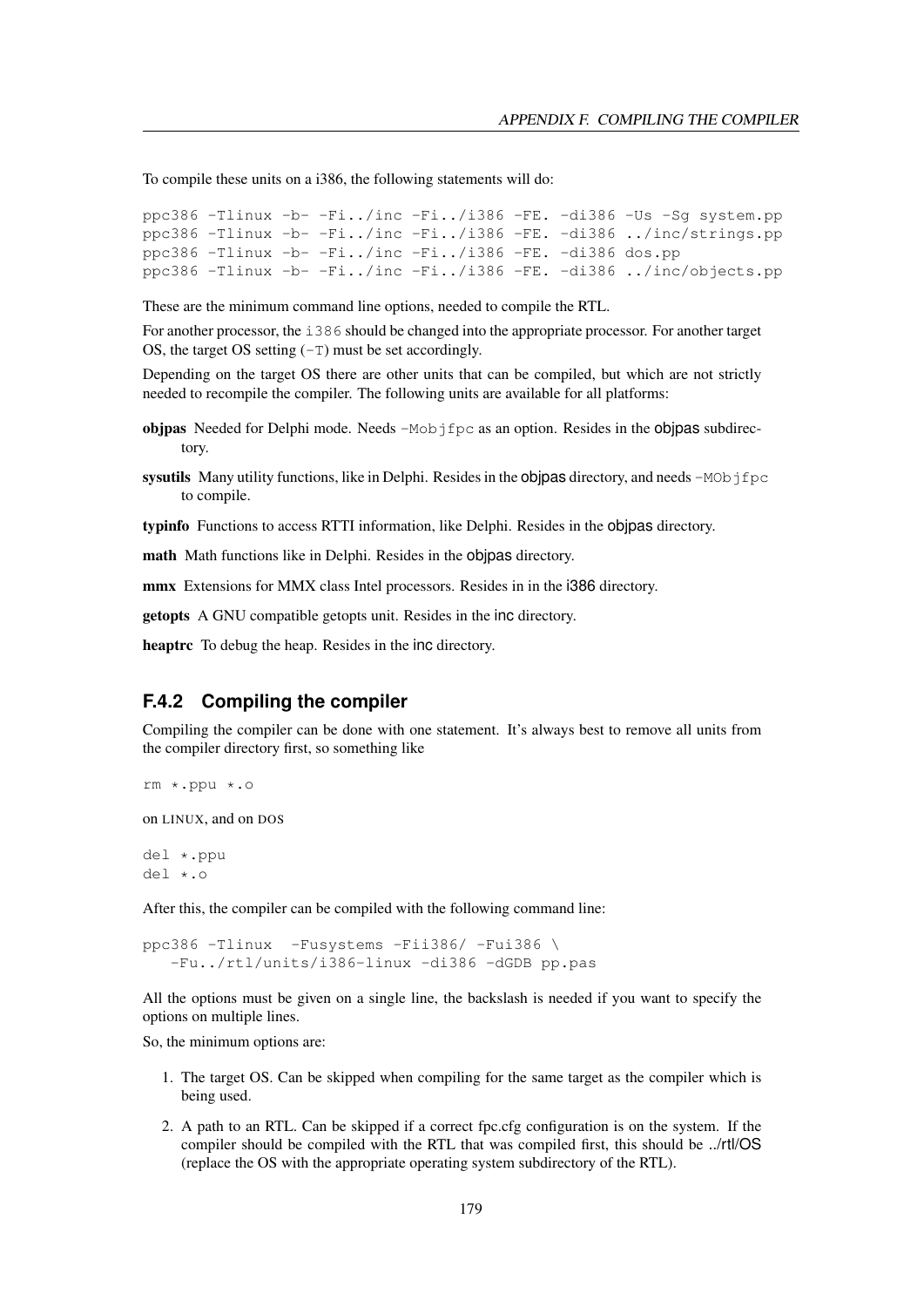To compile these units on a i386, the following statements will do:

```
ppc386 -Tlinux -b- -Fi../inc -Fi../i386 -FE. -di386 -Us -Sg system.pp
ppc386 -Tlinux -b- -Fi../inc -Fi../i386 -FE. -di386 ../inc/strings.pp
ppc386 -Tlinux -b- -Fi../inc -Fi../i386 -FE. -di386 dos.pp
ppc386 -Tlinux -b- -Fi../inc -Fi../i386 -FE. -di386 ../inc/objects.pp
```

These are the minimum command line options, needed to compile the RTL.

For another processor, the `i386` should be changed into the appropriate processor. For another target OS, the target OS setting (`-T`) must be set accordingly.

Depending on the target OS there are other units that can be compiled, but which are not strictly needed to recompile the compiler. The following units are available for all platforms:

**objpas** Needed for Delphi mode. Needs `-Mobjfpc` as an option. Resides in the objpas subdirectory.

**sysutils** Many utility functions, like in Delphi. Resides in the objpas directory, and needs `-MObjfpc` to compile.

**typinfo** Functions to access RTTI information, like Delphi. Resides in the objpas directory.

**math** Math functions like in Delphi. Resides in the objpas directory.

**mmx** Extensions for MMX class Intel processors. Resides in in the i386 directory.

**getopts** A GNU compatible getopts unit. Resides in the inc directory.

**heaptrc** To debug the heap. Resides in the inc directory.

### F.4.2 Compiling the compiler

Compiling the compiler can be done with one statement. It's always best to remove all units from the compiler directory first, so something like

```
rm *.ppu *.o
```

on LINUX, and on DOS

```
del *.ppu
del *.o
```

After this, the compiler can be compiled with the following command line:

```
ppc386 -Tlinux  -Fusystems -Fii386/ -Fui386 \
   -Fu../rtl/units/i386-linux -di386 -dGDB pp.pas
```

All the options must be given on a single line, the backslash is needed if you want to specify the options on multiple lines.

So, the minimum options are:

1. The target OS. Can be skipped when compiling for the same target as the compiler which is being used.
2. A path to an RTL. Can be skipped if a correct fpc.cfg configuration is on the system. If the compiler should be compiled with the RTL that was compiled first, this should be ../rtl/OS (replace the OS with the appropriate operating system subdirectory of the RTL).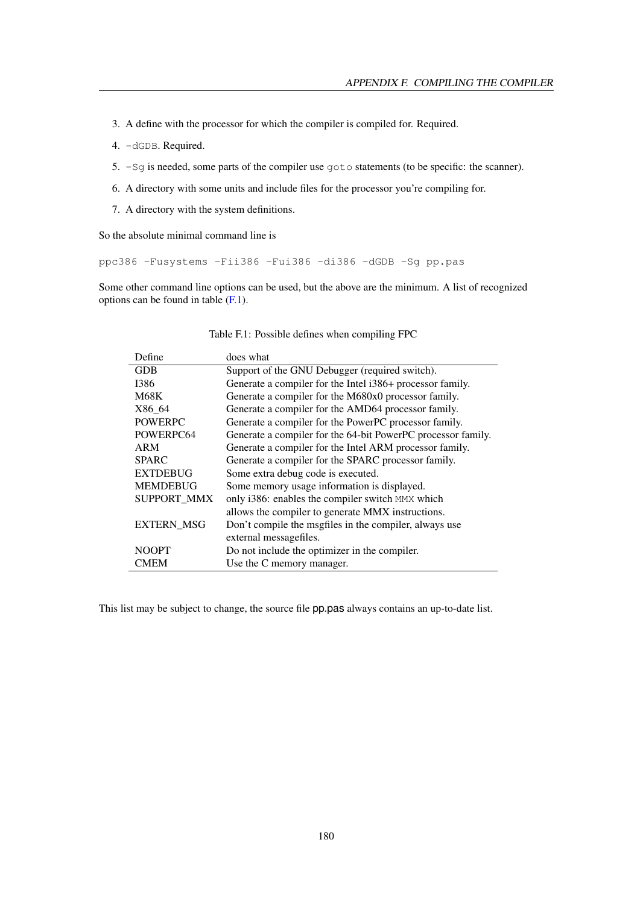3. A define with the processor for which the compiler is compiled for. Required.
4. `-dGDB`. Required.
5. `-Sg` is needed, some parts of the compiler use `goto` statements (to be specific: the scanner).
6. A directory with some units and include files for the processor you're compiling for.
7. A directory with the system definitions.

So the absolute minimal command line is

```
ppc386 -Fusystems -Fii386 -Fui386 -di386 -dGDB -Sg pp.pas
```

Some other command line options can be used, but the above are the minimum. A list of recognized options can be found in table (F.1).

Table F.1: Possible defines when compiling FPC

| Define | does what |
|---|---|
| GDB | Support of the GNU Debugger (required switch). |
| I386 | Generate a compiler for the Intel i386+ processor family. |
| M68K | Generate a compiler for the M680x0 processor family. |
| X86_64 | Generate a compiler for the AMD64 processor family. |
| POWERPC | Generate a compiler for the PowerPC processor family. |
| POWERPC64 | Generate a compiler for the 64-bit PowerPC processor family. |
| ARM | Generate a compiler for the Intel ARM processor family. |
| SPARC | Generate a compiler for the SPARC processor family. |
| EXTDEBUG | Some extra debug code is executed. |
| MEMDEBUG | Some memory usage information is displayed. |
| SUPPORT_MMX | only i386: enables the compiler switch `MMX` which allows the compiler to generate MMX instructions. |
| EXTERN_MSG | Don't compile the msgfiles in the compiler, always use external messagefiles. |
| NOOPT | Do not include the optimizer in the compiler. |
| CMEM | Use the C memory manager. |

This list may be subject to change, the source file **pp.pas** always contains an up-to-date list.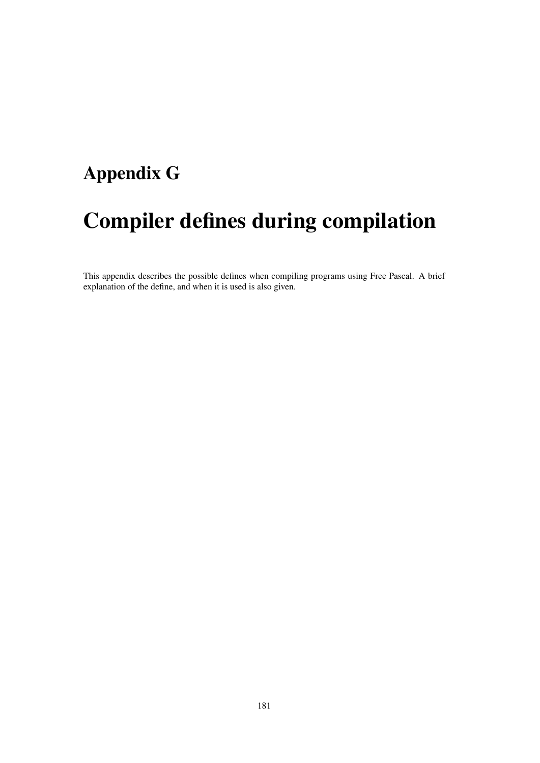# Appendix G

# Compiler defines during compilation

This appendix describes the possible defines when compiling programs using Free Pascal. A brief explanation of the define, and when it is used is also given.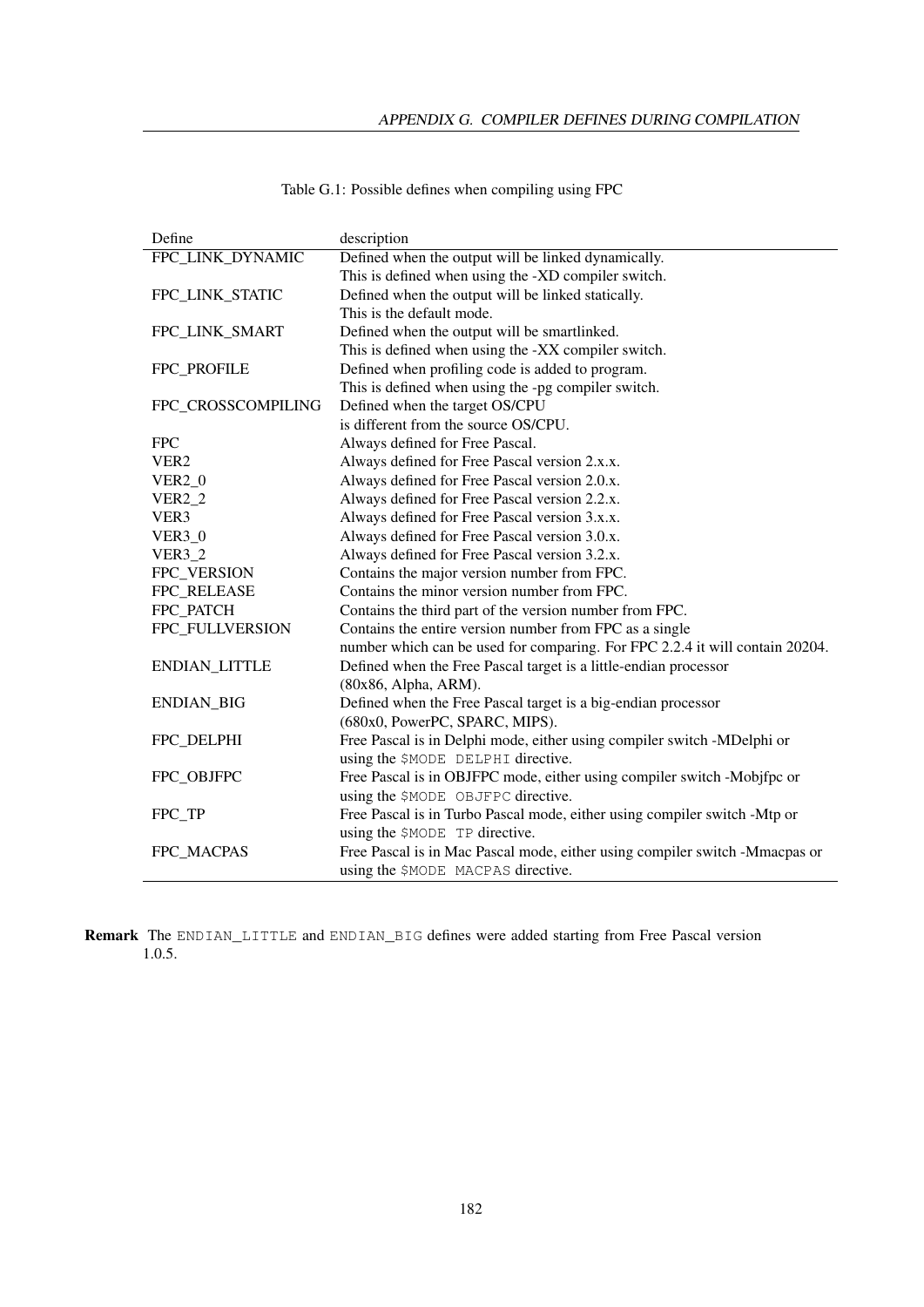Table G.1: Possible defines when compiling using FPC

| Define | description |
|---|---|
| FPC_LINK_DYNAMIC | Defined when the output will be linked dynamically. This is defined when using the -XD compiler switch. |
| FPC_LINK_STATIC | Defined when the output will be linked statically. This is the default mode. |
| FPC_LINK_SMART | Defined when the output will be smartlinked. This is defined when using the -XX compiler switch. |
| FPC_PROFILE | Defined when profiling code is added to program. This is defined when using the -pg compiler switch. |
| FPC_CROSSCOMPILING | Defined when the target OS/CPU is different from the source OS/CPU. |
| FPC | Always defined for Free Pascal. |
| VER2 | Always defined for Free Pascal version 2.x.x. |
| VER2_0 | Always defined for Free Pascal version 2.0.x. |
| VER2_2 | Always defined for Free Pascal version 2.2.x. |
| VER3 | Always defined for Free Pascal version 3.x.x. |
| VER3_0 | Always defined for Free Pascal version 3.0.x. |
| VER3_2 | Always defined for Free Pascal version 3.2.x. |
| FPC_VERSION | Contains the major version number from FPC. |
| FPC_RELEASE | Contains the minor version number from FPC. |
| FPC_PATCH | Contains the third part of the version number from FPC. |
| FPC_FULLVERSION | Contains the entire version number from FPC as a single number which can be used for comparing. For FPC 2.2.4 it will contain 20204. |
| ENDIAN_LITTLE | Defined when the Free Pascal target is a little-endian processor (80x86, Alpha, ARM). |
| ENDIAN_BIG | Defined when the Free Pascal target is a big-endian processor (680x0, PowerPC, SPARC, MIPS). |
| FPC_DELPHI | Free Pascal is in Delphi mode, either using compiler switch -MDelphi or using the `$MODE DELPHI` directive. |
| FPC_OBJFPC | Free Pascal is in OBJFPC mode, either using compiler switch -Mobjfpc or using the `$MODE OBJFPC` directive. |
| FPC_TP | Free Pascal is in Turbo Pascal mode, either using compiler switch -Mtp or using the `$MODE TP` directive. |
| FPC_MACPAS | Free Pascal is in Mac Pascal mode, either using compiler switch -Mmacpas or using the `$MODE MACPAS` directive. |

**Remark** The `ENDIAN_LITTLE` and `ENDIAN_BIG` defines were added starting from Free Pascal version 1.0.5.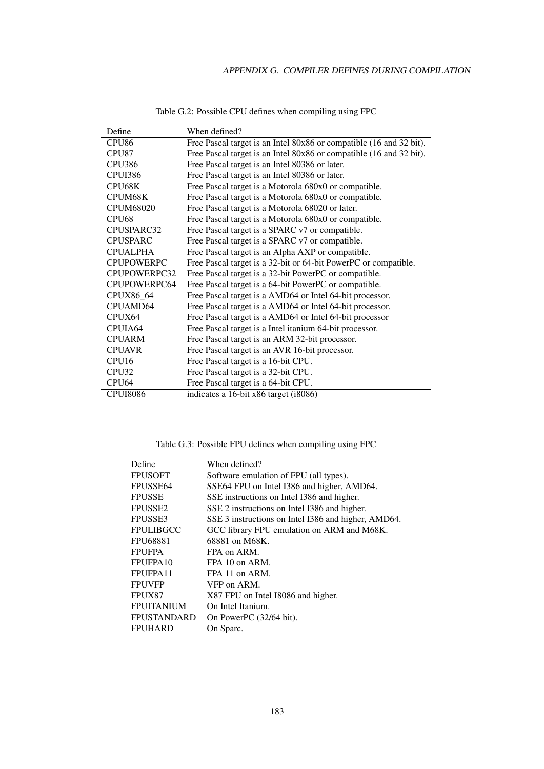Table G.2: Possible CPU defines when compiling using FPC

| Define | When defined? |
|---|---|
| CPU86 | Free Pascal target is an Intel 80x86 or compatible (16 and 32 bit). |
| CPU87 | Free Pascal target is an Intel 80x86 or compatible (16 and 32 bit). |
| CPU386 | Free Pascal target is an Intel 80386 or later. |
| CPUI386 | Free Pascal target is an Intel 80386 or later. |
| CPU68K | Free Pascal target is a Motorola 680x0 or compatible. |
| CPUM68K | Free Pascal target is a Motorola 680x0 or compatible. |
| CPUM68020 | Free Pascal target is a Motorola 68020 or later. |
| CPU68 | Free Pascal target is a Motorola 680x0 or compatible. |
| CPUSPARC32 | Free Pascal target is a SPARC v7 or compatible. |
| CPUSPARC | Free Pascal target is a SPARC v7 or compatible. |
| CPUALPHA | Free Pascal target is an Alpha AXP or compatible. |
| CPUPOWERPC | Free Pascal target is a 32-bit or 64-bit PowerPC or compatible. |
| CPUPOWERPC32 | Free Pascal target is a 32-bit PowerPC or compatible. |
| CPUPOWERPC64 | Free Pascal target is a 64-bit PowerPC or compatible. |
| CPUX86_64 | Free Pascal target is a AMD64 or Intel 64-bit processor. |
| CPUAMD64 | Free Pascal target is a AMD64 or Intel 64-bit processor. |
| CPUX64 | Free Pascal target is a AMD64 or Intel 64-bit processor |
| CPUIA64 | Free Pascal target is a Intel itanium 64-bit processor. |
| CPUARM | Free Pascal target is an ARM 32-bit processor. |
| CPUAVR | Free Pascal target is an AVR 16-bit processor. |
| CPU16 | Free Pascal target is a 16-bit CPU. |
| CPU32 | Free Pascal target is a 32-bit CPU. |
| CPU64 | Free Pascal target is a 64-bit CPU. |
| CPUI8086 | indicates a 16-bit x86 target (i8086) |

Table G.3: Possible FPU defines when compiling using FPC

| Define | When defined? |
|---|---|
| FPUSOFT | Software emulation of FPU (all types). |
| FPUSSE64 | SSE64 FPU on Intel I386 and higher, AMD64. |
| FPUSSE | SSE instructions on Intel I386 and higher. |
| FPUSSE2 | SSE 2 instructions on Intel I386 and higher. |
| FPUSSE3 | SSE 3 instructions on Intel I386 and higher, AMD64. |
| FPULIBGCC | GCC library FPU emulation on ARM and M68K. |
| FPU68881 | 68881 on M68K. |
| FPUFPA | FPA on ARM. |
| FPUFPA10 | FPA 10 on ARM. |
| FPUFPA11 | FPA 11 on ARM. |
| FPUVFP | VFP on ARM. |
| FPUX87 | X87 FPU on Intel I8086 and higher. |
| FPUITANIUM | On Intel Itanium. |
| FPUSTANDARD | On PowerPC (32/64 bit). |
| FPUHARD | On Sparc. |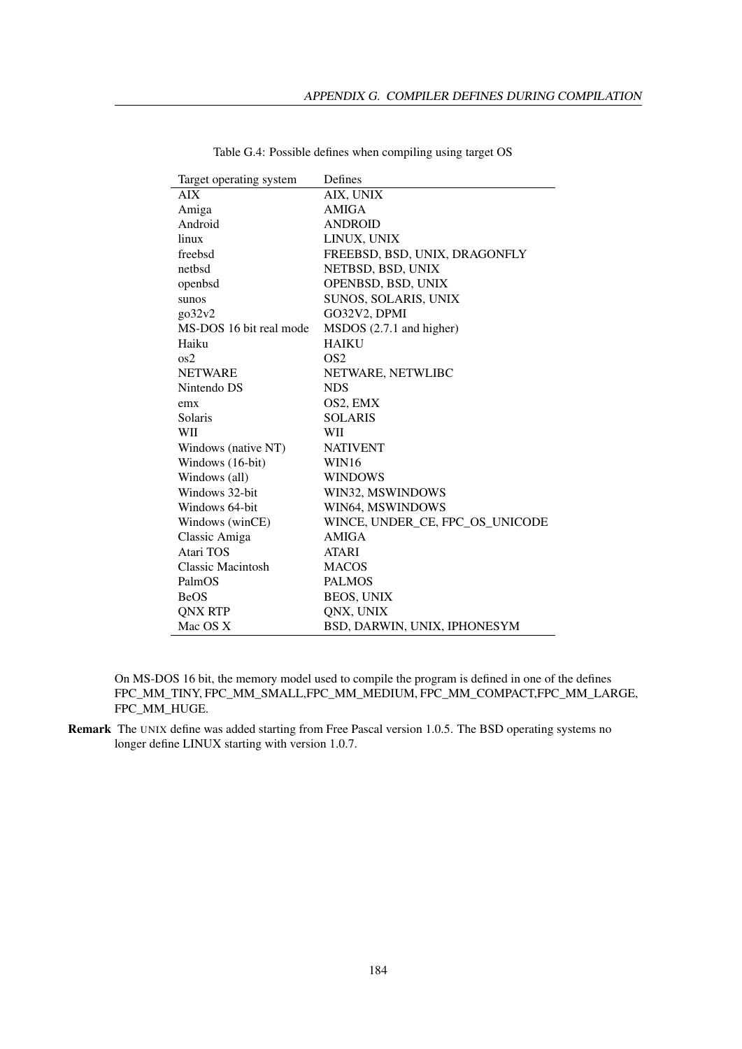Table G.4: Possible defines when compiling using target OS

| Target operating system | Defines |
|---|---|
| AIX | AIX, UNIX |
| Amiga | AMIGA |
| Android | ANDROID |
| linux | LINUX, UNIX |
| freebsd | FREEBSD, BSD, UNIX, DRAGONFLY |
| netbsd | NETBSD, BSD, UNIX |
| openbsd | OPENBSD, BSD, UNIX |
| sunos | SUNOS, SOLARIS, UNIX |
| go32v2 | GO32V2, DPMI |
| MS-DOS 16 bit real mode | MSDOS (2.7.1 and higher) |
| Haiku | HAIKU |
| os2 | OS2 |
| NETWARE | NETWARE, NETWLIBC |
| Nintendo DS | NDS |
| emx | OS2, EMX |
| Solaris | SOLARIS |
| WII | WII |
| Windows (native NT) | NATIVENT |
| Windows (16-bit) | WIN16 |
| Windows (all) | WINDOWS |
| Windows 32-bit | WIN32, MSWINDOWS |
| Windows 64-bit | WIN64, MSWINDOWS |
| Windows (winCE) | WINCE, UNDER_CE, FPC_OS_UNICODE |
| Classic Amiga | AMIGA |
| Atari TOS | ATARI |
| Classic Macintosh | MACOS |
| PalmOS | PALMOS |
| BeOS | BEOS, UNIX |
| QNX RTP | QNX, UNIX |
| Mac OS X | BSD, DARWIN, UNIX, IPHONESYM |

On MS-DOS 16 bit, the memory model used to compile the program is defined in one of the defines FPC_MM_TINY, FPC_MM_SMALL,FPC_MM_MEDIUM, FPC_MM_COMPACT,FPC_MM_LARGE, FPC_MM_HUGE.

**Remark** The UNIX define was added starting from Free Pascal version 1.0.5. The BSD operating systems no longer define LINUX starting with version 1.0.7.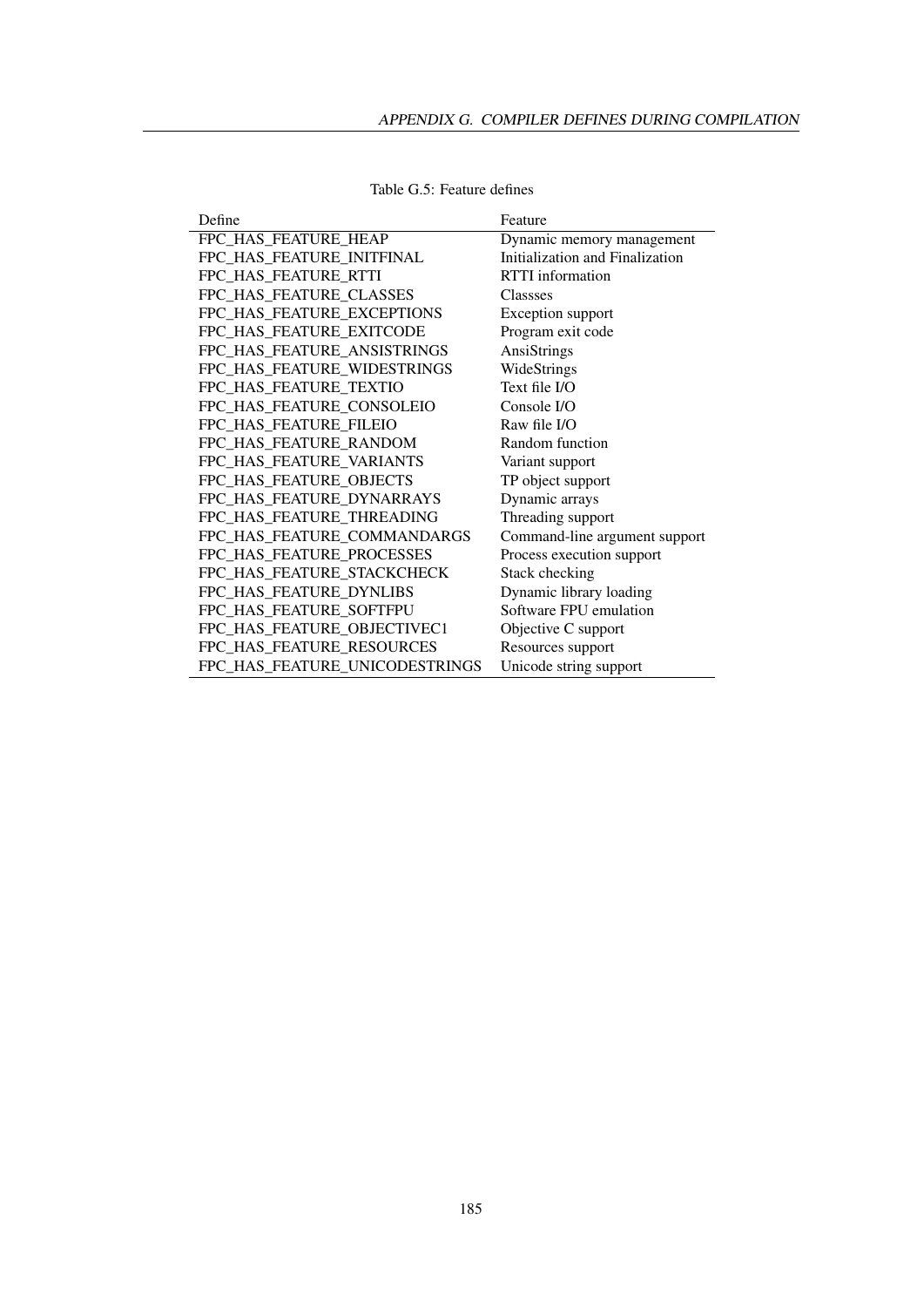Table G.5: Feature defines

| Define | Feature |
|---|---|
| FPC_HAS_FEATURE_HEAP | Dynamic memory management |
| FPC_HAS_FEATURE_INITFINAL | Initialization and Finalization |
| FPC_HAS_FEATURE_RTTI | RTTI information |
| FPC_HAS_FEATURE_CLASSES | Classses |
| FPC_HAS_FEATURE_EXCEPTIONS | Exception support |
| FPC_HAS_FEATURE_EXITCODE | Program exit code |
| FPC_HAS_FEATURE_ANSISTRINGS | AnsiStrings |
| FPC_HAS_FEATURE_WIDESTRINGS | WideStrings |
| FPC_HAS_FEATURE_TEXTIO | Text file I/O |
| FPC_HAS_FEATURE_CONSOLEIO | Console I/O |
| FPC_HAS_FEATURE_FILEIO | Raw file I/O |
| FPC_HAS_FEATURE_RANDOM | Random function |
| FPC_HAS_FEATURE_VARIANTS | Variant support |
| FPC_HAS_FEATURE_OBJECTS | TP object support |
| FPC_HAS_FEATURE_DYNARRAYS | Dynamic arrays |
| FPC_HAS_FEATURE_THREADING | Threading support |
| FPC_HAS_FEATURE_COMMANDARGS | Command-line argument support |
| FPC_HAS_FEATURE_PROCESSES | Process execution support |
| FPC_HAS_FEATURE_STACKCHECK | Stack checking |
| FPC_HAS_FEATURE_DYNLIBS | Dynamic library loading |
| FPC_HAS_FEATURE_SOFTFPU | Software FPU emulation |
| FPC_HAS_FEATURE_OBJECTIVEC1 | Objective C support |
| FPC_HAS_FEATURE_RESOURCES | Resources support |
| FPC_HAS_FEATURE_UNICODESTRINGS | Unicode string support |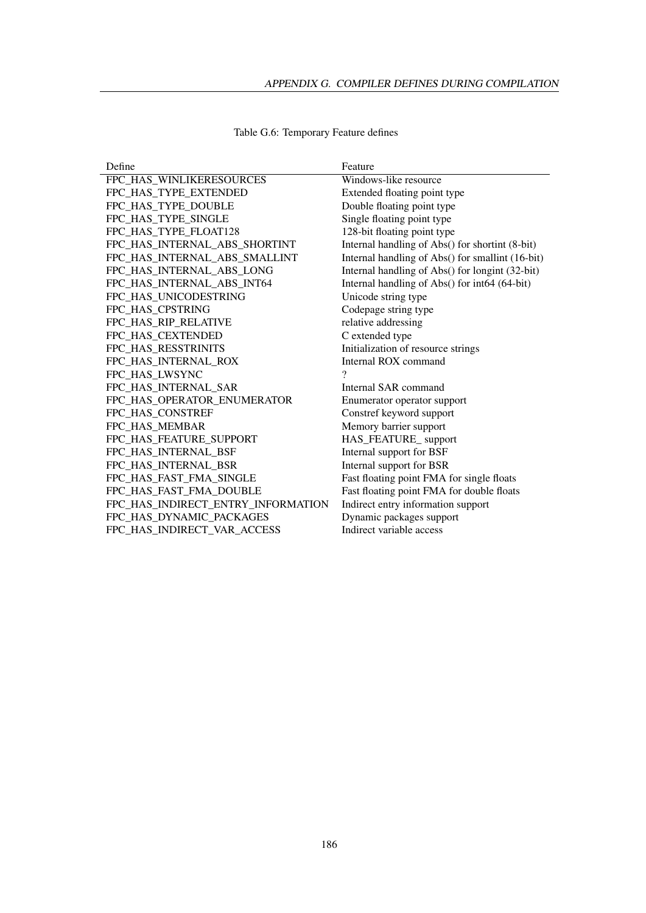Table G.6: Temporary Feature defines

| Define | Feature |
| --- | --- |
| FPC_HAS_WINLIKERESOURCES | Windows-like resource |
| FPC_HAS_TYPE_EXTENDED | Extended floating point type |
| FPC_HAS_TYPE_DOUBLE | Double floating point type |
| FPC_HAS_TYPE_SINGLE | Single floating point type |
| FPC_HAS_TYPE_FLOAT128 | 128-bit floating point type |
| FPC_HAS_INTERNAL_ABS_SHORTINT | Internal handling of Abs() for shortint (8-bit) |
| FPC_HAS_INTERNAL_ABS_SMALLINT | Internal handling of Abs() for smallint (16-bit) |
| FPC_HAS_INTERNAL_ABS_LONG | Internal handling of Abs() for longint (32-bit) |
| FPC_HAS_INTERNAL_ABS_INT64 | Internal handling of Abs() for int64 (64-bit) |
| FPC_HAS_UNICODESTRING | Unicode string type |
| FPC_HAS_CPSTRING | Codepage string type |
| FPC_HAS_RIP_RELATIVE | relative addressing |
| FPC_HAS_CEXTENDED | C extended type |
| FPC_HAS_RESSTRINITS | Initialization of resource strings |
| FPC_HAS_INTERNAL_ROX | Internal ROX command |
| FPC_HAS_LWSYNC | ? |
| FPC_HAS_INTERNAL_SAR | Internal SAR command |
| FPC_HAS_OPERATOR_ENUMERATOR | Enumerator operator support |
| FPC_HAS_CONSTREF | Constref keyword support |
| FPC_HAS_MEMBAR | Memory barrier support |
| FPC_HAS_FEATURE_SUPPORT | HAS_FEATURE_ support |
| FPC_HAS_INTERNAL_BSF | Internal support for BSF |
| FPC_HAS_INTERNAL_BSR | Internal support for BSR |
| FPC_HAS_FAST_FMA_SINGLE | Fast floating point FMA for single floats |
| FPC_HAS_FAST_FMA_DOUBLE | Fast floating point FMA for double floats |
| FPC_HAS_INDIRECT_ENTRY_INFORMATION | Indirect entry information support |
| FPC_HAS_DYNAMIC_PACKAGES | Dynamic packages support |
| FPC_HAS_INDIRECT_VAR_ACCESS | Indirect variable access |